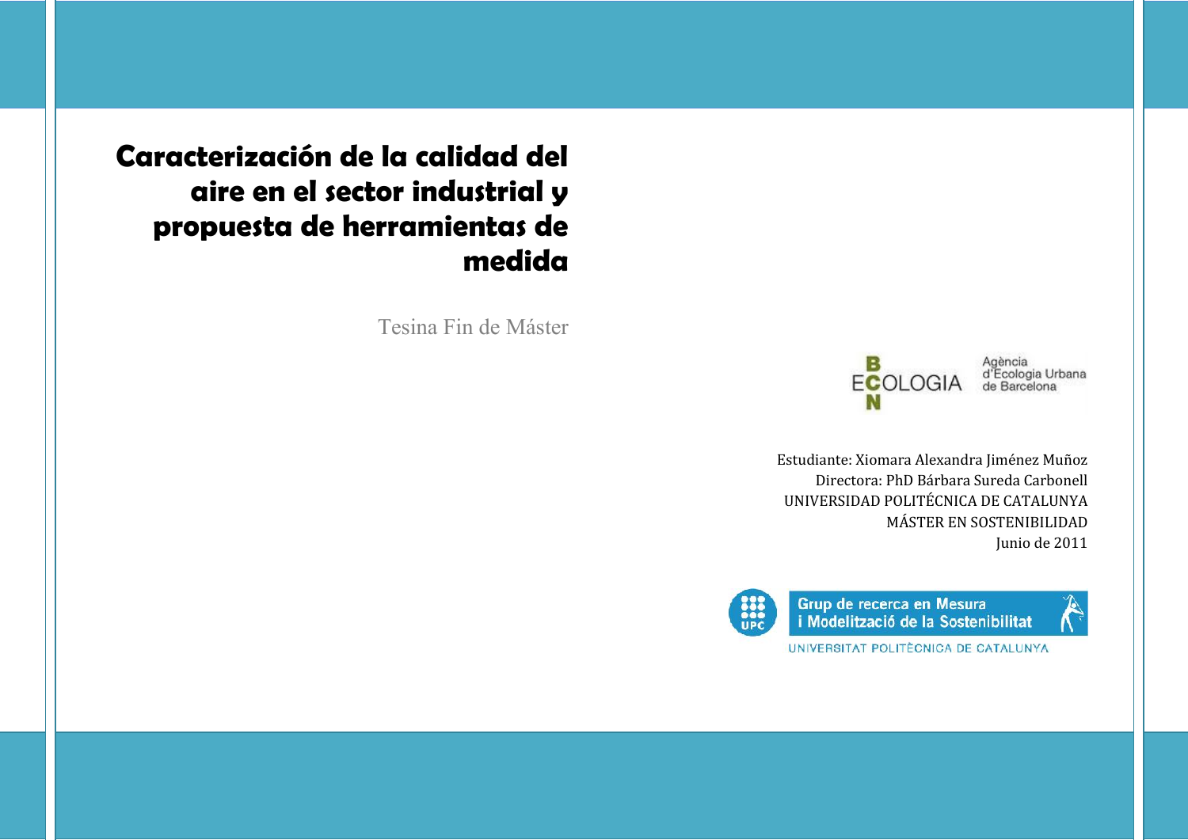# Caracterización de la calidad del aire en el sector industrial y propuesta de herramientas de medida

Tesina Fin de Máster

BCN ECOLOGIA
Agència d'Ecologia Urbana de Barcelona

Estudiante: Xiomara Alexandra Jiménez Muñoz
Directora: PhD Bárbara Sureda Carbonell
UNIVERSIDAD POLITÉCNICA DE CATALUNYA
MÁSTER EN SOSTENIBILIDAD
Junio de 2011

UPC
Grup de recerca en Mesura i Modelització de la Sostenibilitat
UNIVERSITAT POLITÈCNICA DE CATALUNYA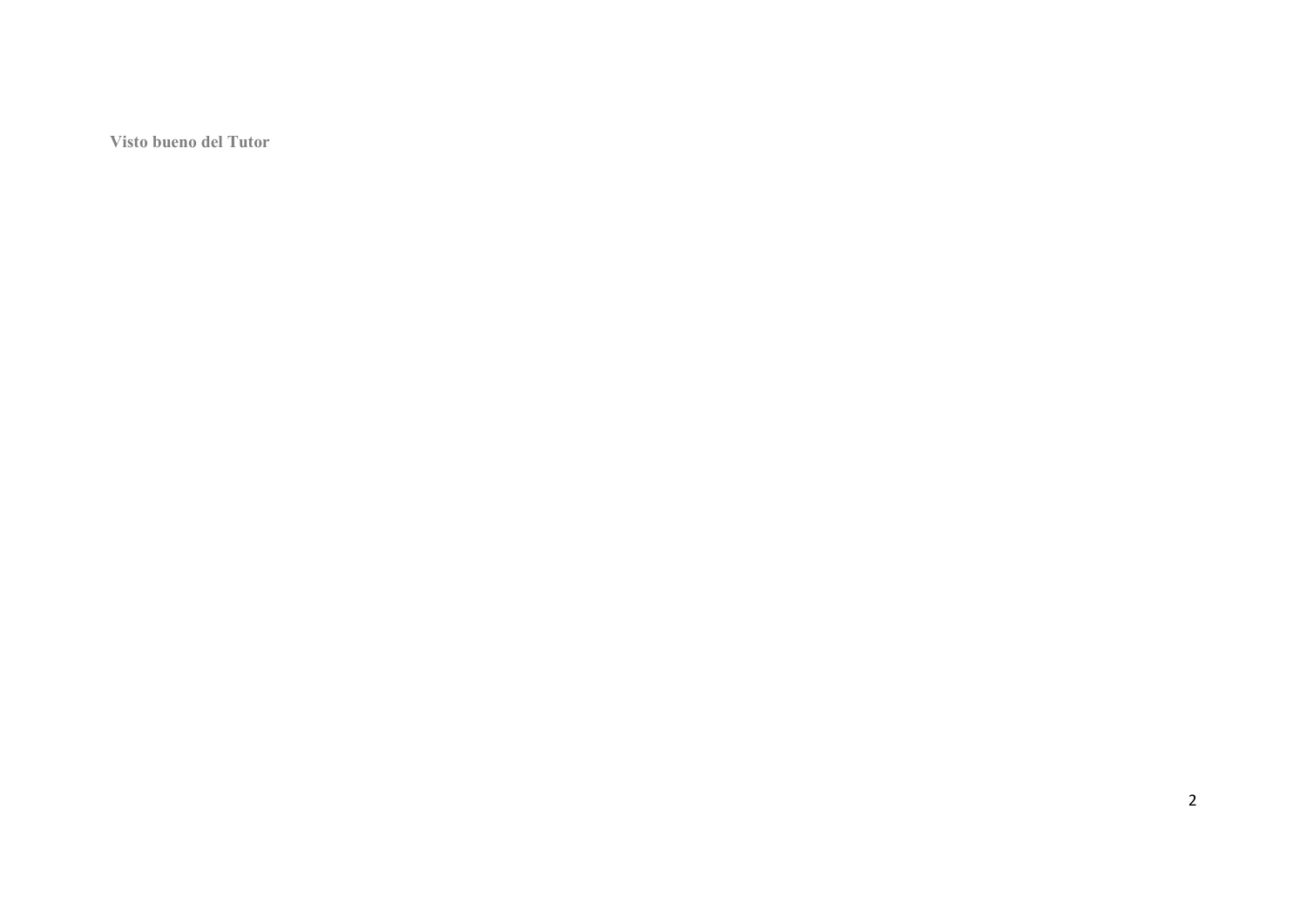**Visto bueno del Tutor**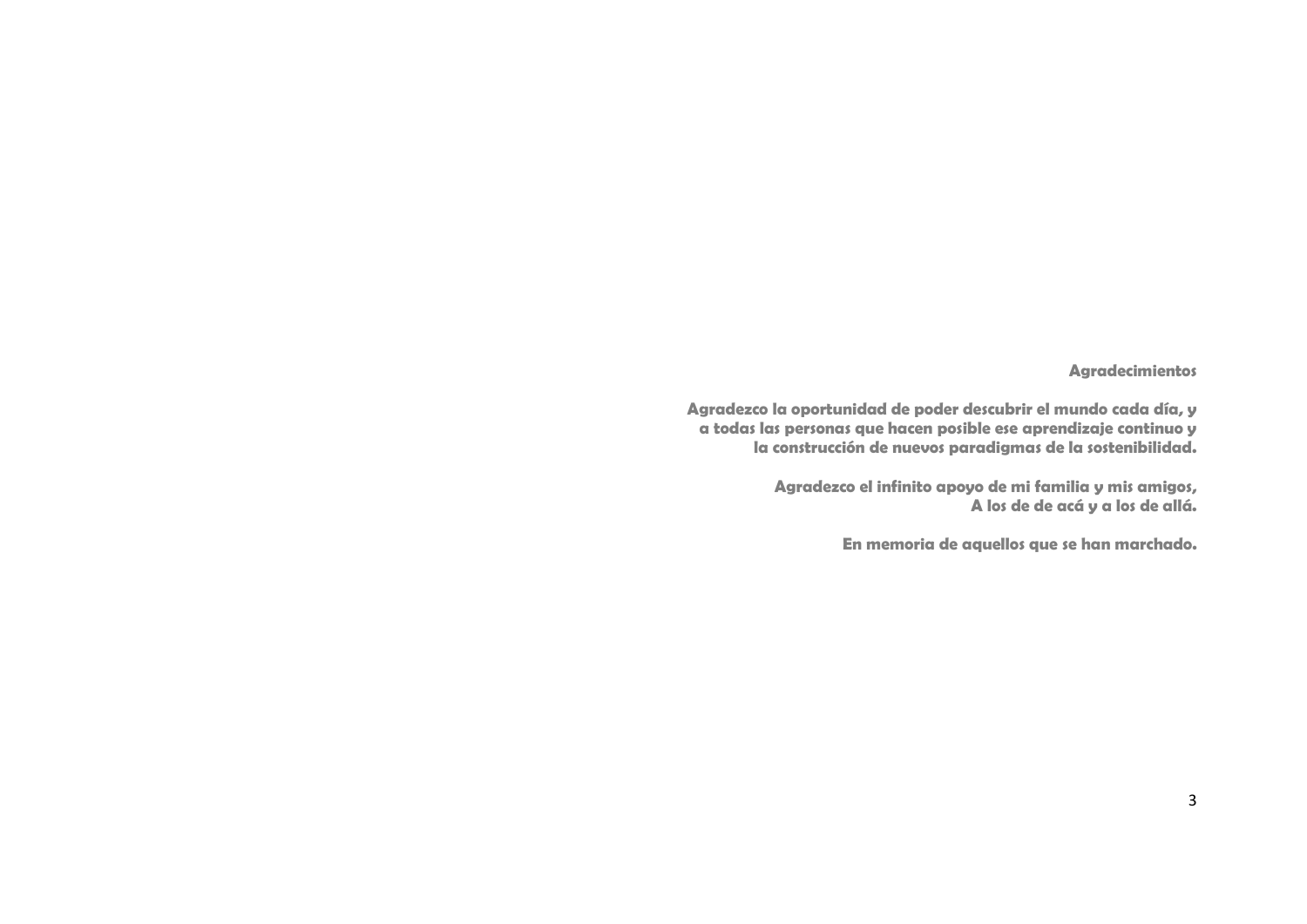## Agradecimientos

**Agradezco la oportunidad de poder descubrir el mundo cada día, y a todas las personas que hacen posible ese aprendizaje continuo y la construcción de nuevos paradigmas de la sostenibilidad.**

**Agradezco el infinito apoyo de mi familia y mis amigos,  
A los de de acá y a los de allá.**

**En memoria de aquellos que se han marchado.**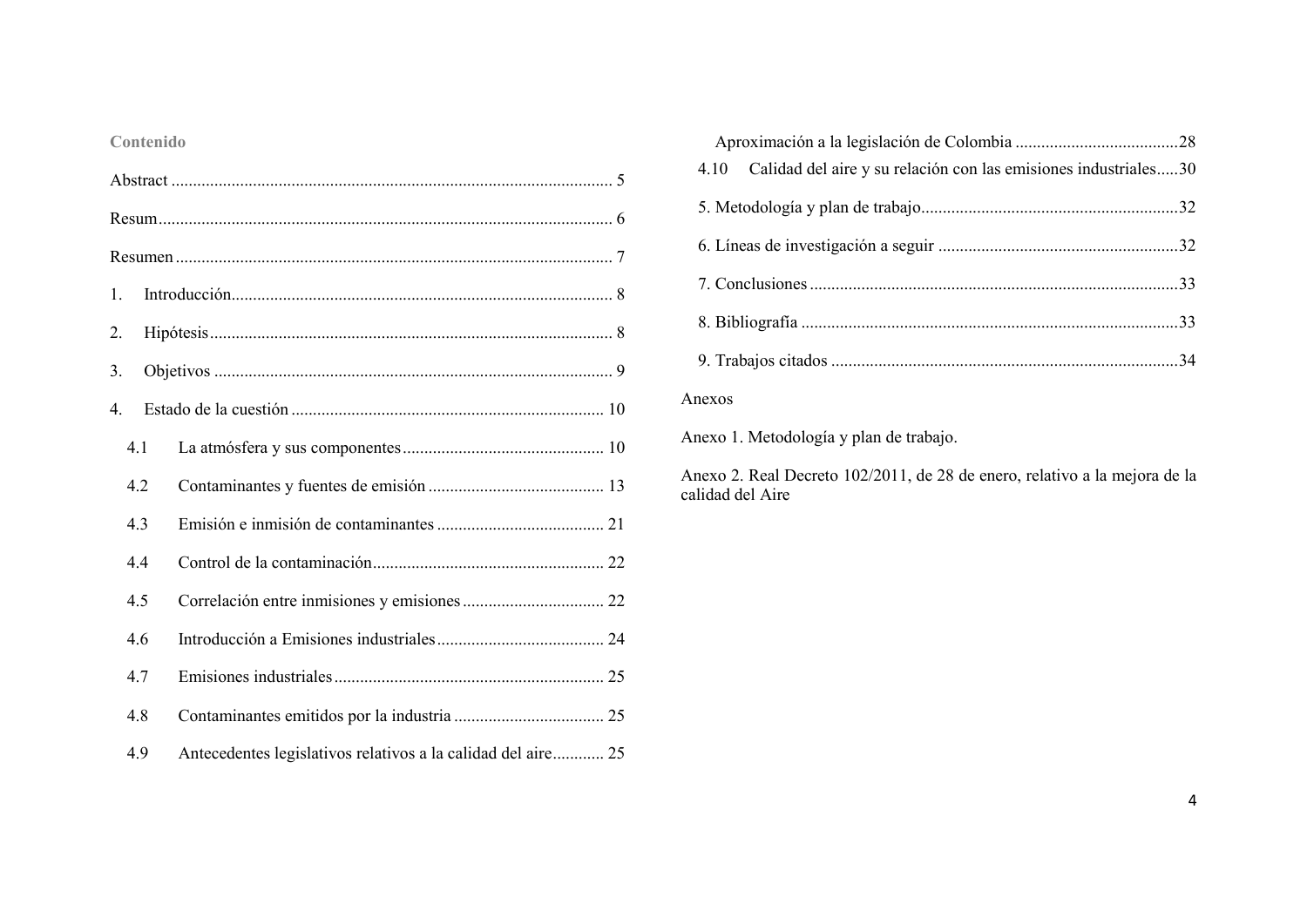## Contenido

- Abstract ........ 5
- Resum ........ 6
- Resumen ........ 7
- 1. Introducción ........ 8
- 2. Hipótesis ........ 8
- 3. Objetivos ........ 9
- 4. Estado de la cuestión ........ 10
  - 4.1 La atmósfera y sus componentes ........ 10
  - 4.2 Contaminantes y fuentes de emisión ........ 13
  - 4.3 Emisión e inmisión de contaminantes ........ 21
  - 4.4 Control de la contaminación ........ 22
  - 4.5 Correlación entre inmisiones y emisiones ........ 22
  - 4.6 Introducción a Emisiones industriales ........ 24
  - 4.7 Emisiones industriales ........ 25
  - 4.8 Contaminantes emitidos por la industria ........ 25
  - 4.9 Antecedentes legislativos relativos a la calidad del aire ........ 25
    - Aproximación a la legislación de Colombia ........ 28
  - 4.10 Calidad del aire y su relación con las emisiones industriales ........ 30
- 5. Metodología y plan de trabajo ........ 32
- 6. Líneas de investigación a seguir ........ 32
- 7. Conclusiones ........ 33
- 8. Bibliografía ........ 33
- 9. Trabajos citados ........ 34

Anexos

Anexo 1. Metodología y plan de trabajo.

Anexo 2. Real Decreto 102/2011, de 28 de enero, relativo a la mejora de la calidad del Aire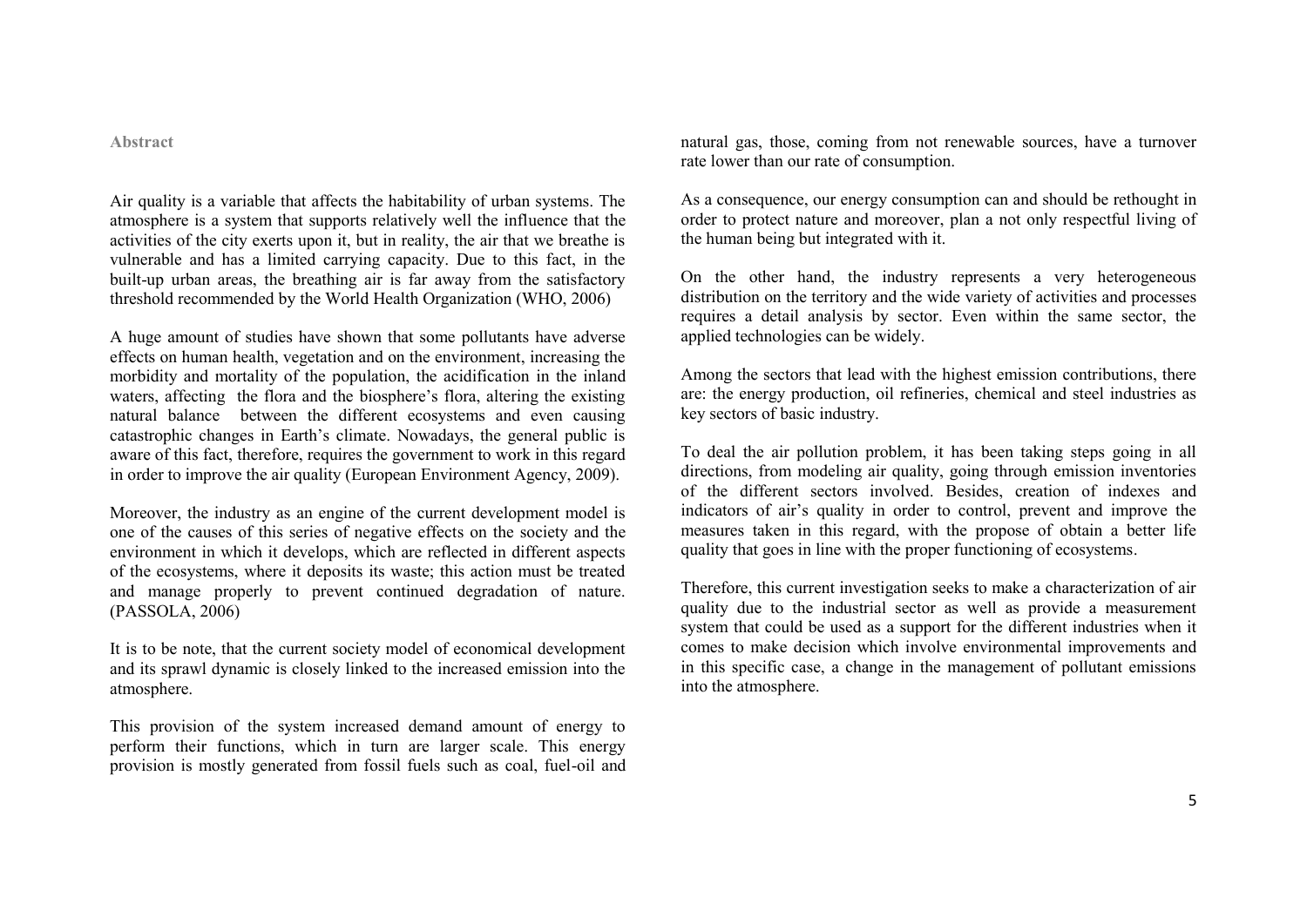## Abstract

Air quality is a variable that affects the habitability of urban systems. The atmosphere is a system that supports relatively well the influence that the activities of the city exerts upon it, but in reality, the air that we breathe is vulnerable and has a limited carrying capacity. Due to this fact, in the built-up urban areas, the breathing air is far away from the satisfactory threshold recommended by the World Health Organization (WHO, 2006)

A huge amount of studies have shown that some pollutants have adverse effects on human health, vegetation and on the environment, increasing the morbidity and mortality of the population, the acidification in the inland waters, affecting the flora and the biosphere's flora, altering the existing natural balance between the different ecosystems and even causing catastrophic changes in Earth's climate. Nowadays, the general public is aware of this fact, therefore, requires the government to work in this regard in order to improve the air quality (European Environment Agency, 2009).

Moreover, the industry as an engine of the current development model is one of the causes of this series of negative effects on the society and the environment in which it develops, which are reflected in different aspects of the ecosystems, where it deposits its waste; this action must be treated and manage properly to prevent continued degradation of nature. (PASSOLA, 2006)

It is to be note, that the current society model of economical development and its sprawl dynamic is closely linked to the increased emission into the atmosphere.

This provision of the system increased demand amount of energy to perform their functions, which in turn are larger scale. This energy provision is mostly generated from fossil fuels such as coal, fuel-oil and natural gas, those, coming from not renewable sources, have a turnover rate lower than our rate of consumption.

As a consequence, our energy consumption can and should be rethought in order to protect nature and moreover, plan a not only respectful living of the human being but integrated with it.

On the other hand, the industry represents a very heterogeneous distribution on the territory and the wide variety of activities and processes requires a detail analysis by sector. Even within the same sector, the applied technologies can be widely.

Among the sectors that lead with the highest emission contributions, there are: the energy production, oil refineries, chemical and steel industries as key sectors of basic industry.

To deal the air pollution problem, it has been taking steps going in all directions, from modeling air quality, going through emission inventories of the different sectors involved. Besides, creation of indexes and indicators of air's quality in order to control, prevent and improve the measures taken in this regard, with the propose of obtain a better life quality that goes in line with the proper functioning of ecosystems.

Therefore, this current investigation seeks to make a characterization of air quality due to the industrial sector as well as provide a measurement system that could be used as a support for the different industries when it comes to make decision which involve environmental improvements and in this specific case, a change in the management of pollutant emissions into the atmosphere.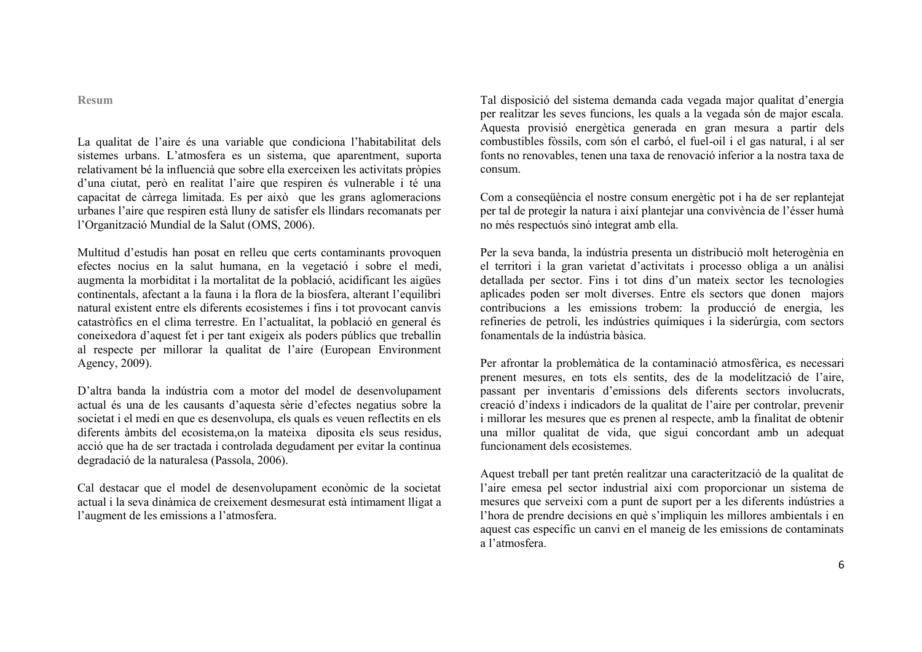## Resum

La qualitat de l'aire és una variable que condiciona l'habitabilitat dels sistemes urbans. L'atmosfera es un sistema, que aparentment, suporta relativament bé la influencià que sobre ella exerceixen les activitats pròpies d'una ciutat, però en realitat l'aire que respiren és vulnerable i té una capacitat de càrrega limitada. Es per això que les grans aglomeracions urbanes l'aire que respiren està lluny de satisfer els llindars recomanats per l'Organització Mundial de la Salut (OMS, 2006).

Multitud d'estudis han posat en relleu que certs contaminants provoquen efectes nocius en la salut humana, en la vegetació i sobre el medi, augmenta la morbiditat i la mortalitat de la població, acidificant les aigües continentals, afectant a la fauna i la flora de la biosfera, alterant l'equilibri natural existent entre els diferents ecosistemes i fins i tot provocant canvis catastròfics en el clima terrestre. En l'actualitat, la població en general és coneixedora d'aquest fet i per tant exigeix als poders públics que treballin al respecte per millorar la qualitat de l'aire (European Environment Agency, 2009).

D'altra banda la indústria com a motor del model de desenvolupament actual és una de les causants d'aquesta sèrie d'efectes negatius sobre la societat i el medi en que es desenvolupa, els quals es veuen reflectits en els diferents àmbits del ecosistema,on la mateixa diposita els seus residus, acció que ha de ser tractada i controlada degudament per evitar la continua degradació de la naturalesa (Passola, 2006).

Cal destacar que el model de desenvolupament econòmic de la societat actual i la seva dinàmica de creixement desmesurat està íntimament lligat a l'augment de les emissions a l'atmosfera.

Tal disposició del sistema demanda cada vegada major qualitat d'energia per realitzar les seves funcions, les quals a la vegada són de major escala. Aquesta provisió energètica generada en gran mesura a partir dels combustibles fòssils, com són el carbó, el fuel-oil i el gas natural, i al ser fonts no renovables, tenen una taxa de renovació inferior a la nostra taxa de consum.

Com a conseqüència el nostre consum energètic pot i ha de ser replantejat per tal de protegir la natura i així plantejar una convivència de l'ésser humà no més respectuós sinó integrat amb ella.

Per la seva banda, la indústria presenta un distribució molt heterogènia en el territori i la gran varietat d'activitats i processo obliga a un anàlisi detallada per sector. Fins i tot dins d'un mateix sector les tecnologies aplicades poden ser molt diverses. Entre els sectors que donen majors contribucions a les emissions trobem: la producció de energia, les refineries de petroli, les indústries químiques i la siderúrgia, com sectors fonamentals de la indústria bàsica.

Per afrontar la problemàtica de la contaminació atmosfèrica, es necessari prenent mesures, en tots els sentits, des de la modelització de l'aire, passant per inventaris d'emissions dels diferents sectors involucrats, creació d'índexs i indicadors de la qualitat de l'aire per controlar, prevenir i millorar les mesures que es prenen al respecte, amb la finalitat de obtenir una millor qualitat de vida, que sigui concordant amb un adequat funcionament dels ecosistemes.

Aquest treball per tant pretén realitzar una caracterització de la qualitat de l'aire emesa pel sector industrial així com proporcionar un sistema de mesures que serveixi com a punt de suport per a les diferents indústries a l'hora de prendre decisions en què s'impliquin les millores ambientals i en aquest cas específic un canvi en el maneig de les emissions de contaminats a l'atmosfera.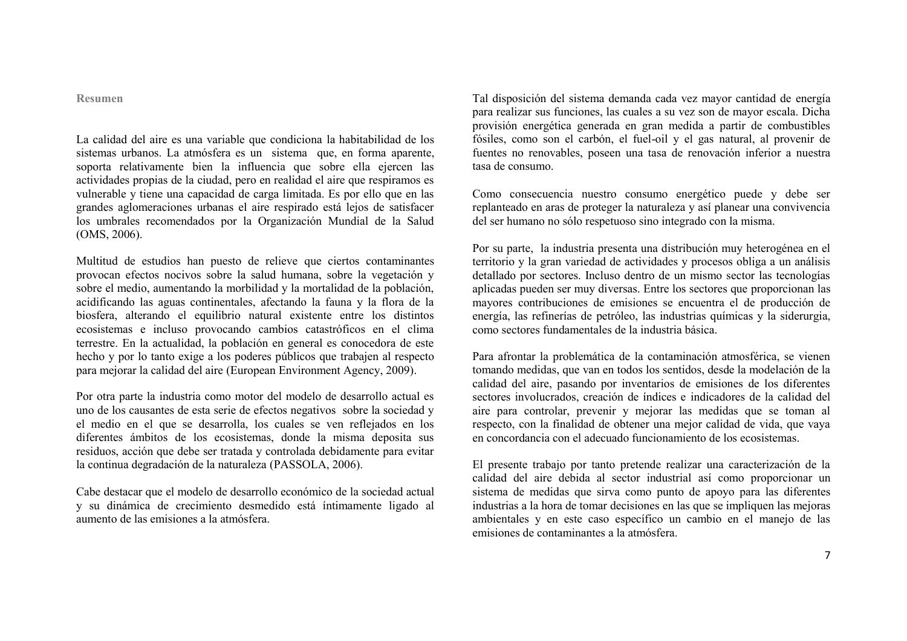## Resumen

La calidad del aire es una variable que condiciona la habitabilidad de los sistemas urbanos. La atmósfera es un sistema que, en forma aparente, soporta relativamente bien la influencia que sobre ella ejercen las actividades propias de la ciudad, pero en realidad el aire que respiramos es vulnerable y tiene una capacidad de carga limitada. Es por ello que en las grandes aglomeraciones urbanas el aire respirado está lejos de satisfacer los umbrales recomendados por la Organización Mundial de la Salud (OMS, 2006).

Multitud de estudios han puesto de relieve que ciertos contaminantes provocan efectos nocivos sobre la salud humana, sobre la vegetación y sobre el medio, aumentando la morbilidad y la mortalidad de la población, acidificando las aguas continentales, afectando la fauna y la flora de la biosfera, alterando el equilibrio natural existente entre los distintos ecosistemas e incluso provocando cambios catastróficos en el clima terrestre. En la actualidad, la población en general es conocedora de este hecho y por lo tanto exige a los poderes públicos que trabajen al respecto para mejorar la calidad del aire (European Environment Agency, 2009).

Por otra parte la industria como motor del modelo de desarrollo actual es uno de los causantes de esta serie de efectos negativos sobre la sociedad y el medio en el que se desarrolla, los cuales se ven reflejados en los diferentes ámbitos de los ecosistemas, donde la misma deposita sus residuos, acción que debe ser tratada y controlada debidamente para evitar la continua degradación de la naturaleza (PASSOLA, 2006).

Cabe destacar que el modelo de desarrollo económico de la sociedad actual y su dinámica de crecimiento desmedido está íntimamente ligado al aumento de las emisiones a la atmósfera.

Tal disposición del sistema demanda cada vez mayor cantidad de energía para realizar sus funciones, las cuales a su vez son de mayor escala. Dicha provisión energética generada en gran medida a partir de combustibles fósiles, como son el carbón, el fuel-oil y el gas natural, al provenir de fuentes no renovables, poseen una tasa de renovación inferior a nuestra tasa de consumo.

Como consecuencia nuestro consumo energético puede y debe ser replanteado en aras de proteger la naturaleza y así planear una convivencia del ser humano no sólo respetuoso sino integrado con la misma.

Por su parte, la industria presenta una distribución muy heterogénea en el territorio y la gran variedad de actividades y procesos obliga a un análisis detallado por sectores. Incluso dentro de un mismo sector las tecnologías aplicadas pueden ser muy diversas. Entre los sectores que proporcionan las mayores contribuciones de emisiones se encuentra el de producción de energía, las refinerías de petróleo, las industrias químicas y la siderurgia, como sectores fundamentales de la industria básica.

Para afrontar la problemática de la contaminación atmosférica, se vienen tomando medidas, que van en todos los sentidos, desde la modelación de la calidad del aire, pasando por inventarios de emisiones de los diferentes sectores involucrados, creación de índices e indicadores de la calidad del aire para controlar, prevenir y mejorar las medidas que se toman al respecto, con la finalidad de obtener una mejor calidad de vida, que vaya en concordancia con el adecuado funcionamiento de los ecosistemas.

El presente trabajo por tanto pretende realizar una caracterización de la calidad del aire debida al sector industrial así como proporcionar un sistema de medidas que sirva como punto de apoyo para las diferentes industrias a la hora de tomar decisiones en las que se impliquen las mejoras ambientales y en este caso específico un cambio en el manejo de las emisiones de contaminantes a la atmósfera.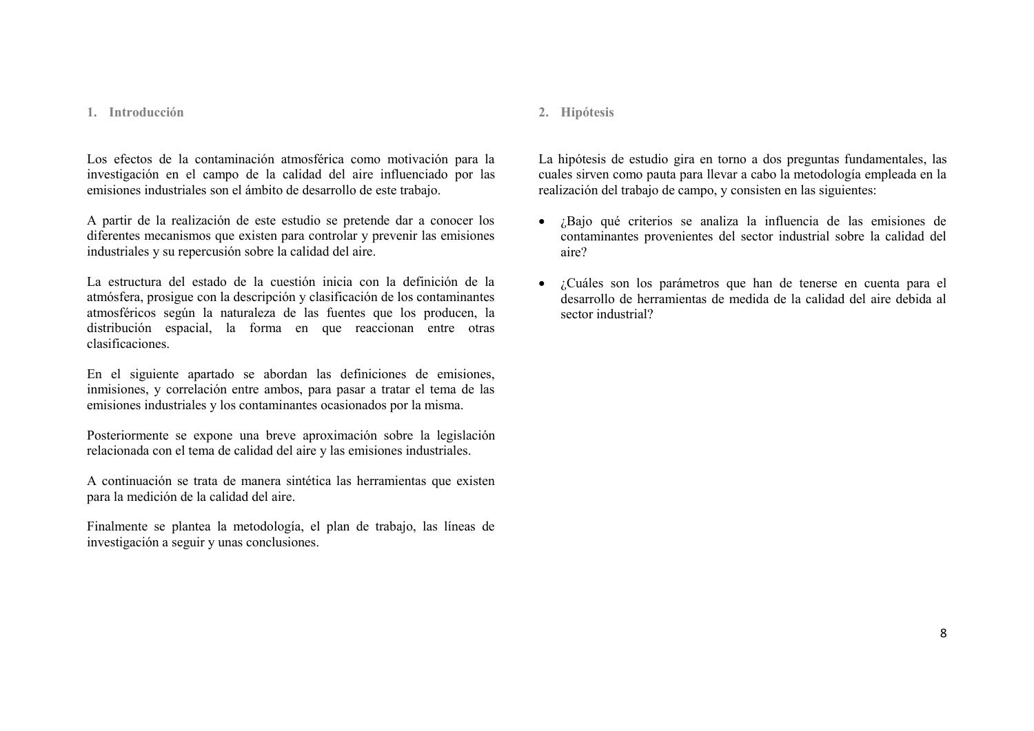## 1. Introducción

Los efectos de la contaminación atmosférica como motivación para la investigación en el campo de la calidad del aire influenciado por las emisiones industriales son el ámbito de desarrollo de este trabajo.

A partir de la realización de este estudio se pretende dar a conocer los diferentes mecanismos que existen para controlar y prevenir las emisiones industriales y su repercusión sobre la calidad del aire.

La estructura del estado de la cuestión inicia con la definición de la atmósfera, prosigue con la descripción y clasificación de los contaminantes atmosféricos según la naturaleza de las fuentes que los producen, la distribución espacial, la forma en que reaccionan entre otras clasificaciones.

En el siguiente apartado se abordan las definiciones de emisiones, inmisiones, y correlación entre ambos, para pasar a tratar el tema de las emisiones industriales y los contaminantes ocasionados por la misma.

Posteriormente se expone una breve aproximación sobre la legislación relacionada con el tema de calidad del aire y las emisiones industriales.

A continuación se trata de manera sintética las herramientas que existen para la medición de la calidad del aire.

Finalmente se plantea la metodología, el plan de trabajo, las líneas de investigación a seguir y unas conclusiones.

## 2. Hipótesis

La hipótesis de estudio gira en torno a dos preguntas fundamentales, las cuales sirven como pauta para llevar a cabo la metodología empleada en la realización del trabajo de campo, y consisten en las siguientes:

- ¿Bajo qué criterios se analiza la influencia de las emisiones de contaminantes provenientes del sector industrial sobre la calidad del aire?
- ¿Cuáles son los parámetros que han de tenerse en cuenta para el desarrollo de herramientas de medida de la calidad del aire debida al sector industrial?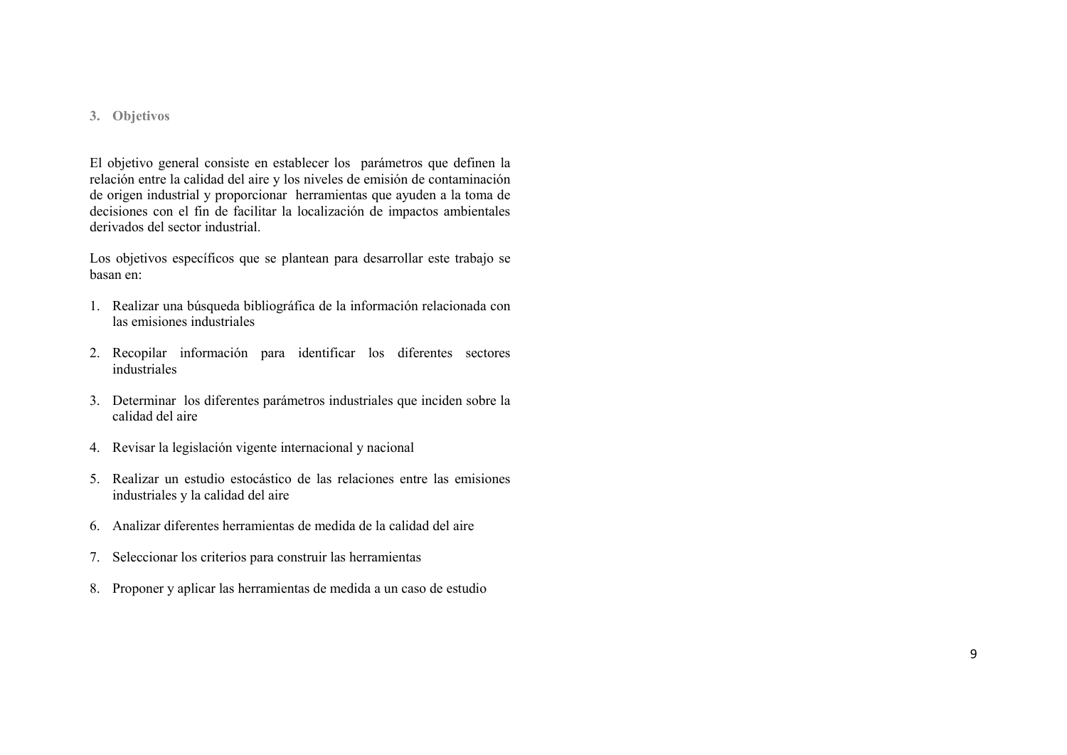## 3. Objetivos

El objetivo general consiste en establecer los parámetros que definen la relación entre la calidad del aire y los niveles de emisión de contaminación de origen industrial y proporcionar herramientas que ayuden a la toma de decisiones con el fin de facilitar la localización de impactos ambientales derivados del sector industrial.

Los objetivos específicos que se plantean para desarrollar este trabajo se basan en:

1. Realizar una búsqueda bibliográfica de la información relacionada con las emisiones industriales
2. Recopilar información para identificar los diferentes sectores industriales
3. Determinar los diferentes parámetros industriales que inciden sobre la calidad del aire
4. Revisar la legislación vigente internacional y nacional
5. Realizar un estudio estocástico de las relaciones entre las emisiones industriales y la calidad del aire
6. Analizar diferentes herramientas de medida de la calidad del aire
7. Seleccionar los criterios para construir las herramientas
8. Proponer y aplicar las herramientas de medida a un caso de estudio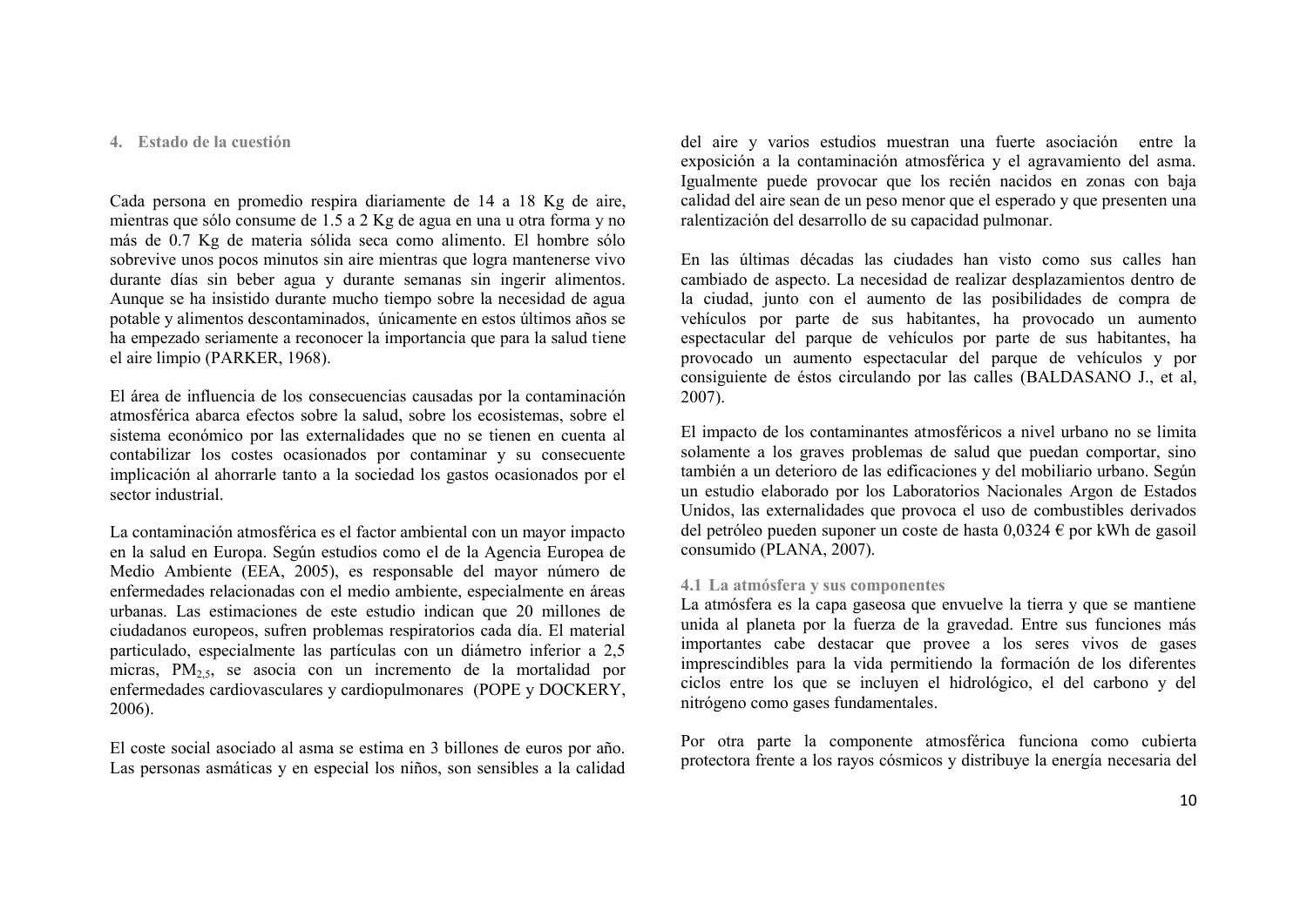## 4. Estado de la cuestión

Cada persona en promedio respira diariamente de 14 a 18 Kg de aire, mientras que sólo consume de 1.5 a 2 Kg de agua en una u otra forma y no más de 0.7 Kg de materia sólida seca como alimento. El hombre sólo sobrevive unos pocos minutos sin aire mientras que logra mantenerse vivo durante días sin beber agua y durante semanas sin ingerir alimentos. Aunque se ha insistido durante mucho tiempo sobre la necesidad de agua potable y alimentos descontaminados, únicamente en estos últimos años se ha empezado seriamente a reconocer la importancia que para la salud tiene el aire limpio (PARKER, 1968).

El área de influencia de los consecuencias causadas por la contaminación atmosférica abarca efectos sobre la salud, sobre los ecosistemas, sobre el sistema económico por las externalidades que no se tienen en cuenta al contabilizar los costes ocasionados por contaminar y su consecuente implicación al ahorrarle tanto a la sociedad los gastos ocasionados por el sector industrial.

La contaminación atmosférica es el factor ambiental con un mayor impacto en la salud en Europa. Según estudios como el de la Agencia Europea de Medio Ambiente (EEA, 2005), es responsable del mayor número de enfermedades relacionadas con el medio ambiente, especialmente en áreas urbanas. Las estimaciones de este estudio indican que 20 millones de ciudadanos europeos, sufren problemas respiratorios cada día. El material particulado, especialmente las partículas con un diámetro inferior a 2,5 micras, $PM_{2,5}$, se asocia con un incremento de la mortalidad por enfermedades cardiovasculares y cardiopulmonares (POPE y DOCKERY, 2006).

El coste social asociado al asma se estima en 3 billones de euros por año. Las personas asmáticas y en especial los niños, son sensibles a la calidad del aire y varios estudios muestran una fuerte asociación entre la exposición a la contaminación atmosférica y el agravamiento del asma. Igualmente puede provocar que los recién nacidos en zonas con baja calidad del aire sean de un peso menor que el esperado y que presenten una ralentización del desarrollo de su capacidad pulmonar.

En las últimas décadas las ciudades han visto como sus calles han cambiado de aspecto. La necesidad de realizar desplazamientos dentro de la ciudad, junto con el aumento de las posibilidades de compra de vehículos por parte de sus habitantes, ha provocado un aumento espectacular del parque de vehículos por parte de sus habitantes, ha provocado un aumento espectacular del parque de vehículos y por consiguiente de éstos circulando por las calles (BALDASANO J., et al, 2007).

El impacto de los contaminantes atmosféricos a nivel urbano no se limita solamente a los graves problemas de salud que puedan comportar, sino también a un deterioro de las edificaciones y del mobiliario urbano. Según un estudio elaborado por los Laboratorios Nacionales Argon de Estados Unidos, las externalidades que provoca el uso de combustibles derivados del petróleo pueden suponer un coste de hasta 0,0324 € por kWh de gasoil consumido (PLANA, 2007).

### 4.1 La atmósfera y sus componentes

La atmósfera es la capa gaseosa que envuelve la tierra y que se mantiene unida al planeta por la fuerza de la gravedad. Entre sus funciones más importantes cabe destacar que provee a los seres vivos de gases imprescindibles para la vida permitiendo la formación de los diferentes ciclos entre los que se incluyen el hidrológico, el del carbono y del nitrógeno como gases fundamentales.

Por otra parte la componente atmosférica funciona como cubierta protectora frente a los rayos cósmicos y distribuye la energía necesaria del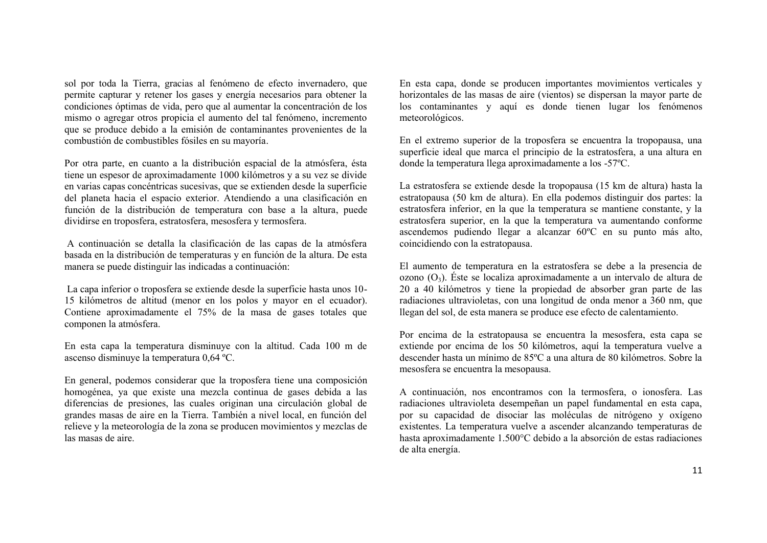sol por toda la Tierra, gracias al fenómeno de efecto invernadero, que permite capturar y retener los gases y energía necesarios para obtener la condiciones óptimas de vida, pero que al aumentar la concentración de los mismo o agregar otros propicia el aumento del tal fenómeno, incremento que se produce debido a la emisión de contaminantes provenientes de la combustión de combustibles fósiles en su mayoría.

Por otra parte, en cuanto a la distribución espacial de la atmósfera, ésta tiene un espesor de aproximadamente 1000 kilómetros y a su vez se divide en varias capas concéntricas sucesivas, que se extienden desde la superficie del planeta hacia el espacio exterior. Atendiendo a una clasificación en función de la distribución de temperatura con base a la altura, puede dividirse en troposfera, estratosfera, mesosfera y termosfera.

A continuación se detalla la clasificación de las capas de la atmósfera basada en la distribución de temperaturas y en función de la altura. De esta manera se puede distinguir las indicadas a continuación:

La capa inferior o troposfera se extiende desde la superficie hasta unos 10-15 kilómetros de altitud (menor en los polos y mayor en el ecuador). Contiene aproximadamente el 75% de la masa de gases totales que componen la atmósfera.

En esta capa la temperatura disminuye con la altitud. Cada 100 m de ascenso disminuye la temperatura 0,64 ºC.

En general, podemos considerar que la troposfera tiene una composición homogénea, ya que existe una mezcla continua de gases debida a las diferencias de presiones, las cuales originan una circulación global de grandes masas de aire en la Tierra. También a nivel local, en función del relieve y la meteorología de la zona se producen movimientos y mezclas de las masas de aire.

En esta capa, donde se producen importantes movimientos verticales y horizontales de las masas de aire (vientos) se dispersan la mayor parte de los contaminantes y aquí es donde tienen lugar los fenómenos meteorológicos.

En el extremo superior de la troposfera se encuentra la tropopausa, una superficie ideal que marca el principio de la estratosfera, a una altura en donde la temperatura llega aproximadamente a los -57ºC.

La estratosfera se extiende desde la tropopausa (15 km de altura) hasta la estratopausa (50 km de altura). En ella podemos distinguir dos partes: la estratosfera inferior, en la que la temperatura se mantiene constante, y la estratosfera superior, en la que la temperatura va aumentando conforme ascendemos pudiendo llegar a alcanzar 60ºC en su punto más alto, coincidiendo con la estratopausa.

El aumento de temperatura en la estratosfera se debe a la presencia de ozono ($O_3$). Éste se localiza aproximadamente a un intervalo de altura de 20 a 40 kilómetros y tiene la propiedad de absorber gran parte de las radiaciones ultravioletas, con una longitud de onda menor a 360 nm, que llegan del sol, de esta manera se produce ese efecto de calentamiento.

Por encima de la estratopausa se encuentra la mesosfera, esta capa se extiende por encima de los 50 kilómetros, aquí la temperatura vuelve a descender hasta un mínimo de 85ºC a una altura de 80 kilómetros. Sobre la mesosfera se encuentra la mesopausa.

A continuación, nos encontramos con la termosfera, o ionosfera. Las radiaciones ultravioleta desempeñan un papel fundamental en esta capa, por su capacidad de disociar las moléculas de nitrógeno y oxígeno existentes. La temperatura vuelve a ascender alcanzando temperaturas de hasta aproximadamente 1.500°C debido a la absorción de estas radiaciones de alta energía.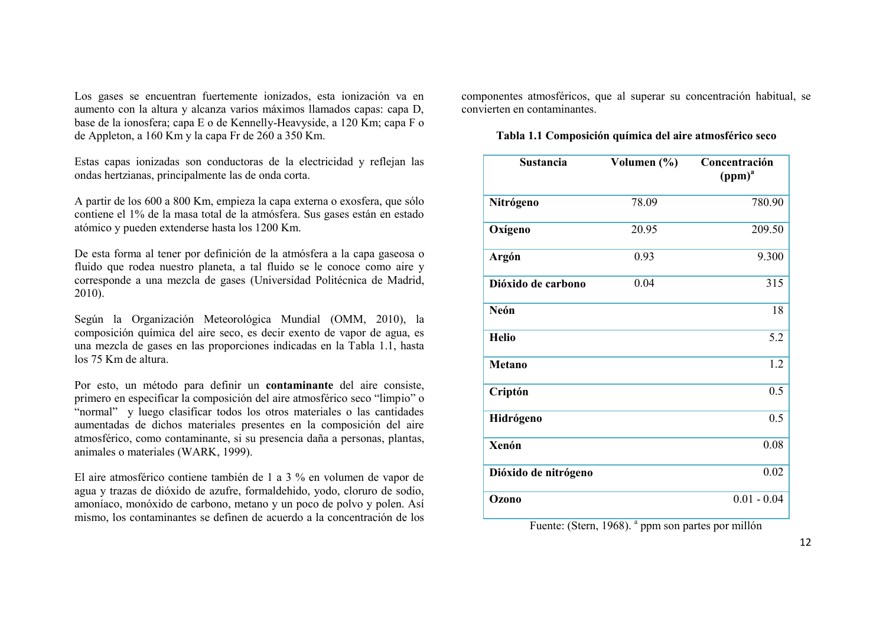Los gases se encuentran fuertemente ionizados, esta ionización va en aumento con la altura y alcanza varios máximos llamados capas: capa D, base de la ionosfera; capa E o de Kennelly-Heavyside, a 120 Km; capa F o de Appleton, a 160 Km y la capa Fr de 260 a 350 Km.

Estas capas ionizadas son conductoras de la electricidad y reflejan las ondas hertzianas, principalmente las de onda corta.

A partir de los 600 a 800 Km, empieza la capa externa o exosfera, que sólo contiene el 1% de la masa total de la atmósfera. Sus gases están en estado atómico y pueden extenderse hasta los 1200 Km.

De esta forma al tener por definición de la atmósfera a la capa gaseosa o fluido que rodea nuestro planeta, a tal fluido se le conoce como aire y corresponde a una mezcla de gases (Universidad Politécnica de Madrid, 2010).

Según la Organización Meteorológica Mundial (OMM, 2010), la composición química del aire seco, es decir exento de vapor de agua, es una mezcla de gases en las proporciones indicadas en la Tabla 1.1, hasta los 75 Km de altura.

Por esto, un método para definir un **contaminante** del aire consiste, primero en especificar la composición del aire atmosférico seco "limpio" o "normal" y luego clasificar todos los otros materiales o las cantidades aumentadas de dichos materiales presentes en la composición del aire atmosférico, como contaminante, si su presencia daña a personas, plantas, animales o materiales (WARK, 1999).

El aire atmosférico contiene también de 1 a 3 % en volumen de vapor de agua y trazas de dióxido de azufre, formaldehido, yodo, cloruro de sodio, amoníaco, monóxido de carbono, metano y un poco de polvo y polen. Así mismo, los contaminantes se definen de acuerdo a la concentración de los componentes atmosféricos, que al superar su concentración habitual, se convierten en contaminantes.

**Tabla 1.1 Composición química del aire atmosférico seco**

| Sustancia | Volumen (%) | Concentración (ppm)[a] |
|---|---|---|
| **Nitrógeno** | 78.09 | 780.90 |
| **Oxígeno** | 20.95 | 209.50 |
| **Argón** | 0.93 | 9.300 |
| **Dióxido de carbono** | 0.04 | 315 |
| **Neón** | | 18 |
| **Helio** | | 5.2 |
| **Metano** | | 1.2 |
| **Criptón** | | 0.5 |
| **Hidrógeno** | | 0.5 |
| **Xenón** | | 0.08 |
| **Dióxido de nitrógeno** | | 0.02 |
| **Ozono** | | 0.01 - 0.04 |

Fuente: (Stern, 1968). [a] ppm son partes por millón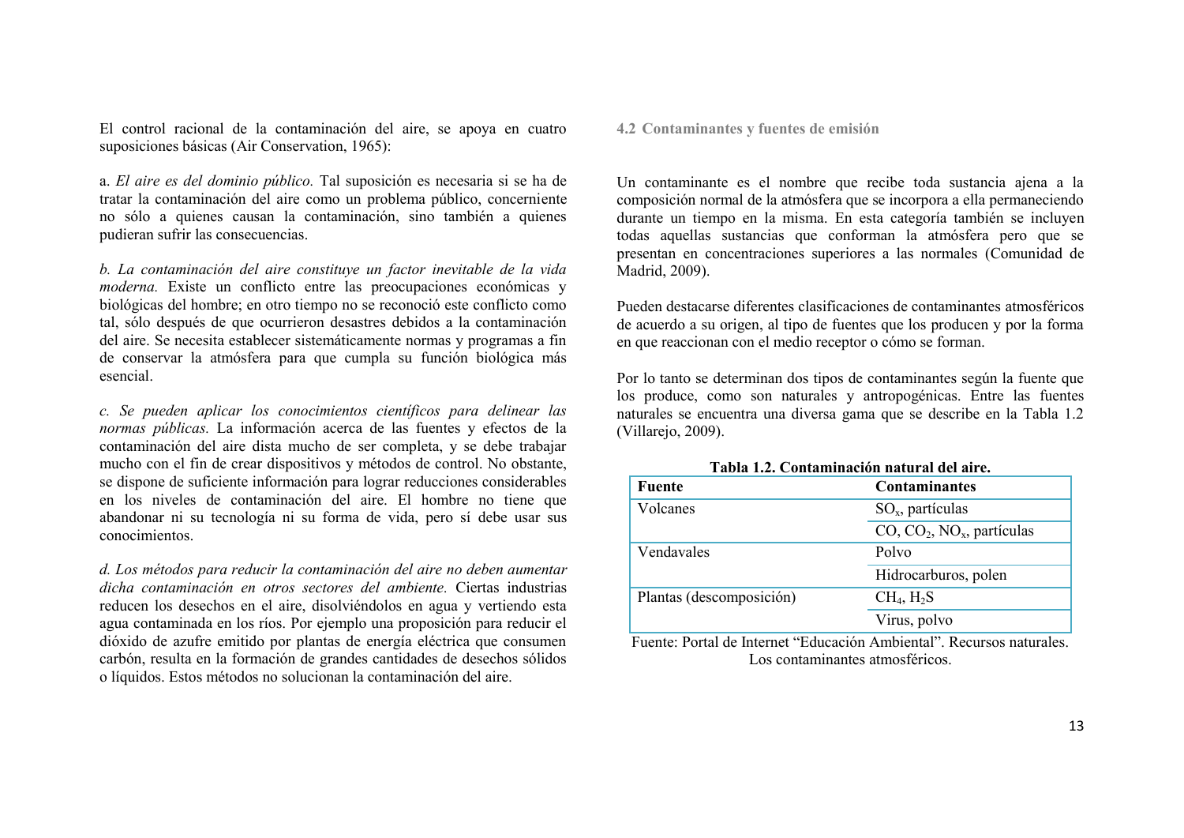El control racional de la contaminación del aire, se apoya en cuatro suposiciones básicas (Air Conservation, 1965):

a. *El aire es del dominio público.* Tal suposición es necesaria si se ha de tratar la contaminación del aire como un problema público, concerniente no sólo a quienes causan la contaminación, sino también a quienes pudieran sufrir las consecuencias.

*b. La contaminación del aire constituye un factor inevitable de la vida moderna.* Existe un conflicto entre las preocupaciones económicas y biológicas del hombre; en otro tiempo no se reconoció este conflicto como tal, sólo después de que ocurrieron desastres debidos a la contaminación del aire. Se necesita establecer sistemáticamente normas y programas a fin de conservar la atmósfera para que cumpla su función biológica más esencial.

*c. Se pueden aplicar los conocimientos científicos para delinear las normas públicas.* La información acerca de las fuentes y efectos de la contaminación del aire dista mucho de ser completa, y se debe trabajar mucho con el fin de crear dispositivos y métodos de control. No obstante, se dispone de suficiente información para lograr reducciones considerables en los niveles de contaminación del aire. El hombre no tiene que abandonar ni su tecnología ni su forma de vida, pero sí debe usar sus conocimientos.

*d. Los métodos para reducir la contaminación del aire no deben aumentar dicha contaminación en otros sectores del ambiente.* Ciertas industrias reducen los desechos en el aire, disolviéndolos en agua y vertiendo esta agua contaminada en los ríos. Por ejemplo una proposición para reducir el dióxido de azufre emitido por plantas de energía eléctrica que consumen carbón, resulta en la formación de grandes cantidades de desechos sólidos o líquidos. Estos métodos no solucionan la contaminación del aire.

### 4.2 Contaminantes y fuentes de emisión

Un contaminante es el nombre que recibe toda sustancia ajena a la composición normal de la atmósfera que se incorpora a ella permaneciendo durante un tiempo en la misma. En esta categoría también se incluyen todas aquellas sustancias que conforman la atmósfera pero que se presentan en concentraciones superiores a las normales (Comunidad de Madrid, 2009).

Pueden destacarse diferentes clasificaciones de contaminantes atmosféricos de acuerdo a su origen, al tipo de fuentes que los producen y por la forma en que reaccionan con el medio receptor o cómo se forman.

Por lo tanto se determinan dos tipos de contaminantes según la fuente que los produce, como son naturales y antropogénicas. Entre las fuentes naturales se encuentra una diversa gama que se describe en la Tabla 1.2 (Villarejo, 2009).

**Tabla 1.2. Contaminación natural del aire.**

| Fuente | Contaminantes |
|---|---|
| Volcanes | $SO_x$, partículas |
| | $CO$, $CO_2$, $NO_x$, partículas |
| Vendavales | Polvo |
| | Hidrocarburos, polen |
| Plantas (descomposición) | $CH_4$, $H_2S$ |
| | Virus, polvo |

Fuente: Portal de Internet "Educación Ambiental". Recursos naturales. Los contaminantes atmosféricos.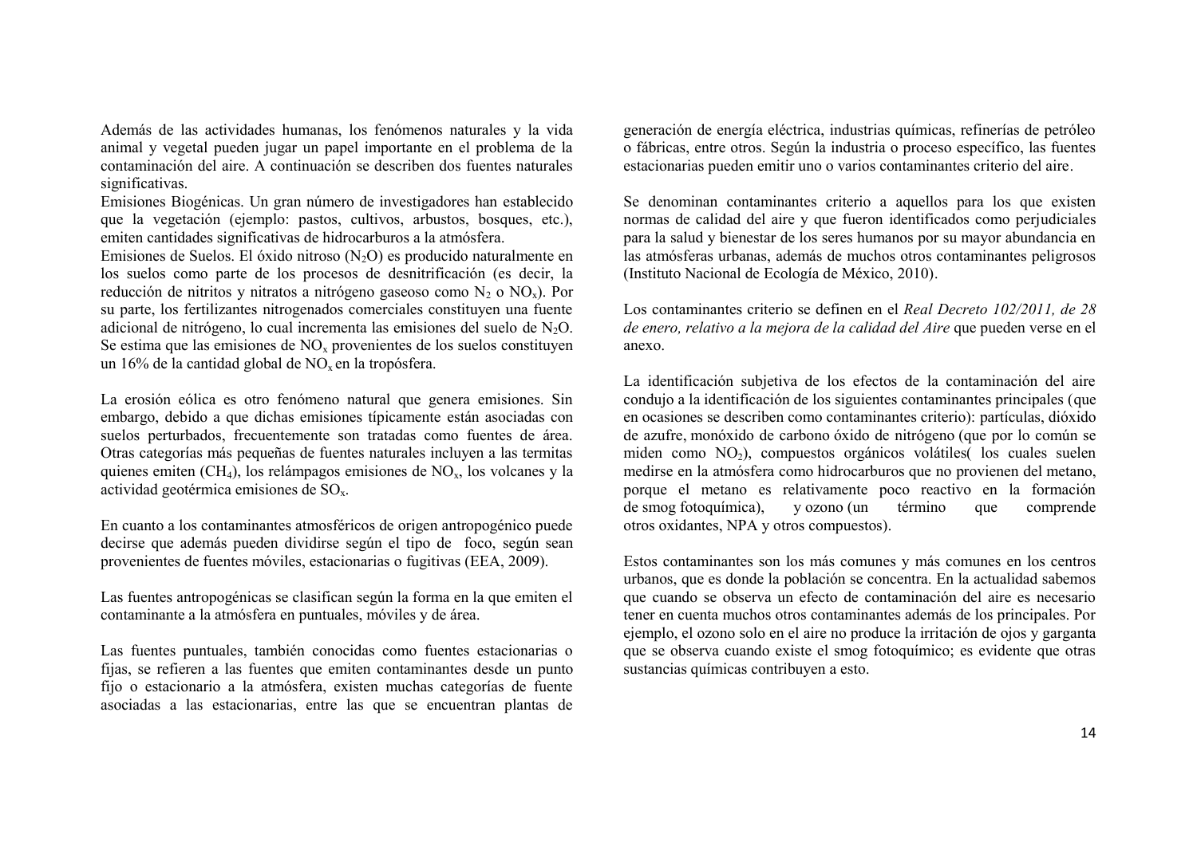Además de las actividades humanas, los fenómenos naturales y la vida animal y vegetal pueden jugar un papel importante en el problema de la contaminación del aire. A continuación se describen dos fuentes naturales significativas.

Emisiones Biogénicas. Un gran número de investigadores han establecido que la vegetación (ejemplo: pastos, cultivos, arbustos, bosques, etc.), emiten cantidades significativas de hidrocarburos a la atmósfera.

Emisiones de Suelos. El óxido nitroso ($N_2O$) es producido naturalmente en los suelos como parte de los procesos de desnitrificación (es decir, la reducción de nitritos y nitratos a nitrógeno gaseoso como $N_2$ o $NO_x$). Por su parte, los fertilizantes nitrogenados comerciales constituyen una fuente adicional de nitrógeno, lo cual incrementa las emisiones del suelo de $N_2O$. Se estima que las emisiones de $NO_x$ provenientes de los suelos constituyen un 16% de la cantidad global de $NO_x$ en la tropósfera.

La erosión eólica es otro fenómeno natural que genera emisiones. Sin embargo, debido a que dichas emisiones típicamente están asociadas con suelos perturbados, frecuentemente son tratadas como fuentes de área. Otras categorías más pequeñas de fuentes naturales incluyen a las termitas quienes emiten ($CH_4$), los relámpagos emisiones de $NO_x$, los volcanes y la actividad geotérmica emisiones de $SO_x$.

En cuanto a los contaminantes atmosféricos de origen antropogénico puede decirse que además pueden dividirse según el tipo de foco, según sean provenientes de fuentes móviles, estacionarias o fugitivas (EEA, 2009).

Las fuentes antropogénicas se clasifican según la forma en la que emiten el contaminante a la atmósfera en puntuales, móviles y de área.

Las fuentes puntuales, también conocidas como fuentes estacionarias o fijas, se refieren a las fuentes que emiten contaminantes desde un punto fijo o estacionario a la atmósfera, existen muchas categorías de fuente asociadas a las estacionarias, entre las que se encuentran plantas de generación de energía eléctrica, industrias químicas, refinerías de petróleo o fábricas, entre otros. Según la industria o proceso específico, las fuentes estacionarias pueden emitir uno o varios contaminantes criterio del aire.

Se denominan contaminantes criterio a aquellos para los que existen normas de calidad del aire y que fueron identificados como perjudiciales para la salud y bienestar de los seres humanos por su mayor abundancia en las atmósferas urbanas, además de muchos otros contaminantes peligrosos (Instituto Nacional de Ecología de México, 2010).

Los contaminantes criterio se definen en el *Real Decreto 102/2011, de 28 de enero, relativo a la mejora de la calidad del Aire* que pueden verse en el anexo.

La identificación subjetiva de los efectos de la contaminación del aire condujo a la identificación de los siguientes contaminantes principales (que en ocasiones se describen como contaminantes criterio): partículas, dióxido de azufre, monóxido de carbono óxido de nitrógeno (que por lo común se miden como $NO_2$), compuestos orgánicos volátiles( los cuales suelen medirse en la atmósfera como hidrocarburos que no provienen del metano, porque el metano es relativamente poco reactivo en la formación de smog fotoquímica), y ozono (un término que comprende otros oxidantes, NPA y otros compuestos).

Estos contaminantes son los más comunes y más comunes en los centros urbanos, que es donde la población se concentra. En la actualidad sabemos que cuando se observa un efecto de contaminación del aire es necesario tener en cuenta muchos otros contaminantes además de los principales. Por ejemplo, el ozono solo en el aire no produce la irritación de ojos y garganta que se observa cuando existe el smog fotoquímico; es evidente que otras sustancias químicas contribuyen a esto.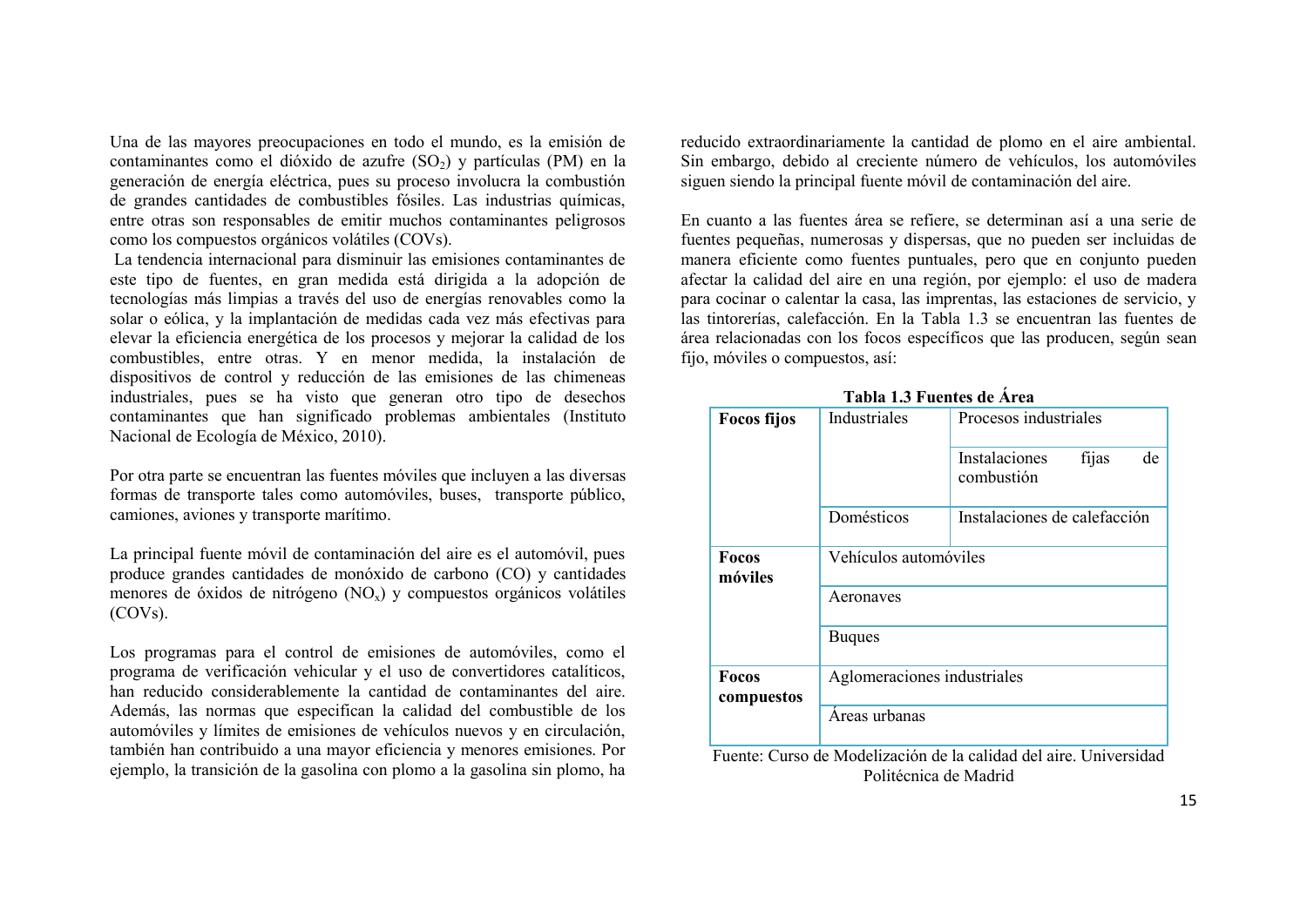Una de las mayores preocupaciones en todo el mundo, es la emisión de contaminantes como el dióxido de azufre ($SO_2$) y partículas (PM) en la generación de energía eléctrica, pues su proceso involucra la combustión de grandes cantidades de combustibles fósiles. Las industrias químicas, entre otras son responsables de emitir muchos contaminantes peligrosos como los compuestos orgánicos volátiles (COVs).

La tendencia internacional para disminuir las emisiones contaminantes de este tipo de fuentes, en gran medida está dirigida a la adopción de tecnologías más limpias a través del uso de energías renovables como la solar o eólica, y la implantación de medidas cada vez más efectivas para elevar la eficiencia energética de los procesos y mejorar la calidad de los combustibles, entre otras. Y en menor medida, la instalación de dispositivos de control y reducción de las emisiones de las chimeneas industriales, pues se ha visto que generan otro tipo de desechos contaminantes que han significado problemas ambientales (Instituto Nacional de Ecología de México, 2010).

Por otra parte se encuentran las fuentes móviles que incluyen a las diversas formas de transporte tales como automóviles, buses, transporte público, camiones, aviones y transporte marítimo.

La principal fuente móvil de contaminación del aire es el automóvil, pues produce grandes cantidades de monóxido de carbono (CO) y cantidades menores de óxidos de nitrógeno ($NO_x$) y compuestos orgánicos volátiles (COVs).

Los programas para el control de emisiones de automóviles, como el programa de verificación vehicular y el uso de convertidores catalíticos, han reducido considerablemente la cantidad de contaminantes del aire. Además, las normas que especifican la calidad del combustible de los automóviles y límites de emisiones de vehículos nuevos y en circulación, también han contribuido a una mayor eficiencia y menores emisiones. Por ejemplo, la transición de la gasolina con plomo a la gasolina sin plomo, ha reducido extraordinariamente la cantidad de plomo en el aire ambiental. Sin embargo, debido al creciente número de vehículos, los automóviles siguen siendo la principal fuente móvil de contaminación del aire.

En cuanto a las fuentes área se refiere, se determinan así a una serie de fuentes pequeñas, numerosas y dispersas, que no pueden ser incluidas de manera eficiente como fuentes puntuales, pero que en conjunto pueden afectar la calidad del aire en una región, por ejemplo: el uso de madera para cocinar o calentar la casa, las imprentas, las estaciones de servicio, y las tintorerías, calefacción. En la Tabla 1.3 se encuentran las fuentes de área relacionadas con los focos específicos que las producen, según sean fijo, móviles o compuestos, así:

**Tabla 1.3 Fuentes de Área**

| | | |
|---|---|---|
| **Focos fijos** | Industriales | Procesos industriales |
| | | Instalaciones fijas de combustión |
| | Domésticos | Instalaciones de calefacción |
| **Focos móviles** | Vehículos automóviles | |
| | Aeronaves | |
| | Buques | |
| **Focos compuestos** | Aglomeraciones industriales | |
| | Áreas urbanas | |

Fuente: Curso de Modelización de la calidad del aire. Universidad Politécnica de Madrid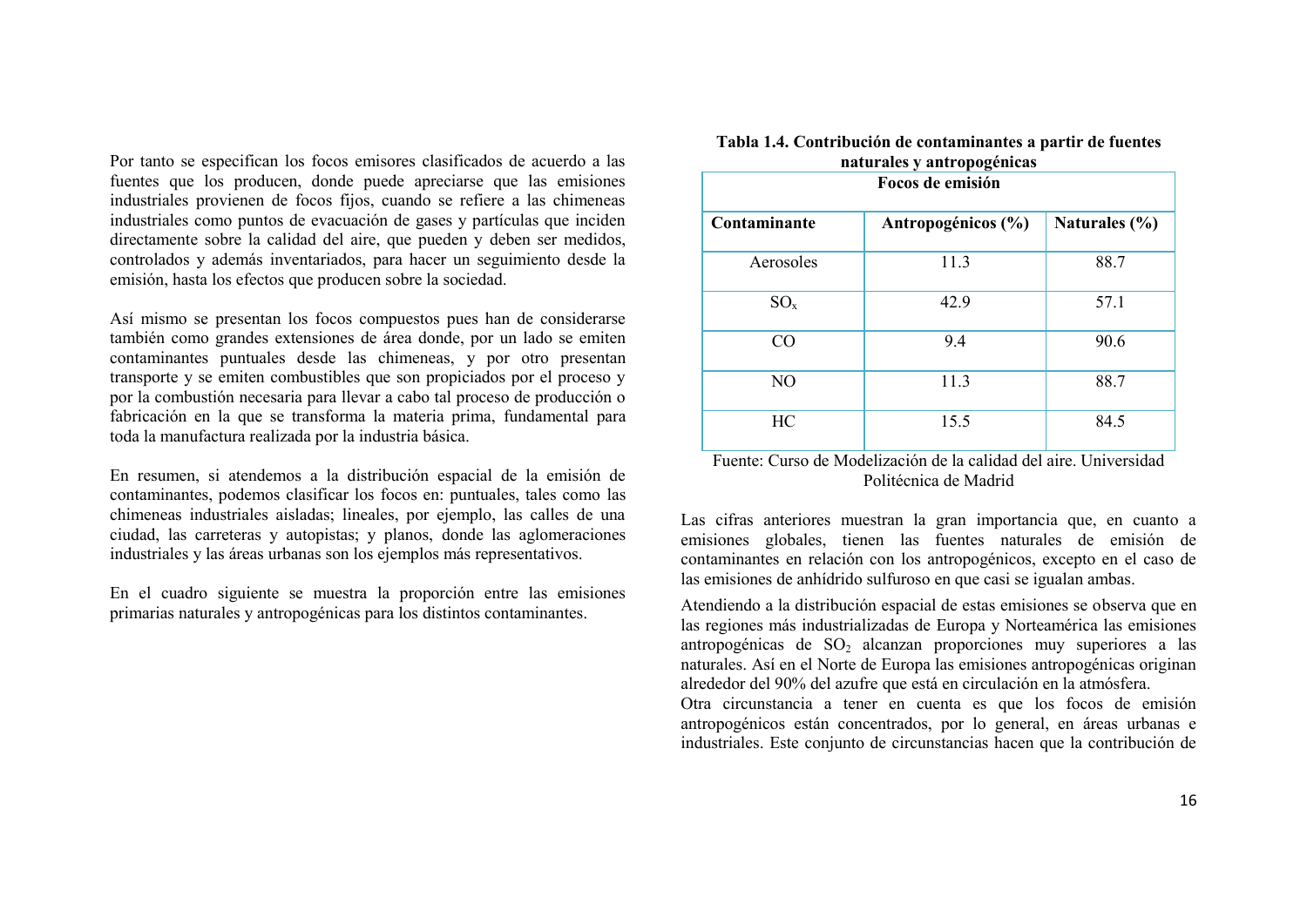Por tanto se especifican los focos emisores clasificados de acuerdo a las fuentes que los producen, donde puede apreciarse que las emisiones industriales provienen de focos fijos, cuando se refiere a las chimeneas industriales como puntos de evacuación de gases y partículas que inciden directamente sobre la calidad del aire, que pueden y deben ser medidos, controlados y además inventariados, para hacer un seguimiento desde la emisión, hasta los efectos que producen sobre la sociedad.

Así mismo se presentan los focos compuestos pues han de considerarse también como grandes extensiones de área donde, por un lado se emiten contaminantes puntuales desde las chimeneas, y por otro presentan transporte y se emiten combustibles que son propiciados por el proceso y por la combustión necesaria para llevar a cabo tal proceso de producción o fabricación en la que se transforma la materia prima, fundamental para toda la manufactura realizada por la industria básica.

En resumen, si atendemos a la distribución espacial de la emisión de contaminantes, podemos clasificar los focos en: puntuales, tales como las chimeneas industriales aisladas; lineales, por ejemplo, las calles de una ciudad, las carreteras y autopistas; y planos, donde las aglomeraciones industriales y las áreas urbanas son los ejemplos más representativos.

En el cuadro siguiente se muestra la proporción entre las emisiones primarias naturales y antropogénicas para los distintos contaminantes.

**Tabla 1.4. Contribución de contaminantes a partir de fuentes naturales y antropogénicas**

| Focos de emisión | | |
|---|---|---|
| **Contaminante** | **Antropogénicos (%)** | **Naturales (%)** |
| Aerosoles | 11.3 | 88.7 |
| $SO_x$ | 42.9 | 57.1 |
| CO | 9.4 | 90.6 |
| NO | 11.3 | 88.7 |
| HC | 15.5 | 84.5 |

Fuente: Curso de Modelización de la calidad del aire. Universidad Politécnica de Madrid

Las cifras anteriores muestran la gran importancia que, en cuanto a emisiones globales, tienen las fuentes naturales de emisión de contaminantes en relación con los antropogénicos, excepto en el caso de las emisiones de anhídrido sulfuroso en que casi se igualan ambas.

Atendiendo a la distribución espacial de estas emisiones se observa que en las regiones más industrializadas de Europa y Norteamérica las emisiones antropogénicas de $SO_2$ alcanzan proporciones muy superiores a las naturales. Así en el Norte de Europa las emisiones antropogénicas originan alrededor del 90% del azufre que está en circulación en la atmósfera.

Otra circunstancia a tener en cuenta es que los focos de emisión antropogénicos están concentrados, por lo general, en áreas urbanas e industriales. Este conjunto de circunstancias hacen que la contribución de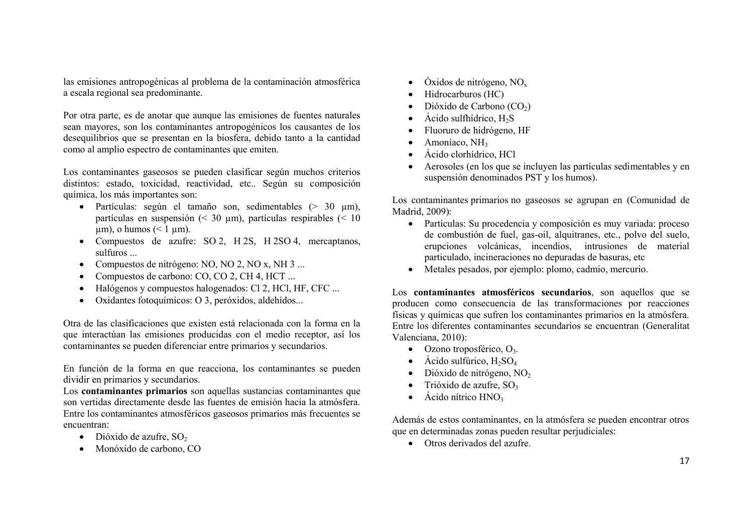las emisiones antropogénicas al problema de la contaminación atmosférica a escala regional sea predominante.

Por otra parte, es de anotar que aunque las emisiones de fuentes naturales sean mayores, son los contaminantes antropogénicos los causantes de los desequilibrios que se presentan en la biosfera, debido tanto a la cantidad como al amplio espectro de contaminantes que emiten.

Los contaminantes gaseosos se pueden clasificar según muchos criterios distintos: estado, toxicidad, reactividad, etc.. Según su composición química, los más importantes son:

- Partículas: según el tamaño son, sedimentables (> 30 µm), partículas en suspensión (< 30 µm), partículas respirables (< 10 µm), o humos (< 1 µm).
- Compuestos de azufre: SO 2, H 2S, H 2SO 4, mercaptanos, sulfuros ...
- Compuestos de nitrógeno: NO, NO 2, NO x, NH 3 ...
- Compuestos de carbono: CO, CO 2, CH 4, HCT ...
- Halógenos y compuestos halogenados: Cl 2, HCl, HF, CFC ...
- Oxidantes fotoquímicos: O 3, peróxidos, aldehídos...

Otra de las clasificaciones que existen está relacionada con la forma en la que interactúan las emisiones producidas con el medio receptor, así los contaminantes se pueden diferenciar entre primarios y secundarios.

En función de la forma en que reacciona, los contaminantes se pueden dividir en primarios y secundarios.
Los **contaminantes primarios** son aquellas sustancias contaminantes que son vertidas directamente desde las fuentes de emisión hacia la atmósfera. Entre los contaminantes atmosféricos gaseosos primarios más frecuentes se encuentran:

- Dióxido de azufre, $SO_2$
- Monóxido de carbono, CO
- Óxidos de nitrógeno, $NO_x$
- Hidrocarburos (HC)
- Dióxido de Carbono ($CO_2$)
- Ácido sulfhídrico, $H_2S$
- Fluoruro de hidrógeno, HF
- Amoníaco, $NH_3$
- Ácido clorhídrico, HCl
- Aerosoles (en los que se incluyen las partículas sedimentables y en suspensión denominados PST y los humos).

Los contaminantes primarios no gaseosos se agrupan en (Comunidad de Madrid, 2009):

- Partículas: Su procedencia y composición es muy variada: proceso de combustión de fuel, gas-oil, alquitranes, etc., polvo del suelo, erupciones volcánicas, incendios, intrusiones de material particulado, incineraciones no depuradas de basuras, etc
- Metales pesados, por ejemplo: plomo, cadmio, mercurio.

Los **contaminantes atmosféricos secundarios**, son aquellos que se producen como consecuencia de las transformaciones por reacciones físicas y químicas que sufren los contaminantes primarios en la atmósfera. Entre los diferentes contaminantes secundarios se encuentran (Generalitat Valenciana, 2010):

- Ozono troposférico, $O_3$.
- Ácido sulfúrico, $H_2SO_4$
- Dióxido de nitrógeno, $NO_2$
- Trióxido de azufre, $SO_3$
- Ácido nítrico $HNO_3$

Además de estos contaminantes, en la atmósfera se pueden encontrar otros que en determinadas zonas pueden resultar perjudiciales:

- Otros derivados del azufre.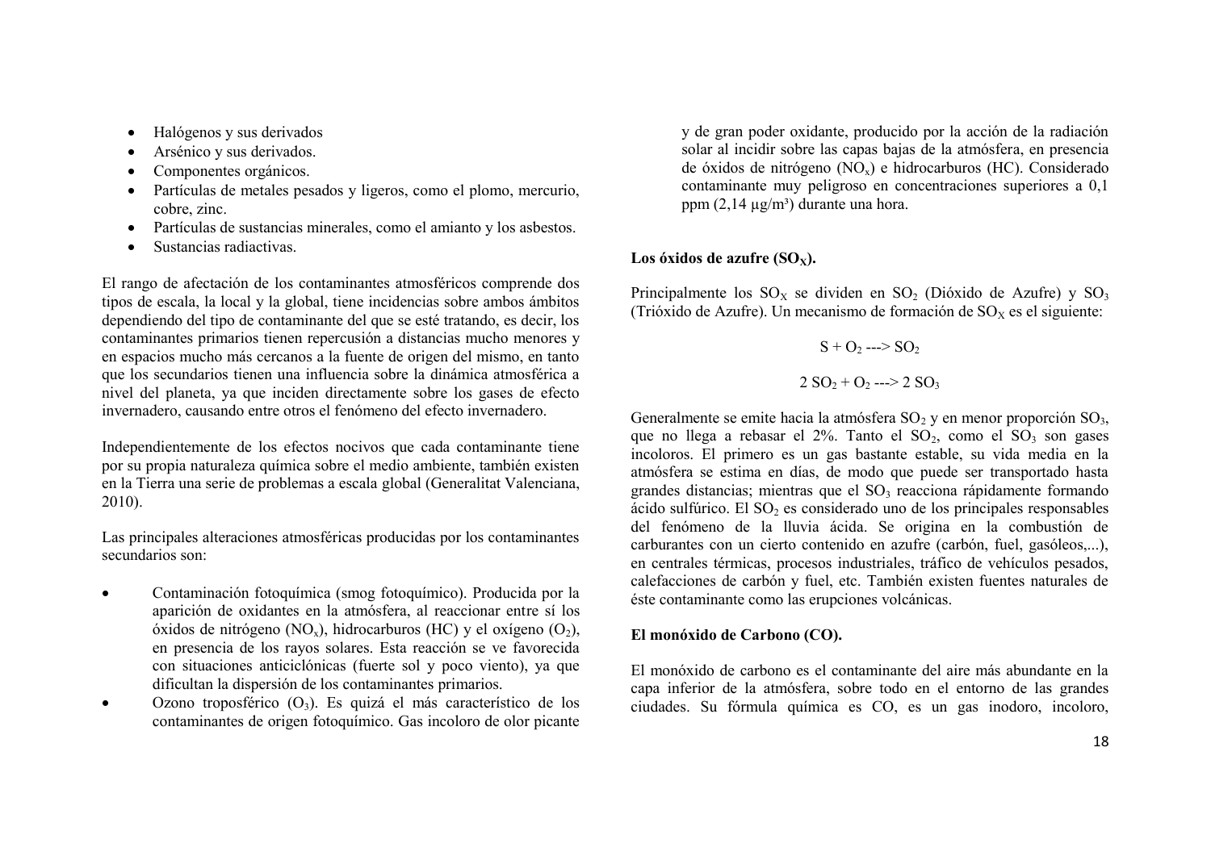- Halógenos y sus derivados
- Arsénico y sus derivados.
- Componentes orgánicos.
- Partículas de metales pesados y ligeros, como el plomo, mercurio, cobre, zinc.
- Partículas de sustancias minerales, como el amianto y los asbestos.
- Sustancias radiactivas.

El rango de afectación de los contaminantes atmosféricos comprende dos tipos de escala, la local y la global, tiene incidencias sobre ambos ámbitos dependiendo del tipo de contaminante del que se esté tratando, es decir, los contaminantes primarios tienen repercusión a distancias mucho menores y en espacios mucho más cercanos a la fuente de origen del mismo, en tanto que los secundarios tienen una influencia sobre la dinámica atmosférica a nivel del planeta, ya que inciden directamente sobre los gases de efecto invernadero, causando entre otros el fenómeno del efecto invernadero.

Independientemente de los efectos nocivos que cada contaminante tiene por su propia naturaleza química sobre el medio ambiente, también existen en la Tierra una serie de problemas a escala global (Generalitat Valenciana, 2010).

Las principales alteraciones atmosféricas producidas por los contaminantes secundarios son:

- Contaminación fotoquímica (smog fotoquímico). Producida por la aparición de oxidantes en la atmósfera, al reaccionar entre sí los óxidos de nitrógeno ($NO_x$), hidrocarburos (HC) y el oxígeno ($O_2$), en presencia de los rayos solares. Esta reacción se ve favorecida con situaciones anticiclónicas (fuerte sol y poco viento), ya que dificultan la dispersión de los contaminantes primarios.
- Ozono troposférico ($O_3$). Es quizá el más característico de los contaminantes de origen fotoquímico. Gas incoloro de olor picante y de gran poder oxidante, producido por la acción de la radiación solar al incidir sobre las capas bajas de la atmósfera, en presencia de óxidos de nitrógeno ($NO_x$) e hidrocarburos (HC). Considerado contaminante muy peligroso en concentraciones superiores a 0,1 ppm (2,14 µg/m³) durante una hora.

**Los óxidos de azufre ($SO_X$).**

Principalmente los $SO_X$ se dividen en $SO_2$ (Dióxido de Azufre) y $SO_3$ (Trióxido de Azufre). Un mecanismo de formación de $SO_X$ es el siguiente:

$$S + O_2 \longrightarrow SO_2$$

$$2\ SO_2 + O_2 \longrightarrow 2\ SO_3$$

Generalmente se emite hacia la atmósfera $SO_2$ y en menor proporción $SO_3$, que no llega a rebasar el 2%. Tanto el $SO_2$, como el $SO_3$ son gases incoloros. El primero es un gas bastante estable, su vida media en la atmósfera se estima en días, de modo que puede ser transportado hasta grandes distancias; mientras que el $SO_3$ reacciona rápidamente formando ácido sulfúrico. El $SO_2$ es considerado uno de los principales responsables del fenómeno de la lluvia ácida. Se origina en la combustión de carburantes con un cierto contenido en azufre (carbón, fuel, gasóleos,...), en centrales térmicas, procesos industriales, tráfico de vehículos pesados, calefacciones de carbón y fuel, etc. También existen fuentes naturales de éste contaminante como las erupciones volcánicas.

**El monóxido de Carbono (CO).**

El monóxido de carbono es el contaminante del aire más abundante en la capa inferior de la atmósfera, sobre todo en el entorno de las grandes ciudades. Su fórmula química es CO, es un gas inodoro, incoloro,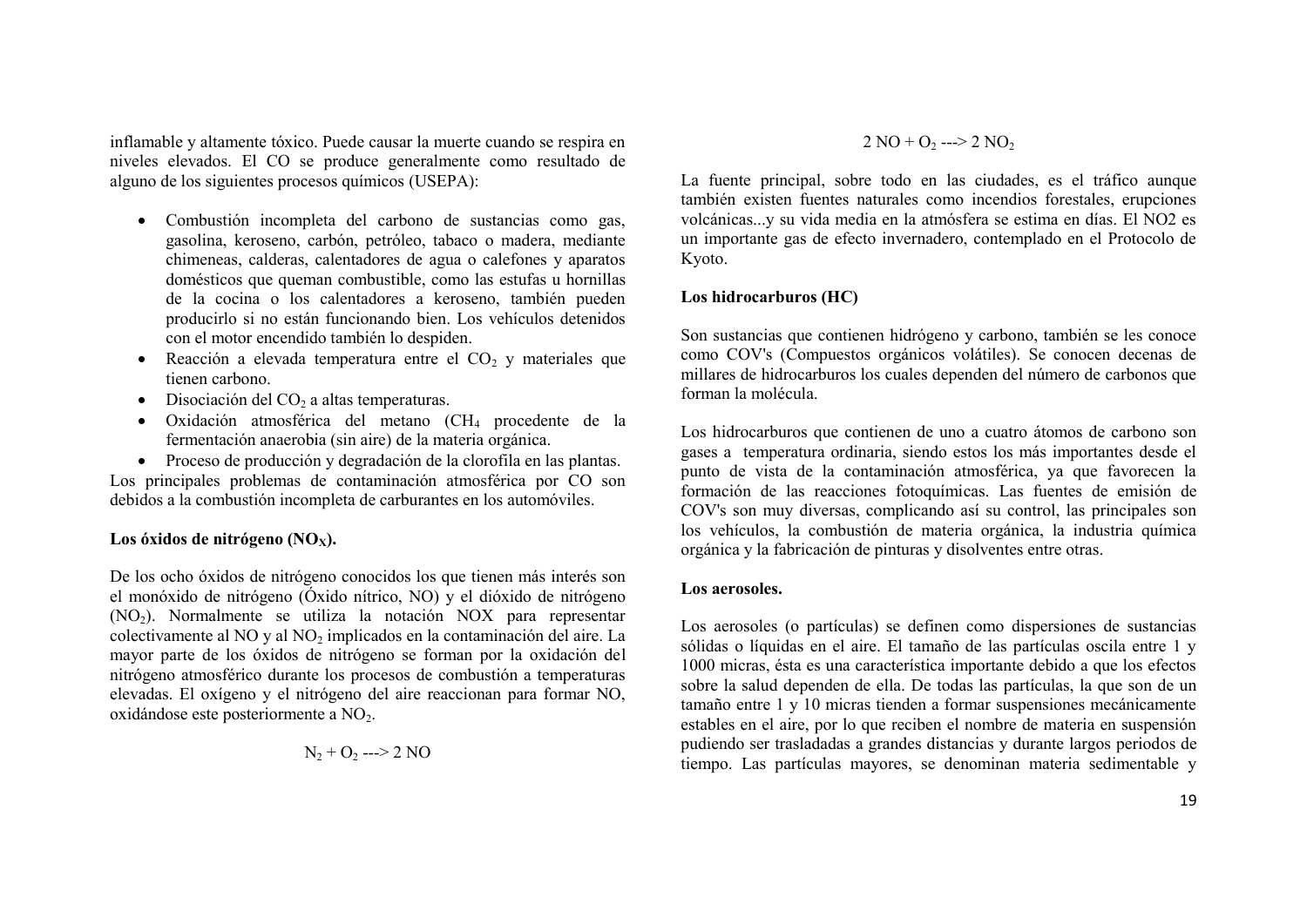inflamable y altamente tóxico. Puede causar la muerte cuando se respira en niveles elevados. El CO se produce generalmente como resultado de alguno de los siguientes procesos químicos (USEPA):

- Combustión incompleta del carbono de sustancias como gas, gasolina, keroseno, carbón, petróleo, tabaco o madera, mediante chimeneas, calderas, calentadores de agua o calefones y aparatos domésticos que queman combustible, como las estufas u hornillas de la cocina o los calentadores a keroseno, también pueden producirlo si no están funcionando bien. Los vehículos detenidos con el motor encendido también lo despiden.
- Reacción a elevada temperatura entre el $CO_2$ y materiales que tienen carbono.
- Disociación del $CO_2$ a altas temperaturas.
- Oxidación atmosférica del metano ($CH_4$ procedente de la fermentación anaerobia (sin aire) de la materia orgánica.
- Proceso de producción y degradación de la clorofila en las plantas.

Los principales problemas de contaminación atmosférica por CO son debidos a la combustión incompleta de carburantes en los automóviles.

**Los óxidos de nitrógeno ($NO_X$).**

De los ocho óxidos de nitrógeno conocidos los que tienen más interés son el monóxido de nitrógeno (Óxido nítrico, NO) y el dióxido de nitrógeno ($NO_2$). Normalmente se utiliza la notación NOX para representar colectivamente al NO y al $NO_2$ implicados en la contaminación del aire. La mayor parte de los óxidos de nitrógeno se forman por la oxidación del nitrógeno atmosférico durante los procesos de combustión a temperaturas elevadas. El oxígeno y el nitrógeno del aire reaccionan para formar NO, oxidándose este posteriormente a $NO_2$.

$$N_2 + O_2 \dashrightarrow 2\ NO$$

$$2\ NO + O_2 \dashrightarrow 2\ NO_2$$

La fuente principal, sobre todo en las ciudades, es el tráfico aunque también existen fuentes naturales como incendios forestales, erupciones volcánicas...y su vida media en la atmósfera se estima en días. El NO2 es un importante gas de efecto invernadero, contemplado en el Protocolo de Kyoto.

**Los hidrocarburos (HC)**

Son sustancias que contienen hidrógeno y carbono, también se les conoce como COV's (Compuestos orgánicos volátiles). Se conocen decenas de millares de hidrocarburos los cuales dependen del número de carbonos que forman la molécula.

Los hidrocarburos que contienen de uno a cuatro átomos de carbono son gases a temperatura ordinaria, siendo estos los más importantes desde el punto de vista de la contaminación atmosférica, ya que favorecen la formación de las reacciones fotoquímicas. Las fuentes de emisión de COV's son muy diversas, complicando así su control, las principales son los vehículos, la combustión de materia orgánica, la industria química orgánica y la fabricación de pinturas y disolventes entre otras.

**Los aerosoles.**

Los aerosoles (o partículas) se definen como dispersiones de sustancias sólidas o líquidas en el aire. El tamaño de las partículas oscila entre 1 y 1000 micras, ésta es una característica importante debido a que los efectos sobre la salud dependen de ella. De todas las partículas, la que son de un tamaño entre 1 y 10 micras tienden a formar suspensiones mecánicamente estables en el aire, por lo que reciben el nombre de materia en suspensión pudiendo ser trasladadas a grandes distancias y durante largos periodos de tiempo. Las partículas mayores, se denominan materia sedimentable y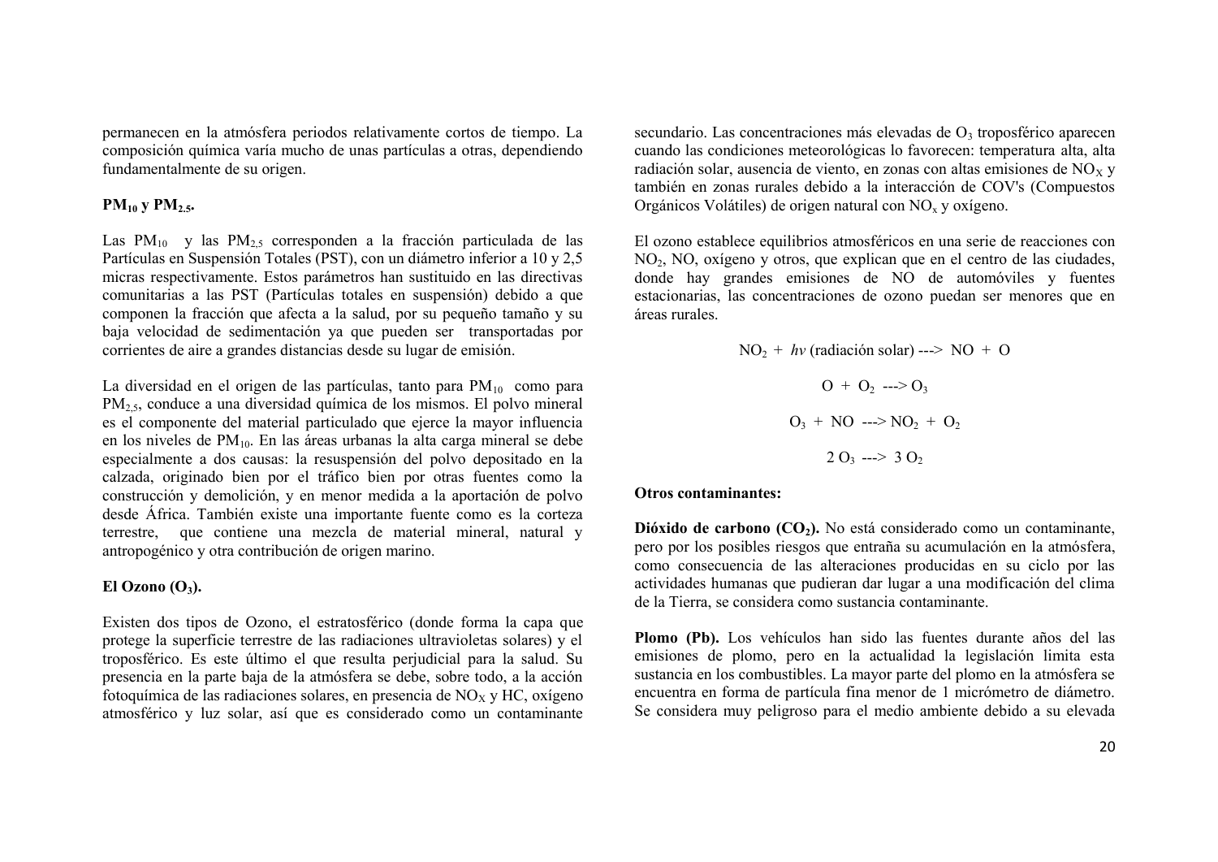permanecen en la atmósfera periodos relativamente cortos de tiempo. La composición química varía mucho de unas partículas a otras, dependiendo fundamentalmente de su origen.

**$PM_{10}$ y $PM_{2.5}$.**

Las $PM_{10}$ y las $PM_{2,5}$ corresponden a la fracción particulada de las Partículas en Suspensión Totales (PST), con un diámetro inferior a 10 y 2,5 micras respectivamente. Estos parámetros han sustituido en las directivas comunitarias a las PST (Partículas totales en suspensión) debido a que componen la fracción que afecta a la salud, por su pequeño tamaño y su baja velocidad de sedimentación ya que pueden ser transportadas por corrientes de aire a grandes distancias desde su lugar de emisión.

La diversidad en el origen de las partículas, tanto para $PM_{10}$ como para $PM_{2,5}$, conduce a una diversidad química de los mismos. El polvo mineral es el componente del material particulado que ejerce la mayor influencia en los niveles de $PM_{10}$. En las áreas urbanas la alta carga mineral se debe especialmente a dos causas: la resuspensión del polvo depositado en la calzada, originado bien por el tráfico bien por otras fuentes como la construcción y demolición, y en menor medida a la aportación de polvo desde África. También existe una importante fuente como es la corteza terrestre, que contiene una mezcla de material mineral, natural y antropogénico y otra contribución de origen marino.

**El Ozono ($O_3$).**

Existen dos tipos de Ozono, el estratosférico (donde forma la capa que protege la superficie terrestre de las radiaciones ultravioletas solares) y el troposférico. Es este último el que resulta perjudicial para la salud. Su presencia en la parte baja de la atmósfera se debe, sobre todo, a la acción fotoquímica de las radiaciones solares, en presencia de $NO_X$ y HC, oxígeno atmosférico y luz solar, así que es considerado como un contaminante secundario. Las concentraciones más elevadas de $O_3$ troposférico aparecen cuando las condiciones meteorológicas lo favorecen: temperatura alta, alta radiación solar, ausencia de viento, en zonas con altas emisiones de $NO_X$ y también en zonas rurales debido a la interacción de COV's (Compuestos Orgánicos Volátiles) de origen natural con $NO_x$ y oxígeno.

El ozono establece equilibrios atmosféricos en una serie de reacciones con $NO_2$, NO, oxígeno y otros, que explican que en el centro de las ciudades, donde hay grandes emisiones de NO de automóviles y fuentes estacionarias, las concentraciones de ozono puedan ser menores que en áreas rurales.

$$NO_2 + h\nu \text{ (radiación solar)} \dashrightarrow NO + O$$

$$O + O_2 \dashrightarrow O_3$$

$$O_3 + NO \dashrightarrow NO_2 + O_2$$

$$2\,O_3 \dashrightarrow 3\,O_2$$

**Otros contaminantes:**

**Dióxido de carbono ($CO_2$).** No está considerado como un contaminante, pero por los posibles riesgos que entraña su acumulación en la atmósfera, como consecuencia de las alteraciones producidas en su ciclo por las actividades humanas que pudieran dar lugar a una modificación del clima de la Tierra, se considera como sustancia contaminante.

**Plomo (Pb).** Los vehículos han sido las fuentes durante años del las emisiones de plomo, pero en la actualidad la legislación limita esta sustancia en los combustibles. La mayor parte del plomo en la atmósfera se encuentra en forma de partícula fina menor de 1 micrómetro de diámetro. Se considera muy peligroso para el medio ambiente debido a su elevada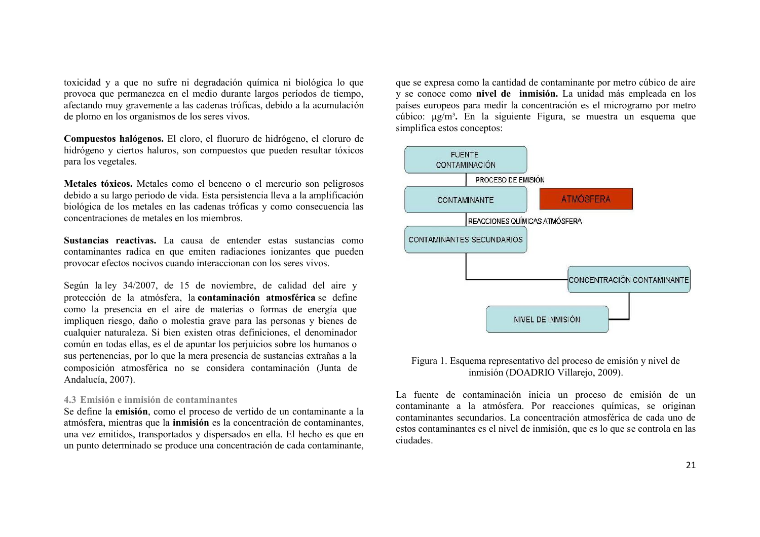toxicidad y a que no sufre ni degradación química ni biológica lo que provoca que permanezca en el medio durante largos períodos de tiempo, afectando muy gravemente a las cadenas tróficas, debido a la acumulación de plomo en los organismos de los seres vivos.

**Compuestos halógenos.** El cloro, el fluoruro de hidrógeno, el cloruro de hidrógeno y ciertos haluros, son compuestos que pueden resultar tóxicos para los vegetales.

**Metales tóxicos.** Metales como el benceno o el mercurio son peligrosos debido a su largo periodo de vida. Esta persistencia lleva a la amplificación biológica de los metales en las cadenas tróficas y como consecuencia las concentraciones de metales en los miembros.

**Sustancias reactivas.** La causa de entender estas sustancias como contaminantes radica en que emiten radiaciones ionizantes que pueden provocar efectos nocivos cuando interaccionan con los seres vivos.

Según la ley 34/2007, de 15 de noviembre, de calidad del aire y protección de la atmósfera, la **contaminación atmosférica** se define como la presencia en el aire de materias o formas de energía que impliquen riesgo, daño o molestia grave para las personas y bienes de cualquier naturaleza. Si bien existen otras definiciones, el denominador común en todas ellas, es el de apuntar los perjuicios sobre los humanos o sus pertenencias, por lo que la mera presencia de sustancias extrañas a la composición atmosférica no se considera contaminación (Junta de Andalucía, 2007).

### 4.3 Emisión e inmisión de contaminantes

Se define la **emisión**, como el proceso de vertido de un contaminante a la atmósfera, mientras que la **inmisión** es la concentración de contaminantes, una vez emitidos, transportados y dispersados en ella. El hecho es que en un punto determinado se produce una concentración de cada contaminante, que se expresa como la cantidad de contaminante por metro cúbico de aire y se conoce como **nivel de inmisión.** La unidad más empleada en los países europeos para medir la concentración es el microgramo por metro cúbico: $\mu g/m^3$**.** En la siguiente Figura, se muestra un esquema que simplifica estos conceptos:

FUENTE CONTAMINACIÓN → PROCESO DE EMISIÓN → CONTAMINANTE — ATMÓSFERA → REACCIONES QUÍMICAS ATMÓSFERA → CONTAMINANTES SECUNDARIOS → CONCENTRACIÓN CONTAMINANTE → NIVEL DE INMISIÓN

Figura 1. Esquema representativo del proceso de emisión y nivel de inmisión (DOADRIO Villarejo, 2009).

La fuente de contaminación inicia un proceso de emisión de un contaminante a la atmósfera. Por reacciones químicas, se originan contaminantes secundarios. La concentración atmosférica de cada uno de estos contaminantes es el nivel de inmisión, que es lo que se controla en las ciudades.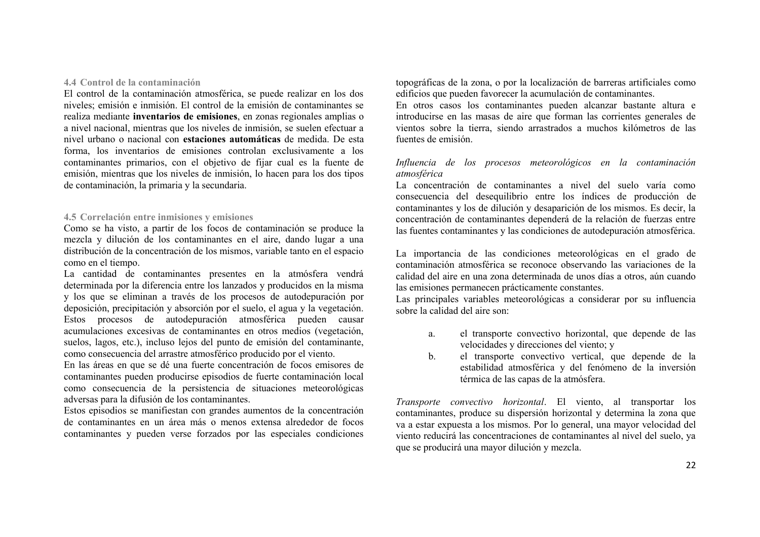### 4.4 Control de la contaminación

El control de la contaminación atmosférica, se puede realizar en los dos niveles; emisión e inmisión. El control de la emisión de contaminantes se realiza mediante **inventarios de emisiones**, en zonas regionales amplias o a nivel nacional, mientras que los niveles de inmisión, se suelen efectuar a nivel urbano o nacional con **estaciones automáticas** de medida. De esta forma, los inventarios de emisiones controlan exclusivamente a los contaminantes primarios, con el objetivo de fijar cual es la fuente de emisión, mientras que los niveles de inmisión, lo hacen para los dos tipos de contaminación, la primaria y la secundaria.

### 4.5 Correlación entre inmisiones y emisiones

Como se ha visto, a partir de los focos de contaminación se produce la mezcla y dilución de los contaminantes en el aire, dando lugar a una distribución de la concentración de los mismos, variable tanto en el espacio como en el tiempo.

La cantidad de contaminantes presentes en la atmósfera vendrá determinada por la diferencia entre los lanzados y producidos en la misma y los que se eliminan a través de los procesos de autodepuración por deposición, precipitación y absorción por el suelo, el agua y la vegetación. Estos procesos de autodepuración atmosférica pueden causar acumulaciones excesivas de contaminantes en otros medios (vegetación, suelos, lagos, etc.), incluso lejos del punto de emisión del contaminante, como consecuencia del arrastre atmosférico producido por el viento.

En las áreas en que se dé una fuerte concentración de focos emisores de contaminantes pueden producirse episodios de fuerte contaminación local como consecuencia de la persistencia de situaciones meteorológicas adversas para la difusión de los contaminantes.

Estos episodios se manifiestan con grandes aumentos de la concentración de contaminantes en un área más o menos extensa alrededor de focos contaminantes y pueden verse forzados por las especiales condiciones topográficas de la zona, o por la localización de barreras artificiales como edificios que pueden favorecer la acumulación de contaminantes.

En otros casos los contaminantes pueden alcanzar bastante altura e introducirse en las masas de aire que forman las corrientes generales de vientos sobre la tierra, siendo arrastrados a muchos kilómetros de las fuentes de emisión.

*Influencia de los procesos meteorológicos en la contaminación atmosférica*

La concentración de contaminantes a nivel del suelo varía como consecuencia del desequilibrio entre los índices de producción de contaminantes y los de dilución y desaparición de los mismos. Es decir, la concentración de contaminantes dependerá de la relación de fuerzas entre las fuentes contaminantes y las condiciones de autodepuración atmosférica.

La importancia de las condiciones meteorológicas en el grado de contaminación atmosférica se reconoce observando las variaciones de la calidad del aire en una zona determinada de unos días a otros, aún cuando las emisiones permanecen prácticamente constantes.

Las principales variables meteorológicas a considerar por su influencia sobre la calidad del aire son:

a. el transporte convectivo horizontal, que depende de las velocidades y direcciones del viento; y
b. el transporte convectivo vertical, que depende de la estabilidad atmosférica y del fenómeno de la inversión térmica de las capas de la atmósfera.

*Transporte convectivo horizontal*. El viento, al transportar los contaminantes, produce su dispersión horizontal y determina la zona que va a estar expuesta a los mismos. Por lo general, una mayor velocidad del viento reducirá las concentraciones de contaminantes al nivel del suelo, ya que se producirá una mayor dilución y mezcla.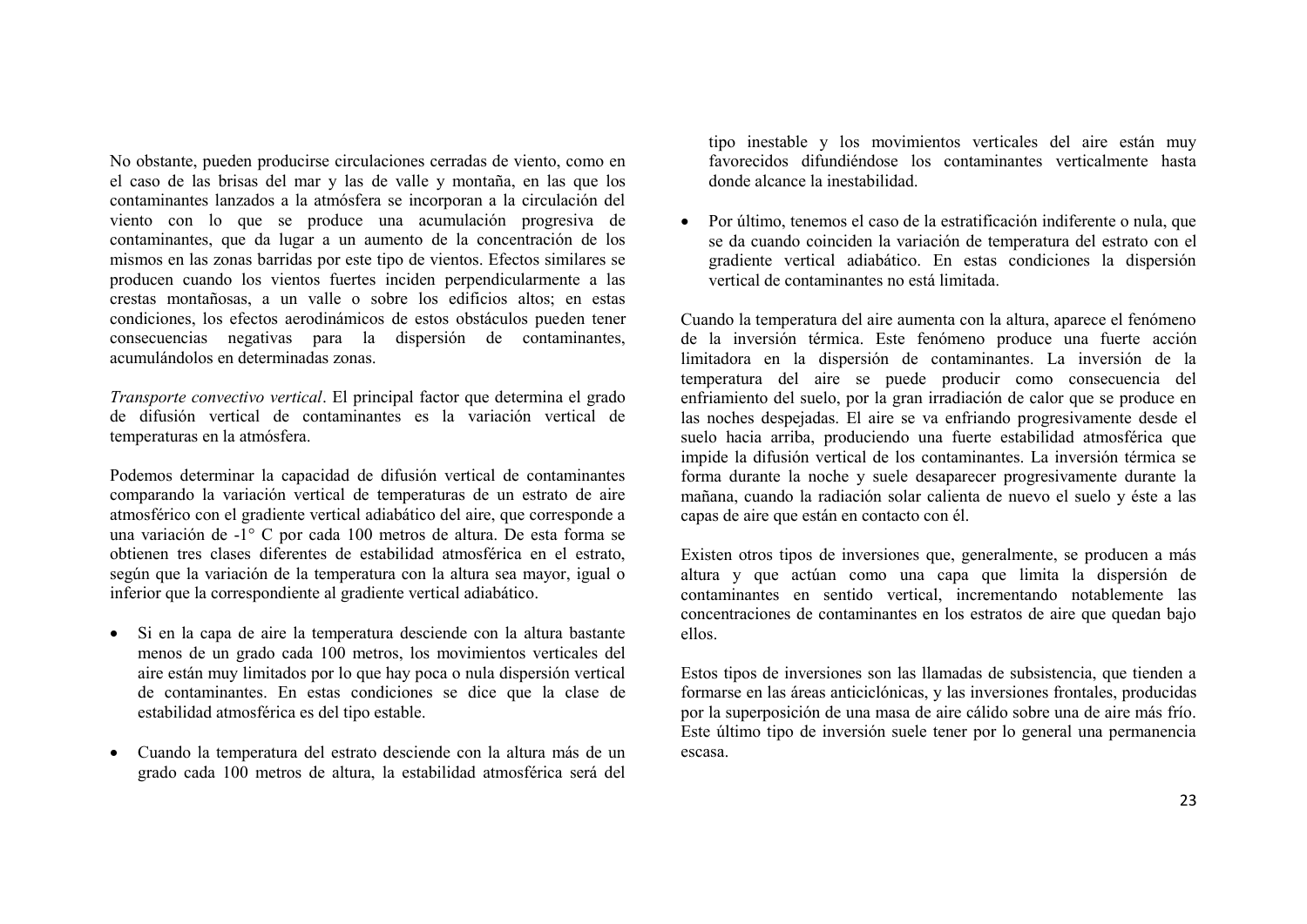No obstante, pueden producirse circulaciones cerradas de viento, como en el caso de las brisas del mar y las de valle y montaña, en las que los contaminantes lanzados a la atmósfera se incorporan a la circulación del viento con lo que se produce una acumulación progresiva de contaminantes, que da lugar a un aumento de la concentración de los mismos en las zonas barridas por este tipo de vientos. Efectos similares se producen cuando los vientos fuertes inciden perpendicularmente a las crestas montañosas, a un valle o sobre los edificios altos; en estas condiciones, los efectos aerodinámicos de estos obstáculos pueden tener consecuencias negativas para la dispersión de contaminantes, acumulándolos en determinadas zonas.

*Transporte convectivo vertical*. El principal factor que determina el grado de difusión vertical de contaminantes es la variación vertical de temperaturas en la atmósfera.

Podemos determinar la capacidad de difusión vertical de contaminantes comparando la variación vertical de temperaturas de un estrato de aire atmosférico con el gradiente vertical adiabático del aire, que corresponde a una variación de -1° C por cada 100 metros de altura. De esta forma se obtienen tres clases diferentes de estabilidad atmosférica en el estrato, según que la variación de la temperatura con la altura sea mayor, igual o inferior que la correspondiente al gradiente vertical adiabático.

- Si en la capa de aire la temperatura desciende con la altura bastante menos de un grado cada 100 metros, los movimientos verticales del aire están muy limitados por lo que hay poca o nula dispersión vertical de contaminantes. En estas condiciones se dice que la clase de estabilidad atmosférica es del tipo estable.

- Cuando la temperatura del estrato desciende con la altura más de un grado cada 100 metros de altura, la estabilidad atmosférica será del tipo inestable y los movimientos verticales del aire están muy favorecidos difundiéndose los contaminantes verticalmente hasta donde alcance la inestabilidad.

- Por último, tenemos el caso de la estratificación indiferente o nula, que se da cuando coinciden la variación de temperatura del estrato con el gradiente vertical adiabático. En estas condiciones la dispersión vertical de contaminantes no está limitada.

Cuando la temperatura del aire aumenta con la altura, aparece el fenómeno de la inversión térmica. Este fenómeno produce una fuerte acción limitadora en la dispersión de contaminantes. La inversión de la temperatura del aire se puede producir como consecuencia del enfriamiento del suelo, por la gran irradiación de calor que se produce en las noches despejadas. El aire se va enfriando progresivamente desde el suelo hacia arriba, produciendo una fuerte estabilidad atmosférica que impide la difusión vertical de los contaminantes. La inversión térmica se forma durante la noche y suele desaparecer progresivamente durante la mañana, cuando la radiación solar calienta de nuevo el suelo y éste a las capas de aire que están en contacto con él.

Existen otros tipos de inversiones que, generalmente, se producen a más altura y que actúan como una capa que limita la dispersión de contaminantes en sentido vertical, incrementando notablemente las concentraciones de contaminantes en los estratos de aire que quedan bajo ellos.

Estos tipos de inversiones son las llamadas de subsistencia, que tienden a formarse en las áreas anticiclónicas, y las inversiones frontales, producidas por la superposición de una masa de aire cálido sobre una de aire más frío. Este último tipo de inversión suele tener por lo general una permanencia escasa.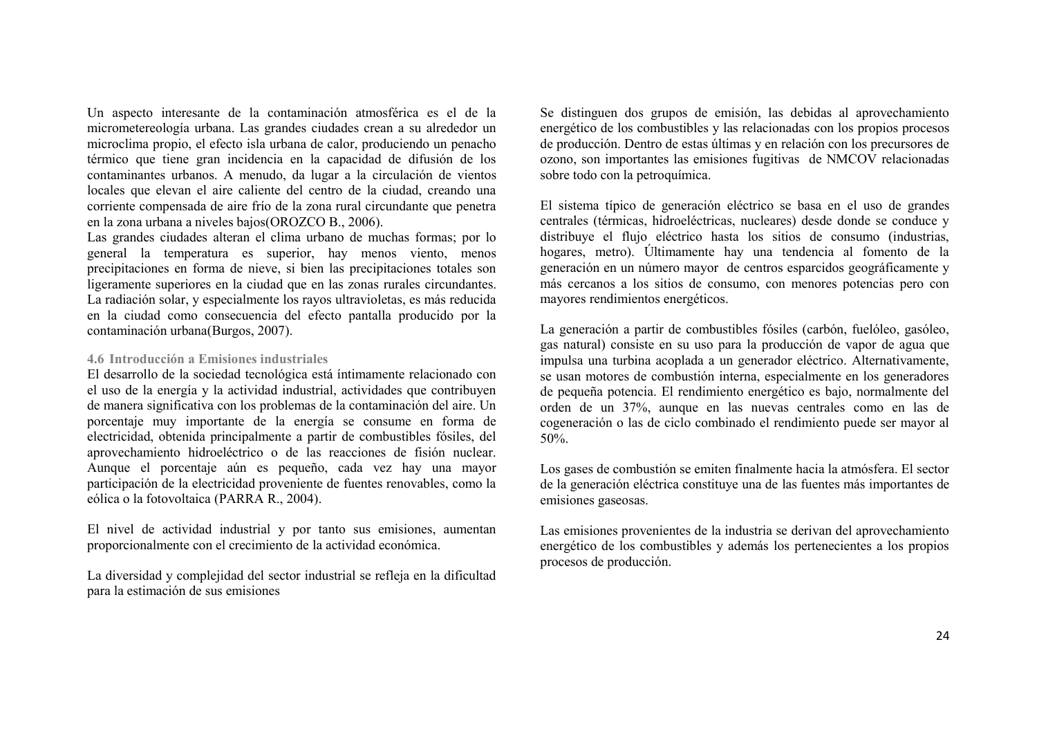Un aspecto interesante de la contaminación atmosférica es el de la micrometereología urbana. Las grandes ciudades crean a su alrededor un microclima propio, el efecto isla urbana de calor, produciendo un penacho térmico que tiene gran incidencia en la capacidad de difusión de los contaminantes urbanos. A menudo, da lugar a la circulación de vientos locales que elevan el aire caliente del centro de la ciudad, creando una corriente compensada de aire frío de la zona rural circundante que penetra en la zona urbana a niveles bajos(OROZCO B., 2006).
Las grandes ciudades alteran el clima urbano de muchas formas; por lo general la temperatura es superior, hay menos viento, menos precipitaciones en forma de nieve, si bien las precipitaciones totales son ligeramente superiores en la ciudad que en las zonas rurales circundantes. La radiación solar, y especialmente los rayos ultravioletas, es más reducida en la ciudad como consecuencia del efecto pantalla producido por la contaminación urbana(Burgos, 2007).

### 4.6 Introducción a Emisiones industriales

El desarrollo de la sociedad tecnológica está íntimamente relacionado con el uso de la energía y la actividad industrial, actividades que contribuyen de manera significativa con los problemas de la contaminación del aire. Un porcentaje muy importante de la energía se consume en forma de electricidad, obtenida principalmente a partir de combustibles fósiles, del aprovechamiento hidroeléctrico o de las reacciones de fisión nuclear. Aunque el porcentaje aún es pequeño, cada vez hay una mayor participación de la electricidad proveniente de fuentes renovables, como la eólica o la fotovoltaica (PARRA R., 2004).

El nivel de actividad industrial y por tanto sus emisiones, aumentan proporcionalmente con el crecimiento de la actividad económica.

La diversidad y complejidad del sector industrial se refleja en la dificultad para la estimación de sus emisiones

Se distinguen dos grupos de emisión, las debidas al aprovechamiento energético de los combustibles y las relacionadas con los propios procesos de producción. Dentro de estas últimas y en relación con los precursores de ozono, son importantes las emisiones fugitivas de NMCOV relacionadas sobre todo con la petroquímica.

El sistema típico de generación eléctrico se basa en el uso de grandes centrales (térmicas, hidroeléctricas, nucleares) desde donde se conduce y distribuye el flujo eléctrico hasta los sitios de consumo (industrias, hogares, metro). Últimamente hay una tendencia al fomento de la generación en un número mayor de centros esparcidos geográficamente y más cercanos a los sitios de consumo, con menores potencias pero con mayores rendimientos energéticos.

La generación a partir de combustibles fósiles (carbón, fuelóleo, gasóleo, gas natural) consiste en su uso para la producción de vapor de agua que impulsa una turbina acoplada a un generador eléctrico. Alternativamente, se usan motores de combustión interna, especialmente en los generadores de pequeña potencia. El rendimiento energético es bajo, normalmente del orden de un 37%, aunque en las nuevas centrales como en las de cogeneración o las de ciclo combinado el rendimiento puede ser mayor al 50%.

Los gases de combustión se emiten finalmente hacia la atmósfera. El sector de la generación eléctrica constituye una de las fuentes más importantes de emisiones gaseosas.

Las emisiones provenientes de la industria se derivan del aprovechamiento energético de los combustibles y además los pertenecientes a los propios procesos de producción.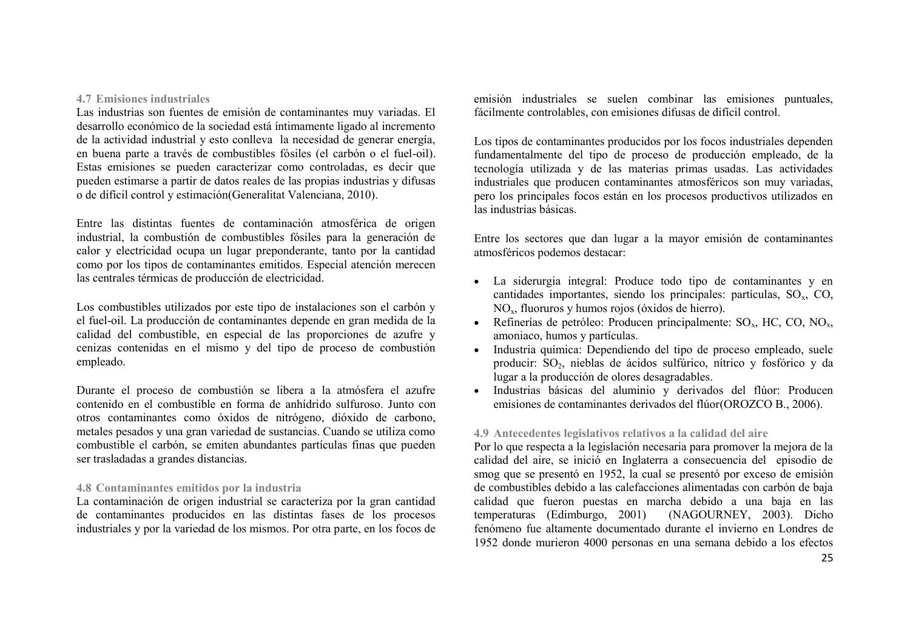### 4.7 Emisiones industriales

Las industrias son fuentes de emisión de contaminantes muy variadas. El desarrollo económico de la sociedad está íntimamente ligado al incremento de la actividad industrial y esto conlleva la necesidad de generar energía, en buena parte a través de combustibles fósiles (el carbón o el fuel-oil). Estas emisiones se pueden caracterizar como controladas, es decir que pueden estimarse a partir de datos reales de las propias industrias y difusas o de difícil control y estimación(Generalitat Valenciana, 2010).

Entre las distintas fuentes de contaminación atmosférica de origen industrial, la combustión de combustibles fósiles para la generación de calor y electricidad ocupa un lugar preponderante, tanto por la cantidad como por los tipos de contaminantes emitidos. Especial atención merecen las centrales térmicas de producción de electricidad.

Los combustibles utilizados por este tipo de instalaciones son el carbón y el fuel-oil. La producción de contaminantes depende en gran medida de la calidad del combustible, en especial de las proporciones de azufre y cenizas contenidas en el mismo y del tipo de proceso de combustión empleado.

Durante el proceso de combustión se libera a la atmósfera el azufre contenido en el combustible en forma de anhídrido sulfuroso. Junto con otros contaminantes como óxidos de nitrógeno, dióxido de carbono, metales pesados y una gran variedad de sustancias. Cuando se utiliza como combustible el carbón, se emiten abundantes partículas finas que pueden ser trasladadas a grandes distancias.

### 4.8 Contaminantes emitidos por la industria

La contaminación de origen industrial se caracteriza por la gran cantidad de contaminantes producidos en las distintas fases de los procesos industriales y por la variedad de los mismos. Por otra parte, en los focos de emisión industriales se suelen combinar las emisiones puntuales, fácilmente controlables, con emisiones difusas de difícil control.

Los tipos de contaminantes producidos por los focos industriales dependen fundamentalmente del tipo de proceso de producción empleado, de la tecnología utilizada y de las materias primas usadas. Las actividades industriales que producen contaminantes atmosféricos son muy variadas, pero los principales focos están en los procesos productivos utilizados en las industrias básicas.

Entre los sectores que dan lugar a la mayor emisión de contaminantes atmosféricos podemos destacar:

- La siderurgia integral: Produce todo tipo de contaminantes y en cantidades importantes, siendo los principales: partículas, $SO_x$, CO, $NO_x$, fluoruros y humos rojos (óxidos de hierro).
- Refinerías de petróleo: Producen principalmente: $SO_x$, HC, CO, $NO_x$, amoniaco, humos y partículas.
- Industria química: Dependiendo del tipo de proceso empleado, suele producir: $SO_2$, nieblas de ácidos sulfúrico, nítrico y fosfórico y da lugar a la producción de olores desagradables.
- Industrias básicas del aluminio y derivados del flúor: Producen emisiones de contaminantes derivados del flúor(OROZCO B., 2006).

### 4.9 Antecedentes legislativos relativos a la calidad del aire

Por lo que respecta a la legislación necesaria para promover la mejora de la calidad del aire, se inició en Inglaterra a consecuencia del episodio de smog que se presentó en 1952, la cual se presentó por exceso de emisión de combustibles debido a las calefacciones alimentadas con carbón de baja calidad que fueron puestas en marcha debido a una baja en las temperaturas (Edimburgo, 2001) (NAGOURNEY, 2003). Dicho fenómeno fue altamente documentado durante el invierno en Londres de 1952 donde murieron 4000 personas en una semana debido a los efectos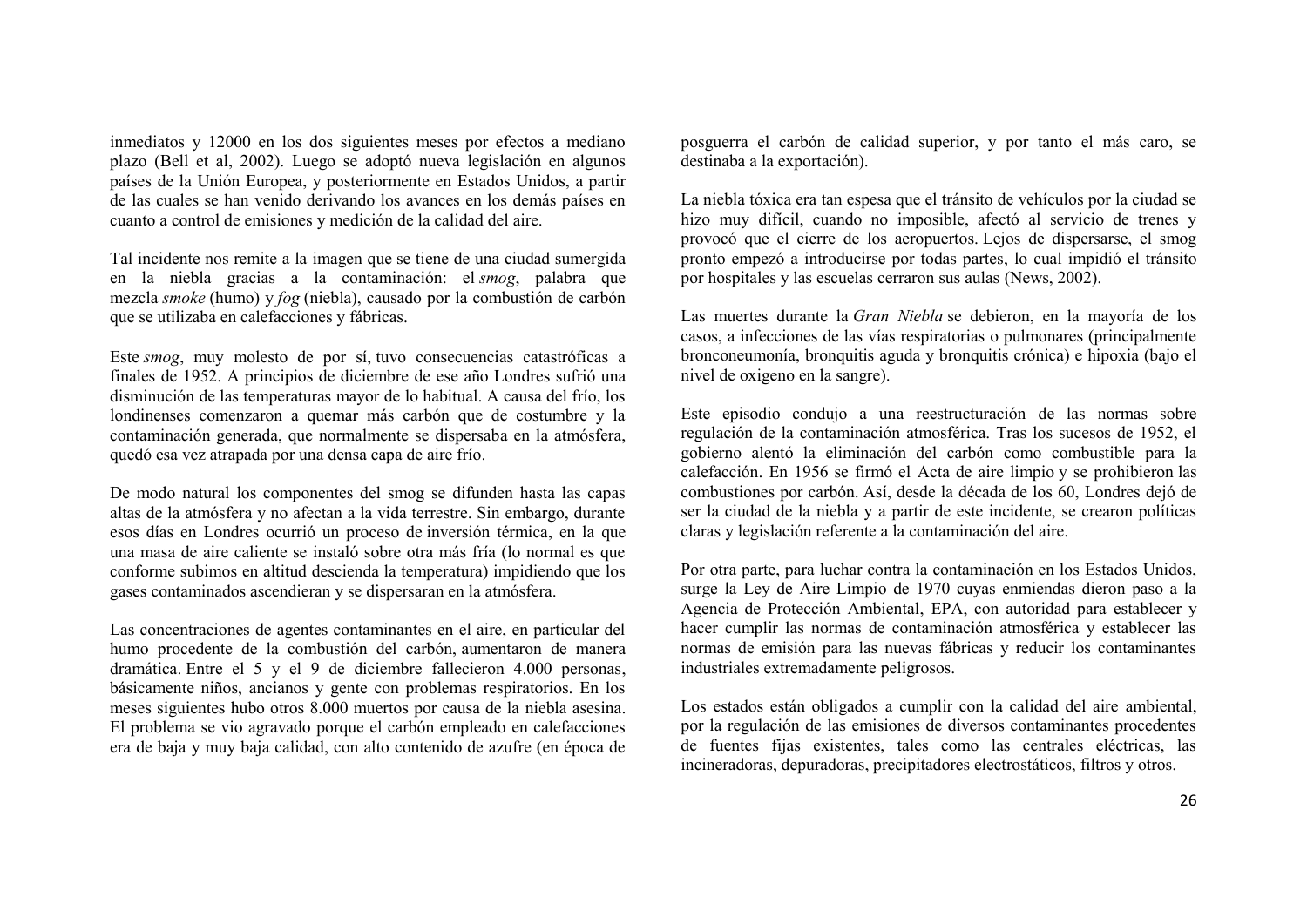inmediatos y 12000 en los dos siguientes meses por efectos a mediano plazo (Bell et al, 2002). Luego se adoptó nueva legislación en algunos países de la Unión Europea, y posteriormente en Estados Unidos, a partir de las cuales se han venido derivando los avances en los demás países en cuanto a control de emisiones y medición de la calidad del aire.

Tal incidente nos remite a la imagen que se tiene de una ciudad sumergida en la niebla gracias a la contaminación: el *smog*, palabra que mezcla *smoke* (humo) y *fog* (niebla), causado por la combustión de carbón que se utilizaba en calefacciones y fábricas.

Este *smog*, muy molesto de por sí, tuvo consecuencias catastróficas a finales de 1952. A principios de diciembre de ese año Londres sufrió una disminución de las temperaturas mayor de lo habitual. A causa del frío, los londinenses comenzaron a quemar más carbón que de costumbre y la contaminación generada, que normalmente se dispersaba en la atmósfera, quedó esa vez atrapada por una densa capa de aire frío.

De modo natural los componentes del smog se difunden hasta las capas altas de la atmósfera y no afectan a la vida terrestre. Sin embargo, durante esos días en Londres ocurrió un proceso de inversión térmica, en la que una masa de aire caliente se instaló sobre otra más fría (lo normal es que conforme subimos en altitud descienda la temperatura) impidiendo que los gases contaminados ascendieran y se dispersaran en la atmósfera.

Las concentraciones de agentes contaminantes en el aire, en particular del humo procedente de la combustión del carbón, aumentaron de manera dramática. Entre el 5 y el 9 de diciembre fallecieron 4.000 personas, básicamente niños, ancianos y gente con problemas respiratorios. En los meses siguientes hubo otros 8.000 muertos por causa de la niebla asesina. El problema se vio agravado porque el carbón empleado en calefacciones era de baja y muy baja calidad, con alto contenido de azufre (en época de posguerra el carbón de calidad superior, y por tanto el más caro, se destinaba a la exportación).

La niebla tóxica era tan espesa que el tránsito de vehículos por la ciudad se hizo muy difícil, cuando no imposible, afectó al servicio de trenes y provocó que el cierre de los aeropuertos. Lejos de dispersarse, el smog pronto empezó a introducirse por todas partes, lo cual impidió el tránsito por hospitales y las escuelas cerraron sus aulas (News, 2002).

Las muertes durante la *Gran Niebla* se debieron, en la mayoría de los casos, a infecciones de las vías respiratorias o pulmonares (principalmente bronconeumonía, bronquitis aguda y bronquitis crónica) e hipoxia (bajo el nivel de oxigeno en la sangre).

Este episodio condujo a una reestructuración de las normas sobre regulación de la contaminación atmosférica. Tras los sucesos de 1952, el gobierno alentó la eliminación del carbón como combustible para la calefacción. En 1956 se firmó el Acta de aire limpio y se prohibieron las combustiones por carbón. Así, desde la década de los 60, Londres dejó de ser la ciudad de la niebla y a partir de este incidente, se crearon políticas claras y legislación referente a la contaminación del aire.

Por otra parte, para luchar contra la contaminación en los Estados Unidos, surge la Ley de Aire Limpio de 1970 cuyas enmiendas dieron paso a la Agencia de Protección Ambiental, EPA, con autoridad para establecer y hacer cumplir las normas de contaminación atmosférica y establecer las normas de emisión para las nuevas fábricas y reducir los contaminantes industriales extremadamente peligrosos.

Los estados están obligados a cumplir con la calidad del aire ambiental, por la regulación de las emisiones de diversos contaminantes procedentes de fuentes fijas existentes, tales como las centrales eléctricas, las incineradoras, depuradoras, precipitadores electrostáticos, filtros y otros.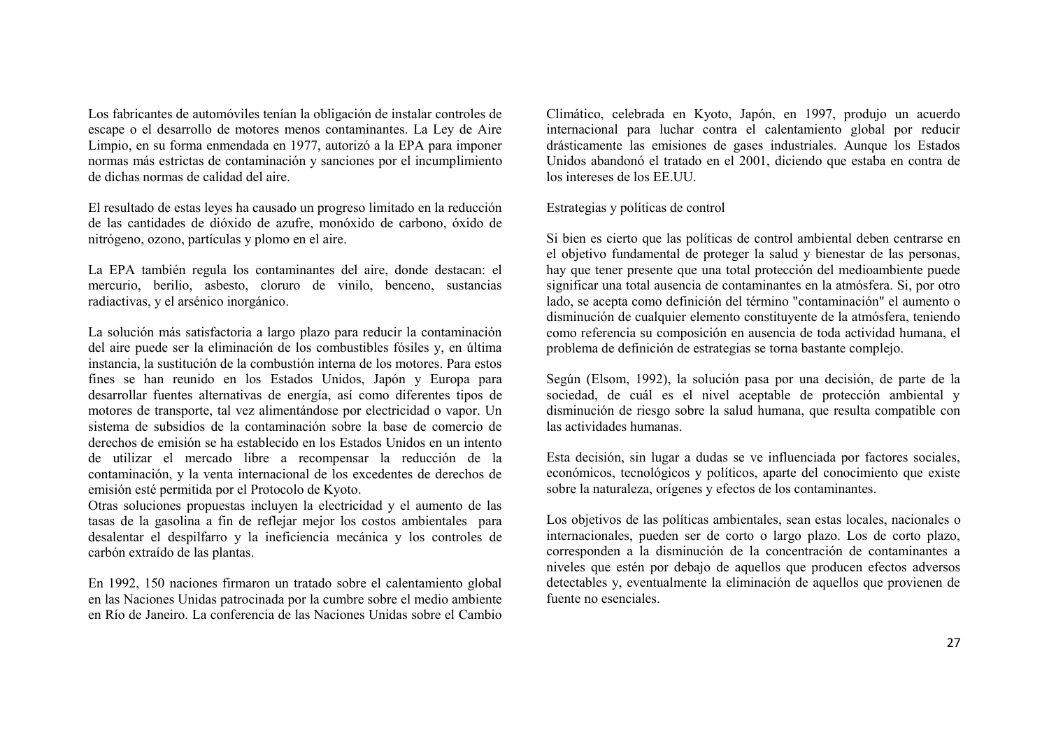Los fabricantes de automóviles tenían la obligación de instalar controles de escape o el desarrollo de motores menos contaminantes. La Ley de Aire Limpio, en su forma enmendada en 1977, autorizó a la EPA para imponer normas más estrictas de contaminación y sanciones por el incumplimiento de dichas normas de calidad del aire.

El resultado de estas leyes ha causado un progreso limitado en la reducción de las cantidades de dióxido de azufre, monóxido de carbono, óxido de nitrógeno, ozono, partículas y plomo en el aire.

La EPA también regula los contaminantes del aire, donde destacan: el mercurio, berilio, asbesto, cloruro de vinilo, benceno, sustancias radiactivas, y el arsénico inorgánico.

La solución más satisfactoria a largo plazo para reducir la contaminación del aire puede ser la eliminación de los combustibles fósiles y, en última instancia, la sustitución de la combustión interna de los motores. Para estos fines se han reunido en los Estados Unidos, Japón y Europa para desarrollar fuentes alternativas de energía, así como diferentes tipos de motores de transporte, tal vez alimentándose por electricidad o vapor. Un sistema de subsidios de la contaminación sobre la base de comercio de derechos de emisión se ha establecido en los Estados Unidos en un intento de utilizar el mercado libre a recompensar la reducción de la contaminación, y la venta internacional de los excedentes de derechos de emisión esté permitida por el Protocolo de Kyoto.
Otras soluciones propuestas incluyen la electricidad y el aumento de las tasas de la gasolina a fin de reflejar mejor los costos ambientales para desalentar el despilfarro y la ineficiencia mecánica y los controles de carbón extraído de las plantas.

En 1992, 150 naciones firmaron un tratado sobre el calentamiento global en las Naciones Unidas patrocinada por la cumbre sobre el medio ambiente en Río de Janeiro. La conferencia de las Naciones Unidas sobre el Cambio Climático, celebrada en Kyoto, Japón, en 1997, produjo un acuerdo internacional para luchar contra el calentamiento global por reducir drásticamente las emisiones de gases industriales. Aunque los Estados Unidos abandonó el tratado en el 2001, diciendo que estaba en contra de los intereses de los EE.UU.

Estrategias y políticas de control

Si bien es cierto que las políticas de control ambiental deben centrarse en el objetivo fundamental de proteger la salud y bienestar de las personas, hay que tener presente que una total protección del medioambiente puede significar una total ausencia de contaminantes en la atmósfera. Si, por otro lado, se acepta como definición del término "contaminación" el aumento o disminución de cualquier elemento constituyente de la atmósfera, teniendo como referencia su composición en ausencia de toda actividad humana, el problema de definición de estrategias se torna bastante complejo.

Según (Elsom, 1992), la solución pasa por una decisión, de parte de la sociedad, de cuál es el nivel aceptable de protección ambiental y disminución de riesgo sobre la salud humana, que resulta compatible con las actividades humanas.

Esta decisión, sin lugar a dudas se ve influenciada por factores sociales, económicos, tecnológicos y políticos, aparte del conocimiento que existe sobre la naturaleza, orígenes y efectos de los contaminantes.

Los objetivos de las políticas ambientales, sean estas locales, nacionales o internacionales, pueden ser de corto o largo plazo. Los de corto plazo, corresponden a la disminución de la concentración de contaminantes a niveles que estén por debajo de aquellos que producen efectos adversos detectables y, eventualmente la eliminación de aquellos que provienen de fuente no esenciales.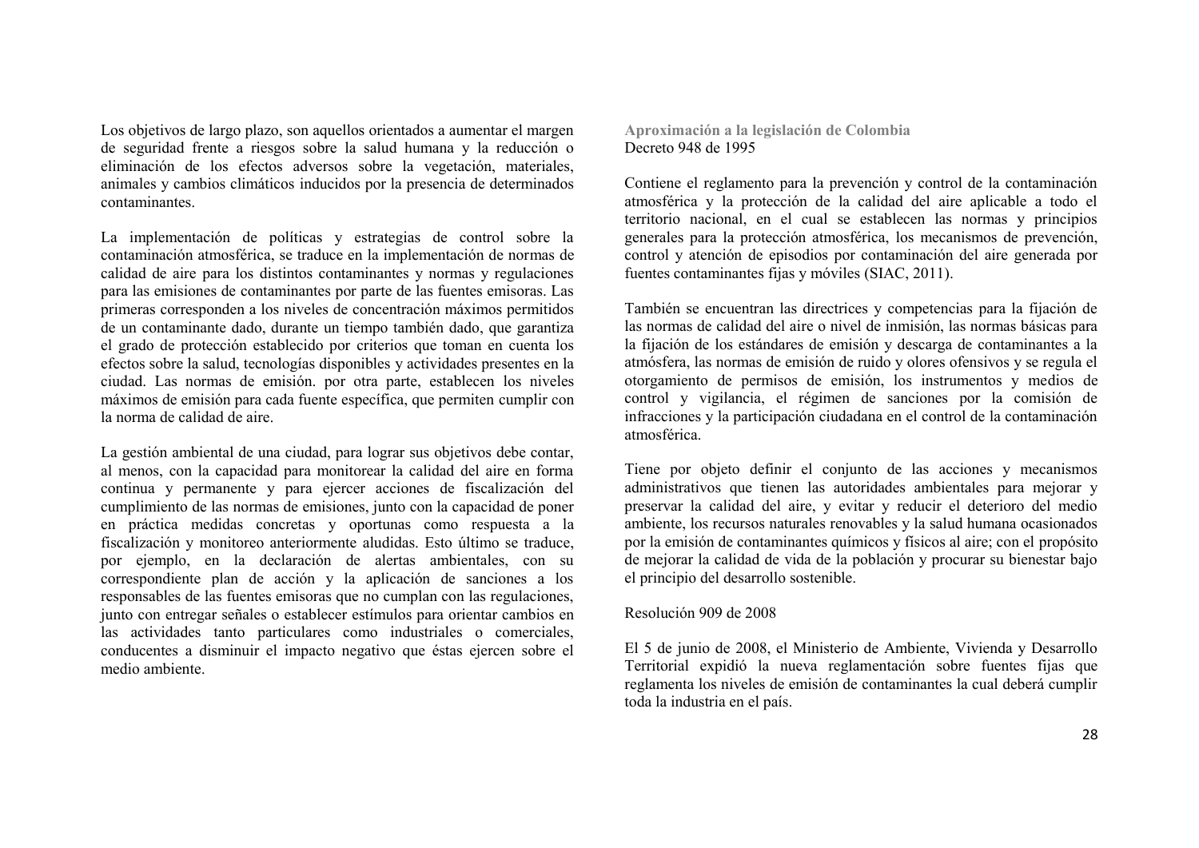Los objetivos de largo plazo, son aquellos orientados a aumentar el margen de seguridad frente a riesgos sobre la salud humana y la reducción o eliminación de los efectos adversos sobre la vegetación, materiales, animales y cambios climáticos inducidos por la presencia de determinados contaminantes.

La implementación de políticas y estrategias de control sobre la contaminación atmosférica, se traduce en la implementación de normas de calidad de aire para los distintos contaminantes y normas y regulaciones para las emisiones de contaminantes por parte de las fuentes emisoras. Las primeras corresponden a los niveles de concentración máximos permitidos de un contaminante dado, durante un tiempo también dado, que garantiza el grado de protección establecido por criterios que toman en cuenta los efectos sobre la salud, tecnologías disponibles y actividades presentes en la ciudad. Las normas de emisión. por otra parte, establecen los niveles máximos de emisión para cada fuente específica, que permiten cumplir con la norma de calidad de aire.

La gestión ambiental de una ciudad, para lograr sus objetivos debe contar, al menos, con la capacidad para monitorear la calidad del aire en forma continua y permanente y para ejercer acciones de fiscalización del cumplimiento de las normas de emisiones, junto con la capacidad de poner en práctica medidas concretas y oportunas como respuesta a la fiscalización y monitoreo anteriormente aludidas. Esto último se traduce, por ejemplo, en la declaración de alertas ambientales, con su correspondiente plan de acción y la aplicación de sanciones a los responsables de las fuentes emisoras que no cumplan con las regulaciones, junto con entregar señales o establecer estímulos para orientar cambios en las actividades tanto particulares como industriales o comerciales, conducentes a disminuir el impacto negativo que éstas ejercen sobre el medio ambiente.

**Aproximación a la legislación de Colombia**

Decreto 948 de 1995

Contiene el reglamento para la prevención y control de la contaminación atmosférica y la protección de la calidad del aire aplicable a todo el territorio nacional, en el cual se establecen las normas y principios generales para la protección atmosférica, los mecanismos de prevención, control y atención de episodios por contaminación del aire generada por fuentes contaminantes fijas y móviles (SIAC, 2011).

También se encuentran las directrices y competencias para la fijación de las normas de calidad del aire o nivel de inmisión, las normas básicas para la fijación de los estándares de emisión y descarga de contaminantes a la atmósfera, las normas de emisión de ruido y olores ofensivos y se regula el otorgamiento de permisos de emisión, los instrumentos y medios de control y vigilancia, el régimen de sanciones por la comisión de infracciones y la participación ciudadana en el control de la contaminación atmosférica.

Tiene por objeto definir el conjunto de las acciones y mecanismos administrativos que tienen las autoridades ambientales para mejorar y preservar la calidad del aire, y evitar y reducir el deterioro del medio ambiente, los recursos naturales renovables y la salud humana ocasionados por la emisión de contaminantes químicos y físicos al aire; con el propósito de mejorar la calidad de vida de la población y procurar su bienestar bajo el principio del desarrollo sostenible.

Resolución 909 de 2008

El 5 de junio de 2008, el Ministerio de Ambiente, Vivienda y Desarrollo Territorial expidió la nueva reglamentación sobre fuentes fijas que reglamenta los niveles de emisión de contaminantes la cual deberá cumplir toda la industria en el país.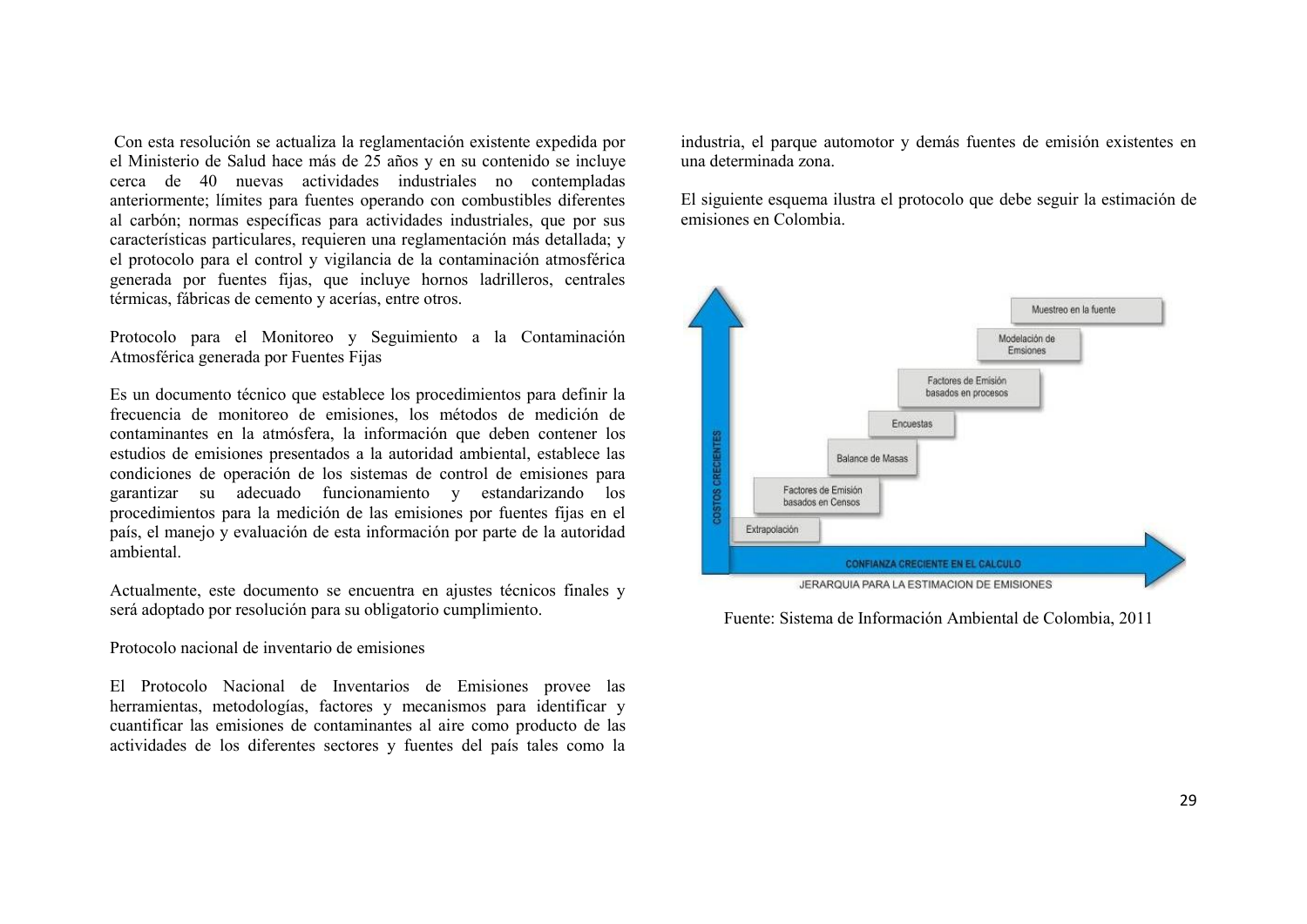Con esta resolución se actualiza la reglamentación existente expedida por el Ministerio de Salud hace más de 25 años y en su contenido se incluye cerca de 40 nuevas actividades industriales no contempladas anteriormente; límites para fuentes operando con combustibles diferentes al carbón; normas específicas para actividades industriales, que por sus características particulares, requieren una reglamentación más detallada; y el protocolo para el control y vigilancia de la contaminación atmosférica generada por fuentes fijas, que incluye hornos ladrilleros, centrales térmicas, fábricas de cemento y acerías, entre otros.

Protocolo para el Monitoreo y Seguimiento a la Contaminación Atmosférica generada por Fuentes Fijas

Es un documento técnico que establece los procedimientos para definir la frecuencia de monitoreo de emisiones, los métodos de medición de contaminantes en la atmósfera, la información que deben contener los estudios de emisiones presentados a la autoridad ambiental, establece las condiciones de operación de los sistemas de control de emisiones para garantizar su adecuado funcionamiento y estandarizando los procedimientos para la medición de las emisiones por fuentes fijas en el país, el manejo y evaluación de esta información por parte de la autoridad ambiental.

Actualmente, este documento se encuentra en ajustes técnicos finales y será adoptado por resolución para su obligatorio cumplimiento.

Protocolo nacional de inventario de emisiones

El Protocolo Nacional de Inventarios de Emisiones provee las herramientas, metodologías, factores y mecanismos para identificar y cuantificar las emisiones de contaminantes al aire como producto de las actividades de los diferentes sectores y fuentes del país tales como la industria, el parque automotor y demás fuentes de emisión existentes en una determinada zona.

El siguiente esquema ilustra el protocolo que debe seguir la estimación de emisiones en Colombia.

COSTOS CRECIENTES

Muestreo en la fuente

Modelación de Emsiones

Factores de Emisión basados en procesos

Encuestas

Balance de Masas

Factores de Emisión basados en Censos

Extrapolación

CONFIANZA CRECIENTE EN EL CALCULO

JERARQUIA PARA LA ESTIMACION DE EMISIONES

Fuente: Sistema de Información Ambiental de Colombia, 2011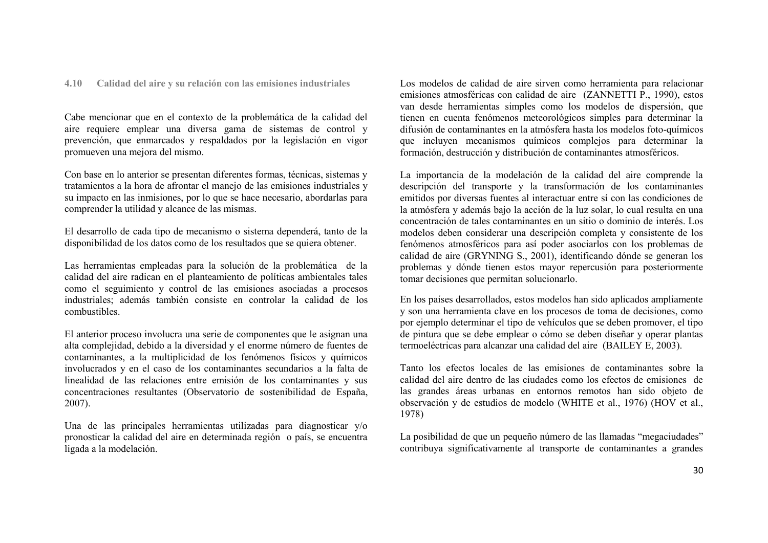## 4.10 Calidad del aire y su relación con las emisiones industriales

Cabe mencionar que en el contexto de la problemática de la calidad del aire requiere emplear una diversa gama de sistemas de control y prevención, que enmarcados y respaldados por la legislación en vigor promueven una mejora del mismo.

Con base en lo anterior se presentan diferentes formas, técnicas, sistemas y tratamientos a la hora de afrontar el manejo de las emisiones industriales y su impacto en las inmisiones, por lo que se hace necesario, abordarlas para comprender la utilidad y alcance de las mismas.

El desarrollo de cada tipo de mecanismo o sistema dependerá, tanto de la disponibilidad de los datos como de los resultados que se quiera obtener.

Las herramientas empleadas para la solución de la problemática de la calidad del aire radican en el planteamiento de políticas ambientales tales como el seguimiento y control de las emisiones asociadas a procesos industriales; además también consiste en controlar la calidad de los combustibles.

El anterior proceso involucra una serie de componentes que le asignan una alta complejidad, debido a la diversidad y el enorme número de fuentes de contaminantes, a la multiplicidad de los fenómenos físicos y químicos involucrados y en el caso de los contaminantes secundarios a la falta de linealidad de las relaciones entre emisión de los contaminantes y sus concentraciones resultantes (Observatorio de sostenibilidad de España, 2007).

Una de las principales herramientas utilizadas para diagnosticar y/o pronosticar la calidad del aire en determinada región o país, se encuentra ligada a la modelación.

Los modelos de calidad de aire sirven como herramienta para relacionar emisiones atmosféricas con calidad de aire (ZANNETTI P., 1990), estos van desde herramientas simples como los modelos de dispersión, que tienen en cuenta fenómenos meteorológicos simples para determinar la difusión de contaminantes en la atmósfera hasta los modelos foto-químicos que incluyen mecanismos químicos complejos para determinar la formación, destrucción y distribución de contaminantes atmosféricos.

La importancia de la modelación de la calidad del aire comprende la descripción del transporte y la transformación de los contaminantes emitidos por diversas fuentes al interactuar entre sí con las condiciones de la atmósfera y además bajo la acción de la luz solar, lo cual resulta en una concentración de tales contaminantes en un sitio o dominio de interés. Los modelos deben considerar una descripción completa y consistente de los fenómenos atmosféricos para así poder asociarlos con los problemas de calidad de aire (GRYNING S., 2001), identificando dónde se generan los problemas y dónde tienen estos mayor repercusión para posteriormente tomar decisiones que permitan solucionarlo.

En los países desarrollados, estos modelos han sido aplicados ampliamente y son una herramienta clave en los procesos de toma de decisiones, como por ejemplo determinar el tipo de vehículos que se deben promover, el tipo de pintura que se debe emplear o cómo se deben diseñar y operar plantas termoeléctricas para alcanzar una calidad del aire (BAILEY E, 2003).

Tanto los efectos locales de las emisiones de contaminantes sobre la calidad del aire dentro de las ciudades como los efectos de emisiones de las grandes áreas urbanas en entornos remotos han sido objeto de observación y de estudios de modelo (WHITE et al., 1976) (HOV et al., 1978)

La posibilidad de que un pequeño número de las llamadas "megaciudades" contribuya significativamente al transporte de contaminantes a grandes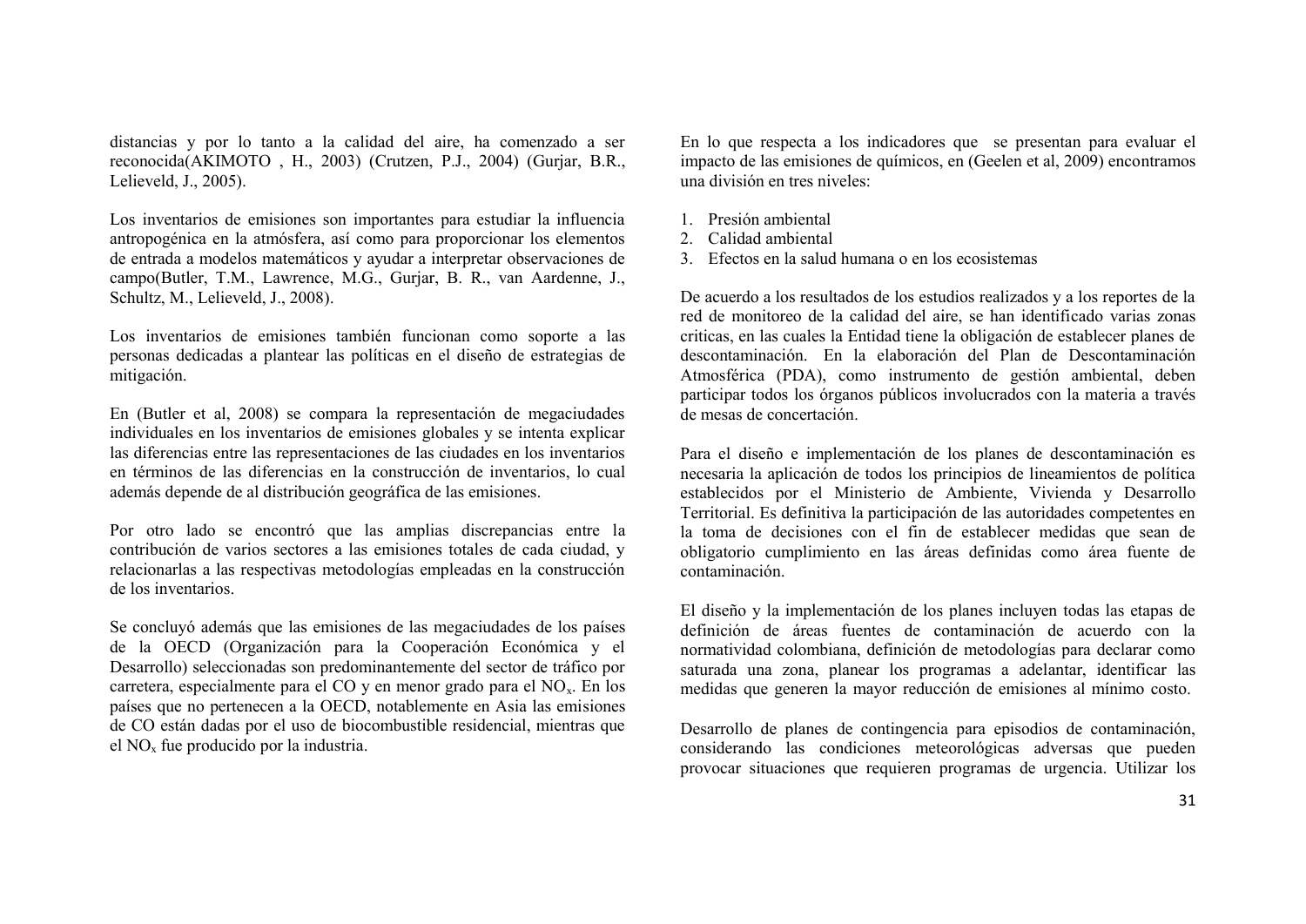distancias y por lo tanto a la calidad del aire, ha comenzado a ser reconocida(AKIMOTO , H., 2003) (Crutzen, P.J., 2004) (Gurjar, B.R., Lelieveld, J., 2005).

Los inventarios de emisiones son importantes para estudiar la influencia antropogénica en la atmósfera, así como para proporcionar los elementos de entrada a modelos matemáticos y ayudar a interpretar observaciones de campo(Butler, T.M., Lawrence, M.G., Gurjar, B. R., van Aardenne, J., Schultz, M., Lelieveld, J., 2008).

Los inventarios de emisiones también funcionan como soporte a las personas dedicadas a plantear las políticas en el diseño de estrategias de mitigación.

En (Butler et al, 2008) se compara la representación de megaciudades individuales en los inventarios de emisiones globales y se intenta explicar las diferencias entre las representaciones de las ciudades en los inventarios en términos de las diferencias en la construcción de inventarios, lo cual además depende de al distribución geográfica de las emisiones.

Por otro lado se encontró que las amplias discrepancias entre la contribución de varios sectores a las emisiones totales de cada ciudad, y relacionarlas a las respectivas metodologías empleadas en la construcción de los inventarios.

Se concluyó además que las emisiones de las megaciudades de los países de la OECD (Organización para la Cooperación Económica y el Desarrollo) seleccionadas son predominantemente del sector de tráfico por carretera, especialmente para el CO y en menor grado para el $NO_x$. En los países que no pertenecen a la OECD, notablemente en Asia las emisiones de CO están dadas por el uso de biocombustible residencial, mientras que el $NO_x$ fue producido por la industria.

En lo que respecta a los indicadores que se presentan para evaluar el impacto de las emisiones de químicos, en (Geelen et al, 2009) encontramos una división en tres niveles:

1. Presión ambiental
2. Calidad ambiental
3. Efectos en la salud humana o en los ecosistemas

De acuerdo a los resultados de los estudios realizados y a los reportes de la red de monitoreo de la calidad del aire, se han identificado varias zonas criticas, en las cuales la Entidad tiene la obligación de establecer planes de descontaminación. En la elaboración del Plan de Descontaminación Atmosférica (PDA), como instrumento de gestión ambiental, deben participar todos los órganos públicos involucrados con la materia a través de mesas de concertación.

Para el diseño e implementación de los planes de descontaminación es necesaria la aplicación de todos los principios de lineamientos de política establecidos por el Ministerio de Ambiente, Vivienda y Desarrollo Territorial. Es definitiva la participación de las autoridades competentes en la toma de decisiones con el fin de establecer medidas que sean de obligatorio cumplimiento en las áreas definidas como área fuente de contaminación.

El diseño y la implementación de los planes incluyen todas las etapas de definición de áreas fuentes de contaminación de acuerdo con la normatividad colombiana, definición de metodologías para declarar como saturada una zona, planear los programas a adelantar, identificar las medidas que generen la mayor reducción de emisiones al mínimo costo.

Desarrollo de planes de contingencia para episodios de contaminación, considerando las condiciones meteorológicas adversas que pueden provocar situaciones que requieren programas de urgencia. Utilizar los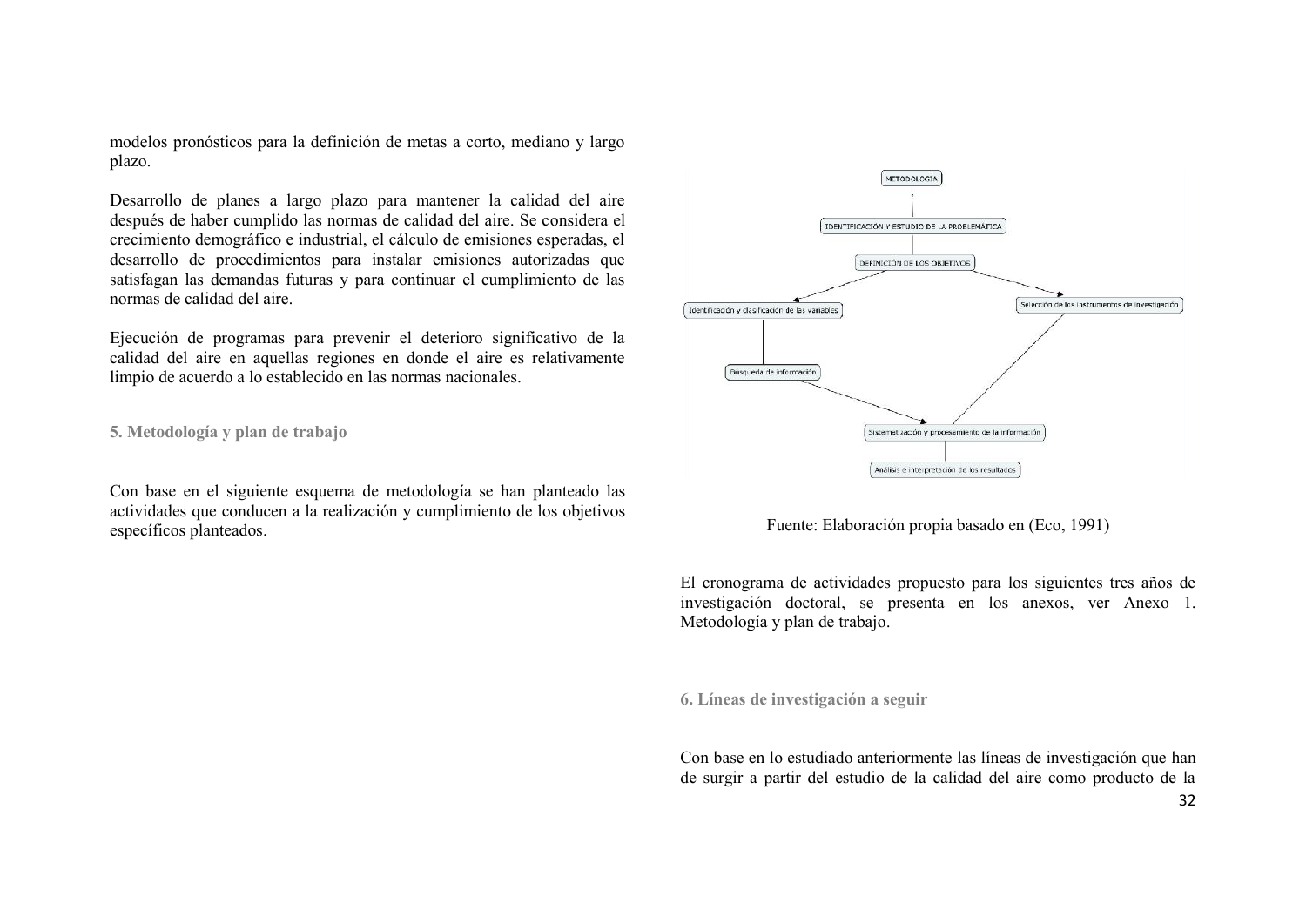modelos pronósticos para la definición de metas a corto, mediano y largo plazo.

Desarrollo de planes a largo plazo para mantener la calidad del aire después de haber cumplido las normas de calidad del aire. Se considera el crecimiento demográfico e industrial, el cálculo de emisiones esperadas, el desarrollo de procedimientos para instalar emisiones autorizadas que satisfagan las demandas futuras y para continuar el cumplimiento de las normas de calidad del aire.

Ejecución de programas para prevenir el deterioro significativo de la calidad del aire en aquellas regiones en donde el aire es relativamente limpio de acuerdo a lo establecido en las normas nacionales.

## 5. Metodología y plan de trabajo

Con base en el siguiente esquema de metodología se han planteado las actividades que conducen a la realización y cumplimiento de los objetivos específicos planteados.

Fuente: Elaboración propia basado en (Eco, 1991)

El cronograma de actividades propuesto para los siguientes tres años de investigación doctoral, se presenta en los anexos, ver Anexo 1. Metodología y plan de trabajo.

## 6. Líneas de investigación a seguir

Con base en lo estudiado anteriormente las líneas de investigación que han de surgir a partir del estudio de la calidad del aire como producto de la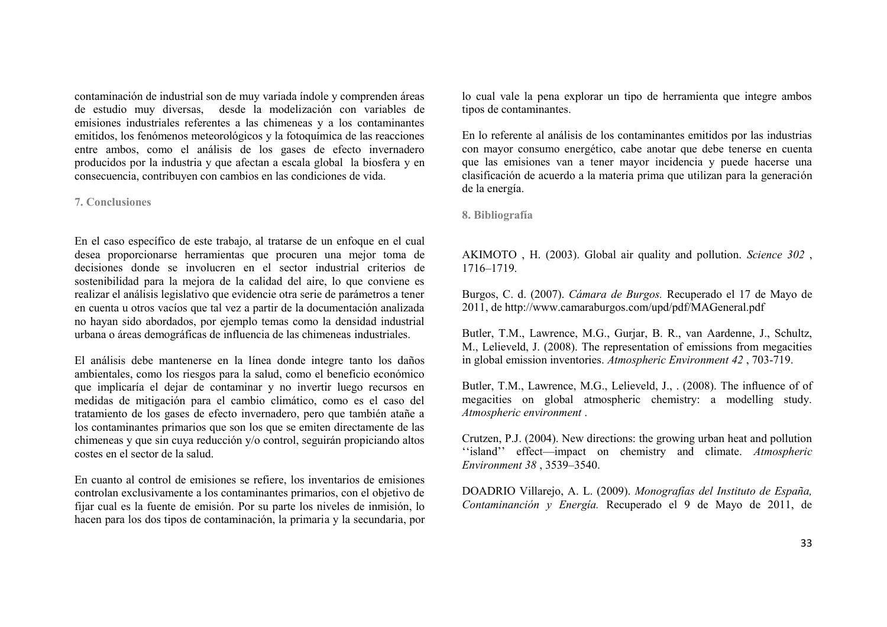contaminación de industrial son de muy variada índole y comprenden áreas de estudio muy diversas, desde la modelización con variables de emisiones industriales referentes a las chimeneas y a los contaminantes emitidos, los fenómenos meteorológicos y la fotoquímica de las reacciones entre ambos, como el análisis de los gases de efecto invernadero producidos por la industria y que afectan a escala global la biosfera y en consecuencia, contribuyen con cambios en las condiciones de vida.

## 7. Conclusiones

En el caso específico de este trabajo, al tratarse de un enfoque en el cual desea proporcionarse herramientas que procuren una mejor toma de decisiones donde se involucren en el sector industrial criterios de sostenibilidad para la mejora de la calidad del aire, lo que conviene es realizar el análisis legislativo que evidencie otra serie de parámetros a tener en cuenta u otros vacíos que tal vez a partir de la documentación analizada no hayan sido abordados, por ejemplo temas como la densidad industrial urbana o áreas demográficas de influencia de las chimeneas industriales.

El análisis debe mantenerse en la línea donde integre tanto los daños ambientales, como los riesgos para la salud, como el beneficio económico que implicaría el dejar de contaminar y no invertir luego recursos en medidas de mitigación para el cambio climático, como es el caso del tratamiento de los gases de efecto invernadero, pero que también atañe a los contaminantes primarios que son los que se emiten directamente de las chimeneas y que sin cuya reducción y/o control, seguirán propiciando altos costes en el sector de la salud.

En cuanto al control de emisiones se refiere, los inventarios de emisiones controlan exclusivamente a los contaminantes primarios, con el objetivo de fijar cual es la fuente de emisión. Por su parte los niveles de inmisión, lo hacen para los dos tipos de contaminación, la primaria y la secundaria, por lo cual vale la pena explorar un tipo de herramienta que integre ambos tipos de contaminantes.

En lo referente al análisis de los contaminantes emitidos por las industrias con mayor consumo energético, cabe anotar que debe tenerse en cuenta que las emisiones van a tener mayor incidencia y puede hacerse una clasificación de acuerdo a la materia prima que utilizan para la generación de la energía.

## 8. Bibliografía

AKIMOTO , H. (2003). Global air quality and pollution. *Science 302* , 1716–1719.

Burgos, C. d. (2007). *Cámara de Burgos.* Recuperado el 17 de Mayo de 2011, de http://www.camaraburgos.com/upd/pdf/MAGeneral.pdf

Butler, T.M., Lawrence, M.G., Gurjar, B. R., van Aardenne, J., Schultz, M., Lelieveld, J. (2008). The representation of emissions from megacities in global emission inventories. *Atmospheric Environment 42* , 703-719.

Butler, T.M., Lawrence, M.G., Lelieveld, J., . (2008). The influence of of megacities on global atmospheric chemistry: a modelling study. *Atmospheric environment* .

Crutzen, P.J. (2004). New directions: the growing urban heat and pollution ''island'' effect—impact on chemistry and climate. *Atmospheric Environment 38* , 3539–3540.

DOADRIO Villarejo, A. L. (2009). *Monografías del Instituto de España, Contaminanción y Energía.* Recuperado el 9 de Mayo de 2011, de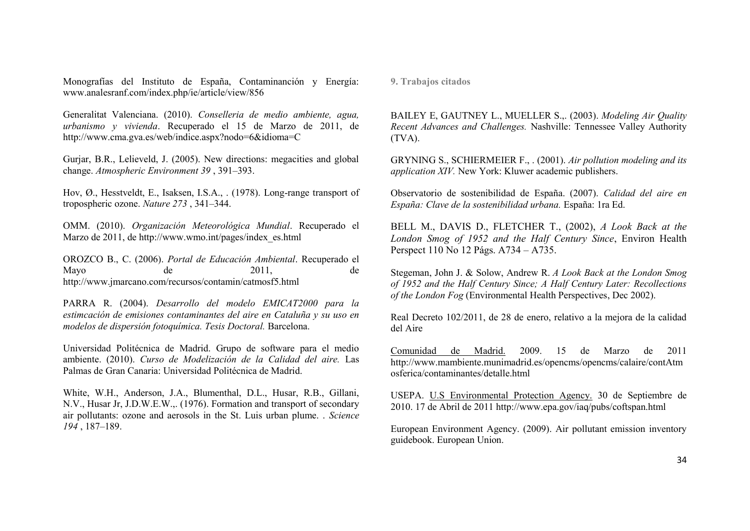Monografías del Instituto de España, Contaminanción y Energía: www.analesranf.com/index.php/ie/article/view/856

Generalitat Valenciana. (2010). *Conselleria de medio ambiente, agua, urbanismo y vivienda*. Recuperado el 15 de Marzo de 2011, de http://www.cma.gva.es/web/indice.aspx?nodo=6&idioma=C

Gurjar, B.R., Lelieveld, J. (2005). New directions: megacities and global change. *Atmospheric Environment 39* , 391–393.

Hov, Ø., Hesstveldt, E., Isaksen, I.S.A., . (1978). Long-range transport of tropospheric ozone. *Nature 273* , 341–344.

OMM. (2010). *Organización Meteorológica Mundial*. Recuperado el Marzo de 2011, de http://www.wmo.int/pages/index_es.html

OROZCO B., C. (2006). *Portal de Educación Ambiental*. Recuperado el Mayo de 2011, de http://www.jmarcano.com/recursos/contamin/catmosf5.html

PARRA R. (2004). *Desarrollo del modelo EMICAT2000 para la estimcación de emisiones contaminantes del aire en Cataluña y su uso en modelos de dispersión fotoquímica. Tesis Doctoral.* Barcelona.

Universidad Politécnica de Madrid. Grupo de software para el medio ambiente. (2010). *Curso de Modelización de la Calidad del aire.* Las Palmas de Gran Canaria: Universidad Politécnica de Madrid.

White, W.H., Anderson, J.A., Blumenthal, D.L., Husar, R.B., Gillani, N.V., Husar Jr, J.D.W.E.W.,. (1976). Formation and transport of secondary air pollutants: ozone and aerosols in the St. Luis urban plume. . *Science 194* , 187–189.

## 9. Trabajos citados

BAILEY E, GAUTNEY L., MUELLER S.,. (2003). *Modeling Air Quality Recent Advances and Challenges.* Nashville: Tennessee Valley Authority (TVA).

GRYNING S., SCHIERMEIER F., . (2001). *Air pollution modeling and its application XIV.* New York: Kluwer academic publishers.

Observatorio de sostenibilidad de España. (2007). *Calidad del aire en España: Clave de la sostenibilidad urbana.* España: 1ra Ed.

BELL M., DAVIS D., FLETCHER T., (2002), *A Look Back at the London Smog of 1952 and the Half Century Since*, Environ Health Perspect 110 No 12 Págs. A734 – A735.

Stegeman, John J. & Solow, Andrew R. *A Look Back at the London Smog of 1952 and the Half Century Since; A Half Century Later: Recollections of the London Fog* (Environmental Health Perspectives, Dec 2002).

Real Decreto 102/2011, de 28 de enero, relativo a la mejora de la calidad del Aire

Comunidad de Madrid. 2009. 15 de Marzo de 2011 http://www.mambiente.munimadrid.es/opencms/opencms/calaire/contAtmosferica/contaminantes/detalle.html

USEPA. U.S Environmental Protection Agency. 30 de Septiembre de 2010. 17 de Abril de 2011 http://www.epa.gov/iaq/pubs/coftspan.html

European Environment Agency. (2009). Air pollutant emission inventory guidebook. European Union.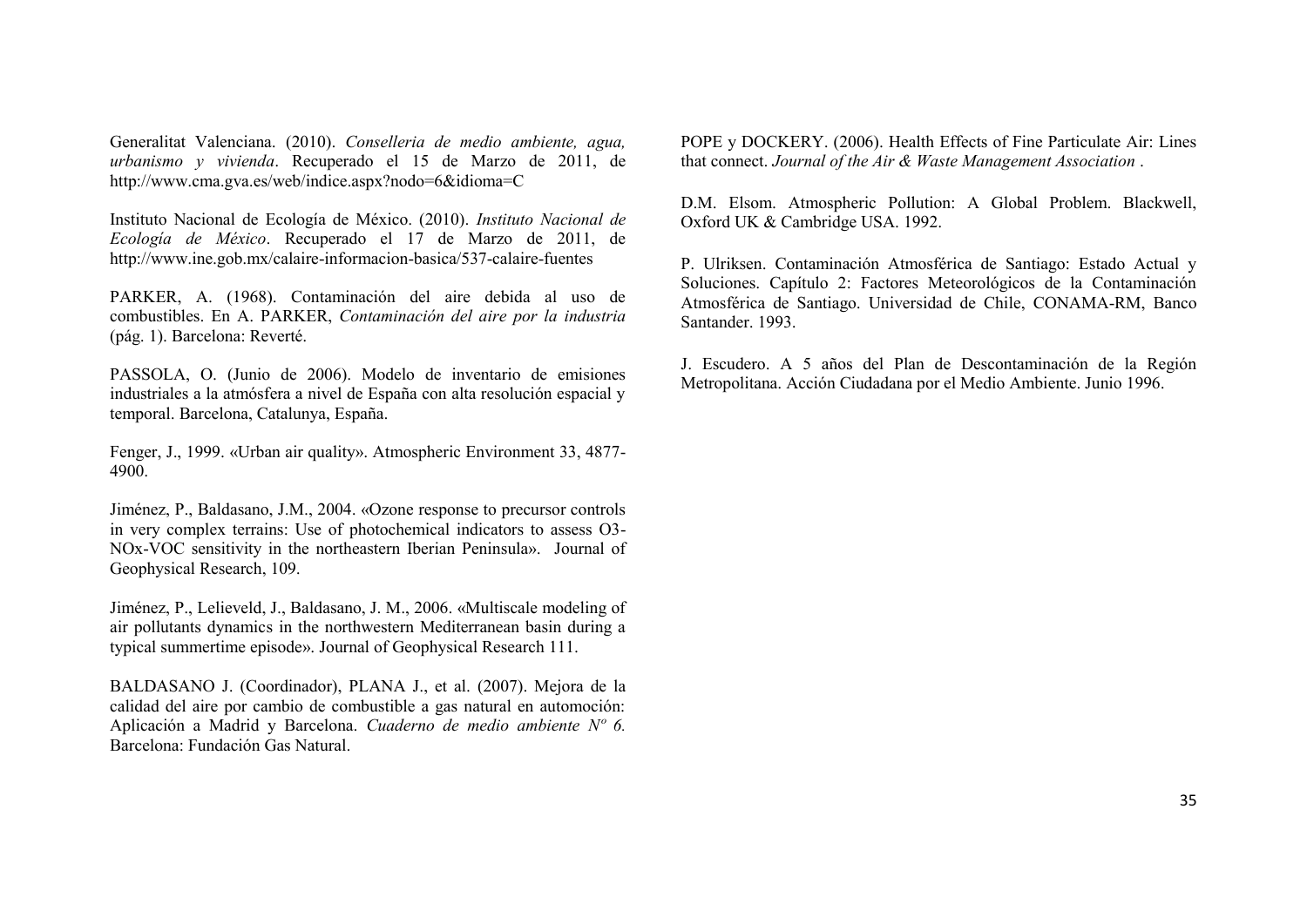Generalitat Valenciana. (2010). *Conselleria de medio ambiente, agua, urbanismo y vivienda*. Recuperado el 15 de Marzo de 2011, de http://www.cma.gva.es/web/indice.aspx?nodo=6&idioma=C

Instituto Nacional de Ecología de México. (2010). *Instituto Nacional de Ecología de México*. Recuperado el 17 de Marzo de 2011, de http://www.ine.gob.mx/calaire-informacion-basica/537-calaire-fuentes

PARKER, A. (1968). Contaminación del aire debida al uso de combustibles. En A. PARKER, *Contaminación del aire por la industria* (pág. 1). Barcelona: Reverté.

PASSOLA, O. (Junio de 2006). Modelo de inventario de emisiones industriales a la atmósfera a nivel de España con alta resolución espacial y temporal. Barcelona, Catalunya, España.

Fenger, J., 1999. «Urban air quality». Atmospheric Environment 33, 4877-4900.

Jiménez, P., Baldasano, J.M., 2004. «Ozone response to precursor controls in very complex terrains: Use of photochemical indicators to assess O3-NOx-VOC sensitivity in the northeastern Iberian Peninsula». Journal of Geophysical Research, 109.

Jiménez, P., Lelieveld, J., Baldasano, J. M., 2006. «Multiscale modeling of air pollutants dynamics in the northwestern Mediterranean basin during a typical summertime episode». Journal of Geophysical Research 111.

BALDASANO J. (Coordinador), PLANA J., et al. (2007). Mejora de la calidad del aire por cambio de combustible a gas natural en automoción: Aplicación a Madrid y Barcelona. *Cuaderno de medio ambiente Nº 6.* Barcelona: Fundación Gas Natural.

POPE y DOCKERY. (2006). Health Effects of Fine Particulate Air: Lines that connect. *Journal of the Air & Waste Management Association* .

D.M. Elsom. Atmospheric Pollution: A Global Problem. Blackwell, Oxford UK & Cambridge USA. 1992.

P. Ulriksen. Contaminación Atmosférica de Santiago: Estado Actual y Soluciones. Capítulo 2: Factores Meteorológicos de la Contaminación Atmosférica de Santiago. Universidad de Chile, CONAMA-RM, Banco Santander. 1993.

J. Escudero. A 5 años del Plan de Descontaminación de la Región Metropolitana. Acción Ciudadana por el Medio Ambiente. Junio 1996.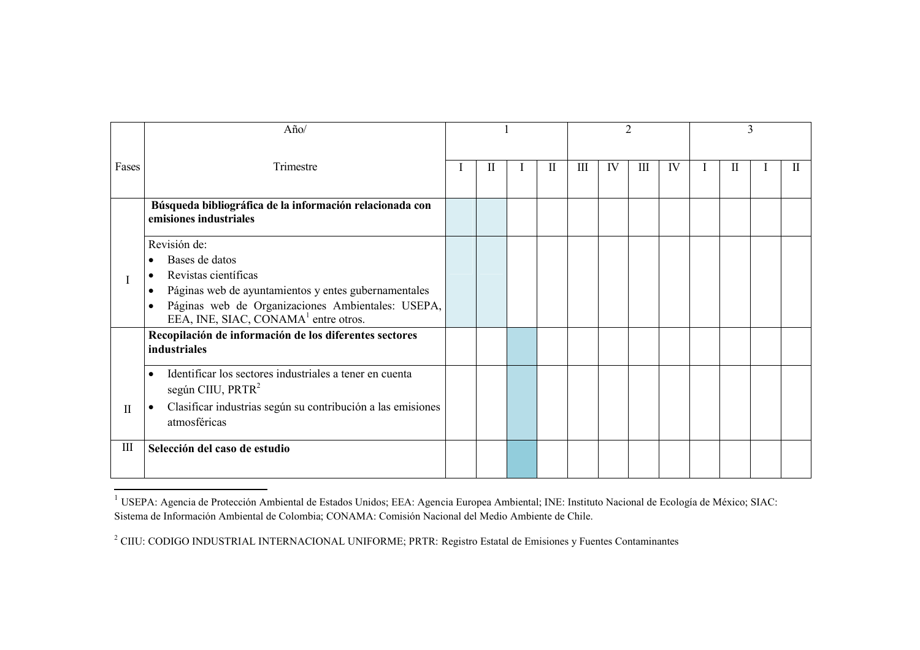| Fases | Año/<br><br>Trimestre | 1 | | | | 2 | | | | 3 | | | |
|---|---|---|---|---|---|---|---|---|---|---|---|---|---|
| | | I | II | I | II | III | IV | III | IV | I | II | I | II |
| I | **Búsqueda bibliográfica de la información relacionada con emisiones industriales** | | | | | | | | | | | | |
| | Revisión de:<br>• Bases de datos<br>• Revistas científicas<br>• Páginas web de ayuntamientos y entes gubernamentales<br>• Páginas web de Organizaciones Ambientales: USEPA, EEA, INE, SIAC, CONAMA[1] entre otros. | | | | | | | | | | | | |
| II | **Recopilación de información de los diferentes sectores industriales** | | | | | | | | | | | | |
| | • Identificar los sectores industriales a tener en cuenta según CIIU, PRTR[2]<br>• Clasificar industrias según su contribución a las emisiones atmosféricas | | | | | | | | | | | | |
| III | **Selección del caso de estudio** | | | | | | | | | | | | |

[1] USEPA: Agencia de Protección Ambiental de Estados Unidos; EEA: Agencia Europea Ambiental; INE: Instituto Nacional de Ecología de México; SIAC: Sistema de Información Ambiental de Colombia; CONAMA: Comisión Nacional del Medio Ambiente de Chile.

[2] CIIU: CODIGO INDUSTRIAL INTERNACIONAL UNIFORME; PRTR: Registro Estatal de Emisiones y Fuentes Contaminantes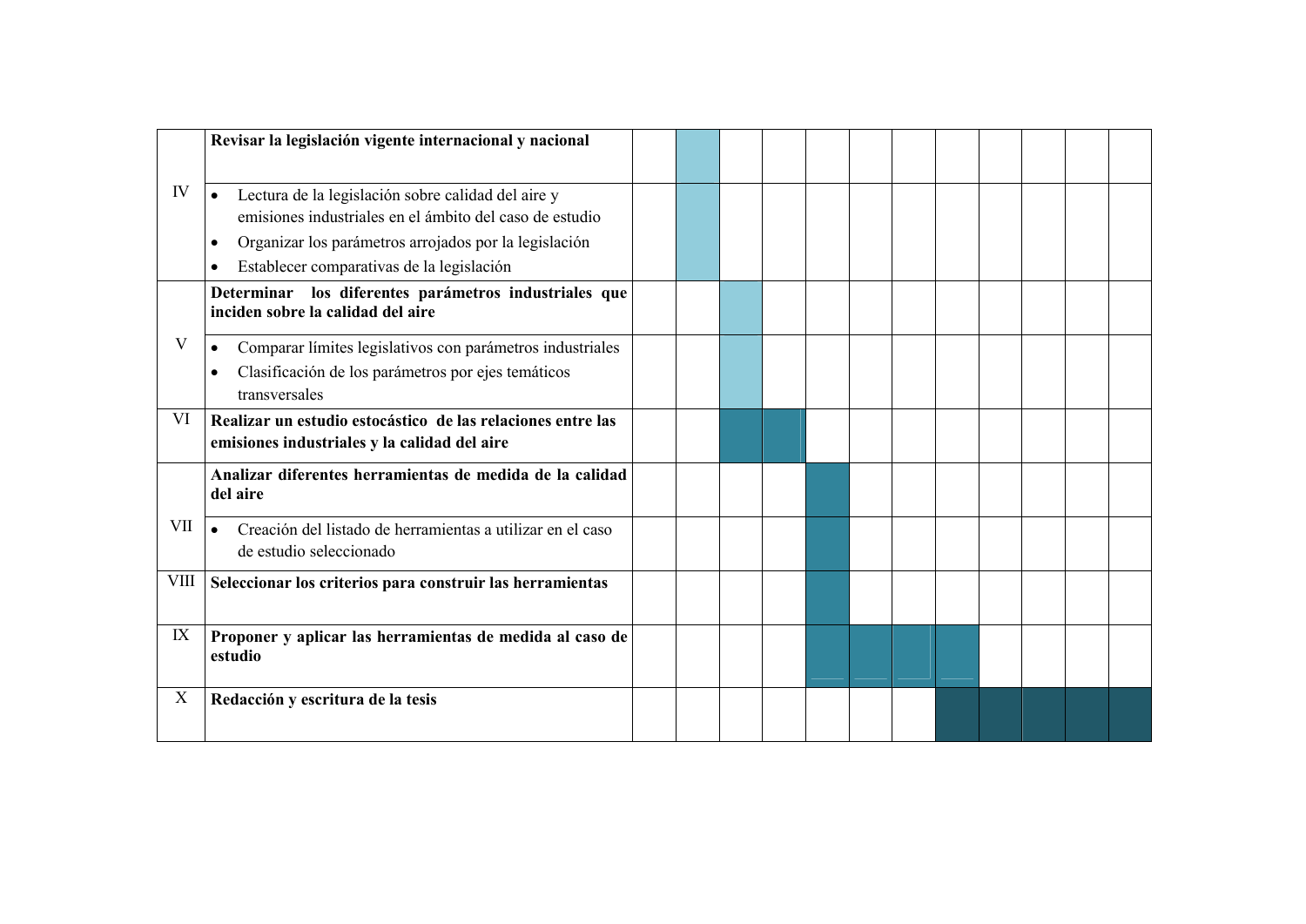| | | | | | | | | | | | | | |
|---|---|---|---|---|---|---|---|---|---|---|---|---|---|
| IV | **Revisar la legislación vigente internacional y nacional** | | ■ | | | | | | | | | | |
| | • Lectura de la legislación sobre calidad del aire y emisiones industriales en el ámbito del caso de estudio<br>• Organizar los parámetros arrojados por la legislación<br>• Establecer comparativas de la legislación | | ■ | | | | | | | | | | |
| V | **Determinar los diferentes parámetros industriales que inciden sobre la calidad del aire** | | | ■ | | | | | | | | | |
| | • Comparar límites legislativos con parámetros industriales<br>• Clasificación de los parámetros por ejes temáticos transversales | | | ■ | | | | | | | | | |
| VI | **Realizar un estudio estocástico de las relaciones entre las emisiones industriales y la calidad del aire** | | | ■ | ■ | | | | | | | | |
| VII | **Analizar diferentes herramientas de medida de la calidad del aire** | | | | | ■ | | | | | | | |
| | • Creación del listado de herramientas a utilizar en el caso de estudio seleccionado | | | | | ■ | | | | | | | |
| VIII | **Seleccionar los criterios para construir las herramientas** | | | | | ■ | | | | | | | |
| IX | **Proponer y aplicar las herramientas de medida al caso de estudio** | | | | | ■ | ■ | ■ | ■ | | | | |
| X | **Redacción y escritura de la tesis** | | | | | | | | ■ | ■ | ■ | ■ | ■ |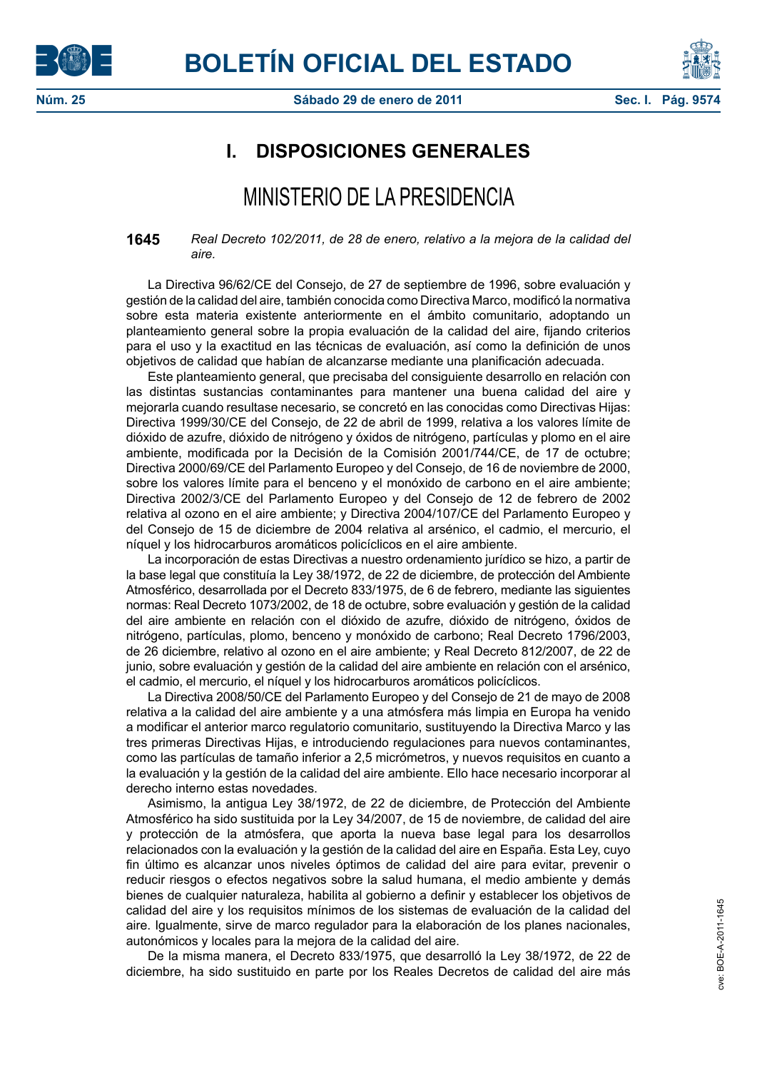# I. DISPOSICIONES GENERALES

## MINISTERIO DE LA PRESIDENCIA

**1645** *Real Decreto 102/2011, de 28 de enero, relativo a la mejora de la calidad del aire.*

La Directiva 96/62/CE del Consejo, de 27 de septiembre de 1996, sobre evaluación y gestión de la calidad del aire, también conocida como Directiva Marco, modificó la normativa sobre esta materia existente anteriormente en el ámbito comunitario, adoptando un planteamiento general sobre la propia evaluación de la calidad del aire, fijando criterios para el uso y la exactitud en las técnicas de evaluación, así como la definición de unos objetivos de calidad que habían de alcanzarse mediante una planificación adecuada.

Este planteamiento general, que precisaba del consiguiente desarrollo en relación con las distintas sustancias contaminantes para mantener una buena calidad del aire y mejorarla cuando resultase necesario, se concretó en las conocidas como Directivas Hijas: Directiva 1999/30/CE del Consejo, de 22 de abril de 1999, relativa a los valores límite de dióxido de azufre, dióxido de nitrógeno y óxidos de nitrógeno, partículas y plomo en el aire ambiente, modificada por la Decisión de la Comisión 2001/744/CE, de 17 de octubre; Directiva 2000/69/CE del Parlamento Europeo y del Consejo, de 16 de noviembre de 2000, sobre los valores límite para el benceno y el monóxido de carbono en el aire ambiente; Directiva 2002/3/CE del Parlamento Europeo y del Consejo de 12 de febrero de 2002 relativa al ozono en el aire ambiente; y Directiva 2004/107/CE del Parlamento Europeo y del Consejo de 15 de diciembre de 2004 relativa al arsénico, el cadmio, el mercurio, el níquel y los hidrocarburos aromáticos policíclicos en el aire ambiente.

La incorporación de estas Directivas a nuestro ordenamiento jurídico se hizo, a partir de la base legal que constituía la Ley 38/1972, de 22 de diciembre, de protección del Ambiente Atmosférico, desarrollada por el Decreto 833/1975, de 6 de febrero, mediante las siguientes normas: Real Decreto 1073/2002, de 18 de octubre, sobre evaluación y gestión de la calidad del aire ambiente en relación con el dióxido de azufre, dióxido de nitrógeno, óxidos de nitrógeno, partículas, plomo, benceno y monóxido de carbono; Real Decreto 1796/2003, de 26 diciembre, relativo al ozono en el aire ambiente; y Real Decreto 812/2007, de 22 de junio, sobre evaluación y gestión de la calidad del aire ambiente en relación con el arsénico, el cadmio, el mercurio, el níquel y los hidrocarburos aromáticos policíclicos.

La Directiva 2008/50/CE del Parlamento Europeo y del Consejo de 21 de mayo de 2008 relativa a la calidad del aire ambiente y a una atmósfera más limpia en Europa ha venido a modificar el anterior marco regulatorio comunitario, sustituyendo la Directiva Marco y las tres primeras Directivas Hijas, e introduciendo regulaciones para nuevos contaminantes, como las partículas de tamaño inferior a 2,5 micrómetros, y nuevos requisitos en cuanto a la evaluación y la gestión de la calidad del aire ambiente. Ello hace necesario incorporar al derecho interno estas novedades.

Asimismo, la antigua Ley 38/1972, de 22 de diciembre, de Protección del Ambiente Atmosférico ha sido sustituida por la Ley 34/2007, de 15 de noviembre, de calidad del aire y protección de la atmósfera, que aporta la nueva base legal para los desarrollos relacionados con la evaluación y la gestión de la calidad del aire en España. Esta Ley, cuyo fin último es alcanzar unos niveles óptimos de calidad del aire para evitar, prevenir o reducir riesgos o efectos negativos sobre la salud humana, el medio ambiente y demás bienes de cualquier naturaleza, habilita al gobierno a definir y establecer los objetivos de calidad del aire y los requisitos mínimos de los sistemas de evaluación de la calidad del aire. Igualmente, sirve de marco regulador para la elaboración de los planes nacionales, autonómicos y locales para la mejora de la calidad del aire.

De la misma manera, el Decreto 833/1975, que desarrolló la Ley 38/1972, de 22 de diciembre, ha sido sustituido en parte por los Reales Decretos de calidad del aire más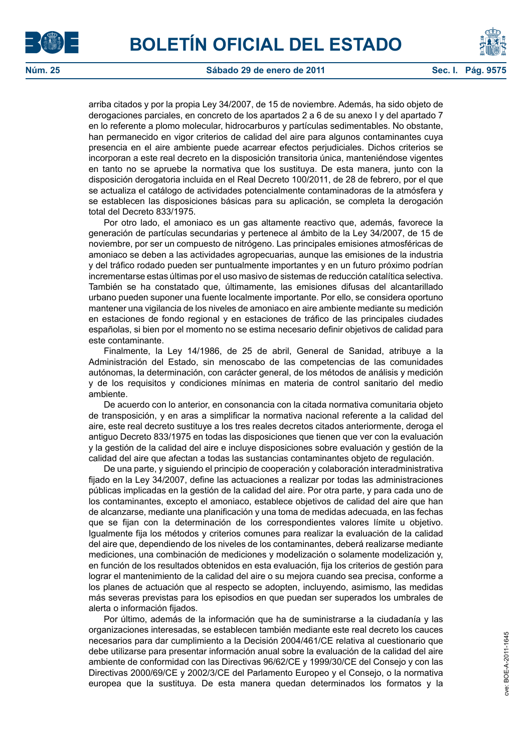arriba citados y por la propia Ley 34/2007, de 15 de noviembre. Además, ha sido objeto de derogaciones parciales, en concreto de los apartados 2 a 6 de su anexo I y del apartado 7 en lo referente a plomo molecular, hidrocarburos y partículas sedimentables. No obstante, han permanecido en vigor criterios de calidad del aire para algunos contaminantes cuya presencia en el aire ambiente puede acarrear efectos perjudiciales. Dichos criterios se incorporan a este real decreto en la disposición transitoria única, manteniéndose vigentes en tanto no se apruebe la normativa que los sustituya. De esta manera, junto con la disposición derogatoria incluida en el Real Decreto 100/2011, de 28 de febrero, por el que se actualiza el catálogo de actividades potencialmente contaminadoras de la atmósfera y se establecen las disposiciones básicas para su aplicación, se completa la derogación total del Decreto 833/1975.

Por otro lado, el amoniaco es un gas altamente reactivo que, además, favorece la generación de partículas secundarias y pertenece al ámbito de la Ley 34/2007, de 15 de noviembre, por ser un compuesto de nitrógeno. Las principales emisiones atmosféricas de amoniaco se deben a las actividades agropecuarias, aunque las emisiones de la industria y del tráfico rodado pueden ser puntualmente importantes y en un futuro próximo podrían incrementarse estas últimas por el uso masivo de sistemas de reducción catalítica selectiva. También se ha constatado que, últimamente, las emisiones difusas del alcantarillado urbano pueden suponer una fuente localmente importante. Por ello, se considera oportuno mantener una vigilancia de los niveles de amoniaco en aire ambiente mediante su medición en estaciones de fondo regional y en estaciones de tráfico de las principales ciudades españolas, si bien por el momento no se estima necesario definir objetivos de calidad para este contaminante.

Finalmente, la Ley 14/1986, de 25 de abril, General de Sanidad, atribuye a la Administración del Estado, sin menoscabo de las competencias de las comunidades autónomas, la determinación, con carácter general, de los métodos de análisis y medición y de los requisitos y condiciones mínimas en materia de control sanitario del medio ambiente.

De acuerdo con lo anterior, en consonancia con la citada normativa comunitaria objeto de transposición, y en aras a simplificar la normativa nacional referente a la calidad del aire, este real decreto sustituye a los tres reales decretos citados anteriormente, deroga el antiguo Decreto 833/1975 en todas las disposiciones que tienen que ver con la evaluación y la gestión de la calidad del aire e incluye disposiciones sobre evaluación y gestión de la calidad del aire que afectan a todas las sustancias contaminantes objeto de regulación.

De una parte, y siguiendo el principio de cooperación y colaboración interadministrativa fijado en la Ley 34/2007, define las actuaciones a realizar por todas las administraciones públicas implicadas en la gestión de la calidad del aire. Por otra parte, y para cada uno de los contaminantes, excepto el amoniaco, establece objetivos de calidad del aire que han de alcanzarse, mediante una planificación y una toma de medidas adecuada, en las fechas que se fijan con la determinación de los correspondientes valores límite u objetivo. Igualmente fija los métodos y criterios comunes para realizar la evaluación de la calidad del aire que, dependiendo de los niveles de los contaminantes, deberá realizarse mediante mediciones, una combinación de mediciones y modelización o solamente modelización y, en función de los resultados obtenidos en esta evaluación, fija los criterios de gestión para lograr el mantenimiento de la calidad del aire o su mejora cuando sea precisa, conforme a los planes de actuación que al respecto se adopten, incluyendo, asimismo, las medidas más severas previstas para los episodios en que puedan ser superados los umbrales de alerta o información fijados.

Por último, además de la información que ha de suministrarse a la ciudadanía y las organizaciones interesadas, se establecen también mediante este real decreto los cauces necesarios para dar cumplimiento a la Decisión 2004/461/CE relativa al cuestionario que debe utilizarse para presentar información anual sobre la evaluación de la calidad del aire ambiente de conformidad con las Directivas 96/62/CE y 1999/30/CE del Consejo y con las Directivas 2000/69/CE y 2002/3/CE del Parlamento Europeo y el Consejo, o la normativa europea que la sustituya. De esta manera quedan determinados los formatos y la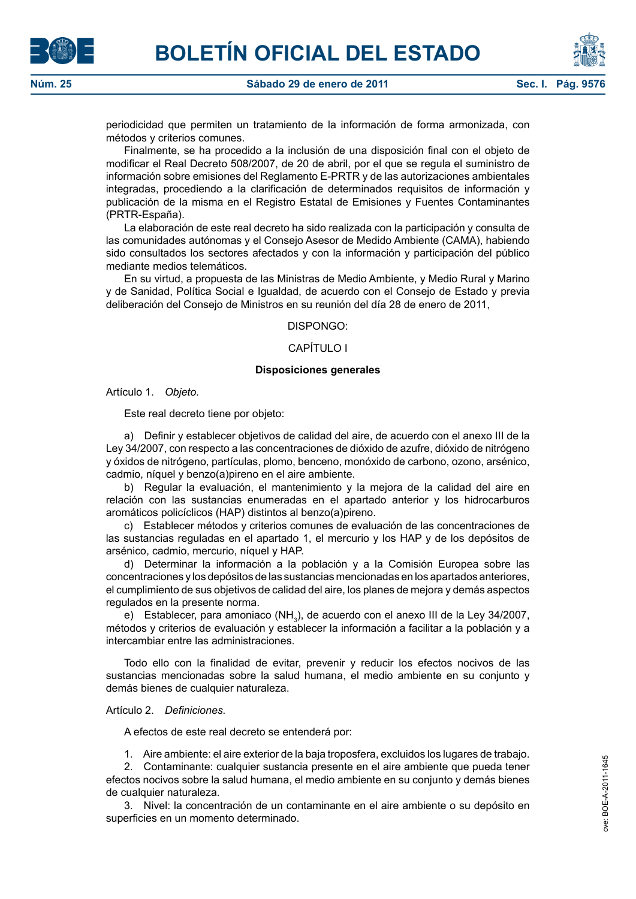periodicidad que permiten un tratamiento de la información de forma armonizada, con métodos y criterios comunes.

Finalmente, se ha procedido a la inclusión de una disposición final con el objeto de modificar el Real Decreto 508/2007, de 20 de abril, por el que se regula el suministro de información sobre emisiones del Reglamento E-PRTR y de las autorizaciones ambientales integradas, procediendo a la clarificación de determinados requisitos de información y publicación de la misma en el Registro Estatal de Emisiones y Fuentes Contaminantes (PRTR-España).

La elaboración de este real decreto ha sido realizada con la participación y consulta de las comunidades autónomas y el Consejo Asesor de Medido Ambiente (CAMA), habiendo sido consultados los sectores afectados y con la información y participación del público mediante medios telemáticos.

En su virtud, a propuesta de las Ministras de Medio Ambiente, y Medio Rural y Marino y de Sanidad, Política Social e Igualdad, de acuerdo con el Consejo de Estado y previa deliberación del Consejo de Ministros en su reunión del día 28 de enero de 2011,

DISPONGO:

## CAPÍTULO I

### Disposiciones generales

Artículo 1. *Objeto.*

Este real decreto tiene por objeto:

a) Definir y establecer objetivos de calidad del aire, de acuerdo con el anexo III de la Ley 34/2007, con respecto a las concentraciones de dióxido de azufre, dióxido de nitrógeno y óxidos de nitrógeno, partículas, plomo, benceno, monóxido de carbono, ozono, arsénico, cadmio, níquel y benzo(a)pireno en el aire ambiente.

b) Regular la evaluación, el mantenimiento y la mejora de la calidad del aire en relación con las sustancias enumeradas en el apartado anterior y los hidrocarburos aromáticos policíclicos (HAP) distintos al benzo(a)pireno.

c) Establecer métodos y criterios comunes de evaluación de las concentraciones de las sustancias reguladas en el apartado 1, el mercurio y los HAP y de los depósitos de arsénico, cadmio, mercurio, níquel y HAP.

d) Determinar la información a la población y a la Comisión Europea sobre las concentraciones y los depósitos de las sustancias mencionadas en los apartados anteriores, el cumplimiento de sus objetivos de calidad del aire, los planes de mejora y demás aspectos regulados en la presente norma.

e) Establecer, para amoniaco ($NH_3$), de acuerdo con el anexo III de la Ley 34/2007, métodos y criterios de evaluación y establecer la información a facilitar a la población y a intercambiar entre las administraciones.

Todo ello con la finalidad de evitar, prevenir y reducir los efectos nocivos de las sustancias mencionadas sobre la salud humana, el medio ambiente en su conjunto y demás bienes de cualquier naturaleza.

Artículo 2. *Definiciones.*

A efectos de este real decreto se entenderá por:

1. Aire ambiente: el aire exterior de la baja troposfera, excluidos los lugares de trabajo.

2. Contaminante: cualquier sustancia presente en el aire ambiente que pueda tener efectos nocivos sobre la salud humana, el medio ambiente en su conjunto y demás bienes de cualquier naturaleza.

3. Nivel: la concentración de un contaminante en el aire ambiente o su depósito en superficies en un momento determinado.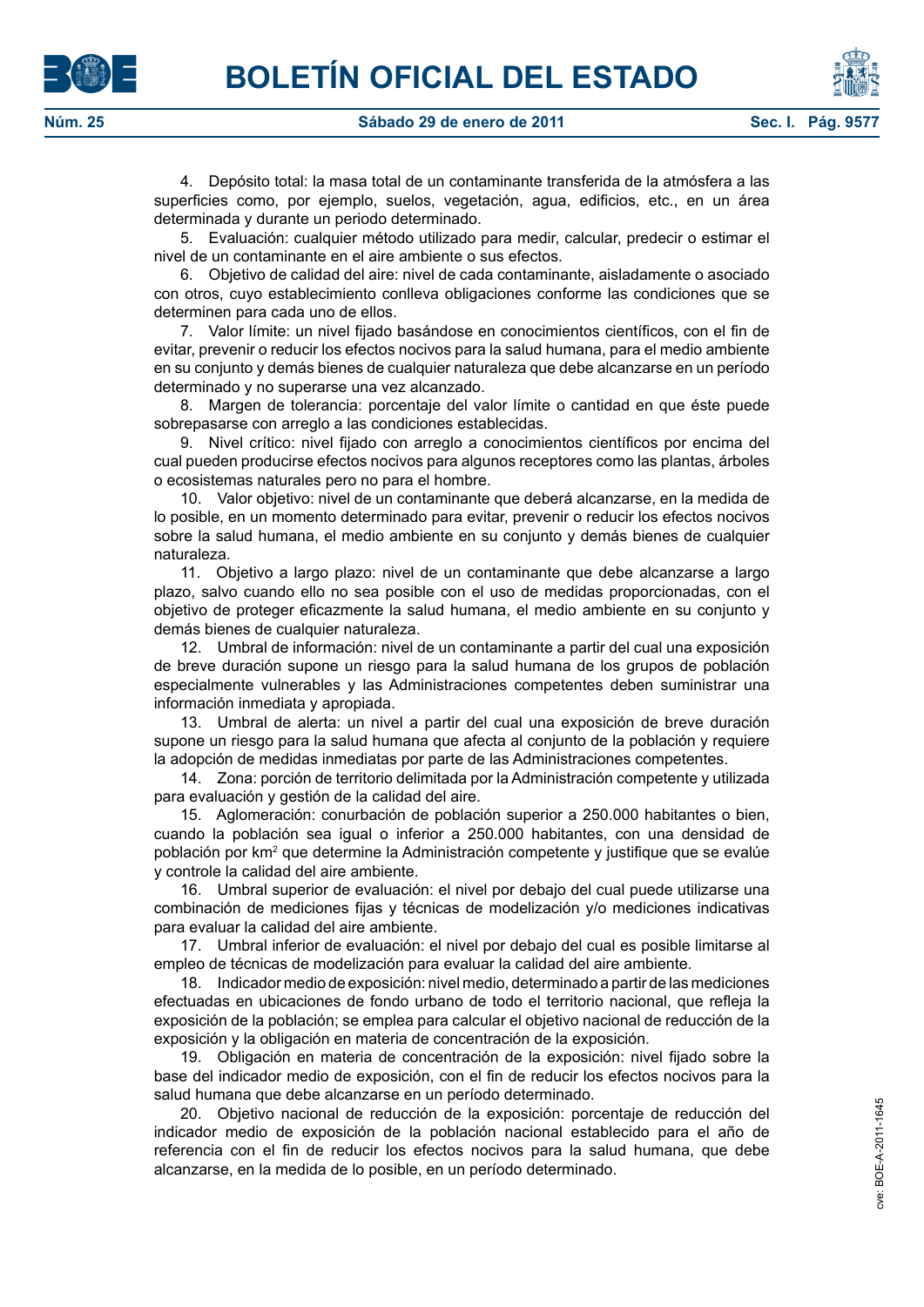4. Depósito total: la masa total de un contaminante transferida de la atmósfera a las superficies como, por ejemplo, suelos, vegetación, agua, edificios, etc., en un área determinada y durante un periodo determinado.

5. Evaluación: cualquier método utilizado para medir, calcular, predecir o estimar el nivel de un contaminante en el aire ambiente o sus efectos.

6. Objetivo de calidad del aire: nivel de cada contaminante, aisladamente o asociado con otros, cuyo establecimiento conlleva obligaciones conforme las condiciones que se determinen para cada uno de ellos.

7. Valor límite: un nivel fijado basándose en conocimientos científicos, con el fin de evitar, prevenir o reducir los efectos nocivos para la salud humana, para el medio ambiente en su conjunto y demás bienes de cualquier naturaleza que debe alcanzarse en un período determinado y no superarse una vez alcanzado.

8. Margen de tolerancia: porcentaje del valor límite o cantidad en que éste puede sobrepasarse con arreglo a las condiciones establecidas.

9. Nivel crítico: nivel fijado con arreglo a conocimientos científicos por encima del cual pueden producirse efectos nocivos para algunos receptores como las plantas, árboles o ecosistemas naturales pero no para el hombre.

10. Valor objetivo: nivel de un contaminante que deberá alcanzarse, en la medida de lo posible, en un momento determinado para evitar, prevenir o reducir los efectos nocivos sobre la salud humana, el medio ambiente en su conjunto y demás bienes de cualquier naturaleza.

11. Objetivo a largo plazo: nivel de un contaminante que debe alcanzarse a largo plazo, salvo cuando ello no sea posible con el uso de medidas proporcionadas, con el objetivo de proteger eficazmente la salud humana, el medio ambiente en su conjunto y demás bienes de cualquier naturaleza.

12. Umbral de información: nivel de un contaminante a partir del cual una exposición de breve duración supone un riesgo para la salud humana de los grupos de población especialmente vulnerables y las Administraciones competentes deben suministrar una información inmediata y apropiada.

13. Umbral de alerta: un nivel a partir del cual una exposición de breve duración supone un riesgo para la salud humana que afecta al conjunto de la población y requiere la adopción de medidas inmediatas por parte de las Administraciones competentes.

14. Zona: porción de territorio delimitada por la Administración competente y utilizada para evaluación y gestión de la calidad del aire.

15. Aglomeración: conurbación de población superior a 250.000 habitantes o bien, cuando la población sea igual o inferior a 250.000 habitantes, con una densidad de población por km$^2$ que determine la Administración competente y justifique que se evalúe y controle la calidad del aire ambiente.

16. Umbral superior de evaluación: el nivel por debajo del cual puede utilizarse una combinación de mediciones fijas y técnicas de modelización y/o mediciones indicativas para evaluar la calidad del aire ambiente.

17. Umbral inferior de evaluación: el nivel por debajo del cual es posible limitarse al empleo de técnicas de modelización para evaluar la calidad del aire ambiente.

18. Indicador medio de exposición: nivel medio, determinado a partir de las mediciones efectuadas en ubicaciones de fondo urbano de todo el territorio nacional, que refleja la exposición de la población; se emplea para calcular el objetivo nacional de reducción de la exposición y la obligación en materia de concentración de la exposición.

19. Obligación en materia de concentración de la exposición: nivel fijado sobre la base del indicador medio de exposición, con el fin de reducir los efectos nocivos para la salud humana que debe alcanzarse en un período determinado.

20. Objetivo nacional de reducción de la exposición: porcentaje de reducción del indicador medio de exposición de la población nacional establecido para el año de referencia con el fin de reducir los efectos nocivos para la salud humana, que debe alcanzarse, en la medida de lo posible, en un período determinado.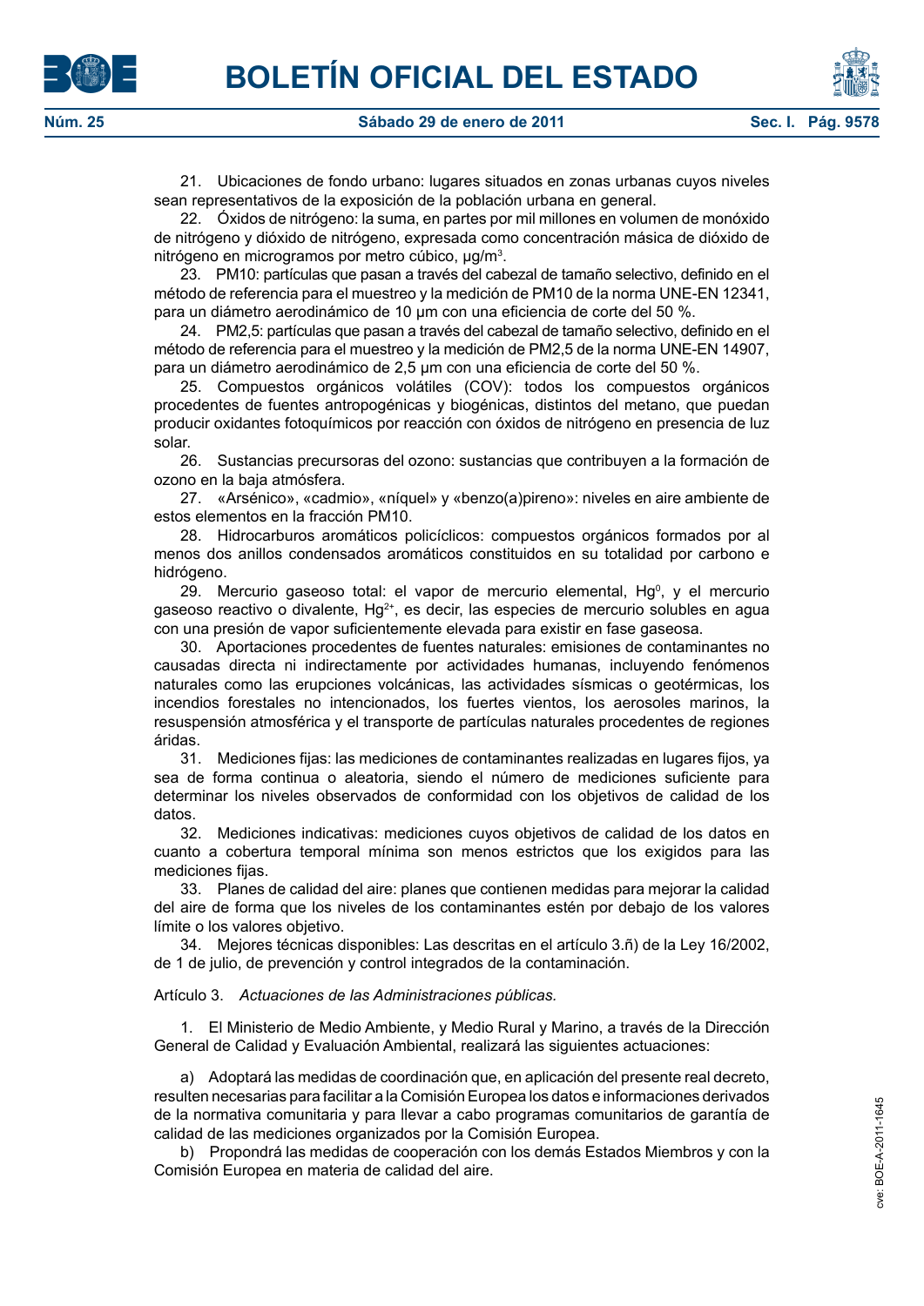21. Ubicaciones de fondo urbano: lugares situados en zonas urbanas cuyos niveles sean representativos de la exposición de la población urbana en general.

22. Óxidos de nitrógeno: la suma, en partes por mil millones en volumen de monóxido de nitrógeno y dióxido de nitrógeno, expresada como concentración másica de dióxido de nitrógeno en microgramos por metro cúbico, µg/m$^3$.

23. PM10: partículas que pasan a través del cabezal de tamaño selectivo, definido en el método de referencia para el muestreo y la medición de PM10 de la norma UNE-EN 12341, para un diámetro aerodinámico de 10 µm con una eficiencia de corte del 50 %.

24. PM2,5: partículas que pasan a través del cabezal de tamaño selectivo, definido en el método de referencia para el muestreo y la medición de PM2,5 de la norma UNE-EN 14907, para un diámetro aerodinámico de 2,5 µm con una eficiencia de corte del 50 %.

25. Compuestos orgánicos volátiles (COV): todos los compuestos orgánicos procedentes de fuentes antropogénicas y biogénicas, distintos del metano, que puedan producir oxidantes fotoquímicos por reacción con óxidos de nitrógeno en presencia de luz solar.

26. Sustancias precursoras del ozono: sustancias que contribuyen a la formación de ozono en la baja atmósfera.

27. «Arsénico», «cadmio», «níquel» y «benzo(a)pireno»: niveles en aire ambiente de estos elementos en la fracción PM10.

28. Hidrocarburos aromáticos policíclicos: compuestos orgánicos formados por al menos dos anillos condensados aromáticos constituidos en su totalidad por carbono e hidrógeno.

29. Mercurio gaseoso total: el vapor de mercurio elemental, $Hg^0$, y el mercurio gaseoso reactivo o divalente, $Hg^{2+}$, es decir, las especies de mercurio solubles en agua con una presión de vapor suficientemente elevada para existir en fase gaseosa.

30. Aportaciones procedentes de fuentes naturales: emisiones de contaminantes no causadas directa ni indirectamente por actividades humanas, incluyendo fenómenos naturales como las erupciones volcánicas, las actividades sísmicas o geotérmicas, los incendios forestales no intencionados, los fuertes vientos, los aerosoles marinos, la resuspensión atmosférica y el transporte de partículas naturales procedentes de regiones áridas.

31. Mediciones fijas: las mediciones de contaminantes realizadas en lugares fijos, ya sea de forma continua o aleatoria, siendo el número de mediciones suficiente para determinar los niveles observados de conformidad con los objetivos de calidad de los datos.

32. Mediciones indicativas: mediciones cuyos objetivos de calidad de los datos en cuanto a cobertura temporal mínima son menos estrictos que los exigidos para las mediciones fijas.

33. Planes de calidad del aire: planes que contienen medidas para mejorar la calidad del aire de forma que los niveles de los contaminantes estén por debajo de los valores límite o los valores objetivo.

34. Mejores técnicas disponibles: Las descritas en el artículo 3.ñ) de la Ley 16/2002, de 1 de julio, de prevención y control integrados de la contaminación.

Artículo 3. *Actuaciones de las Administraciones públicas.*

1. El Ministerio de Medio Ambiente, y Medio Rural y Marino, a través de la Dirección General de Calidad y Evaluación Ambiental, realizará las siguientes actuaciones:

a) Adoptará las medidas de coordinación que, en aplicación del presente real decreto, resulten necesarias para facilitar a la Comisión Europea los datos e informaciones derivados de la normativa comunitaria y para llevar a cabo programas comunitarios de garantía de calidad de las mediciones organizados por la Comisión Europea.

b) Propondrá las medidas de cooperación con los demás Estados Miembros y con la Comisión Europea en materia de calidad del aire.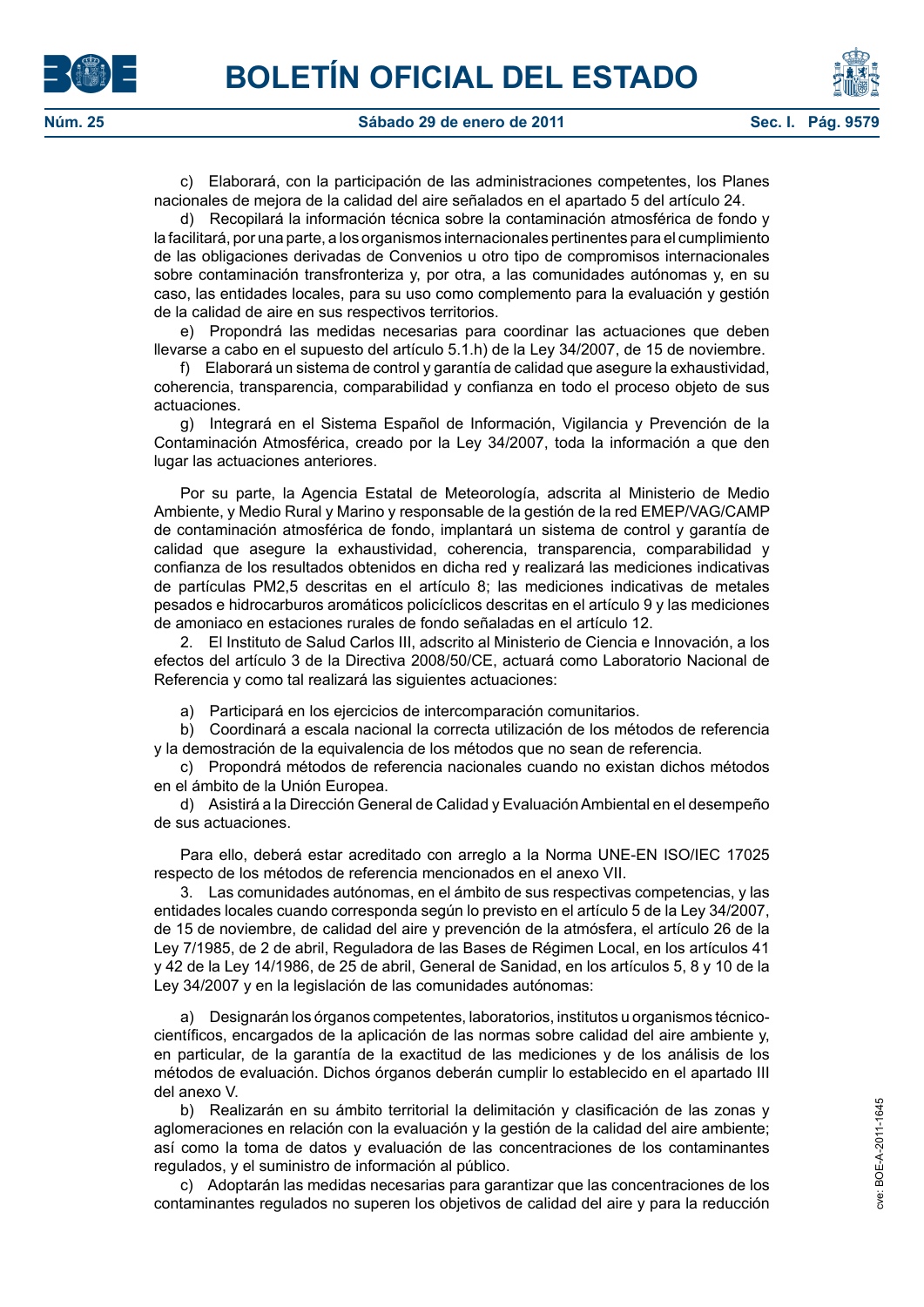c) Elaborará, con la participación de las administraciones competentes, los Planes nacionales de mejora de la calidad del aire señalados en el apartado 5 del artículo 24.

d) Recopilará la información técnica sobre la contaminación atmosférica de fondo y la facilitará, por una parte, a los organismos internacionales pertinentes para el cumplimiento de las obligaciones derivadas de Convenios u otro tipo de compromisos internacionales sobre contaminación transfronteriza y, por otra, a las comunidades autónomas y, en su caso, las entidades locales, para su uso como complemento para la evaluación y gestión de la calidad de aire en sus respectivos territorios.

e) Propondrá las medidas necesarias para coordinar las actuaciones que deben llevarse a cabo en el supuesto del artículo 5.1.h) de la Ley 34/2007, de 15 de noviembre.

f) Elaborará un sistema de control y garantía de calidad que asegure la exhaustividad, coherencia, transparencia, comparabilidad y confianza en todo el proceso objeto de sus actuaciones.

g) Integrará en el Sistema Español de Información, Vigilancia y Prevención de la Contaminación Atmosférica, creado por la Ley 34/2007, toda la información a que den lugar las actuaciones anteriores.

Por su parte, la Agencia Estatal de Meteorología, adscrita al Ministerio de Medio Ambiente, y Medio Rural y Marino y responsable de la gestión de la red EMEP/VAG/CAMP de contaminación atmosférica de fondo, implantará un sistema de control y garantía de calidad que asegure la exhaustividad, coherencia, transparencia, comparabilidad y confianza de los resultados obtenidos en dicha red y realizará las mediciones indicativas de partículas PM2,5 descritas en el artículo 8; las mediciones indicativas de metales pesados e hidrocarburos aromáticos policíclicos descritas en el artículo 9 y las mediciones de amoniaco en estaciones rurales de fondo señaladas en el artículo 12.

2. El Instituto de Salud Carlos III, adscrito al Ministerio de Ciencia e Innovación, a los efectos del artículo 3 de la Directiva 2008/50/CE, actuará como Laboratorio Nacional de Referencia y como tal realizará las siguientes actuaciones:

a) Participará en los ejercicios de intercomparación comunitarios.

b) Coordinará a escala nacional la correcta utilización de los métodos de referencia y la demostración de la equivalencia de los métodos que no sean de referencia.

c) Propondrá métodos de referencia nacionales cuando no existan dichos métodos en el ámbito de la Unión Europea.

d) Asistirá a la Dirección General de Calidad y Evaluación Ambiental en el desempeño de sus actuaciones.

Para ello, deberá estar acreditado con arreglo a la Norma UNE-EN ISO/IEC 17025 respecto de los métodos de referencia mencionados en el anexo VII.

3. Las comunidades autónomas, en el ámbito de sus respectivas competencias, y las entidades locales cuando corresponda según lo previsto en el artículo 5 de la Ley 34/2007, de 15 de noviembre, de calidad del aire y prevención de la atmósfera, el artículo 26 de la Ley 7/1985, de 2 de abril, Reguladora de las Bases de Régimen Local, en los artículos 41 y 42 de la Ley 14/1986, de 25 de abril, General de Sanidad, en los artículos 5, 8 y 10 de la Ley 34/2007 y en la legislación de las comunidades autónomas:

a) Designarán los órganos competentes, laboratorios, institutos u organismos técnico-científicos, encargados de la aplicación de las normas sobre calidad del aire ambiente y, en particular, de la garantía de la exactitud de las mediciones y de los análisis de los métodos de evaluación. Dichos órganos deberán cumplir lo establecido en el apartado III del anexo V.

b) Realizarán en su ámbito territorial la delimitación y clasificación de las zonas y aglomeraciones en relación con la evaluación y la gestión de la calidad del aire ambiente; así como la toma de datos y evaluación de las concentraciones de los contaminantes regulados, y el suministro de información al público.

c) Adoptarán las medidas necesarias para garantizar que las concentraciones de los contaminantes regulados no superen los objetivos de calidad del aire y para la reducción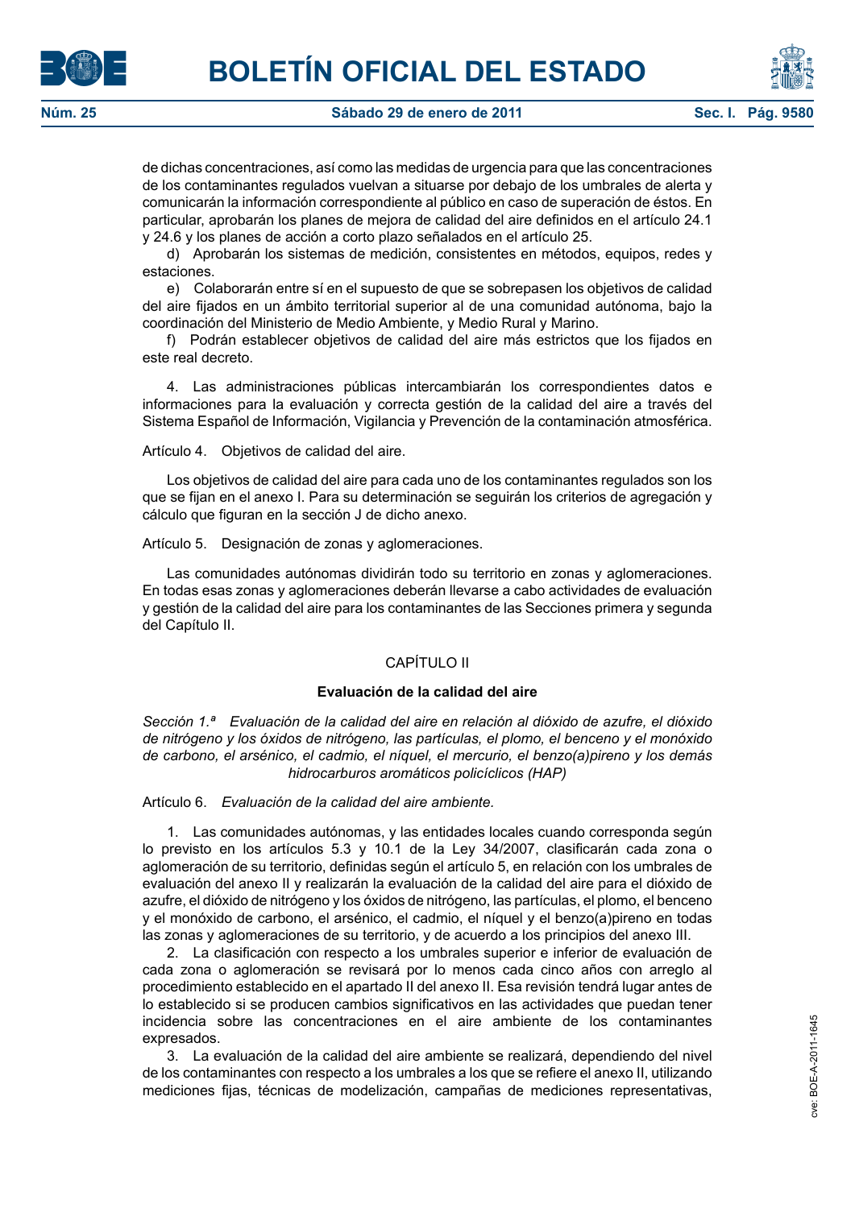de dichas concentraciones, así como las medidas de urgencia para que las concentraciones de los contaminantes regulados vuelvan a situarse por debajo de los umbrales de alerta y comunicarán la información correspondiente al público en caso de superación de éstos. En particular, aprobarán los planes de mejora de calidad del aire definidos en el artículo 24.1 y 24.6 y los planes de acción a corto plazo señalados en el artículo 25.

d) Aprobarán los sistemas de medición, consistentes en métodos, equipos, redes y estaciones.

e) Colaborarán entre sí en el supuesto de que se sobrepasen los objetivos de calidad del aire fijados en un ámbito territorial superior al de una comunidad autónoma, bajo la coordinación del Ministerio de Medio Ambiente, y Medio Rural y Marino.

f) Podrán establecer objetivos de calidad del aire más estrictos que los fijados en este real decreto.

4. Las administraciones públicas intercambiarán los correspondientes datos e informaciones para la evaluación y correcta gestión de la calidad del aire a través del Sistema Español de Información, Vigilancia y Prevención de la contaminación atmosférica.

Artículo 4. Objetivos de calidad del aire.

Los objetivos de calidad del aire para cada uno de los contaminantes regulados son los que se fijan en el anexo I. Para su determinación se seguirán los criterios de agregación y cálculo que figuran en la sección J de dicho anexo.

Artículo 5. Designación de zonas y aglomeraciones.

Las comunidades autónomas dividirán todo su territorio en zonas y aglomeraciones. En todas esas zonas y aglomeraciones deberán llevarse a cabo actividades de evaluación y gestión de la calidad del aire para los contaminantes de las Secciones primera y segunda del Capítulo II.

## CAPÍTULO II

### Evaluación de la calidad del aire

*Sección 1.ª Evaluación de la calidad del aire en relación al dióxido de azufre, el dióxido de nitrógeno y los óxidos de nitrógeno, las partículas, el plomo, el benceno y el monóxido de carbono, el arsénico, el cadmio, el níquel, el mercurio, el benzo(a)pireno y los demás hidrocarburos aromáticos policíclicos (HAP)*

Artículo 6. *Evaluación de la calidad del aire ambiente.*

1. Las comunidades autónomas, y las entidades locales cuando corresponda según lo previsto en los artículos 5.3 y 10.1 de la Ley 34/2007, clasificarán cada zona o aglomeración de su territorio, definidas según el artículo 5, en relación con los umbrales de evaluación del anexo II y realizarán la evaluación de la calidad del aire para el dióxido de azufre, el dióxido de nitrógeno y los óxidos de nitrógeno, las partículas, el plomo, el benceno y el monóxido de carbono, el arsénico, el cadmio, el níquel y el benzo(a)pireno en todas las zonas y aglomeraciones de su territorio, y de acuerdo a los principios del anexo III.

2. La clasificación con respecto a los umbrales superior e inferior de evaluación de cada zona o aglomeración se revisará por lo menos cada cinco años con arreglo al procedimiento establecido en el apartado II del anexo II. Esa revisión tendrá lugar antes de lo establecido si se producen cambios significativos en las actividades que puedan tener incidencia sobre las concentraciones en el aire ambiente de los contaminantes expresados.

3. La evaluación de la calidad del aire ambiente se realizará, dependiendo del nivel de los contaminantes con respecto a los umbrales a los que se refiere el anexo II, utilizando mediciones fijas, técnicas de modelización, campañas de mediciones representativas,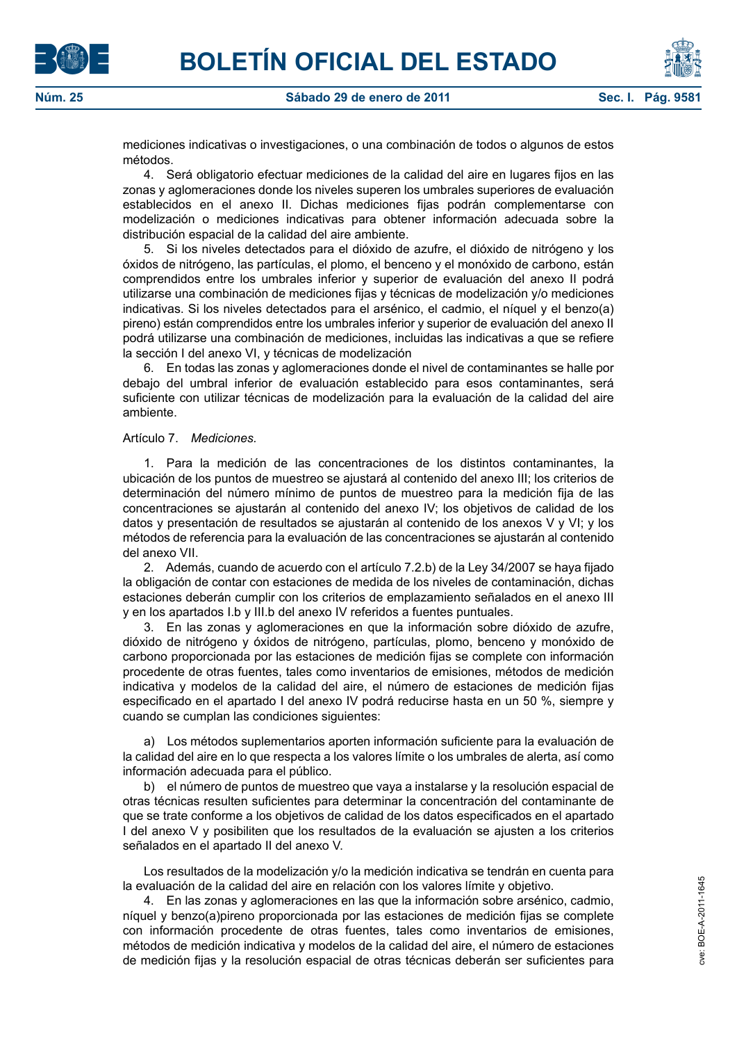mediciones indicativas o investigaciones, o una combinación de todos o algunos de estos métodos.

4. Será obligatorio efectuar mediciones de la calidad del aire en lugares fijos en las zonas y aglomeraciones donde los niveles superen los umbrales superiores de evaluación establecidos en el anexo II. Dichas mediciones fijas podrán complementarse con modelización o mediciones indicativas para obtener información adecuada sobre la distribución espacial de la calidad del aire ambiente.

5. Si los niveles detectados para el dióxido de azufre, el dióxido de nitrógeno y los óxidos de nitrógeno, las partículas, el plomo, el benceno y el monóxido de carbono, están comprendidos entre los umbrales inferior y superior de evaluación del anexo II podrá utilizarse una combinación de mediciones fijas y técnicas de modelización y/o mediciones indicativas. Si los niveles detectados para el arsénico, el cadmio, el níquel y el benzo(a) pireno) están comprendidos entre los umbrales inferior y superior de evaluación del anexo II podrá utilizarse una combinación de mediciones, incluidas las indicativas a que se refiere la sección I del anexo VI, y técnicas de modelización

6. En todas las zonas y aglomeraciones donde el nivel de contaminantes se halle por debajo del umbral inferior de evaluación establecido para esos contaminantes, será suficiente con utilizar técnicas de modelización para la evaluación de la calidad del aire ambiente.

Artículo 7. *Mediciones.*

1. Para la medición de las concentraciones de los distintos contaminantes, la ubicación de los puntos de muestreo se ajustará al contenido del anexo III; los criterios de determinación del número mínimo de puntos de muestreo para la medición fija de las concentraciones se ajustarán al contenido del anexo IV; los objetivos de calidad de los datos y presentación de resultados se ajustarán al contenido de los anexos V y VI; y los métodos de referencia para la evaluación de las concentraciones se ajustarán al contenido del anexo VII.

2. Además, cuando de acuerdo con el artículo 7.2.b) de la Ley 34/2007 se haya fijado la obligación de contar con estaciones de medida de los niveles de contaminación, dichas estaciones deberán cumplir con los criterios de emplazamiento señalados en el anexo III y en los apartados I.b y III.b del anexo IV referidos a fuentes puntuales.

3. En las zonas y aglomeraciones en que la información sobre dióxido de azufre, dióxido de nitrógeno y óxidos de nitrógeno, partículas, plomo, benceno y monóxido de carbono proporcionada por las estaciones de medición fijas se complete con información procedente de otras fuentes, tales como inventarios de emisiones, métodos de medición indicativa y modelos de la calidad del aire, el número de estaciones de medición fijas especificado en el apartado I del anexo IV podrá reducirse hasta en un 50 %, siempre y cuando se cumplan las condiciones siguientes:

a) Los métodos suplementarios aporten información suficiente para la evaluación de la calidad del aire en lo que respecta a los valores límite o los umbrales de alerta, así como información adecuada para el público.

b) el número de puntos de muestreo que vaya a instalarse y la resolución espacial de otras técnicas resulten suficientes para determinar la concentración del contaminante de que se trate conforme a los objetivos de calidad de los datos especificados en el apartado I del anexo V y posibiliten que los resultados de la evaluación se ajusten a los criterios señalados en el apartado II del anexo V.

Los resultados de la modelización y/o la medición indicativa se tendrán en cuenta para la evaluación de la calidad del aire en relación con los valores límite y objetivo.

4. En las zonas y aglomeraciones en las que la información sobre arsénico, cadmio, níquel y benzo(a)pireno proporcionada por las estaciones de medición fijas se complete con información procedente de otras fuentes, tales como inventarios de emisiones, métodos de medición indicativa y modelos de la calidad del aire, el número de estaciones de medición fijas y la resolución espacial de otras técnicas deberán ser suficientes para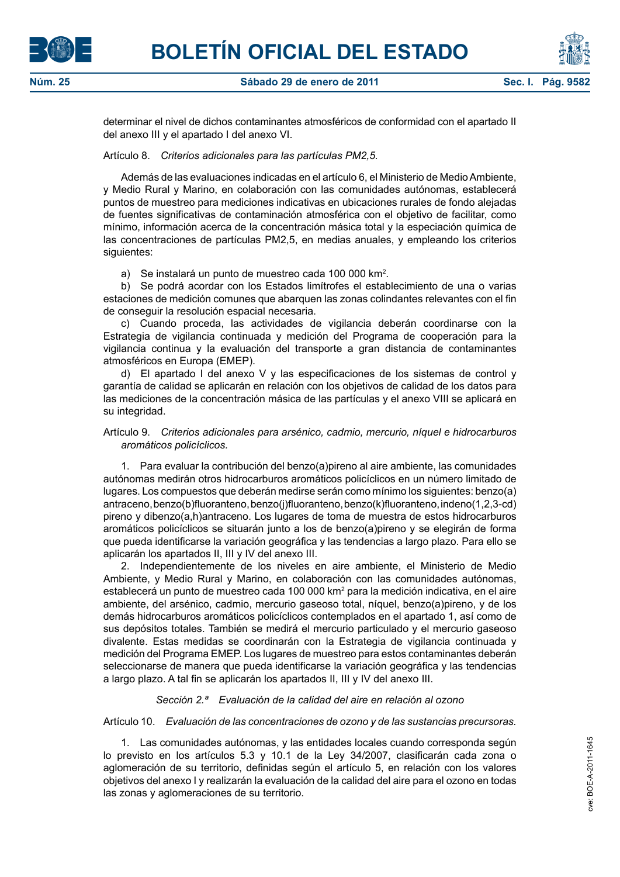determinar el nivel de dichos contaminantes atmosféricos de conformidad con el apartado II del anexo III y el apartado I del anexo VI.

Artículo 8. *Criterios adicionales para las partículas PM2,5.*

Además de las evaluaciones indicadas en el artículo 6, el Ministerio de Medio Ambiente, y Medio Rural y Marino, en colaboración con las comunidades autónomas, establecerá puntos de muestreo para mediciones indicativas en ubicaciones rurales de fondo alejadas de fuentes significativas de contaminación atmosférica con el objetivo de facilitar, como mínimo, información acerca de la concentración másica total y la especiación química de las concentraciones de partículas PM2,5, en medias anuales, y empleando los criterios siguientes:

a) Se instalará un punto de muestreo cada 100 000 $km^2$.

b) Se podrá acordar con los Estados limítrofes el establecimiento de una o varias estaciones de medición comunes que abarquen las zonas colindantes relevantes con el fin de conseguir la resolución espacial necesaria.

c) Cuando proceda, las actividades de vigilancia deberán coordinarse con la Estrategia de vigilancia continuada y medición del Programa de cooperación para la vigilancia continua y la evaluación del transporte a gran distancia de contaminantes atmosféricos en Europa (EMEP).

d) El apartado I del anexo V y las especificaciones de los sistemas de control y garantía de calidad se aplicarán en relación con los objetivos de calidad de los datos para las mediciones de la concentración másica de las partículas y el anexo VIII se aplicará en su integridad.

Artículo 9. *Criterios adicionales para arsénico, cadmio, mercurio, níquel e hidrocarburos aromáticos policíclicos.*

1. Para evaluar la contribución del benzo(a)pireno al aire ambiente, las comunidades autónomas medirán otros hidrocarburos aromáticos policíclicos en un número limitado de lugares. Los compuestos que deberán medirse serán como mínimo los siguientes: benzo(a) antraceno, benzo(b)fluoranteno, benzo(j)fluoranteno, benzo(k)fluoranteno, indeno(1,2,3-cd) pireno y dibenzo(a,h)antraceno. Los lugares de toma de muestra de estos hidrocarburos aromáticos policíclicos se situarán junto a los de benzo(a)pireno y se elegirán de forma que pueda identificarse la variación geográfica y las tendencias a largo plazo. Para ello se aplicarán los apartados II, III y IV del anexo III.

2. Independientemente de los niveles en aire ambiente, el Ministerio de Medio Ambiente, y Medio Rural y Marino, en colaboración con las comunidades autónomas, establecerá un punto de muestreo cada 100 000 $km^2$ para la medición indicativa, en el aire ambiente, del arsénico, cadmio, mercurio gaseoso total, níquel, benzo(a)pireno, y de los demás hidrocarburos aromáticos policíclicos contemplados en el apartado 1, así como de sus depósitos totales. También se medirá el mercurio particulado y el mercurio gaseoso divalente. Estas medidas se coordinarán con la Estrategia de vigilancia continuada y medición del Programa EMEP. Los lugares de muestreo para estos contaminantes deberán seleccionarse de manera que pueda identificarse la variación geográfica y las tendencias a largo plazo. A tal fin se aplicarán los apartados II, III y IV del anexo III.

### *Sección 2.ª Evaluación de la calidad del aire en relación al ozono*

Artículo 10. *Evaluación de las concentraciones de ozono y de las sustancias precursoras.*

1. Las comunidades autónomas, y las entidades locales cuando corresponda según lo previsto en los artículos 5.3 y 10.1 de la Ley 34/2007, clasificarán cada zona o aglomeración de su territorio, definidas según el artículo 5, en relación con los valores objetivos del anexo I y realizarán la evaluación de la calidad del aire para el ozono en todas las zonas y aglomeraciones de su territorio.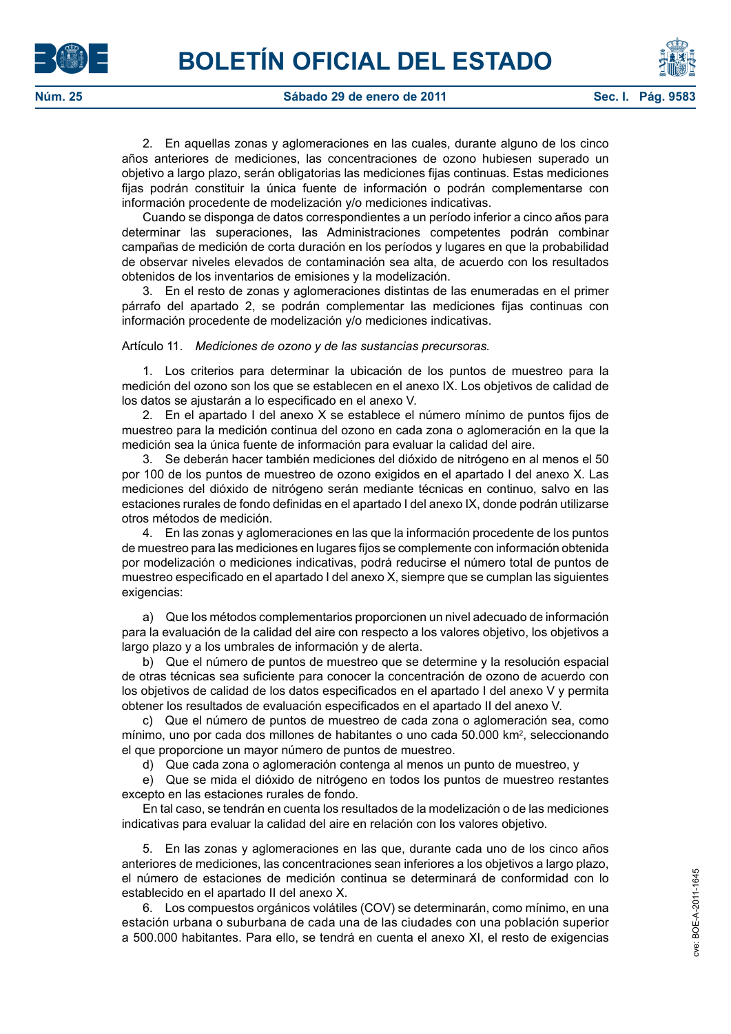2. En aquellas zonas y aglomeraciones en las cuales, durante alguno de los cinco años anteriores de mediciones, las concentraciones de ozono hubiesen superado un objetivo a largo plazo, serán obligatorias las mediciones fijas continuas. Estas mediciones fijas podrán constituir la única fuente de información o podrán complementarse con información procedente de modelización y/o mediciones indicativas.

Cuando se disponga de datos correspondientes a un período inferior a cinco años para determinar las superaciones, las Administraciones competentes podrán combinar campañas de medición de corta duración en los períodos y lugares en que la probabilidad de observar niveles elevados de contaminación sea alta, de acuerdo con los resultados obtenidos de los inventarios de emisiones y la modelización.

3. En el resto de zonas y aglomeraciones distintas de las enumeradas en el primer párrafo del apartado 2, se podrán complementar las mediciones fijas continuas con información procedente de modelización y/o mediciones indicativas.

Artículo 11. *Mediciones de ozono y de las sustancias precursoras.*

1. Los criterios para determinar la ubicación de los puntos de muestreo para la medición del ozono son los que se establecen en el anexo IX. Los objetivos de calidad de los datos se ajustarán a lo especificado en el anexo V.

2. En el apartado I del anexo X se establece el número mínimo de puntos fijos de muestreo para la medición continua del ozono en cada zona o aglomeración en la que la medición sea la única fuente de información para evaluar la calidad del aire.

3. Se deberán hacer también mediciones del dióxido de nitrógeno en al menos el 50 por 100 de los puntos de muestreo de ozono exigidos en el apartado I del anexo X. Las mediciones del dióxido de nitrógeno serán mediante técnicas en continuo, salvo en las estaciones rurales de fondo definidas en el apartado I del anexo IX, donde podrán utilizarse otros métodos de medición.

4. En las zonas y aglomeraciones en las que la información procedente de los puntos de muestreo para las mediciones en lugares fijos se complemente con información obtenida por modelización o mediciones indicativas, podrá reducirse el número total de puntos de muestreo especificado en el apartado I del anexo X, siempre que se cumplan las siguientes exigencias:

a) Que los métodos complementarios proporcionen un nivel adecuado de información para la evaluación de la calidad del aire con respecto a los valores objetivo, los objetivos a largo plazo y a los umbrales de información y de alerta.

b) Que el número de puntos de muestreo que se determine y la resolución espacial de otras técnicas sea suficiente para conocer la concentración de ozono de acuerdo con los objetivos de calidad de los datos especificados en el apartado I del anexo V y permita obtener los resultados de evaluación especificados en el apartado II del anexo V.

c) Que el número de puntos de muestreo de cada zona o aglomeración sea, como mínimo, uno por cada dos millones de habitantes o uno cada 50.000 km$^2$, seleccionando el que proporcione un mayor número de puntos de muestreo.

d) Que cada zona o aglomeración contenga al menos un punto de muestreo, y

e) Que se mida el dióxido de nitrógeno en todos los puntos de muestreo restantes excepto en las estaciones rurales de fondo.

En tal caso, se tendrán en cuenta los resultados de la modelización o de las mediciones indicativas para evaluar la calidad del aire en relación con los valores objetivo.

5. En las zonas y aglomeraciones en las que, durante cada uno de los cinco años anteriores de mediciones, las concentraciones sean inferiores a los objetivos a largo plazo, el número de estaciones de medición continua se determinará de conformidad con lo establecido en el apartado II del anexo X.

6. Los compuestos orgánicos volátiles (COV) se determinarán, como mínimo, en una estación urbana o suburbana de cada una de las ciudades con una población superior a 500.000 habitantes. Para ello, se tendrá en cuenta el anexo XI, el resto de exigencias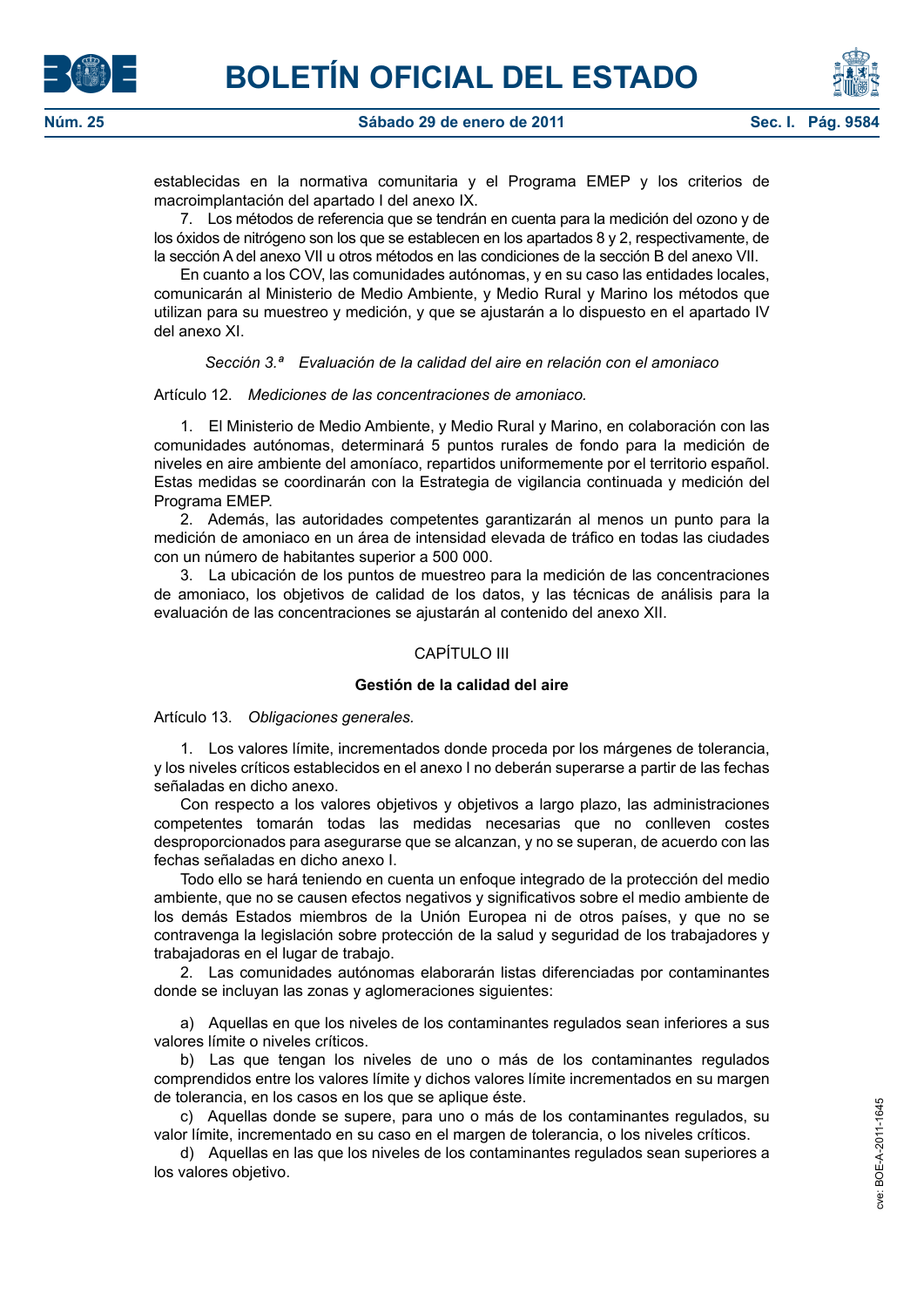establecidas en la normativa comunitaria y el Programa EMEP y los criterios de macroimplantación del apartado I del anexo IX.

7. Los métodos de referencia que se tendrán en cuenta para la medición del ozono y de los óxidos de nitrógeno son los que se establecen en los apartados 8 y 2, respectivamente, de la sección A del anexo VII u otros métodos en las condiciones de la sección B del anexo VII.

En cuanto a los COV, las comunidades autónomas, y en su caso las entidades locales, comunicarán al Ministerio de Medio Ambiente, y Medio Rural y Marino los métodos que utilizan para su muestreo y medición, y que se ajustarán a lo dispuesto en el apartado IV del anexo XI.

*Sección 3.ª Evaluación de la calidad del aire en relación con el amoniaco*

Artículo 12. *Mediciones de las concentraciones de amoniaco.*

1. El Ministerio de Medio Ambiente, y Medio Rural y Marino, en colaboración con las comunidades autónomas, determinará 5 puntos rurales de fondo para la medición de niveles en aire ambiente del amoníaco, repartidos uniformemente por el territorio español. Estas medidas se coordinarán con la Estrategia de vigilancia continuada y medición del Programa EMEP.

2. Además, las autoridades competentes garantizarán al menos un punto para la medición de amoniaco en un área de intensidad elevada de tráfico en todas las ciudades con un número de habitantes superior a 500 000.

3. La ubicación de los puntos de muestreo para la medición de las concentraciones de amoniaco, los objetivos de calidad de los datos, y las técnicas de análisis para la evaluación de las concentraciones se ajustarán al contenido del anexo XII.

## CAPÍTULO III

## **Gestión de la calidad del aire**

Artículo 13. *Obligaciones generales.*

1. Los valores límite, incrementados donde proceda por los márgenes de tolerancia, y los niveles críticos establecidos en el anexo I no deberán superarse a partir de las fechas señaladas en dicho anexo.

Con respecto a los valores objetivos y objetivos a largo plazo, las administraciones competentes tomarán todas las medidas necesarias que no conlleven costes desproporcionados para asegurarse que se alcanzan, y no se superan, de acuerdo con las fechas señaladas en dicho anexo I.

Todo ello se hará teniendo en cuenta un enfoque integrado de la protección del medio ambiente, que no se causen efectos negativos y significativos sobre el medio ambiente de los demás Estados miembros de la Unión Europea ni de otros países, y que no se contravenga la legislación sobre protección de la salud y seguridad de los trabajadores y trabajadoras en el lugar de trabajo.

2. Las comunidades autónomas elaborarán listas diferenciadas por contaminantes donde se incluyan las zonas y aglomeraciones siguientes:

a) Aquellas en que los niveles de los contaminantes regulados sean inferiores a sus valores límite o niveles críticos.

b) Las que tengan los niveles de uno o más de los contaminantes regulados comprendidos entre los valores límite y dichos valores límite incrementados en su margen de tolerancia, en los casos en los que se aplique éste.

c) Aquellas donde se supere, para uno o más de los contaminantes regulados, su valor límite, incrementado en su caso en el margen de tolerancia, o los niveles críticos.

d) Aquellas en las que los niveles de los contaminantes regulados sean superiores a los valores objetivo.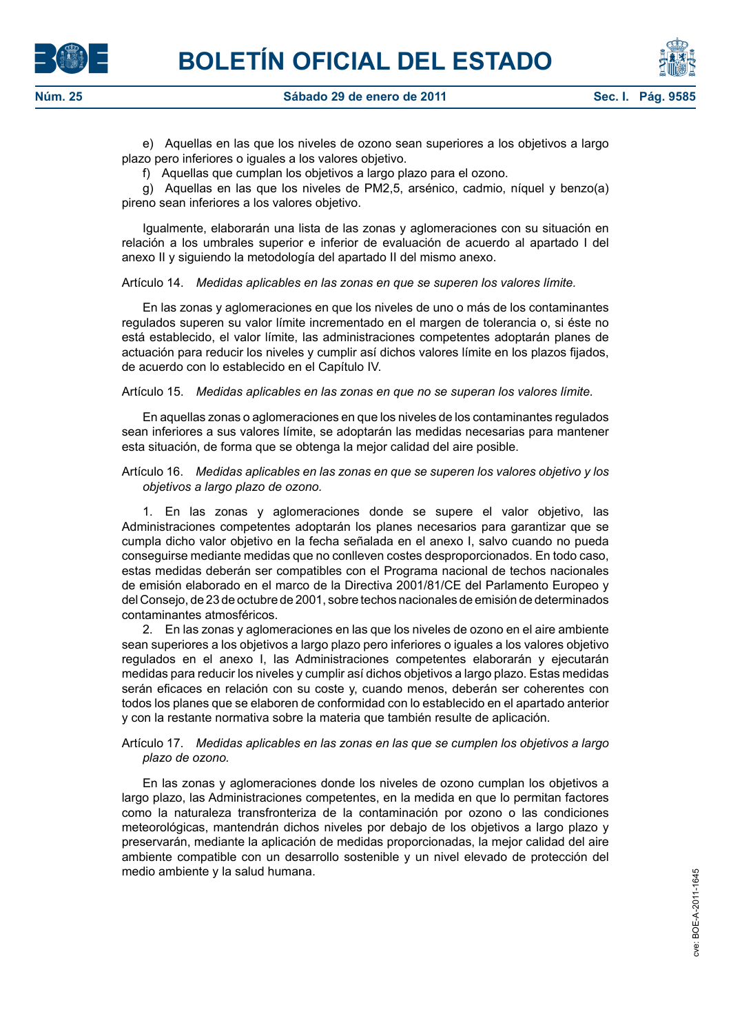e) Aquellas en las que los niveles de ozono sean superiores a los objetivos a largo plazo pero inferiores o iguales a los valores objetivo.

f) Aquellas que cumplan los objetivos a largo plazo para el ozono.

g) Aquellas en las que los niveles de PM2,5, arsénico, cadmio, níquel y benzo(a) pireno sean inferiores a los valores objetivo.

Igualmente, elaborarán una lista de las zonas y aglomeraciones con su situación en relación a los umbrales superior e inferior de evaluación de acuerdo al apartado I del anexo II y siguiendo la metodología del apartado II del mismo anexo.

Artículo 14. *Medidas aplicables en las zonas en que se superen los valores límite.*

En las zonas y aglomeraciones en que los niveles de uno o más de los contaminantes regulados superen su valor límite incrementado en el margen de tolerancia o, si éste no está establecido, el valor límite, las administraciones competentes adoptarán planes de actuación para reducir los niveles y cumplir así dichos valores límite en los plazos fijados, de acuerdo con lo establecido en el Capítulo IV.

Artículo 15. *Medidas aplicables en las zonas en que no se superan los valores límite.*

En aquellas zonas o aglomeraciones en que los niveles de los contaminantes regulados sean inferiores a sus valores límite, se adoptarán las medidas necesarias para mantener esta situación, de forma que se obtenga la mejor calidad del aire posible.

Artículo 16. *Medidas aplicables en las zonas en que se superen los valores objetivo y los objetivos a largo plazo de ozono.*

1. En las zonas y aglomeraciones donde se supere el valor objetivo, las Administraciones competentes adoptarán los planes necesarios para garantizar que se cumpla dicho valor objetivo en la fecha señalada en el anexo I, salvo cuando no pueda conseguirse mediante medidas que no conlleven costes desproporcionados. En todo caso, estas medidas deberán ser compatibles con el Programa nacional de techos nacionales de emisión elaborado en el marco de la Directiva 2001/81/CE del Parlamento Europeo y del Consejo, de 23 de octubre de 2001, sobre techos nacionales de emisión de determinados contaminantes atmosféricos.

2. En las zonas y aglomeraciones en las que los niveles de ozono en el aire ambiente sean superiores a los objetivos a largo plazo pero inferiores o iguales a los valores objetivo regulados en el anexo I, las Administraciones competentes elaborarán y ejecutarán medidas para reducir los niveles y cumplir así dichos objetivos a largo plazo. Estas medidas serán eficaces en relación con su coste y, cuando menos, deberán ser coherentes con todos los planes que se elaboren de conformidad con lo establecido en el apartado anterior y con la restante normativa sobre la materia que también resulte de aplicación.

Artículo 17. *Medidas aplicables en las zonas en las que se cumplen los objetivos a largo plazo de ozono.*

En las zonas y aglomeraciones donde los niveles de ozono cumplan los objetivos a largo plazo, las Administraciones competentes, en la medida en que lo permitan factores como la naturaleza transfronteriza de la contaminación por ozono o las condiciones meteorológicas, mantendrán dichos niveles por debajo de los objetivos a largo plazo y preservarán, mediante la aplicación de medidas proporcionadas, la mejor calidad del aire ambiente compatible con un desarrollo sostenible y un nivel elevado de protección del medio ambiente y la salud humana.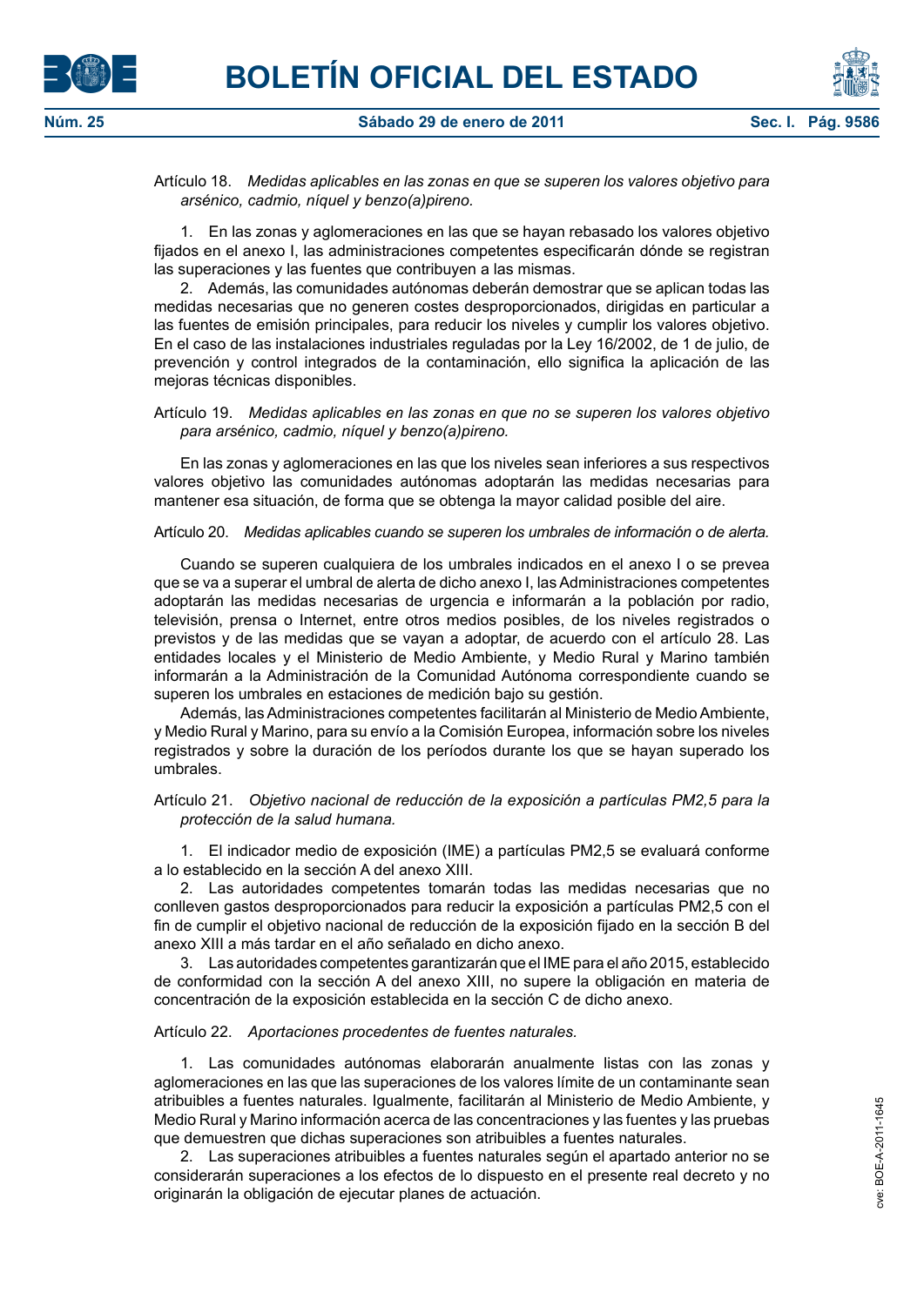Artículo 18. *Medidas aplicables en las zonas en que se superen los valores objetivo para arsénico, cadmio, níquel y benzo(a)pireno.*

1. En las zonas y aglomeraciones en las que se hayan rebasado los valores objetivo fijados en el anexo I, las administraciones competentes especificarán dónde se registran las superaciones y las fuentes que contribuyen a las mismas.

2. Además, las comunidades autónomas deberán demostrar que se aplican todas las medidas necesarias que no generen costes desproporcionados, dirigidas en particular a las fuentes de emisión principales, para reducir los niveles y cumplir los valores objetivo. En el caso de las instalaciones industriales reguladas por la Ley 16/2002, de 1 de julio, de prevención y control integrados de la contaminación, ello significa la aplicación de las mejoras técnicas disponibles.

Artículo 19. *Medidas aplicables en las zonas en que no se superen los valores objetivo para arsénico, cadmio, níquel y benzo(a)pireno.*

En las zonas y aglomeraciones en las que los niveles sean inferiores a sus respectivos valores objetivo las comunidades autónomas adoptarán las medidas necesarias para mantener esa situación, de forma que se obtenga la mayor calidad posible del aire.

Artículo 20. *Medidas aplicables cuando se superen los umbrales de información o de alerta.*

Cuando se superen cualquiera de los umbrales indicados en el anexo I o se prevea que se va a superar el umbral de alerta de dicho anexo I, las Administraciones competentes adoptarán las medidas necesarias de urgencia e informarán a la población por radio, televisión, prensa o Internet, entre otros medios posibles, de los niveles registrados o previstos y de las medidas que se vayan a adoptar, de acuerdo con el artículo 28. Las entidades locales y el Ministerio de Medio Ambiente, y Medio Rural y Marino también informarán a la Administración de la Comunidad Autónoma correspondiente cuando se superen los umbrales en estaciones de medición bajo su gestión.

Además, las Administraciones competentes facilitarán al Ministerio de Medio Ambiente, y Medio Rural y Marino, para su envío a la Comisión Europea, información sobre los niveles registrados y sobre la duración de los períodos durante los que se hayan superado los umbrales.

Artículo 21. *Objetivo nacional de reducción de la exposición a partículas PM2,5 para la protección de la salud humana.*

1. El indicador medio de exposición (IME) a partículas PM2,5 se evaluará conforme a lo establecido en la sección A del anexo XIII.

2. Las autoridades competentes tomarán todas las medidas necesarias que no conlleven gastos desproporcionados para reducir la exposición a partículas PM2,5 con el fin de cumplir el objetivo nacional de reducción de la exposición fijado en la sección B del anexo XIII a más tardar en el año señalado en dicho anexo.

3. Las autoridades competentes garantizarán que el IME para el año 2015, establecido de conformidad con la sección A del anexo XIII, no supere la obligación en materia de concentración de la exposición establecida en la sección C de dicho anexo.

Artículo 22. *Aportaciones procedentes de fuentes naturales.*

1. Las comunidades autónomas elaborarán anualmente listas con las zonas y aglomeraciones en las que las superaciones de los valores límite de un contaminante sean atribuibles a fuentes naturales. Igualmente, facilitarán al Ministerio de Medio Ambiente, y Medio Rural y Marino información acerca de las concentraciones y las fuentes y las pruebas que demuestren que dichas superaciones son atribuibles a fuentes naturales.

2. Las superaciones atribuibles a fuentes naturales según el apartado anterior no se considerarán superaciones a los efectos de lo dispuesto en el presente real decreto y no originarán la obligación de ejecutar planes de actuación.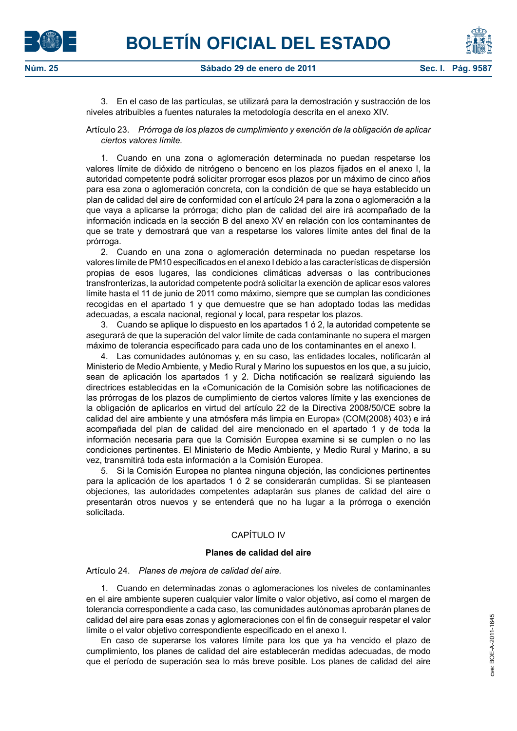3. En el caso de las partículas, se utilizará para la demostración y sustracción de los niveles atribuibles a fuentes naturales la metodología descrita en el anexo XIV.

Artículo 23. *Prórroga de los plazos de cumplimiento y exención de la obligación de aplicar ciertos valores límite.*

1. Cuando en una zona o aglomeración determinada no puedan respetarse los valores límite de dióxido de nitrógeno o benceno en los plazos fijados en el anexo I, la autoridad competente podrá solicitar prorrogar esos plazos por un máximo de cinco años para esa zona o aglomeración concreta, con la condición de que se haya establecido un plan de calidad del aire de conformidad con el artículo 24 para la zona o aglomeración a la que vaya a aplicarse la prórroga; dicho plan de calidad del aire irá acompañado de la información indicada en la sección B del anexo XV en relación con los contaminantes de que se trate y demostrará que van a respetarse los valores límite antes del final de la prórroga.

2. Cuando en una zona o aglomeración determinada no puedan respetarse los valores límite de PM10 especificados en el anexo I debido a las características de dispersión propias de esos lugares, las condiciones climáticas adversas o las contribuciones transfronterizas, la autoridad competente podrá solicitar la exención de aplicar esos valores límite hasta el 11 de junio de 2011 como máximo, siempre que se cumplan las condiciones recogidas en el apartado 1 y que demuestre que se han adoptado todas las medidas adecuadas, a escala nacional, regional y local, para respetar los plazos.

3. Cuando se aplique lo dispuesto en los apartados 1 ó 2, la autoridad competente se asegurará de que la superación del valor límite de cada contaminante no supera el margen máximo de tolerancia especificado para cada uno de los contaminantes en el anexo I.

4. Las comunidades autónomas y, en su caso, las entidades locales, notificarán al Ministerio de Medio Ambiente, y Medio Rural y Marino los supuestos en los que, a su juicio, sean de aplicación los apartados 1 y 2. Dicha notificación se realizará siguiendo las directrices establecidas en la «Comunicación de la Comisión sobre las notificaciones de las prórrogas de los plazos de cumplimiento de ciertos valores límite y las exenciones de la obligación de aplicarlos en virtud del artículo 22 de la Directiva 2008/50/CE sobre la calidad del aire ambiente y una atmósfera más limpia en Europa» (COM(2008) 403) e irá acompañada del plan de calidad del aire mencionado en el apartado 1 y de toda la información necesaria para que la Comisión Europea examine si se cumplen o no las condiciones pertinentes. El Ministerio de Medio Ambiente, y Medio Rural y Marino, a su vez, transmitirá toda esta información a la Comisión Europea.

5. Si la Comisión Europea no plantea ninguna objeción, las condiciones pertinentes para la aplicación de los apartados 1 ó 2 se considerarán cumplidas. Si se planteasen objeciones, las autoridades competentes adaptarán sus planes de calidad del aire o presentarán otros nuevos y se entenderá que no ha lugar a la prórroga o exención solicitada.

## CAPÍTULO IV

### Planes de calidad del aire

Artículo 24. *Planes de mejora de calidad del aire.*

1. Cuando en determinadas zonas o aglomeraciones los niveles de contaminantes en el aire ambiente superen cualquier valor límite o valor objetivo, así como el margen de tolerancia correspondiente a cada caso, las comunidades autónomas aprobarán planes de calidad del aire para esas zonas y aglomeraciones con el fin de conseguir respetar el valor límite o el valor objetivo correspondiente especificado en el anexo I.

En caso de superarse los valores límite para los que ya ha vencido el plazo de cumplimiento, los planes de calidad del aire establecerán medidas adecuadas, de modo que el período de superación sea lo más breve posible. Los planes de calidad del aire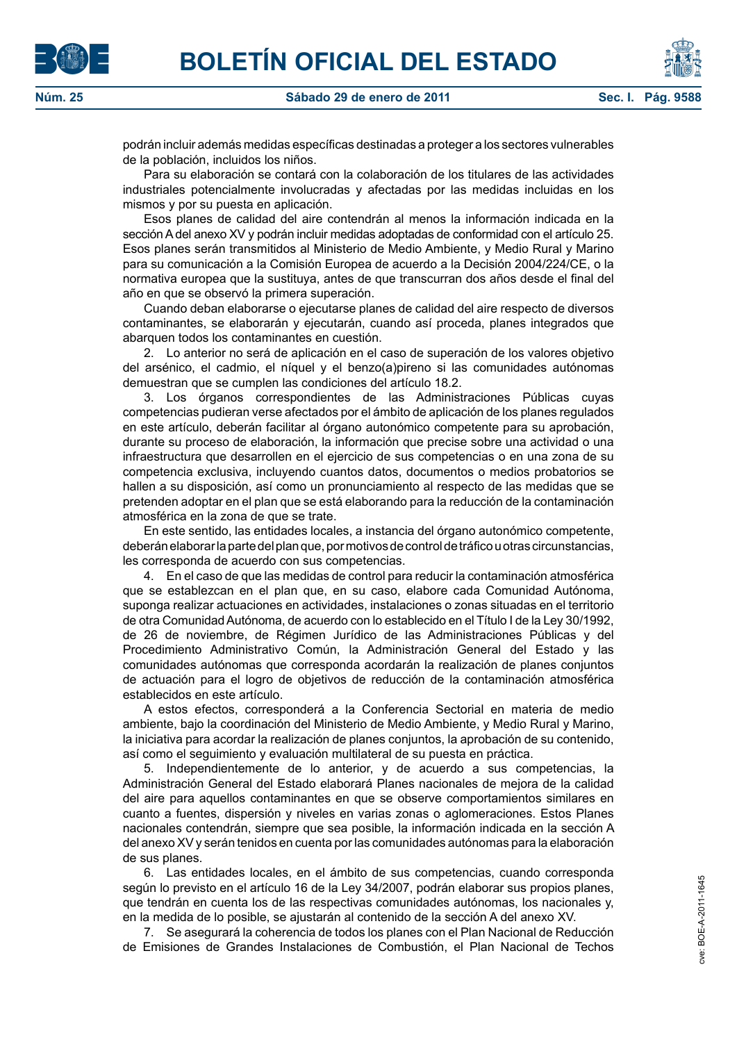podrán incluir además medidas específicas destinadas a proteger a los sectores vulnerables de la población, incluidos los niños.

Para su elaboración se contará con la colaboración de los titulares de las actividades industriales potencialmente involucradas y afectadas por las medidas incluidas en los mismos y por su puesta en aplicación.

Esos planes de calidad del aire contendrán al menos la información indicada en la sección A del anexo XV y podrán incluir medidas adoptadas de conformidad con el artículo 25. Esos planes serán transmitidos al Ministerio de Medio Ambiente, y Medio Rural y Marino para su comunicación a la Comisión Europea de acuerdo a la Decisión 2004/224/CE, o la normativa europea que la sustituya, antes de que transcurran dos años desde el final del año en que se observó la primera superación.

Cuando deban elaborarse o ejecutarse planes de calidad del aire respecto de diversos contaminantes, se elaborarán y ejecutarán, cuando así proceda, planes integrados que abarquen todos los contaminantes en cuestión.

2. Lo anterior no será de aplicación en el caso de superación de los valores objetivo del arsénico, el cadmio, el níquel y el benzo(a)pireno si las comunidades autónomas demuestran que se cumplen las condiciones del artículo 18.2.

3. Los órganos correspondientes de las Administraciones Públicas cuyas competencias pudieran verse afectados por el ámbito de aplicación de los planes regulados en este artículo, deberán facilitar al órgano autonómico competente para su aprobación, durante su proceso de elaboración, la información que precise sobre una actividad o una infraestructura que desarrollen en el ejercicio de sus competencias o en una zona de su competencia exclusiva, incluyendo cuantos datos, documentos o medios probatorios se hallen a su disposición, así como un pronunciamiento al respecto de las medidas que se pretenden adoptar en el plan que se está elaborando para la reducción de la contaminación atmosférica en la zona de que se trate.

En este sentido, las entidades locales, a instancia del órgano autonómico competente, deberán elaborar la parte del plan que, por motivos de control de tráfico u otras circunstancias, les corresponda de acuerdo con sus competencias.

4. En el caso de que las medidas de control para reducir la contaminación atmosférica que se establezcan en el plan que, en su caso, elabore cada Comunidad Autónoma, suponga realizar actuaciones en actividades, instalaciones o zonas situadas en el territorio de otra Comunidad Autónoma, de acuerdo con lo establecido en el Título I de la Ley 30/1992, de 26 de noviembre, de Régimen Jurídico de las Administraciones Públicas y del Procedimiento Administrativo Común, la Administración General del Estado y las comunidades autónomas que corresponda acordarán la realización de planes conjuntos de actuación para el logro de objetivos de reducción de la contaminación atmosférica establecidos en este artículo.

A estos efectos, corresponderá a la Conferencia Sectorial en materia de medio ambiente, bajo la coordinación del Ministerio de Medio Ambiente, y Medio Rural y Marino, la iniciativa para acordar la realización de planes conjuntos, la aprobación de su contenido, así como el seguimiento y evaluación multilateral de su puesta en práctica.

5. Independientemente de lo anterior, y de acuerdo a sus competencias, la Administración General del Estado elaborará Planes nacionales de mejora de la calidad del aire para aquellos contaminantes en que se observe comportamientos similares en cuanto a fuentes, dispersión y niveles en varias zonas o aglomeraciones. Estos Planes nacionales contendrán, siempre que sea posible, la información indicada en la sección A del anexo XV y serán tenidos en cuenta por las comunidades autónomas para la elaboración de sus planes.

6. Las entidades locales, en el ámbito de sus competencias, cuando corresponda según lo previsto en el artículo 16 de la Ley 34/2007, podrán elaborar sus propios planes, que tendrán en cuenta los de las respectivas comunidades autónomas, los nacionales y, en la medida de lo posible, se ajustarán al contenido de la sección A del anexo XV.

7. Se asegurará la coherencia de todos los planes con el Plan Nacional de Reducción de Emisiones de Grandes Instalaciones de Combustión, el Plan Nacional de Techos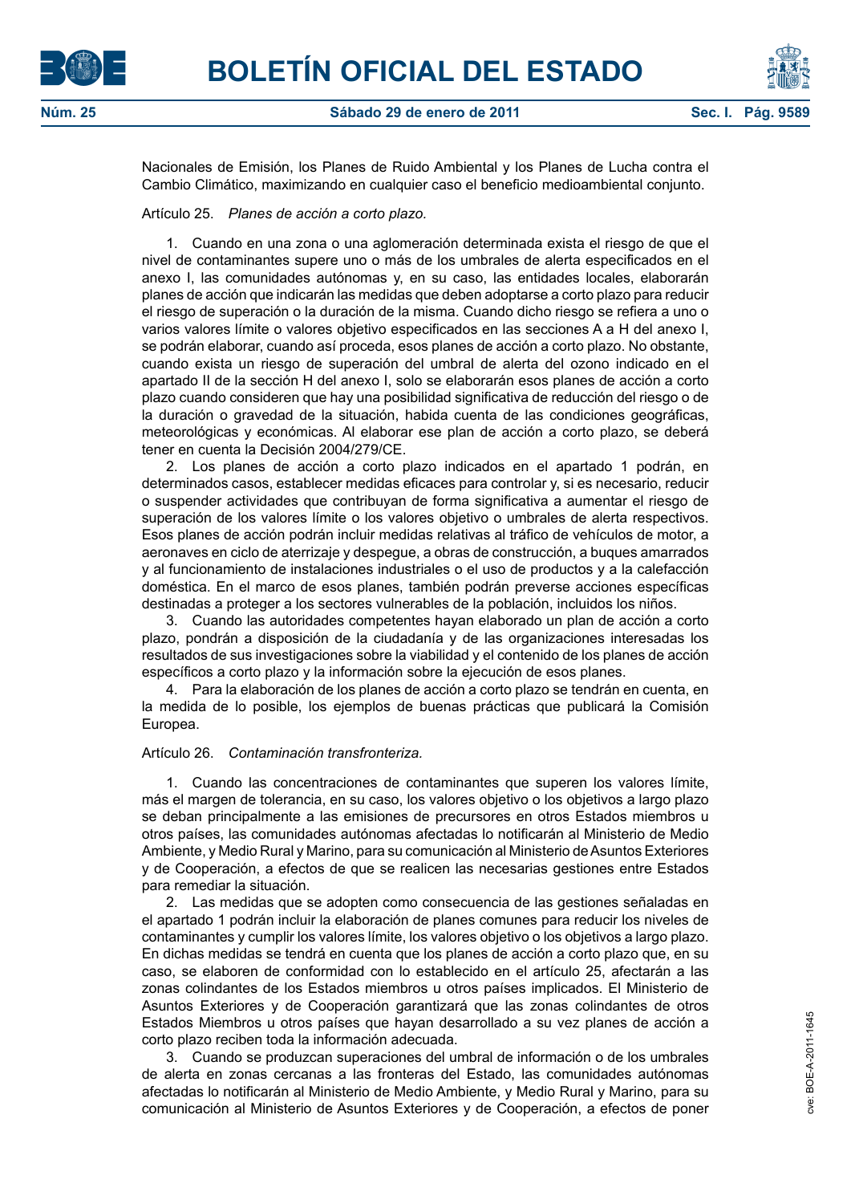Nacionales de Emisión, los Planes de Ruido Ambiental y los Planes de Lucha contra el Cambio Climático, maximizando en cualquier caso el beneficio medioambiental conjunto.

Artículo 25. *Planes de acción a corto plazo.*

1. Cuando en una zona o una aglomeración determinada exista el riesgo de que el nivel de contaminantes supere uno o más de los umbrales de alerta especificados en el anexo I, las comunidades autónomas y, en su caso, las entidades locales, elaborarán planes de acción que indicarán las medidas que deben adoptarse a corto plazo para reducir el riesgo de superación o la duración de la misma. Cuando dicho riesgo se refiera a uno o varios valores límite o valores objetivo especificados en las secciones A a H del anexo I, se podrán elaborar, cuando así proceda, esos planes de acción a corto plazo. No obstante, cuando exista un riesgo de superación del umbral de alerta del ozono indicado en el apartado II de la sección H del anexo I, solo se elaborarán esos planes de acción a corto plazo cuando consideren que hay una posibilidad significativa de reducción del riesgo o de la duración o gravedad de la situación, habida cuenta de las condiciones geográficas, meteorológicas y económicas. Al elaborar ese plan de acción a corto plazo, se deberá tener en cuenta la Decisión 2004/279/CE.

2. Los planes de acción a corto plazo indicados en el apartado 1 podrán, en determinados casos, establecer medidas eficaces para controlar y, si es necesario, reducir o suspender actividades que contribuyan de forma significativa a aumentar el riesgo de superación de los valores límite o los valores objetivo o umbrales de alerta respectivos. Esos planes de acción podrán incluir medidas relativas al tráfico de vehículos de motor, a aeronaves en ciclo de aterrizaje y despegue, a obras de construcción, a buques amarrados y al funcionamiento de instalaciones industriales o el uso de productos y a la calefacción doméstica. En el marco de esos planes, también podrán preverse acciones específicas destinadas a proteger a los sectores vulnerables de la población, incluidos los niños.

3. Cuando las autoridades competentes hayan elaborado un plan de acción a corto plazo, pondrán a disposición de la ciudadanía y de las organizaciones interesadas los resultados de sus investigaciones sobre la viabilidad y el contenido de los planes de acción específicos a corto plazo y la información sobre la ejecución de esos planes.

4. Para la elaboración de los planes de acción a corto plazo se tendrán en cuenta, en la medida de lo posible, los ejemplos de buenas prácticas que publicará la Comisión Europea.

Artículo 26. *Contaminación transfronteriza.*

1. Cuando las concentraciones de contaminantes que superen los valores límite, más el margen de tolerancia, en su caso, los valores objetivo o los objetivos a largo plazo se deban principalmente a las emisiones de precursores en otros Estados miembros u otros países, las comunidades autónomas afectadas lo notificarán al Ministerio de Medio Ambiente, y Medio Rural y Marino, para su comunicación al Ministerio de Asuntos Exteriores y de Cooperación, a efectos de que se realicen las necesarias gestiones entre Estados para remediar la situación.

2. Las medidas que se adopten como consecuencia de las gestiones señaladas en el apartado 1 podrán incluir la elaboración de planes comunes para reducir los niveles de contaminantes y cumplir los valores límite, los valores objetivo o los objetivos a largo plazo. En dichas medidas se tendrá en cuenta que los planes de acción a corto plazo que, en su caso, se elaboren de conformidad con lo establecido en el artículo 25, afectarán a las zonas colindantes de los Estados miembros u otros países implicados. El Ministerio de Asuntos Exteriores y de Cooperación garantizará que las zonas colindantes de otros Estados Miembros u otros países que hayan desarrollado a su vez planes de acción a corto plazo reciben toda la información adecuada.

3. Cuando se produzcan superaciones del umbral de información o de los umbrales de alerta en zonas cercanas a las fronteras del Estado, las comunidades autónomas afectadas lo notificarán al Ministerio de Medio Ambiente, y Medio Rural y Marino, para su comunicación al Ministerio de Asuntos Exteriores y de Cooperación, a efectos de poner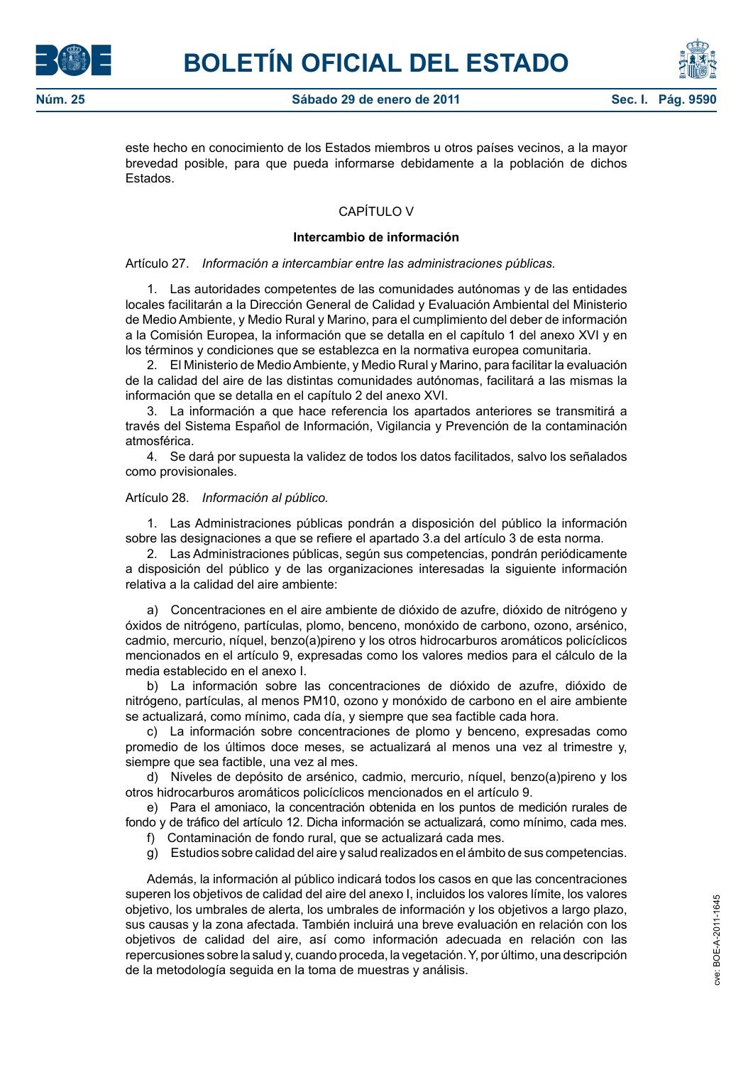este hecho en conocimiento de los Estados miembros u otros países vecinos, a la mayor brevedad posible, para que pueda informarse debidamente a la población de dichos Estados.

## CAPÍTULO V

### Intercambio de información

Artículo 27. *Información a intercambiar entre las administraciones públicas.*

1. Las autoridades competentes de las comunidades autónomas y de las entidades locales facilitarán a la Dirección General de Calidad y Evaluación Ambiental del Ministerio de Medio Ambiente, y Medio Rural y Marino, para el cumplimiento del deber de información a la Comisión Europea, la información que se detalla en el capítulo 1 del anexo XVI y en los términos y condiciones que se establezca en la normativa europea comunitaria.

2. El Ministerio de Medio Ambiente, y Medio Rural y Marino, para facilitar la evaluación de la calidad del aire de las distintas comunidades autónomas, facilitará a las mismas la información que se detalla en el capítulo 2 del anexo XVI.

3. La información a que hace referencia los apartados anteriores se transmitirá a través del Sistema Español de Información, Vigilancia y Prevención de la contaminación atmosférica.

4. Se dará por supuesta la validez de todos los datos facilitados, salvo los señalados como provisionales.

Artículo 28. *Información al público.*

1. Las Administraciones públicas pondrán a disposición del público la información sobre las designaciones a que se refiere el apartado 3.a del artículo 3 de esta norma.

2. Las Administraciones públicas, según sus competencias, pondrán periódicamente a disposición del público y de las organizaciones interesadas la siguiente información relativa a la calidad del aire ambiente:

a) Concentraciones en el aire ambiente de dióxido de azufre, dióxido de nitrógeno y óxidos de nitrógeno, partículas, plomo, benceno, monóxido de carbono, ozono, arsénico, cadmio, mercurio, níquel, benzo(a)pireno y los otros hidrocarburos aromáticos policíclicos mencionados en el artículo 9, expresadas como los valores medios para el cálculo de la media establecido en el anexo I.

b) La información sobre las concentraciones de dióxido de azufre, dióxido de nitrógeno, partículas, al menos PM10, ozono y monóxido de carbono en el aire ambiente se actualizará, como mínimo, cada día, y siempre que sea factible cada hora.

c) La información sobre concentraciones de plomo y benceno, expresadas como promedio de los últimos doce meses, se actualizará al menos una vez al trimestre y, siempre que sea factible, una vez al mes.

d) Niveles de depósito de arsénico, cadmio, mercurio, níquel, benzo(a)pireno y los otros hidrocarburos aromáticos policíclicos mencionados en el artículo 9.

e) Para el amoniaco, la concentración obtenida en los puntos de medición rurales de fondo y de tráfico del artículo 12. Dicha información se actualizará, como mínimo, cada mes.

f) Contaminación de fondo rural, que se actualizará cada mes.

g) Estudios sobre calidad del aire y salud realizados en el ámbito de sus competencias.

Además, la información al público indicará todos los casos en que las concentraciones superen los objetivos de calidad del aire del anexo I, incluidos los valores límite, los valores objetivo, los umbrales de alerta, los umbrales de información y los objetivos a largo plazo, sus causas y la zona afectada. También incluirá una breve evaluación en relación con los objetivos de calidad del aire, así como información adecuada en relación con las repercusiones sobre la salud y, cuando proceda, la vegetación. Y, por último, una descripción de la metodología seguida en la toma de muestras y análisis.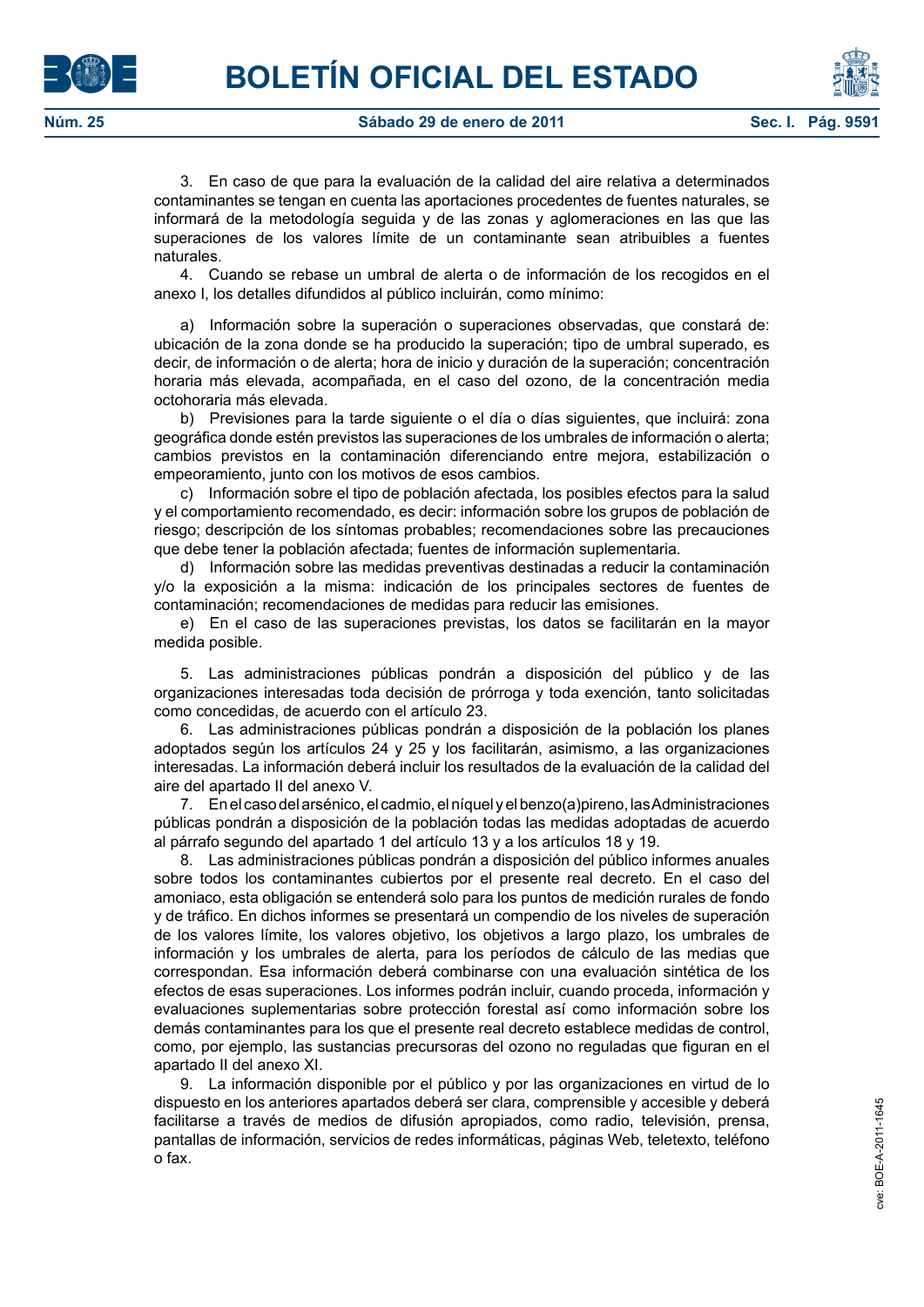3. En caso de que para la evaluación de la calidad del aire relativa a determinados contaminantes se tengan en cuenta las aportaciones procedentes de fuentes naturales, se informará de la metodología seguida y de las zonas y aglomeraciones en las que las superaciones de los valores límite de un contaminante sean atribuibles a fuentes naturales.

4. Cuando se rebase un umbral de alerta o de información de los recogidos en el anexo I, los detalles difundidos al público incluirán, como mínimo:

a) Información sobre la superación o superaciones observadas, que constará de: ubicación de la zona donde se ha producido la superación; tipo de umbral superado, es decir, de información o de alerta; hora de inicio y duración de la superación; concentración horaria más elevada, acompañada, en el caso del ozono, de la concentración media octohoraria más elevada.

b) Previsiones para la tarde siguiente o el día o días siguientes, que incluirá: zona geográfica donde estén previstos las superaciones de los umbrales de información o alerta; cambios previstos en la contaminación diferenciando entre mejora, estabilización o empeoramiento, junto con los motivos de esos cambios.

c) Información sobre el tipo de población afectada, los posibles efectos para la salud y el comportamiento recomendado, es decir: información sobre los grupos de población de riesgo; descripción de los síntomas probables; recomendaciones sobre las precauciones que debe tener la población afectada; fuentes de información suplementaria.

d) Información sobre las medidas preventivas destinadas a reducir la contaminación y/o la exposición a la misma: indicación de los principales sectores de fuentes de contaminación; recomendaciones de medidas para reducir las emisiones.

e) En el caso de las superaciones previstas, los datos se facilitarán en la mayor medida posible.

5. Las administraciones públicas pondrán a disposición del público y de las organizaciones interesadas toda decisión de prórroga y toda exención, tanto solicitadas como concedidas, de acuerdo con el artículo 23.

6. Las administraciones públicas pondrán a disposición de la población los planes adoptados según los artículos 24 y 25 y los facilitarán, asimismo, a las organizaciones interesadas. La información deberá incluir los resultados de la evaluación de la calidad del aire del apartado II del anexo V.

7. En el caso del arsénico, el cadmio, el níquel y el benzo(a)pireno, las Administraciones públicas pondrán a disposición de la población todas las medidas adoptadas de acuerdo al párrafo segundo del apartado 1 del artículo 13 y a los artículos 18 y 19.

8. Las administraciones públicas pondrán a disposición del público informes anuales sobre todos los contaminantes cubiertos por el presente real decreto. En el caso del amoniaco, esta obligación se entenderá solo para los puntos de medición rurales de fondo y de tráfico. En dichos informes se presentará un compendio de los niveles de superación de los valores límite, los valores objetivo, los objetivos a largo plazo, los umbrales de información y los umbrales de alerta, para los períodos de cálculo de las medias que correspondan. Esa información deberá combinarse con una evaluación sintética de los efectos de esas superaciones. Los informes podrán incluir, cuando proceda, información y evaluaciones suplementarias sobre protección forestal así como información sobre los demás contaminantes para los que el presente real decreto establece medidas de control, como, por ejemplo, las sustancias precursoras del ozono no reguladas que figuran en el apartado II del anexo XI.

9. La información disponible por el público y por las organizaciones en virtud de lo dispuesto en los anteriores apartados deberá ser clara, comprensible y accesible y deberá facilitarse a través de medios de difusión apropiados, como radio, televisión, prensa, pantallas de información, servicios de redes informáticas, páginas Web, teletexto, teléfono o fax.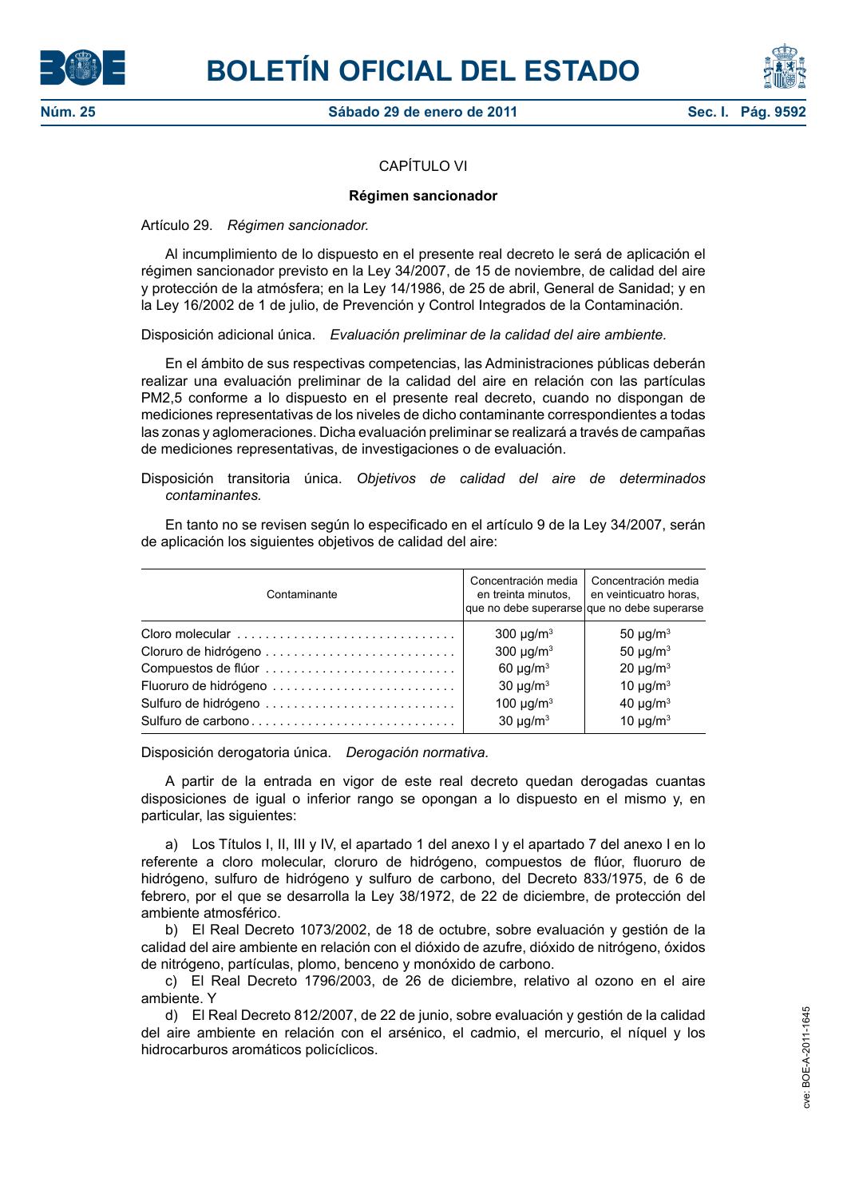## CAPÍTULO VI

### Régimen sancionador

Artículo 29. *Régimen sancionador.*

Al incumplimiento de lo dispuesto en el presente real decreto le será de aplicación el régimen sancionador previsto en la Ley 34/2007, de 15 de noviembre, de calidad del aire y protección de la atmósfera; en la Ley 14/1986, de 25 de abril, General de Sanidad; y en la Ley 16/2002 de 1 de julio, de Prevención y Control Integrados de la Contaminación.

Disposición adicional única. *Evaluación preliminar de la calidad del aire ambiente.*

En el ámbito de sus respectivas competencias, las Administraciones públicas deberán realizar una evaluación preliminar de la calidad del aire en relación con las partículas PM2,5 conforme a lo dispuesto en el presente real decreto, cuando no dispongan de mediciones representativas de los niveles de dicho contaminante correspondientes a todas las zonas y aglomeraciones. Dicha evaluación preliminar se realizará a través de campañas de mediciones representativas, de investigaciones o de evaluación.

Disposición transitoria única. *Objetivos de calidad del aire de determinados contaminantes.*

En tanto no se revisen según lo especificado en el artículo 9 de la Ley 34/2007, serán de aplicación los siguientes objetivos de calidad del aire:

| Contaminante | Concentración media en treinta minutos, que no debe superarse | Concentración media en veinticuatro horas, que no debe superarse |
|---|---|---|
| Cloro molecular | 300 μg/m$^3$ | 50 μg/m$^3$ |
| Cloruro de hidrógeno | 300 μg/m$^3$ | 50 μg/m$^3$ |
| Compuestos de flúor | 60 μg/m$^3$ | 20 μg/m$^3$ |
| Fluoruro de hidrógeno | 30 μg/m$^3$ | 10 μg/m$^3$ |
| Sulfuro de hidrógeno | 100 μg/m$^3$ | 40 μg/m$^3$ |
| Sulfuro de carbono | 30 μg/m$^3$ | 10 μg/m$^3$ |

Disposición derogatoria única. *Derogación normativa.*

A partir de la entrada en vigor de este real decreto quedan derogadas cuantas disposiciones de igual o inferior rango se opongan a lo dispuesto en el mismo y, en particular, las siguientes:

a) Los Títulos I, II, III y IV, el apartado 1 del anexo I y el apartado 7 del anexo I en lo referente a cloro molecular, cloruro de hidrógeno, compuestos de flúor, fluoruro de hidrógeno, sulfuro de hidrógeno y sulfuro de carbono, del Decreto 833/1975, de 6 de febrero, por el que se desarrolla la Ley 38/1972, de 22 de diciembre, de protección del ambiente atmosférico.

b) El Real Decreto 1073/2002, de 18 de octubre, sobre evaluación y gestión de la calidad del aire ambiente en relación con el dióxido de azufre, dióxido de nitrógeno, óxidos de nitrógeno, partículas, plomo, benceno y monóxido de carbono.

c) El Real Decreto 1796/2003, de 26 de diciembre, relativo al ozono en el aire ambiente. Y

d) El Real Decreto 812/2007, de 22 de junio, sobre evaluación y gestión de la calidad del aire ambiente en relación con el arsénico, el cadmio, el mercurio, el níquel y los hidrocarburos aromáticos policíclicos.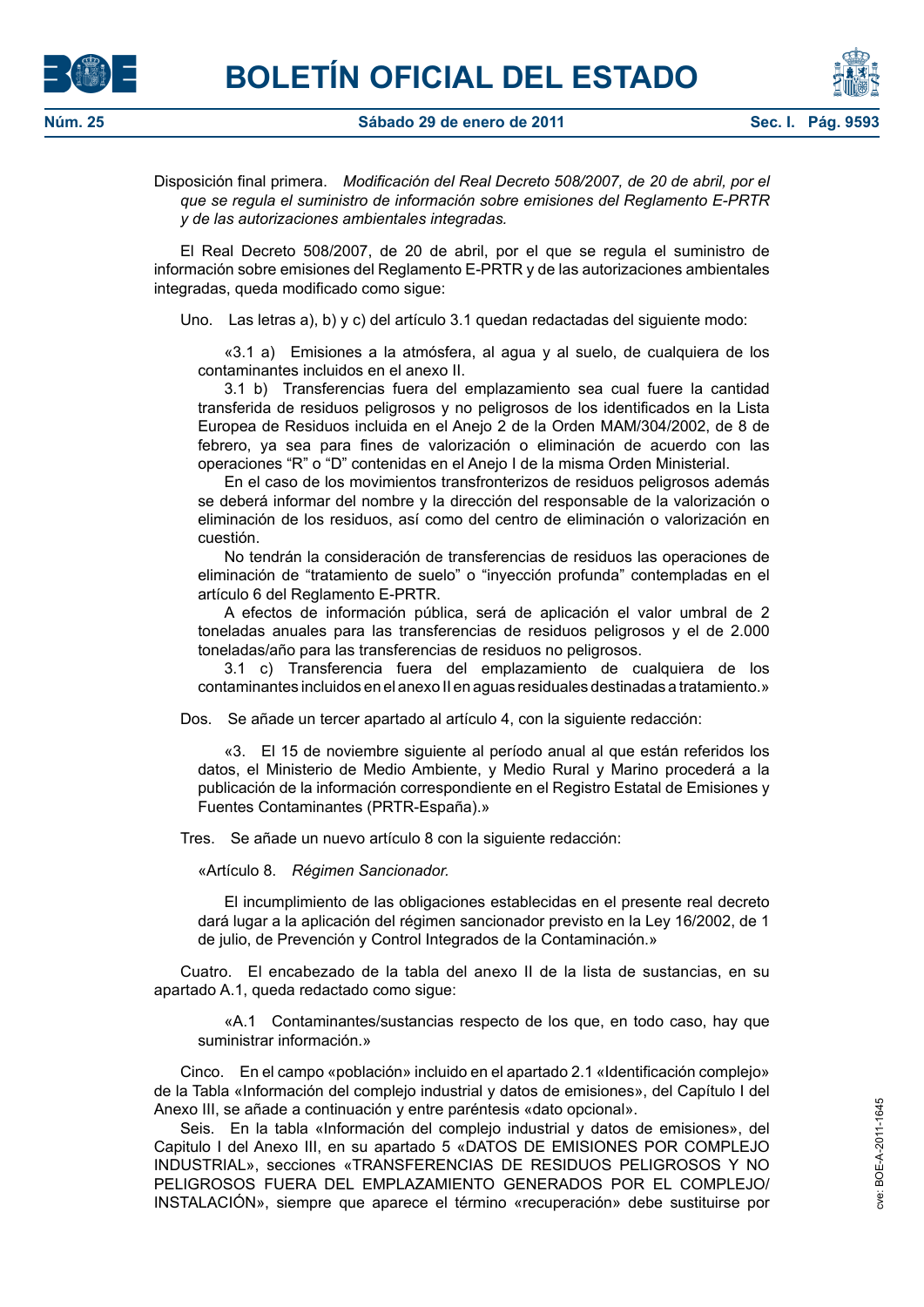Disposición final primera. *Modificación del Real Decreto 508/2007, de 20 de abril, por el que se regula el suministro de información sobre emisiones del Reglamento E-PRTR y de las autorizaciones ambientales integradas.*

El Real Decreto 508/2007, de 20 de abril, por el que se regula el suministro de información sobre emisiones del Reglamento E-PRTR y de las autorizaciones ambientales integradas, queda modificado como sigue:

Uno. Las letras a), b) y c) del artículo 3.1 quedan redactadas del siguiente modo:

«3.1 a) Emisiones a la atmósfera, al agua y al suelo, de cualquiera de los contaminantes incluidos en el anexo II.

3.1 b) Transferencias fuera del emplazamiento sea cual fuere la cantidad transferida de residuos peligrosos y no peligrosos de los identificados en la Lista Europea de Residuos incluida en el Anejo 2 de la Orden MAM/304/2002, de 8 de febrero, ya sea para fines de valorización o eliminación de acuerdo con las operaciones "R" o "D" contenidas en el Anejo I de la misma Orden Ministerial.

En el caso de los movimientos transfronterizos de residuos peligrosos además se deberá informar del nombre y la dirección del responsable de la valorización o eliminación de los residuos, así como del centro de eliminación o valorización en cuestión.

No tendrán la consideración de transferencias de residuos las operaciones de eliminación de "tratamiento de suelo" o "inyección profunda" contempladas en el artículo 6 del Reglamento E-PRTR.

A efectos de información pública, será de aplicación el valor umbral de 2 toneladas anuales para las transferencias de residuos peligrosos y el de 2.000 toneladas/año para las transferencias de residuos no peligrosos.

3.1 c) Transferencia fuera del emplazamiento de cualquiera de los contaminantes incluidos en el anexo II en aguas residuales destinadas a tratamiento.»

Dos. Se añade un tercer apartado al artículo 4, con la siguiente redacción:

«3. El 15 de noviembre siguiente al período anual al que están referidos los datos, el Ministerio de Medio Ambiente, y Medio Rural y Marino procederá a la publicación de la información correspondiente en el Registro Estatal de Emisiones y Fuentes Contaminantes (PRTR-España).»

Tres. Se añade un nuevo artículo 8 con la siguiente redacción:

«Artículo 8. *Régimen Sancionador.*

El incumplimiento de las obligaciones establecidas en el presente real decreto dará lugar a la aplicación del régimen sancionador previsto en la Ley 16/2002, de 1 de julio, de Prevención y Control Integrados de la Contaminación.»

Cuatro. El encabezado de la tabla del anexo II de la lista de sustancias, en su apartado A.1, queda redactado como sigue:

«A.1 Contaminantes/sustancias respecto de los que, en todo caso, hay que suministrar información.»

Cinco. En el campo «población» incluido en el apartado 2.1 «Identificación complejo» de la Tabla «Información del complejo industrial y datos de emisiones», del Capítulo I del Anexo III, se añade a continuación y entre paréntesis «dato opcional».

Seis. En la tabla «Información del complejo industrial y datos de emisiones», del Capitulo I del Anexo III, en su apartado 5 «DATOS DE EMISIONES POR COMPLEJO INDUSTRIAL», secciones «TRANSFERENCIAS DE RESIDUOS PELIGROSOS Y NO PELIGROSOS FUERA DEL EMPLAZAMIENTO GENERADOS POR EL COMPLEJO/INSTALACIÓN», siempre que aparece el término «recuperación» debe sustituirse por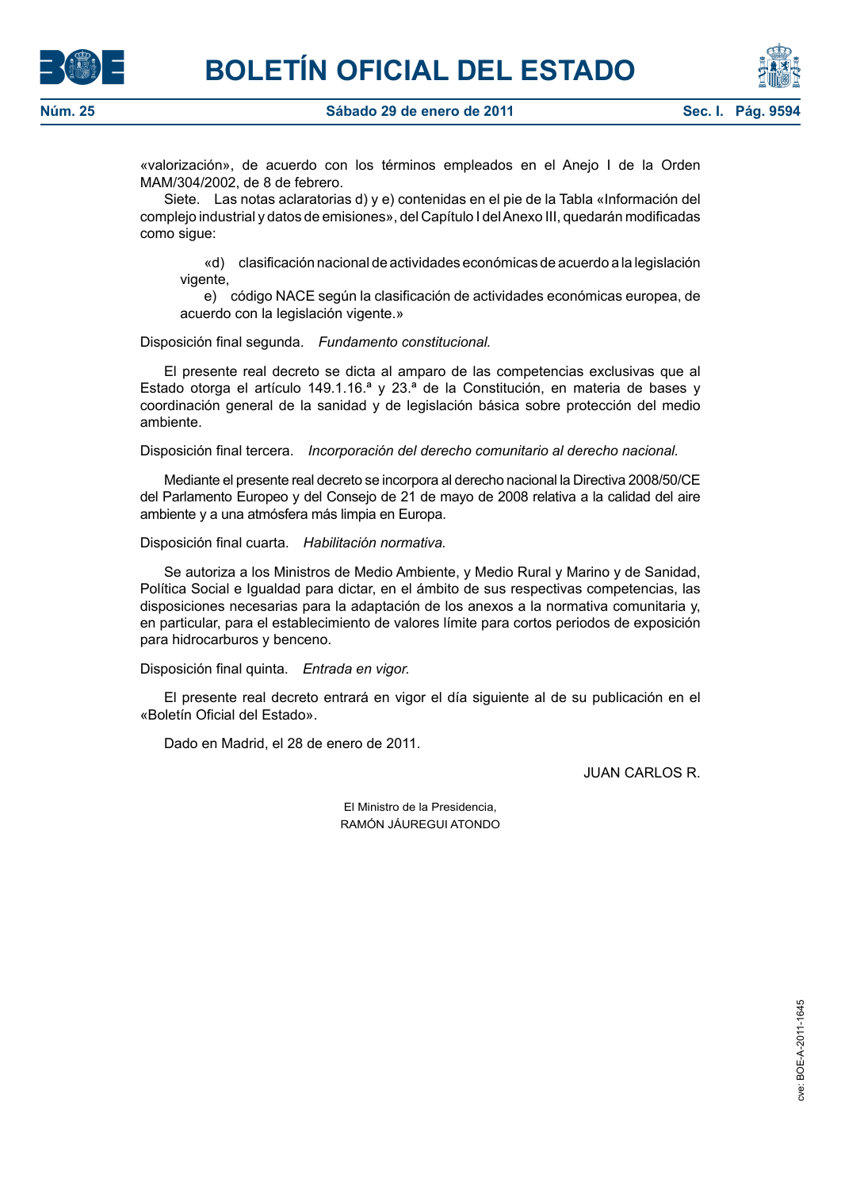«valorización», de acuerdo con los términos empleados en el Anejo I de la Orden MAM/304/2002, de 8 de febrero.

Siete. Las notas aclaratorias d) y e) contenidas en el pie de la Tabla «Información del complejo industrial y datos de emisiones», del Capítulo I del Anexo III, quedarán modificadas como sigue:

> «d) clasificación nacional de actividades económicas de acuerdo a la legislación vigente,
>
> e) código NACE según la clasificación de actividades económicas europea, de acuerdo con la legislación vigente.»

Disposición final segunda. *Fundamento constitucional.*

El presente real decreto se dicta al amparo de las competencias exclusivas que al Estado otorga el artículo 149.1.16.ª y 23.ª de la Constitución, en materia de bases y coordinación general de la sanidad y de legislación básica sobre protección del medio ambiente.

Disposición final tercera. *Incorporación del derecho comunitario al derecho nacional.*

Mediante el presente real decreto se incorpora al derecho nacional la Directiva 2008/50/CE del Parlamento Europeo y del Consejo de 21 de mayo de 2008 relativa a la calidad del aire ambiente y a una atmósfera más limpia en Europa.

Disposición final cuarta. *Habilitación normativa.*

Se autoriza a los Ministros de Medio Ambiente, y Medio Rural y Marino y de Sanidad, Política Social e Igualdad para dictar, en el ámbito de sus respectivas competencias, las disposiciones necesarias para la adaptación de los anexos a la normativa comunitaria y, en particular, para el establecimiento de valores límite para cortos periodos de exposición para hidrocarburos y benceno.

Disposición final quinta. *Entrada en vigor.*

El presente real decreto entrará en vigor el día siguiente al de su publicación en el «Boletín Oficial del Estado».

Dado en Madrid, el 28 de enero de 2011.

JUAN CARLOS R.

El Ministro de la Presidencia,
RAMÓN JÁUREGUI ATONDO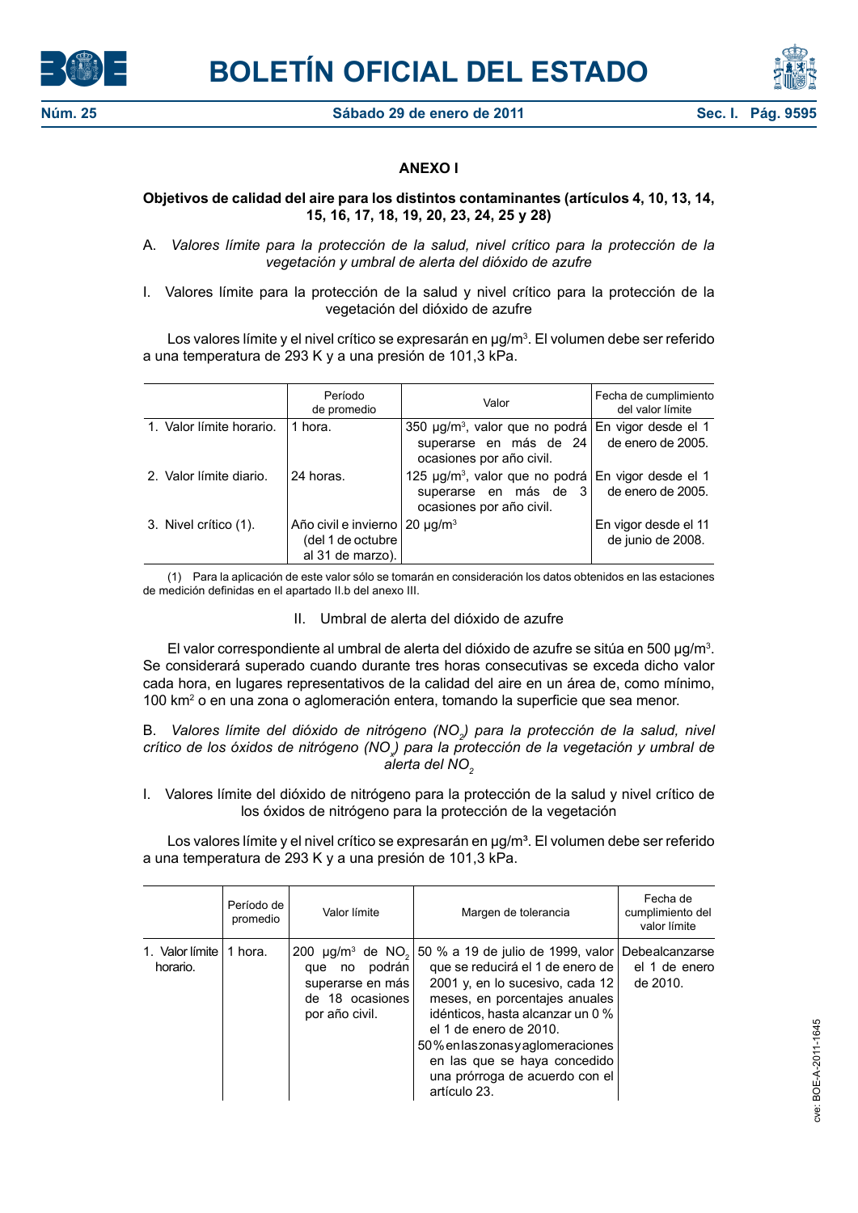## ANEXO I

### Objetivos de calidad del aire para los distintos contaminantes (artículos 4, 10, 13, 14, 15, 16, 17, 18, 19, 20, 23, 24, 25 y 28)

A. *Valores límite para la protección de la salud, nivel crítico para la protección de la vegetación y umbral de alerta del dióxido de azufre*

I. Valores límite para la protección de la salud y nivel crítico para la protección de la vegetación del dióxido de azufre

Los valores límite y el nivel crítico se expresarán en µg/m³. El volumen debe ser referido a una temperatura de 293 K y a una presión de 101,3 kPa.

| | Período de promedio | Valor | Fecha de cumplimiento del valor límite |
|---|---|---|---|
| 1. Valor límite horario. | 1 hora. | 350 µg/m³, valor que no podrá superarse en más de 24 ocasiones por año civil. | En vigor desde el 1 de enero de 2005. |
| 2. Valor límite diario. | 24 horas. | 125 µg/m³, valor que no podrá superarse en más de 3 ocasiones por año civil. | En vigor desde el 1 de enero de 2005. |
| 3. Nivel crítico (1). | Año civil e invierno (del 1 de octubre al 31 de marzo). | 20 µg/m³ | En vigor desde el 11 de junio de 2008. |

(1) Para la aplicación de este valor sólo se tomarán en consideración los datos obtenidos en las estaciones de medición definidas en el apartado II.b del anexo III.

II. Umbral de alerta del dióxido de azufre

El valor correspondiente al umbral de alerta del dióxido de azufre se sitúa en 500 µg/m³. Se considerará superado cuando durante tres horas consecutivas se exceda dicho valor cada hora, en lugares representativos de la calidad del aire en un área de, como mínimo, 100 km² o en una zona o aglomeración entera, tomando la superficie que sea menor.

B. *Valores límite del dióxido de nitrógeno ($NO_2$) para la protección de la salud, nivel crítico de los óxidos de nitrógeno ($NO_x$) para la protección de la vegetación y umbral de alerta del $NO_2$*

I. Valores límite del dióxido de nitrógeno para la protección de la salud y nivel crítico de los óxidos de nitrógeno para la protección de la vegetación

Los valores límite y el nivel crítico se expresarán en µg/m³. El volumen debe ser referido a una temperatura de 293 K y a una presión de 101,3 kPa.

| | Período de promedio | Valor límite | Margen de tolerancia | Fecha de cumplimiento del valor límite |
|---|---|---|---|---|
| 1. Valor límite horario. | 1 hora. | 200 µg/m³ de $NO_2$ que no podrán superarse en más de 18 ocasiones por año civil. | 50 % a 19 de julio de 1999, valor que se reducirá el 1 de enero de 2001 y, en lo sucesivo, cada 12 meses, en porcentajes anuales idénticos, hasta alcanzar un 0 % el 1 de enero de 2010.<br>50 % en las zonas y aglomeraciones en las que se haya concedido una prórroga de acuerdo con el artículo 23. | Debe alcanzarse el 1 de enero de 2010. |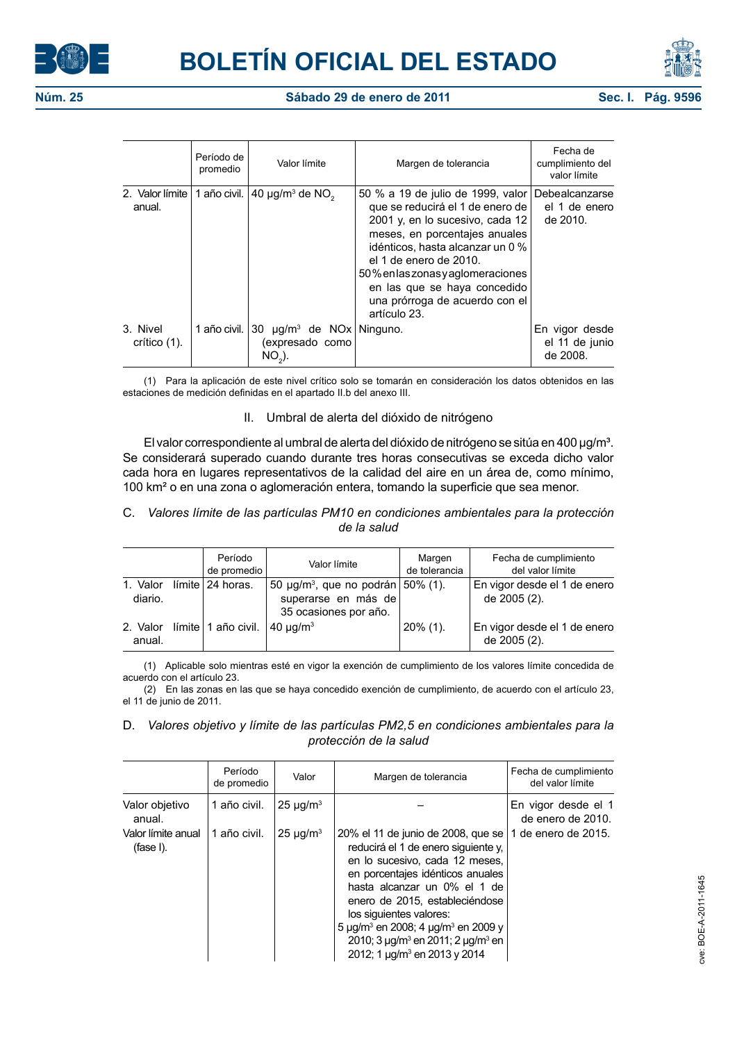| | Período de promedio | Valor límite | Margen de tolerancia | Fecha de cumplimiento del valor límite |
|---|---|---|---|---|
| 2. Valor límite anual. | 1 año civil. | 40 µg/m³ de $NO_2$ | 50 % a 19 de julio de 1999, valor que se reducirá el 1 de enero de 2001 y, en lo sucesivo, cada 12 meses, en porcentajes anuales idénticos, hasta alcanzar un 0 % el 1 de enero de 2010. 50 % en las zonas y aglomeraciones en las que se haya concedido una prórroga de acuerdo con el artículo 23. | Debealcanzarse el 1 de enero de 2010. |
| 3. Nivel crítico (1). | 1 año civil. | 30 µg/m³ de NOx (expresado como $NO_2$). | Ninguno. | En vigor desde el 11 de junio de 2008. |

(1) Para la aplicación de este nivel crítico solo se tomarán en consideración los datos obtenidos en las estaciones de medición definidas en el apartado II.b del anexo III.

II. Umbral de alerta del dióxido de nitrógeno

El valor correspondiente al umbral de alerta del dióxido de nitrógeno se sitúa en 400 µg/m³. Se considerará superado cuando durante tres horas consecutivas se exceda dicho valor cada hora en lugares representativos de la calidad del aire en un área de, como mínimo, 100 km² o en una zona o aglomeración entera, tomando la superficie que sea menor.

C. *Valores límite de las partículas PM10 en condiciones ambientales para la protección de la salud*

| | Período de promedio | Valor límite | Margen de tolerancia | Fecha de cumplimiento del valor límite |
|---|---|---|---|---|
| 1. Valor límite diario. | 24 horas. | 50 µg/m³, que no podrán superarse en más de 35 ocasiones por año. | 50% (1). | En vigor desde el 1 de enero de 2005 (2). |
| 2. Valor límite anual. | 1 año civil. | 40 µg/m³ | 20% (1). | En vigor desde el 1 de enero de 2005 (2). |

(1) Aplicable solo mientras esté en vigor la exención de cumplimiento de los valores límite concedida de acuerdo con el artículo 23.
(2) En las zonas en las que se haya concedido exención de cumplimiento, de acuerdo con el artículo 23, el 11 de junio de 2011.

D. *Valores objetivo y límite de las partículas PM2,5 en condiciones ambientales para la protección de la salud*

| | Período de promedio | Valor | Margen de tolerancia | Fecha de cumplimiento del valor límite |
|---|---|---|---|---|
| Valor objetivo anual. | 1 año civil. | 25 µg/m³ | – | En vigor desde el 1 de enero de 2010. |
| Valor límite anual (fase I). | 1 año civil. | 25 µg/m³ | 20% el 11 de junio de 2008, que se reducirá el 1 de enero siguiente y, en lo sucesivo, cada 12 meses, en porcentajes idénticos anuales hasta alcanzar un 0% el 1 de enero de 2015, estableciéndose los siguientes valores: 5 µg/m³ en 2008; 4 µg/m³ en 2009 y 2010; 3 µg/m³ en 2011; 2 µg/m³ en 2012; 1 µg/m³ en 2013 y 2014 | 1 de enero de 2015. |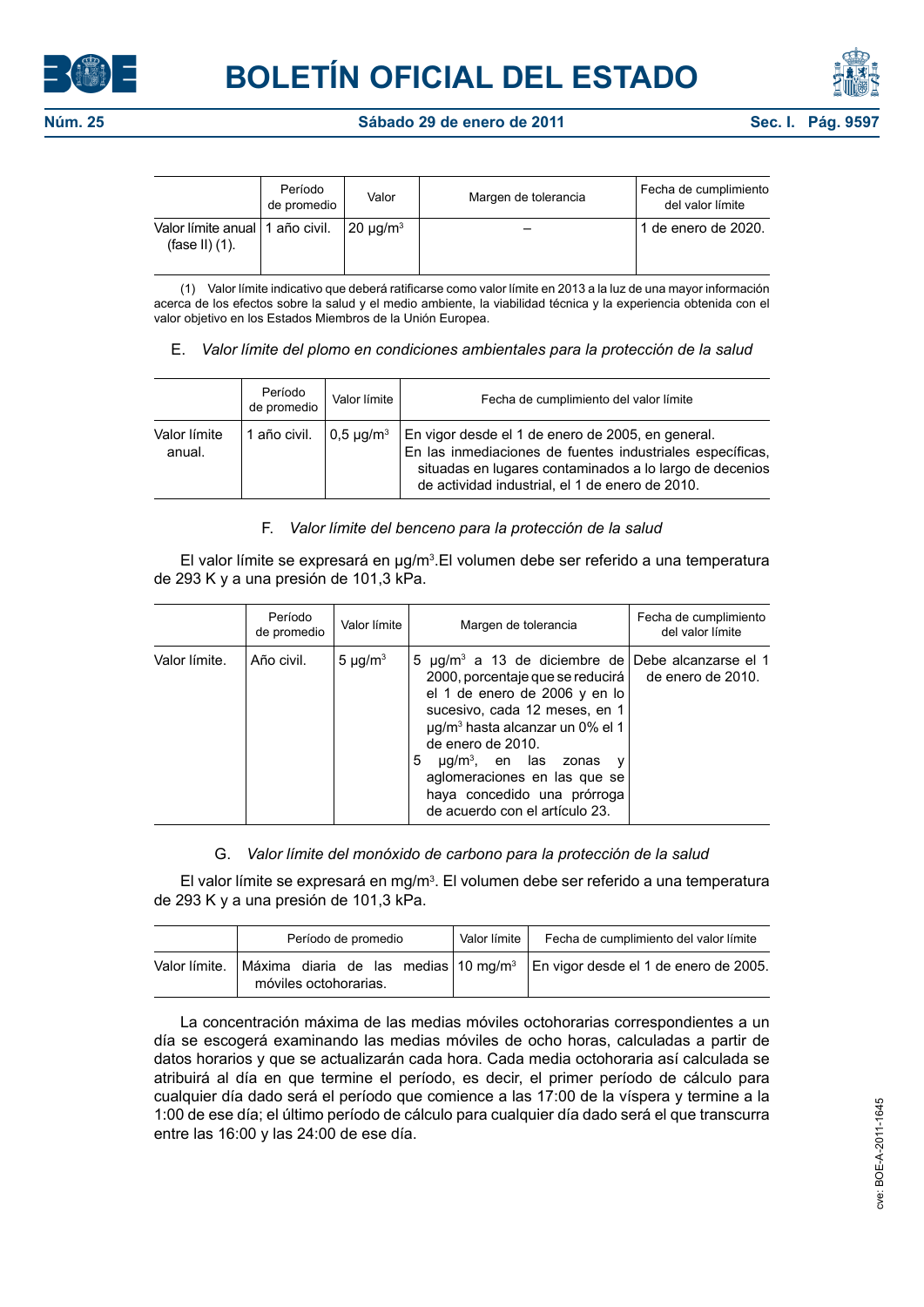| | Período de promedio | Valor | Margen de tolerancia | Fecha de cumplimiento del valor límite |
|---|---|---|---|---|
| Valor límite anual (fase II) (1). | 1 año civil. | 20 µg/m³ | – | 1 de enero de 2020. |

(1) Valor límite indicativo que deberá ratificarse como valor límite en 2013 a la luz de una mayor información acerca de los efectos sobre la salud y el medio ambiente, la viabilidad técnica y la experiencia obtenida con el valor objetivo en los Estados Miembros de la Unión Europea.

E. *Valor límite del plomo en condiciones ambientales para la protección de la salud*

| | Período de promedio | Valor límite | Fecha de cumplimiento del valor límite |
|---|---|---|---|
| Valor límite anual. | 1 año civil. | 0,5 µg/m³ | En vigor desde el 1 de enero de 2005, en general. En las inmediaciones de fuentes industriales específicas, situadas en lugares contaminados a lo largo de decenios de actividad industrial, el 1 de enero de 2010. |

F. *Valor límite del benceno para la protección de la salud*

El valor límite se expresará en µg/m³.El volumen debe ser referido a una temperatura de 293 K y a una presión de 101,3 kPa.

| | Período de promedio | Valor límite | Margen de tolerancia | Fecha de cumplimiento del valor límite |
|---|---|---|---|---|
| Valor límite. | Año civil. | 5 µg/m³ | 5 µg/m³ a 13 de diciembre de 2000, porcentaje que se reducirá el 1 de enero de 2006 y en lo sucesivo, cada 12 meses, en 1 µg/m³ hasta alcanzar un 0% el 1 de enero de 2010. 5 µg/m³, en las zonas y aglomeraciones en las que se haya concedido una prórroga de acuerdo con el artículo 23. | Debe alcanzarse el 1 de enero de 2010. |

G. *Valor límite del monóxido de carbono para la protección de la salud*

El valor límite se expresará en mg/m³. El volumen debe ser referido a una temperatura de 293 K y a una presión de 101,3 kPa.

| | Período de promedio | Valor límite | Fecha de cumplimiento del valor límite |
|---|---|---|---|
| Valor límite. | Máxima diaria de las medias móviles octohorarias. | 10 mg/m³ | En vigor desde el 1 de enero de 2005. |

La concentración máxima de las medias móviles octohorarias correspondientes a un día se escogerá examinando las medias móviles de ocho horas, calculadas a partir de datos horarios y que se actualizarán cada hora. Cada media octohoraria así calculada se atribuirá al día en que termine el período, es decir, el primer período de cálculo para cualquier día dado será el período que comience a las 17:00 de la víspera y termine a la 1:00 de ese día; el último período de cálculo para cualquier día dado será el que transcurra entre las 16:00 y las 24:00 de ese día.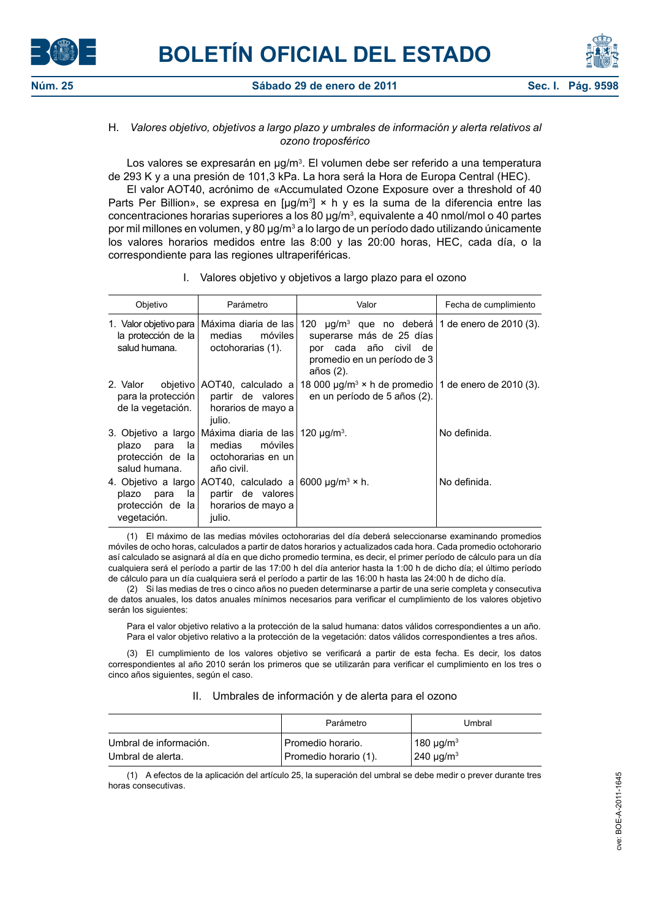### H. *Valores objetivo, objetivos a largo plazo y umbrales de información y alerta relativos al ozono troposférico*

Los valores se expresarán en µg/m³. El volumen debe ser referido a una temperatura de 293 K y a una presión de 101,3 kPa. La hora será la Hora de Europa Central (HEC).

El valor AOT40, acrónimo de «Accumulated Ozone Exposure over a threshold of 40 Parts Per Billion», se expresa en [µg/m³] × h y es la suma de la diferencia entre las concentraciones horarias superiores a los 80 µg/m³, equivalente a 40 nmol/mol o 40 partes por mil millones en volumen, y 80 µg/m³ a lo largo de un período dado utilizando únicamente los valores horarios medidos entre las 8:00 y las 20:00 horas, HEC, cada día, o la correspondiente para las regiones ultraperiféricas.

I. Valores objetivo y objetivos a largo plazo para el ozono

| Objetivo | Parámetro | Valor | Fecha de cumplimiento |
|---|---|---|---|
| 1. Valor objetivo para la protección de la salud humana. | Máxima diaria de las medias móviles octohorarias (1). | 120 µg/m³ que no deberá superarse más de 25 días por cada año civil de promedio en un período de 3 años (2). | 1 de enero de 2010 (3). |
| 2. Valor objetivo para la protección de la vegetación. | AOT40, calculado a partir de valores horarios de mayo a julio. | 18 000 µg/m³ × h de promedio en un período de 5 años (2). | 1 de enero de 2010 (3). |
| 3. Objetivo a largo plazo para la protección de la salud humana. | Máxima diaria de las medias móviles octohorarias en un año civil. | 120 µg/m³. | No definida. |
| 4. Objetivo a largo plazo para la protección de la vegetación. | AOT40, calculado a partir de valores horarios de mayo a julio. | 6000 µg/m³ × h. | No definida. |

(1) El máximo de las medias móviles octohorarias del día deberá seleccionarse examinando promedios móviles de ocho horas, calculados a partir de datos horarios y actualizados cada hora. Cada promedio octohorario así calculado se asignará al día en que dicho promedio termina, es decir, el primer período de cálculo para un día cualquiera será el período a partir de las 17:00 h del día anterior hasta la 1:00 h de dicho día; el último período de cálculo para un día cualquiera será el período a partir de las 16:00 h hasta las 24:00 h de dicho día.

(2) Si las medias de tres o cinco años no pueden determinarse a partir de una serie completa y consecutiva de datos anuales, los datos anuales mínimos necesarios para verificar el cumplimiento de los valores objetivo serán los siguientes:

Para el valor objetivo relativo a la protección de la salud humana: datos válidos correspondientes a un año.
Para el valor objetivo relativo a la protección de la vegetación: datos válidos correspondientes a tres años.

(3) El cumplimiento de los valores objetivo se verificará a partir de esta fecha. Es decir, los datos correspondientes al año 2010 serán los primeros que se utilizarán para verificar el cumplimiento en los tres o cinco años siguientes, según el caso.

II. Umbrales de información y de alerta para el ozono

| | Parámetro | Umbral |
|---|---|---|
| Umbral de información. | Promedio horario. | 180 µg/m³ |
| Umbral de alerta. | Promedio horario (1). | 240 µg/m³ |

(1) A efectos de la aplicación del artículo 25, la superación del umbral se debe medir o prever durante tres horas consecutivas.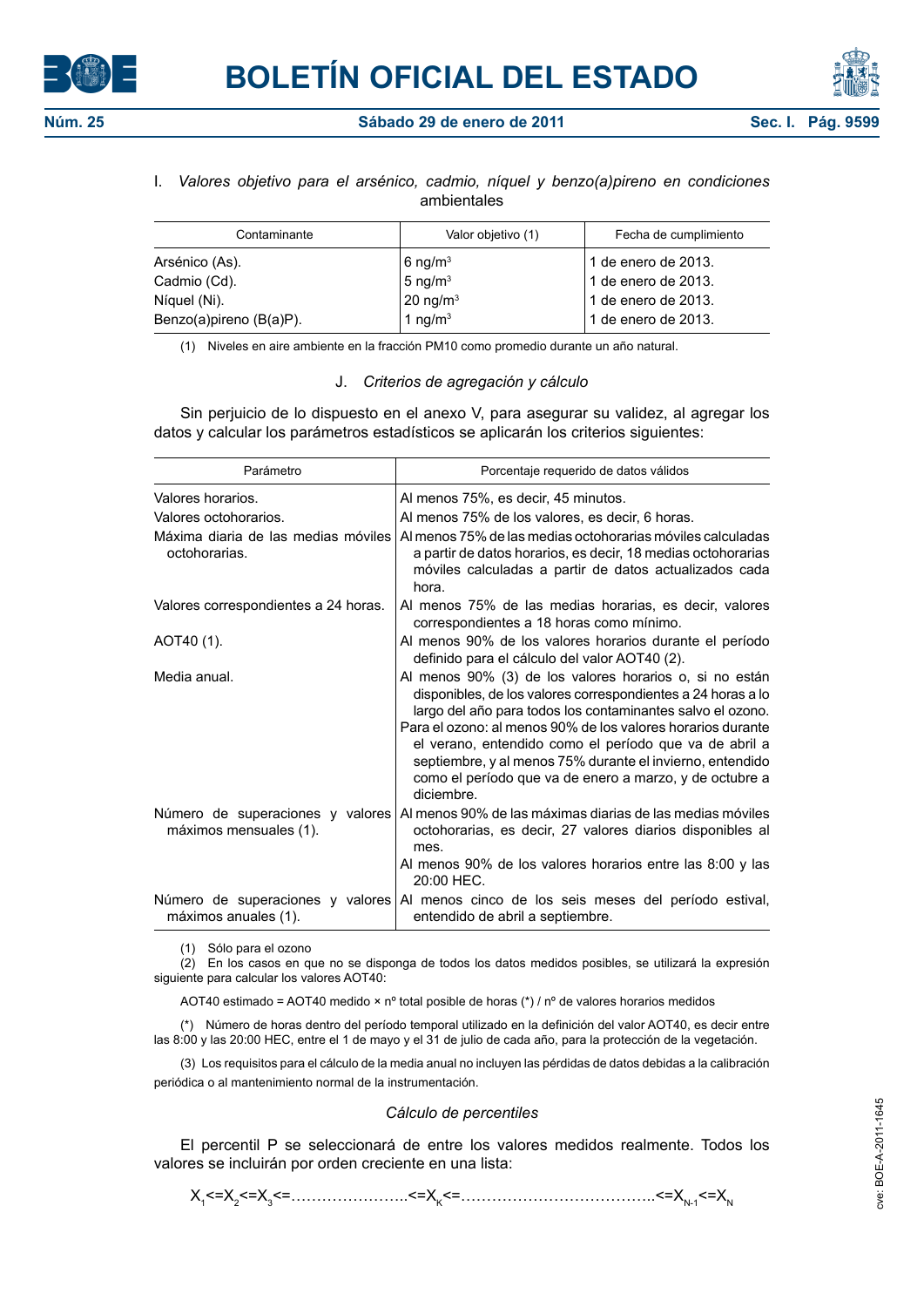I. *Valores objetivo para el arsénico, cadmio, níquel y benzo(a)pireno en condiciones ambientales*

| Contaminante | Valor objetivo (1) | Fecha de cumplimiento |
|---|---|---|
| Arsénico (As). | 6 $ng/m^3$ | 1 de enero de 2013. |
| Cadmio (Cd). | 5 $ng/m^3$ | 1 de enero de 2013. |
| Níquel (Ni). | 20 $ng/m^3$ | 1 de enero de 2013. |
| Benzo(a)pireno (B(a)P). | 1 $ng/m^3$ | 1 de enero de 2013. |

(1) Niveles en aire ambiente en la fracción PM10 como promedio durante un año natural.

J. *Criterios de agregación y cálculo*

Sin perjuicio de lo dispuesto en el anexo V, para asegurar su validez, al agregar los datos y calcular los parámetros estadísticos se aplicarán los criterios siguientes:

| Parámetro | Porcentaje requerido de datos válidos |
|---|---|
| Valores horarios. | Al menos 75%, es decir, 45 minutos. |
| Valores octohorarios. | Al menos 75% de los valores, es decir, 6 horas. |
| Máxima diaria de las medias móviles octohorarias. | Al menos 75% de las medias octohorarias móviles calculadas a partir de datos horarios, es decir, 18 medias octohorarias móviles calculadas a partir de datos actualizados cada hora. |
| Valores correspondientes a 24 horas. | Al menos 75% de las medias horarias, es decir, valores correspondientes a 18 horas como mínimo. |
| AOT40 (1). | Al menos 90% de los valores horarios durante el período definido para el cálculo del valor AOT40 (2). |
| Media anual. | Al menos 90% (3) de los valores horarios o, si no están disponibles, de los valores correspondientes a 24 horas a lo largo del año para todos los contaminantes salvo el ozono.<br>Para el ozono: al menos 90% de los valores horarios durante el verano, entendido como el período que va de abril a septiembre, y al menos 75% durante el invierno, entendido como el período que va de enero a marzo, y de octubre a diciembre. |
| Número de superaciones y valores máximos mensuales (1). | Al menos 90% de las máximas diarias de las medias móviles octohorarias, es decir, 27 valores diarios disponibles al mes.<br>Al menos 90% de los valores horarios entre las 8:00 y las 20:00 HEC. |
| Número de superaciones y valores máximos anuales (1). | Al menos cinco de los seis meses del período estival, entendido de abril a septiembre. |

(1) Sólo para el ozono

(2) En los casos en que no se disponga de todos los datos medidos posibles, se utilizará la expresión siguiente para calcular los valores AOT40:

AOT40 estimado = AOT40 medido × nº total posible de horas (*) / nº de valores horarios medidos

(*) Número de horas dentro del período temporal utilizado en la definición del valor AOT40, es decir entre las 8:00 y las 20:00 HEC, entre el 1 de mayo y el 31 de julio de cada año, para la protección de la vegetación.

(3) Los requisitos para el cálculo de la media anual no incluyen las pérdidas de datos debidas a la calibración periódica o al mantenimiento normal de la instrumentación.

*Cálculo de percentiles*

El percentil P se seleccionará de entre los valores medidos realmente. Todos los valores se incluirán por orden creciente en una lista:

$$X_1 <= X_2 <= X_3 <= \ldots\ldots\ldots\ldots <= X_K <= \ldots\ldots\ldots\ldots\ldots\ldots <= X_{N-1} <= X_N$$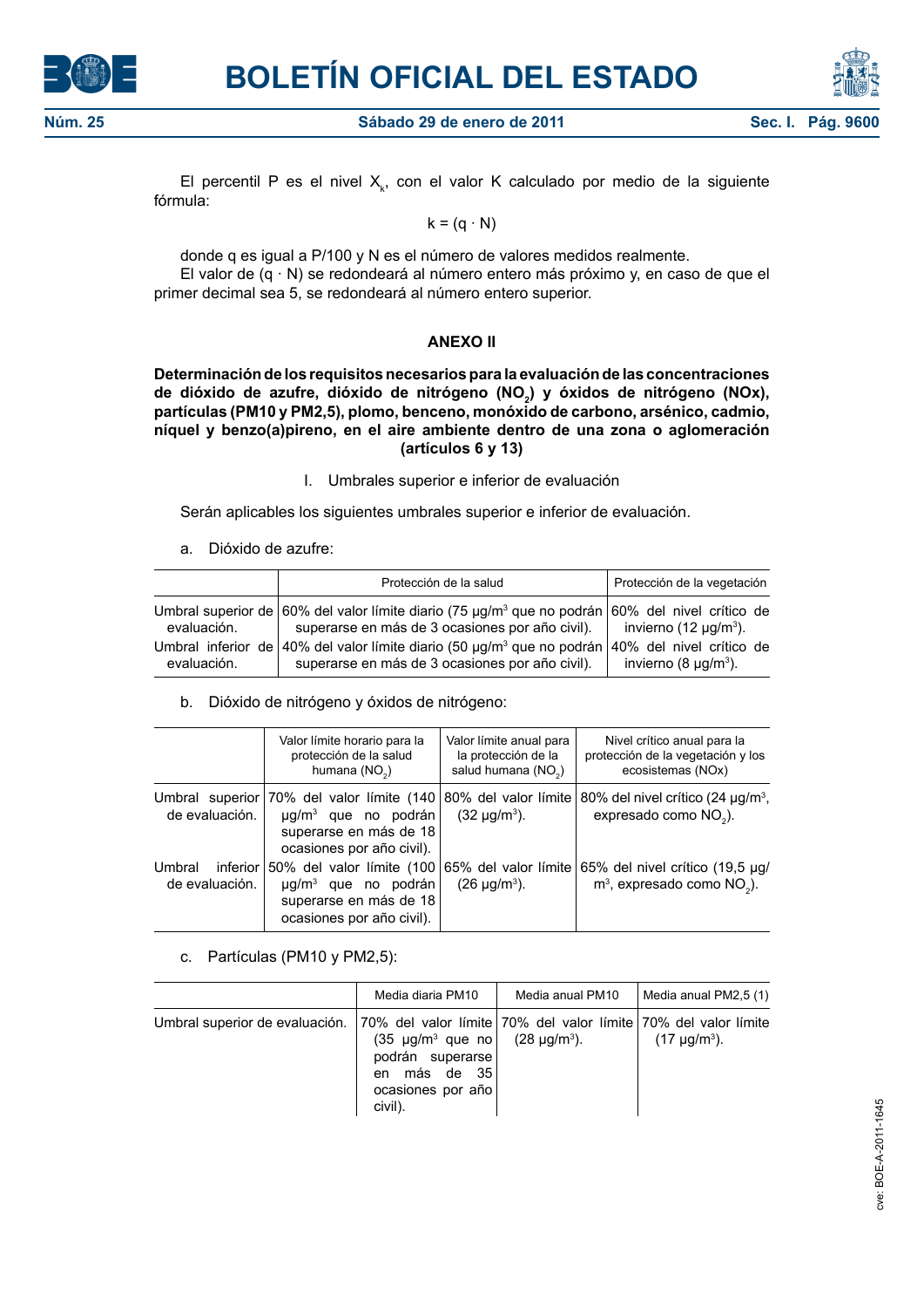El percentil P es el nivel $X_k$, con el valor K calculado por medio de la siguiente fórmula:

$$k = (q \cdot N)$$

donde q es igual a P/100 y N es el número de valores medidos realmente.

El valor de (q · N) se redondeará al número entero más próximo y, en caso de que el primer decimal sea 5, se redondeará al número entero superior.

## ANEXO II

**Determinación de los requisitos necesarios para la evaluación de las concentraciones de dióxido de azufre, dióxido de nitrógeno ($NO_2$) y óxidos de nitrógeno (NOx), partículas (PM10 y PM2,5), plomo, benceno, monóxido de carbono, arsénico, cadmio, níquel y benzo(a)pireno, en el aire ambiente dentro de una zona o aglomeración (artículos 6 y 13)**

I. Umbrales superior e inferior de evaluación

Serán aplicables los siguientes umbrales superior e inferior de evaluación.

a. Dióxido de azufre:

| | Protección de la salud | Protección de la vegetación |
|---|---|---|
| Umbral superior de evaluación. | 60% del valor límite diario (75 µg/m³ que no podrán superarse en más de 3 ocasiones por año civil). | 60% del nivel crítico de invierno (12 µg/m³). |
| Umbral inferior de evaluación. | 40% del valor límite diario (50 µg/m³ que no podrán superarse en más de 3 ocasiones por año civil). | 40% del nivel crítico de invierno (8 µg/m³). |

b. Dióxido de nitrógeno y óxidos de nitrógeno:

| | Valor límite horario para la protección de la salud humana ($NO_2$) | Valor límite anual para la protección de la salud humana ($NO_2$) | Nivel crítico anual para la protección de la vegetación y los ecosistemas (NOx) |
|---|---|---|---|
| Umbral superior de evaluación. | 70% del valor límite (140 µg/m³ que no podrán superarse en más de 18 ocasiones por año civil). | 80% del valor límite (32 µg/m³). | 80% del nivel crítico (24 µg/m³, expresado como $NO_2$). |
| Umbral inferior de evaluación. | 50% del valor límite (100 µg/m³ que no podrán superarse en más de 18 ocasiones por año civil). | 65% del valor límite (26 µg/m³). | 65% del nivel crítico (19,5 µg/m³, expresado como $NO_2$). |

c. Partículas (PM10 y PM2,5):

| | Media diaria PM10 | Media anual PM10 | Media anual PM2,5 (1) |
|---|---|---|---|
| Umbral superior de evaluación. | 70% del valor límite (35 µg/m³ que no podrán superarse en más de 35 ocasiones por año civil). | 70% del valor límite (28 µg/m³). | 70% del valor límite (17 µg/m³). |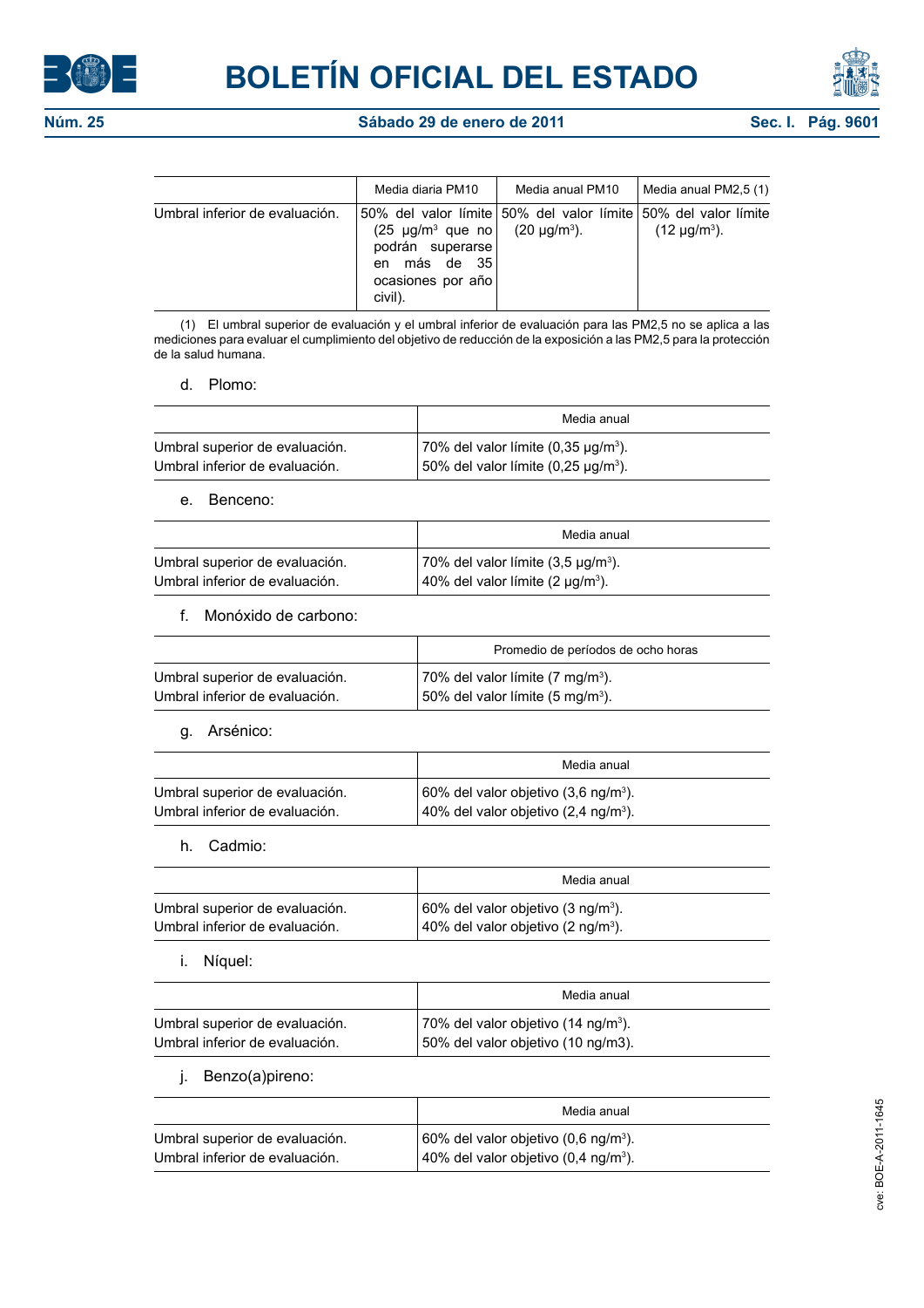| | Media diaria PM10 | Media anual PM10 | Media anual PM2,5 (1) |
|---|---|---|---|
| Umbral inferior de evaluación. | 50% del valor límite (25 μg/m³ que no podrán superarse en más de 35 ocasiones por año civil). | 50% del valor límite (20 μg/m³). | 50% del valor límite (12 μg/m³). |

(1) El umbral superior de evaluación y el umbral inferior de evaluación para las PM2,5 no se aplica a las mediciones para evaluar el cumplimiento del objetivo de reducción de la exposición a las PM2,5 para la protección de la salud humana.

d. Plomo:

| | Media anual |
|---|---|
| Umbral superior de evaluación. | 70% del valor límite (0,35 μg/m³). |
| Umbral inferior de evaluación. | 50% del valor límite (0,25 μg/m³). |

e. Benceno:

| | Media anual |
|---|---|
| Umbral superior de evaluación. | 70% del valor límite (3,5 μg/m³). |
| Umbral inferior de evaluación. | 40% del valor límite (2 μg/m³). |

f. Monóxido de carbono:

| | Promedio de períodos de ocho horas |
|---|---|
| Umbral superior de evaluación. | 70% del valor límite (7 mg/m³). |
| Umbral inferior de evaluación. | 50% del valor límite (5 mg/m³). |

g. Arsénico:

| | Media anual |
|---|---|
| Umbral superior de evaluación. | 60% del valor objetivo (3,6 ng/m³). |
| Umbral inferior de evaluación. | 40% del valor objetivo (2,4 ng/m³). |

h. Cadmio:

| | Media anual |
|---|---|
| Umbral superior de evaluación. | 60% del valor objetivo (3 ng/m³). |
| Umbral inferior de evaluación. | 40% del valor objetivo (2 ng/m³). |

i. Níquel:

| | Media anual |
|---|---|
| Umbral superior de evaluación. | 70% del valor objetivo (14 ng/m³). |
| Umbral inferior de evaluación. | 50% del valor objetivo (10 ng/m3). |

j. Benzo(a)pireno:

| | Media anual |
|---|---|
| Umbral superior de evaluación. | 60% del valor objetivo (0,6 ng/m³). |
| Umbral inferior de evaluación. | 40% del valor objetivo (0,4 ng/m³). |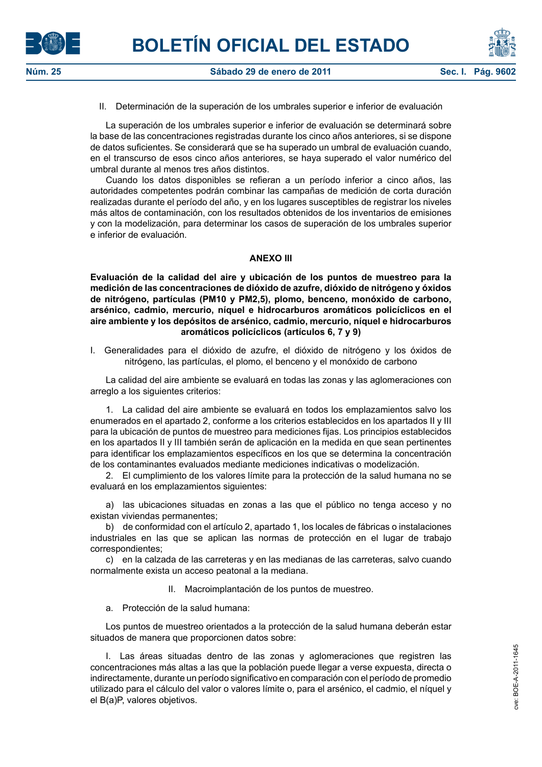II. Determinación de la superación de los umbrales superior e inferior de evaluación

La superación de los umbrales superior e inferior de evaluación se determinará sobre la base de las concentraciones registradas durante los cinco años anteriores, si se dispone de datos suficientes. Se considerará que se ha superado un umbral de evaluación cuando, en el transcurso de esos cinco años anteriores, se haya superado el valor numérico del umbral durante al menos tres años distintos.

Cuando los datos disponibles se refieran a un período inferior a cinco años, las autoridades competentes podrán combinar las campañas de medición de corta duración realizadas durante el período del año, y en los lugares susceptibles de registrar los niveles más altos de contaminación, con los resultados obtenidos de los inventarios de emisiones y con la modelización, para determinar los casos de superación de los umbrales superior e inferior de evaluación.

## ANEXO III

**Evaluación de la calidad del aire y ubicación de los puntos de muestreo para la medición de las concentraciones de dióxido de azufre, dióxido de nitrógeno y óxidos de nitrógeno, partículas (PM10 y PM2,5), plomo, benceno, monóxido de carbono, arsénico, cadmio, mercurio, níquel e hidrocarburos aromáticos policíclicos en el aire ambiente y los depósitos de arsénico, cadmio, mercurio, níquel e hidrocarburos aromáticos policíclicos (artículos 6, 7 y 9)**

I. Generalidades para el dióxido de azufre, el dióxido de nitrógeno y los óxidos de nitrógeno, las partículas, el plomo, el benceno y el monóxido de carbono

La calidad del aire ambiente se evaluará en todas las zonas y las aglomeraciones con arreglo a los siguientes criterios:

1. La calidad del aire ambiente se evaluará en todos los emplazamientos salvo los enumerados en el apartado 2, conforme a los criterios establecidos en los apartados II y III para la ubicación de puntos de muestreo para mediciones fijas. Los principios establecidos en los apartados II y III también serán de aplicación en la medida en que sean pertinentes para identificar los emplazamientos específicos en los que se determina la concentración de los contaminantes evaluados mediante mediciones indicativas o modelización.

2. El cumplimiento de los valores límite para la protección de la salud humana no se evaluará en los emplazamientos siguientes:

a) las ubicaciones situadas en zonas a las que el público no tenga acceso y no existan viviendas permanentes;

b) de conformidad con el artículo 2, apartado 1, los locales de fábricas o instalaciones industriales en las que se aplican las normas de protección en el lugar de trabajo correspondientes;

c) en la calzada de las carreteras y en las medianas de las carreteras, salvo cuando normalmente exista un acceso peatonal a la mediana.

II. Macroimplantación de los puntos de muestreo.

a. Protección de la salud humana:

Los puntos de muestreo orientados a la protección de la salud humana deberán estar situados de manera que proporcionen datos sobre:

I. Las áreas situadas dentro de las zonas y aglomeraciones que registren las concentraciones más altas a las que la población puede llegar a verse expuesta, directa o indirectamente, durante un período significativo en comparación con el período de promedio utilizado para el cálculo del valor o valores límite o, para el arsénico, el cadmio, el níquel y el B(a)P, valores objetivos.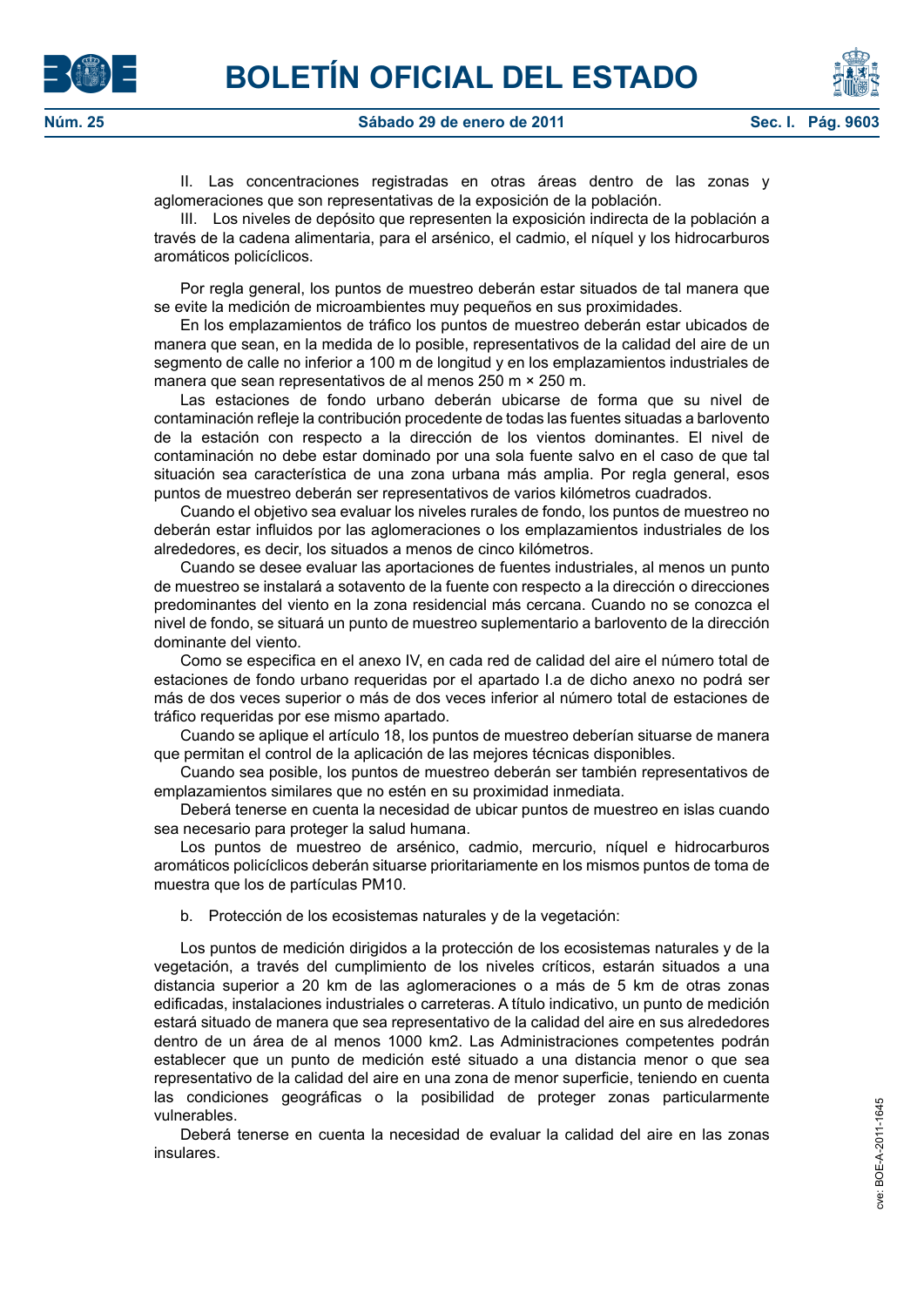II. Las concentraciones registradas en otras áreas dentro de las zonas y aglomeraciones que son representativas de la exposición de la población.

III. Los niveles de depósito que representen la exposición indirecta de la población a través de la cadena alimentaria, para el arsénico, el cadmio, el níquel y los hidrocarburos aromáticos policíclicos.

Por regla general, los puntos de muestreo deberán estar situados de tal manera que se evite la medición de microambientes muy pequeños en sus proximidades.

En los emplazamientos de tráfico los puntos de muestreo deberán estar ubicados de manera que sean, en la medida de lo posible, representativos de la calidad del aire de un segmento de calle no inferior a 100 m de longitud y en los emplazamientos industriales de manera que sean representativos de al menos 250 m × 250 m.

Las estaciones de fondo urbano deberán ubicarse de forma que su nivel de contaminación refleje la contribución procedente de todas las fuentes situadas a barlovento de la estación con respecto a la dirección de los vientos dominantes. El nivel de contaminación no debe estar dominado por una sola fuente salvo en el caso de que tal situación sea característica de una zona urbana más amplia. Por regla general, esos puntos de muestreo deberán ser representativos de varios kilómetros cuadrados.

Cuando el objetivo sea evaluar los niveles rurales de fondo, los puntos de muestreo no deberán estar influidos por las aglomeraciones o los emplazamientos industriales de los alrededores, es decir, los situados a menos de cinco kilómetros.

Cuando se desee evaluar las aportaciones de fuentes industriales, al menos un punto de muestreo se instalará a sotavento de la fuente con respecto a la dirección o direcciones predominantes del viento en la zona residencial más cercana. Cuando no se conozca el nivel de fondo, se situará un punto de muestreo suplementario a barlovento de la dirección dominante del viento.

Como se especifica en el anexo IV, en cada red de calidad del aire el número total de estaciones de fondo urbano requeridas por el apartado I.a de dicho anexo no podrá ser más de dos veces superior o más de dos veces inferior al número total de estaciones de tráfico requeridas por ese mismo apartado.

Cuando se aplique el artículo 18, los puntos de muestreo deberían situarse de manera que permitan el control de la aplicación de las mejores técnicas disponibles.

Cuando sea posible, los puntos de muestreo deberán ser también representativos de emplazamientos similares que no estén en su proximidad inmediata.

Deberá tenerse en cuenta la necesidad de ubicar puntos de muestreo en islas cuando sea necesario para proteger la salud humana.

Los puntos de muestreo de arsénico, cadmio, mercurio, níquel e hidrocarburos aromáticos policíclicos deberán situarse prioritariamente en los mismos puntos de toma de muestra que los de partículas PM10.

b. Protección de los ecosistemas naturales y de la vegetación:

Los puntos de medición dirigidos a la protección de los ecosistemas naturales y de la vegetación, a través del cumplimiento de los niveles críticos, estarán situados a una distancia superior a 20 km de las aglomeraciones o a más de 5 km de otras zonas edificadas, instalaciones industriales o carreteras. A título indicativo, un punto de medición estará situado de manera que sea representativo de la calidad del aire en sus alrededores dentro de un área de al menos 1000 km2. Las Administraciones competentes podrán establecer que un punto de medición esté situado a una distancia menor o que sea representativo de la calidad del aire en una zona de menor superficie, teniendo en cuenta las condiciones geográficas o la posibilidad de proteger zonas particularmente vulnerables.

Deberá tenerse en cuenta la necesidad de evaluar la calidad del aire en las zonas insulares.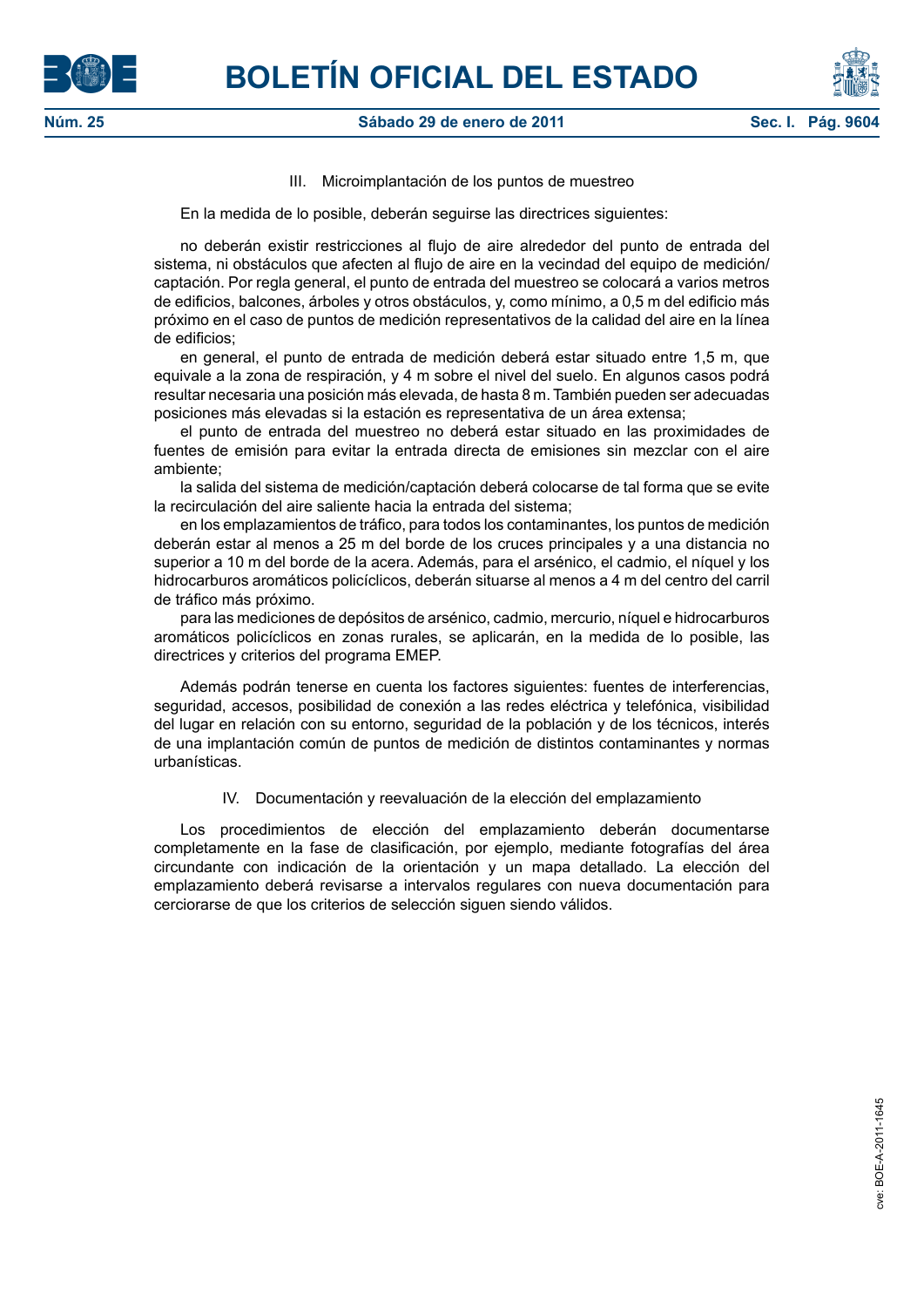### III. Microimplantación de los puntos de muestreo

En la medida de lo posible, deberán seguirse las directrices siguientes:

no deberán existir restricciones al flujo de aire alrededor del punto de entrada del sistema, ni obstáculos que afecten al flujo de aire en la vecindad del equipo de medición/captación. Por regla general, el punto de entrada del muestreo se colocará a varios metros de edificios, balcones, árboles y otros obstáculos, y, como mínimo, a 0,5 m del edificio más próximo en el caso de puntos de medición representativos de la calidad del aire en la línea de edificios;

en general, el punto de entrada de medición deberá estar situado entre 1,5 m, que equivale a la zona de respiración, y 4 m sobre el nivel del suelo. En algunos casos podrá resultar necesaria una posición más elevada, de hasta 8 m. También pueden ser adecuadas posiciones más elevadas si la estación es representativa de un área extensa;

el punto de entrada del muestreo no deberá estar situado en las proximidades de fuentes de emisión para evitar la entrada directa de emisiones sin mezclar con el aire ambiente;

la salida del sistema de medición/captación deberá colocarse de tal forma que se evite la recirculación del aire saliente hacia la entrada del sistema;

en los emplazamientos de tráfico, para todos los contaminantes, los puntos de medición deberán estar al menos a 25 m del borde de los cruces principales y a una distancia no superior a 10 m del borde de la acera. Además, para el arsénico, el cadmio, el níquel y los hidrocarburos aromáticos policíclicos, deberán situarse al menos a 4 m del centro del carril de tráfico más próximo.

para las mediciones de depósitos de arsénico, cadmio, mercurio, níquel e hidrocarburos aromáticos policíclicos en zonas rurales, se aplicarán, en la medida de lo posible, las directrices y criterios del programa EMEP.

Además podrán tenerse en cuenta los factores siguientes: fuentes de interferencias, seguridad, accesos, posibilidad de conexión a las redes eléctrica y telefónica, visibilidad del lugar en relación con su entorno, seguridad de la población y de los técnicos, interés de una implantación común de puntos de medición de distintos contaminantes y normas urbanísticas.

### IV. Documentación y reevaluación de la elección del emplazamiento

Los procedimientos de elección del emplazamiento deberán documentarse completamente en la fase de clasificación, por ejemplo, mediante fotografías del área circundante con indicación de la orientación y un mapa detallado. La elección del emplazamiento deberá revisarse a intervalos regulares con nueva documentación para cerciorarse de que los criterios de selección siguen siendo válidos.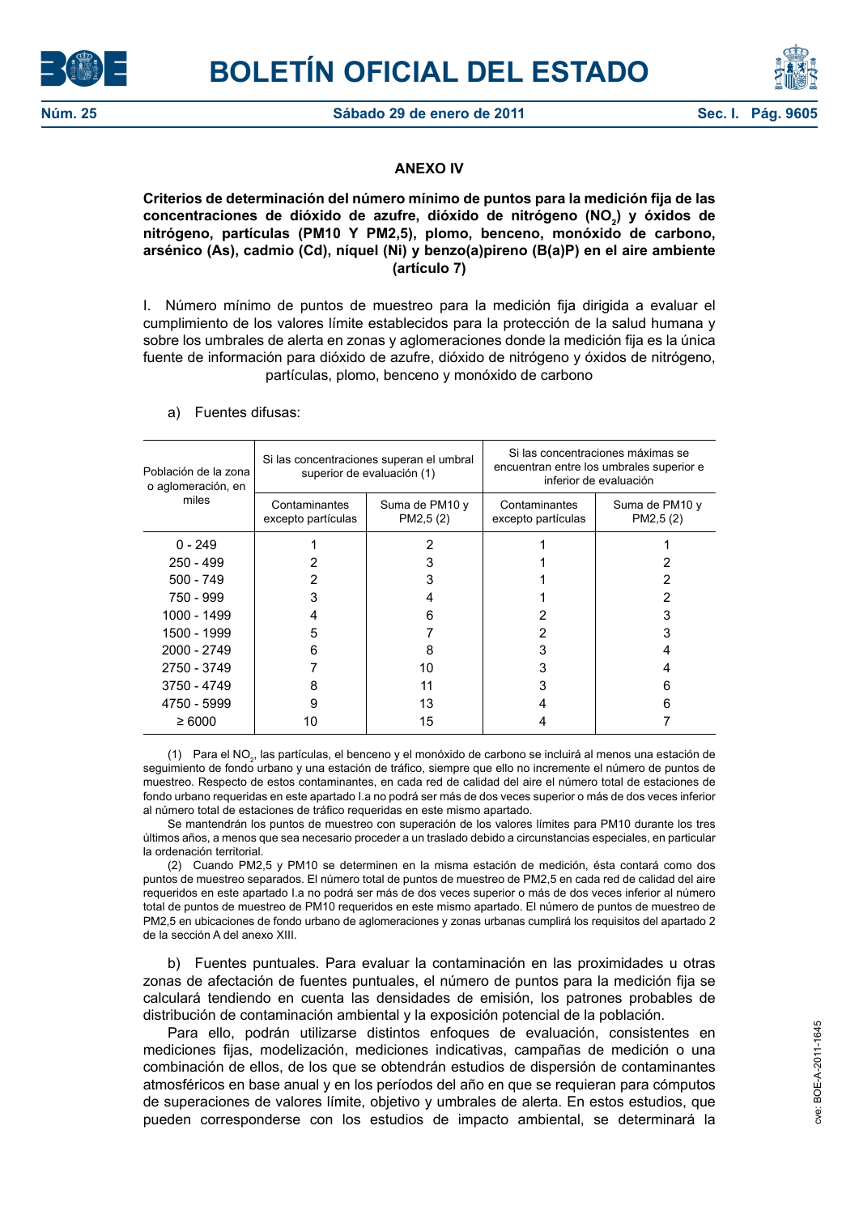## ANEXO IV

**Criterios de determinación del número mínimo de puntos para la medición fija de las concentraciones de dióxido de azufre, dióxido de nitrógeno ($NO_2$) y óxidos de nitrógeno, partículas (PM10 Y PM2,5), plomo, benceno, monóxido de carbono, arsénico (As), cadmio (Cd), níquel (Ni) y benzo(a)pireno (B(a)P) en el aire ambiente (artículo 7)**

I. Número mínimo de puntos de muestreo para la medición fija dirigida a evaluar el cumplimiento de los valores límite establecidos para la protección de la salud humana y sobre los umbrales de alerta en zonas y aglomeraciones donde la medición fija es la única fuente de información para dióxido de azufre, dióxido de nitrógeno y óxidos de nitrógeno, partículas, plomo, benceno y monóxido de carbono

a) Fuentes difusas:

| Población de la zona o aglomeración, en miles | Si las concentraciones superan el umbral superior de evaluación (1) | | Si las concentraciones máximas se encuentran entre los umbrales superior e inferior de evaluación | |
|---|---|---|---|---|
| | Contaminantes excepto partículas | Suma de PM10 y PM2,5 (2) | Contaminantes excepto partículas | Suma de PM10 y PM2,5 (2) |
| 0 - 249 | 1 | 2 | 1 | 1 |
| 250 - 499 | 2 | 3 | 1 | 2 |
| 500 - 749 | 2 | 3 | 1 | 2 |
| 750 - 999 | 3 | 4 | 1 | 2 |
| 1000 - 1499 | 4 | 6 | 2 | 3 |
| 1500 - 1999 | 5 | 7 | 2 | 3 |
| 2000 - 2749 | 6 | 8 | 3 | 4 |
| 2750 - 3749 | 7 | 10 | 3 | 4 |
| 3750 - 4749 | 8 | 11 | 3 | 6 |
| 4750 - 5999 | 9 | 13 | 4 | 6 |
| ≥ 6000 | 10 | 15 | 4 | 7 |

(1) Para el $NO_2$, las partículas, el benceno y el monóxido de carbono se incluirá al menos una estación de seguimiento de fondo urbano y una estación de tráfico, siempre que ello no incremente el número de puntos de muestreo. Respecto de estos contaminantes, en cada red de calidad del aire el número total de estaciones de fondo urbano requeridas en este apartado I.a no podrá ser más de dos veces superior o más de dos veces inferior al número total de estaciones de tráfico requeridas en este mismo apartado.

Se mantendrán los puntos de muestreo con superación de los valores límites para PM10 durante los tres últimos años, a menos que sea necesario proceder a un traslado debido a circunstancias especiales, en particular la ordenación territorial.

(2) Cuando PM2,5 y PM10 se determinen en la misma estación de medición, ésta contará como dos puntos de muestreo separados. El número total de puntos de muestreo de PM2,5 en cada red de calidad del aire requeridos en este apartado I.a no podrá ser más de dos veces superior o más de dos veces inferior al número total de puntos de muestreo de PM10 requeridos en este mismo apartado. El número de puntos de muestreo de PM2,5 en ubicaciones de fondo urbano de aglomeraciones y zonas urbanas cumplirá los requisitos del apartado 2 de la sección A del anexo XIII.

b) Fuentes puntuales. Para evaluar la contaminación en las proximidades u otras zonas de afectación de fuentes puntuales, el número de puntos para la medición fija se calculará tendiendo en cuenta las densidades de emisión, los patrones probables de distribución de contaminación ambiental y la exposición potencial de la población.

Para ello, podrán utilizarse distintos enfoques de evaluación, consistentes en mediciones fijas, modelización, mediciones indicativas, campañas de medición o una combinación de ellos, de los que se obtendrán estudios de dispersión de contaminantes atmosféricos en base anual y en los períodos del año en que se requieran para cómputos de superaciones de valores límite, objetivo y umbrales de alerta. En estos estudios, que pueden corresponderse con los estudios de impacto ambiental, se determinará la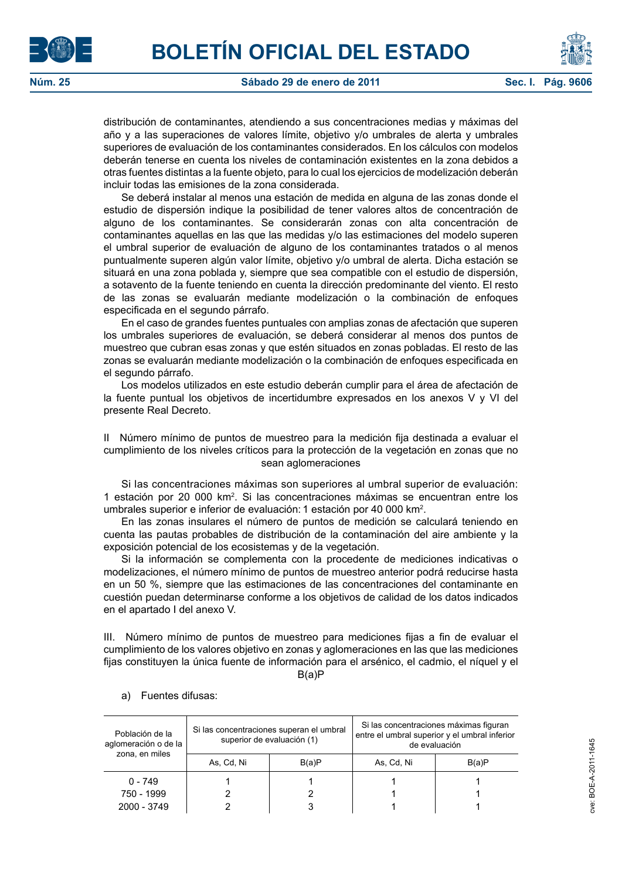distribución de contaminantes, atendiendo a sus concentraciones medias y máximas del año y a las superaciones de valores límite, objetivo y/o umbrales de alerta y umbrales superiores de evaluación de los contaminantes considerados. En los cálculos con modelos deberán tenerse en cuenta los niveles de contaminación existentes en la zona debidos a otras fuentes distintas a la fuente objeto, para lo cual los ejercicios de modelización deberán incluir todas las emisiones de la zona considerada.

Se deberá instalar al menos una estación de medida en alguna de las zonas donde el estudio de dispersión indique la posibilidad de tener valores altos de concentración de alguno de los contaminantes. Se considerarán zonas con alta concentración de contaminantes aquellas en las que las medidas y/o las estimaciones del modelo superen el umbral superior de evaluación de alguno de los contaminantes tratados o al menos puntualmente superen algún valor límite, objetivo y/o umbral de alerta. Dicha estación se situará en una zona poblada y, siempre que sea compatible con el estudio de dispersión, a sotavento de la fuente teniendo en cuenta la dirección predominante del viento. El resto de las zonas se evaluarán mediante modelización o la combinación de enfoques especificada en el segundo párrafo.

En el caso de grandes fuentes puntuales con amplias zonas de afectación que superen los umbrales superiores de evaluación, se deberá considerar al menos dos puntos de muestreo que cubran esas zonas y que estén situados en zonas pobladas. El resto de las zonas se evaluarán mediante modelización o la combinación de enfoques especificada en el segundo párrafo.

Los modelos utilizados en este estudio deberán cumplir para el área de afectación de la fuente puntual los objetivos de incertidumbre expresados en los anexos V y VI del presente Real Decreto.

### II Número mínimo de puntos de muestreo para la medición fija destinada a evaluar el cumplimiento de los niveles críticos para la protección de la vegetación en zonas que no sean aglomeraciones

Si las concentraciones máximas son superiores al umbral superior de evaluación: 1 estación por 20 000 km². Si las concentraciones máximas se encuentran entre los umbrales superior e inferior de evaluación: 1 estación por 40 000 km².

En las zonas insulares el número de puntos de medición se calculará teniendo en cuenta las pautas probables de distribución de la contaminación del aire ambiente y la exposición potencial de los ecosistemas y de la vegetación.

Si la información se complementa con la procedente de mediciones indicativas o modelizaciones, el número mínimo de puntos de muestreo anterior podrá reducirse hasta en un 50 %, siempre que las estimaciones de las concentraciones del contaminante en cuestión puedan determinarse conforme a los objetivos de calidad de los datos indicados en el apartado I del anexo V.

### III. Número mínimo de puntos de muestreo para mediciones fijas a fin de evaluar el cumplimiento de los valores objetivo en zonas y aglomeraciones en las que las mediciones fijas constituyen la única fuente de información para el arsénico, el cadmio, el níquel y el B(a)P

a) Fuentes difusas:

| Población de la aglomeración o de la zona, en miles | Si las concentraciones superan el umbral superior de evaluación (1) | | Si las concentraciones máximas figuran entre el umbral superior y el umbral inferior de evaluación | |
|---|---|---|---|---|
| | As, Cd, Ni | B(a)P | As, Cd, Ni | B(a)P |
| 0 - 749 | 1 | 1 | 1 | 1 |
| 750 - 1999 | 2 | 2 | 1 | 1 |
| 2000 - 3749 | 2 | 3 | 1 | 1 |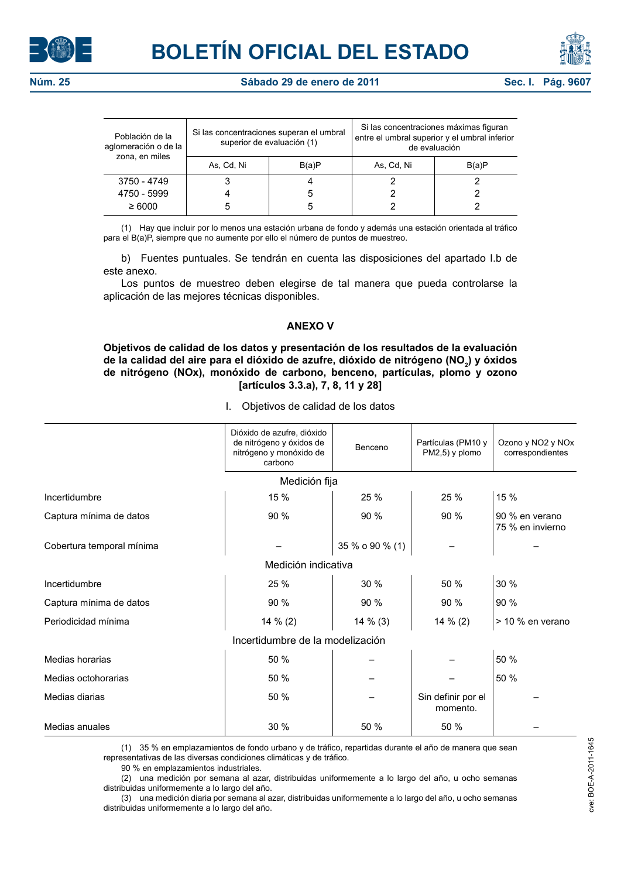| Población de la aglomeración o de la zona, en miles | Si las concentraciones superan el umbral superior de evaluación (1) | | Si las concentraciones máximas figuran entre el umbral superior y el umbral inferior de evaluación | |
|---|---|---|---|---|
| | As, Cd, Ni | B(a)P | As, Cd, Ni | B(a)P |
| 3750 - 4749 | 3 | 4 | 2 | 2 |
| 4750 - 5999 | 4 | 5 | 2 | 2 |
| ≥ 6000 | 5 | 5 | 2 | 2 |

(1) Hay que incluir por lo menos una estación urbana de fondo y además una estación orientada al tráfico para el B(a)P, siempre que no aumente por ello el número de puntos de muestreo.

b) Fuentes puntuales. Se tendrán en cuenta las disposiciones del apartado I.b de este anexo.

Los puntos de muestreo deben elegirse de tal manera que pueda controlarse la aplicación de las mejores técnicas disponibles.

## ANEXO V

### Objetivos de calidad de los datos y presentación de los resultados de la evaluación de la calidad del aire para el dióxido de azufre, dióxido de nitrógeno ($NO_2$) y óxidos de nitrógeno (NOx), monóxido de carbono, benceno, partículas, plomo y ozono [artículos 3.3.a), 7, 8, 11 y 28]

I. Objetivos de calidad de los datos

| | Dióxido de azufre, dióxido de nitrógeno y óxidos de nitrógeno y monóxido de carbono | Benceno | Partículas (PM10 y PM2,5) y plomo | Ozono y NO2 y NOx correspondientes |
|---|---|---|---|---|
| | Medición fija | | | |
| Incertidumbre | 15 % | 25 % | 25 % | 15 % |
| Captura mínima de datos | 90 % | 90 % | 90 % | 90 % en verano<br>75 % en invierno |
| Cobertura temporal mínima | – | 35 % o 90 % (1) | – | – |
| | Medición indicativa | | | |
| Incertidumbre | 25 % | 30 % | 50 % | 30 % |
| Captura mínima de datos | 90 % | 90 % | 90 % | 90 % |
| Periodicidad mínima | 14 % (2) | 14 % (3) | 14 % (2) | > 10 % en verano |
| | Incertidumbre de la modelización | | | |
| Medias horarias | 50 % | – | – | 50 % |
| Medias octohorarias | 50 % | – | – | 50 % |
| Medias diarias | 50 % | – | Sin definir por el momento. | – |
| Medias anuales | 30 % | 50 % | 50 % | – |

(1) 35 % en emplazamientos de fondo urbano y de tráfico, repartidas durante el año de manera que sean representativas de las diversas condiciones climáticas y de tráfico.

90 % en emplazamientos industriales.

(2) una medición por semana al azar, distribuidas uniformemente a lo largo del año, u ocho semanas distribuidas uniformemente a lo largo del año.

(3) una medición diaria por semana al azar, distribuidas uniformemente a lo largo del año, u ocho semanas distribuidas uniformemente a lo largo del año.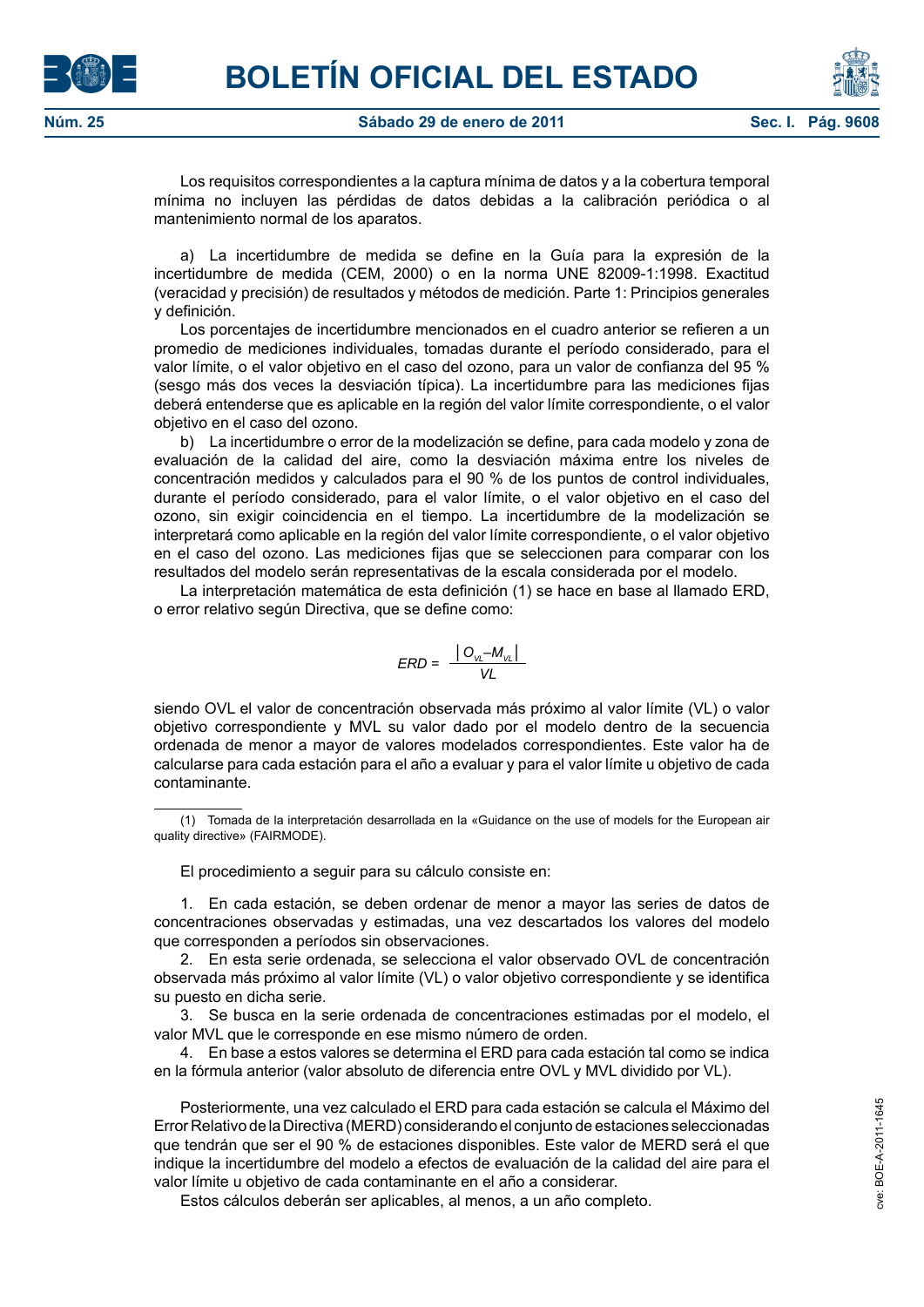Los requisitos correspondientes a la captura mínima de datos y a la cobertura temporal mínima no incluyen las pérdidas de datos debidas a la calibración periódica o al mantenimiento normal de los aparatos.

a) La incertidumbre de medida se define en la Guía para la expresión de la incertidumbre de medida (CEM, 2000) o en la norma UNE 82009-1:1998. Exactitud (veracidad y precisión) de resultados y métodos de medición. Parte 1: Principios generales y definición.

Los porcentajes de incertidumbre mencionados en el cuadro anterior se refieren a un promedio de mediciones individuales, tomadas durante el período considerado, para el valor límite, o el valor objetivo en el caso del ozono, para un valor de confianza del 95 % (sesgo más dos veces la desviación típica). La incertidumbre para las mediciones fijas deberá entenderse que es aplicable en la región del valor límite correspondiente, o el valor objetivo en el caso del ozono.

b) La incertidumbre o error de la modelización se define, para cada modelo y zona de evaluación de la calidad del aire, como la desviación máxima entre los niveles de concentración medidos y calculados para el 90 % de los puntos de control individuales, durante el período considerado, para el valor límite, o el valor objetivo en el caso del ozono, sin exigir coincidencia en el tiempo. La incertidumbre de la modelización se interpretará como aplicable en la región del valor límite correspondiente, o el valor objetivo en el caso del ozono. Las mediciones fijas que se seleccionen para comparar con los resultados del modelo serán representativas de la escala considerada por el modelo.

La interpretación matemática de esta definición (1) se hace en base al llamado ERD, o error relativo según Directiva, que se define como:

$$ERD = \frac{\left| O_{VL} - M_{VL} \right|}{VL}$$

siendo OVL el valor de concentración observada más próximo al valor límite (VL) o valor objetivo correspondiente y MVL su valor dado por el modelo dentro de la secuencia ordenada de menor a mayor de valores modelados correspondientes. Este valor ha de calcularse para cada estación para el año a evaluar y para el valor límite u objetivo de cada contaminante.

(1) Tomada de la interpretación desarrollada en la «Guidance on the use of models for the European air quality directive» (FAIRMODE).

El procedimiento a seguir para su cálculo consiste en:

1. En cada estación, se deben ordenar de menor a mayor las series de datos de concentraciones observadas y estimadas, una vez descartados los valores del modelo que corresponden a períodos sin observaciones.
2. En esta serie ordenada, se selecciona el valor observado OVL de concentración observada más próximo al valor límite (VL) o valor objetivo correspondiente y se identifica su puesto en dicha serie.
3. Se busca en la serie ordenada de concentraciones estimadas por el modelo, el valor MVL que le corresponde en ese mismo número de orden.
4. En base a estos valores se determina el ERD para cada estación tal como se indica en la fórmula anterior (valor absoluto de diferencia entre OVL y MVL dividido por VL).

Posteriormente, una vez calculado el ERD para cada estación se calcula el Máximo del Error Relativo de la Directiva (MERD) considerando el conjunto de estaciones seleccionadas que tendrán que ser el 90 % de estaciones disponibles. Este valor de MERD será el que indique la incertidumbre del modelo a efectos de evaluación de la calidad del aire para el valor límite u objetivo de cada contaminante en el año a considerar.

Estos cálculos deberán ser aplicables, al menos, a un año completo.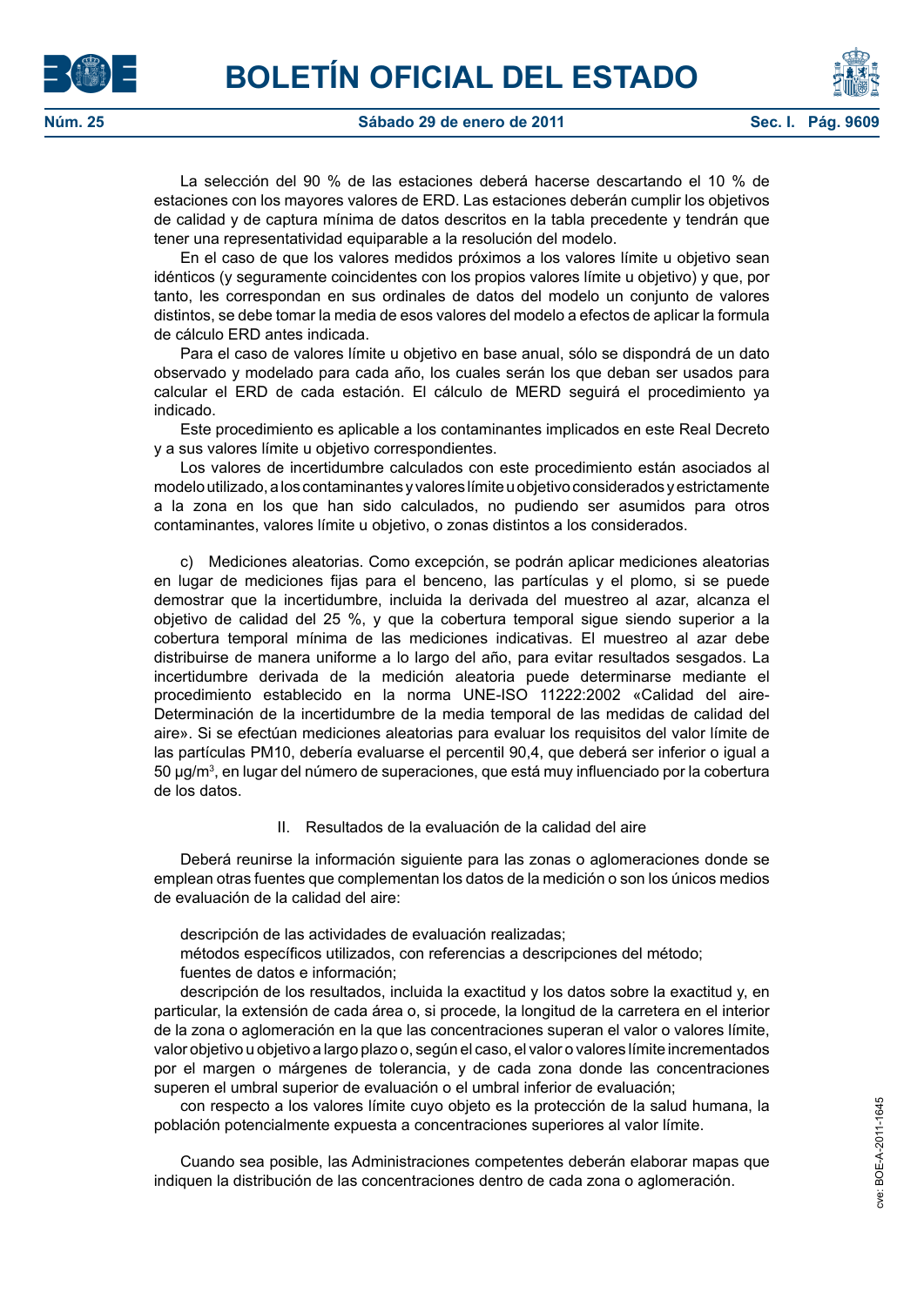La selección del 90 % de las estaciones deberá hacerse descartando el 10 % de estaciones con los mayores valores de ERD. Las estaciones deberán cumplir los objetivos de calidad y de captura mínima de datos descritos en la tabla precedente y tendrán que tener una representatividad equiparable a la resolución del modelo.

En el caso de que los valores medidos próximos a los valores límite u objetivo sean idénticos (y seguramente coincidentes con los propios valores límite u objetivo) y que, por tanto, les correspondan en sus ordinales de datos del modelo un conjunto de valores distintos, se debe tomar la media de esos valores del modelo a efectos de aplicar la formula de cálculo ERD antes indicada.

Para el caso de valores límite u objetivo en base anual, sólo se dispondrá de un dato observado y modelado para cada año, los cuales serán los que deban ser usados para calcular el ERD de cada estación. El cálculo de MERD seguirá el procedimiento ya indicado.

Este procedimiento es aplicable a los contaminantes implicados en este Real Decreto y a sus valores límite u objetivo correspondientes.

Los valores de incertidumbre calculados con este procedimiento están asociados al modelo utilizado, a los contaminantes y valores límite u objetivo considerados y estrictamente a la zona en los que han sido calculados, no pudiendo ser asumidos para otros contaminantes, valores límite u objetivo, o zonas distintos a los considerados.

c) Mediciones aleatorias. Como excepción, se podrán aplicar mediciones aleatorias en lugar de mediciones fijas para el benceno, las partículas y el plomo, si se puede demostrar que la incertidumbre, incluida la derivada del muestreo al azar, alcanza el objetivo de calidad del 25 %, y que la cobertura temporal sigue siendo superior a la cobertura temporal mínima de las mediciones indicativas. El muestreo al azar debe distribuirse de manera uniforme a lo largo del año, para evitar resultados sesgados. La incertidumbre derivada de la medición aleatoria puede determinarse mediante el procedimiento establecido en la norma UNE-ISO 11222:2002 «Calidad del aire-Determinación de la incertidumbre de la media temporal de las medidas de calidad del aire». Si se efectúan mediciones aleatorias para evaluar los requisitos del valor límite de las partículas PM10, debería evaluarse el percentil 90,4, que deberá ser inferior o igual a 50 µg/m$^3$, en lugar del número de superaciones, que está muy influenciado por la cobertura de los datos.

## II. Resultados de la evaluación de la calidad del aire

Deberá reunirse la información siguiente para las zonas o aglomeraciones donde se emplean otras fuentes que complementan los datos de la medición o son los únicos medios de evaluación de la calidad del aire:

descripción de las actividades de evaluación realizadas;

métodos específicos utilizados, con referencias a descripciones del método;

fuentes de datos e información;

descripción de los resultados, incluida la exactitud y los datos sobre la exactitud y, en particular, la extensión de cada área o, si procede, la longitud de la carretera en el interior de la zona o aglomeración en la que las concentraciones superan el valor o valores límite, valor objetivo u objetivo a largo plazo o, según el caso, el valor o valores límite incrementados por el margen o márgenes de tolerancia, y de cada zona donde las concentraciones superen el umbral superior de evaluación o el umbral inferior de evaluación;

con respecto a los valores límite cuyo objeto es la protección de la salud humana, la población potencialmente expuesta a concentraciones superiores al valor límite.

Cuando sea posible, las Administraciones competentes deberán elaborar mapas que indiquen la distribución de las concentraciones dentro de cada zona o aglomeración.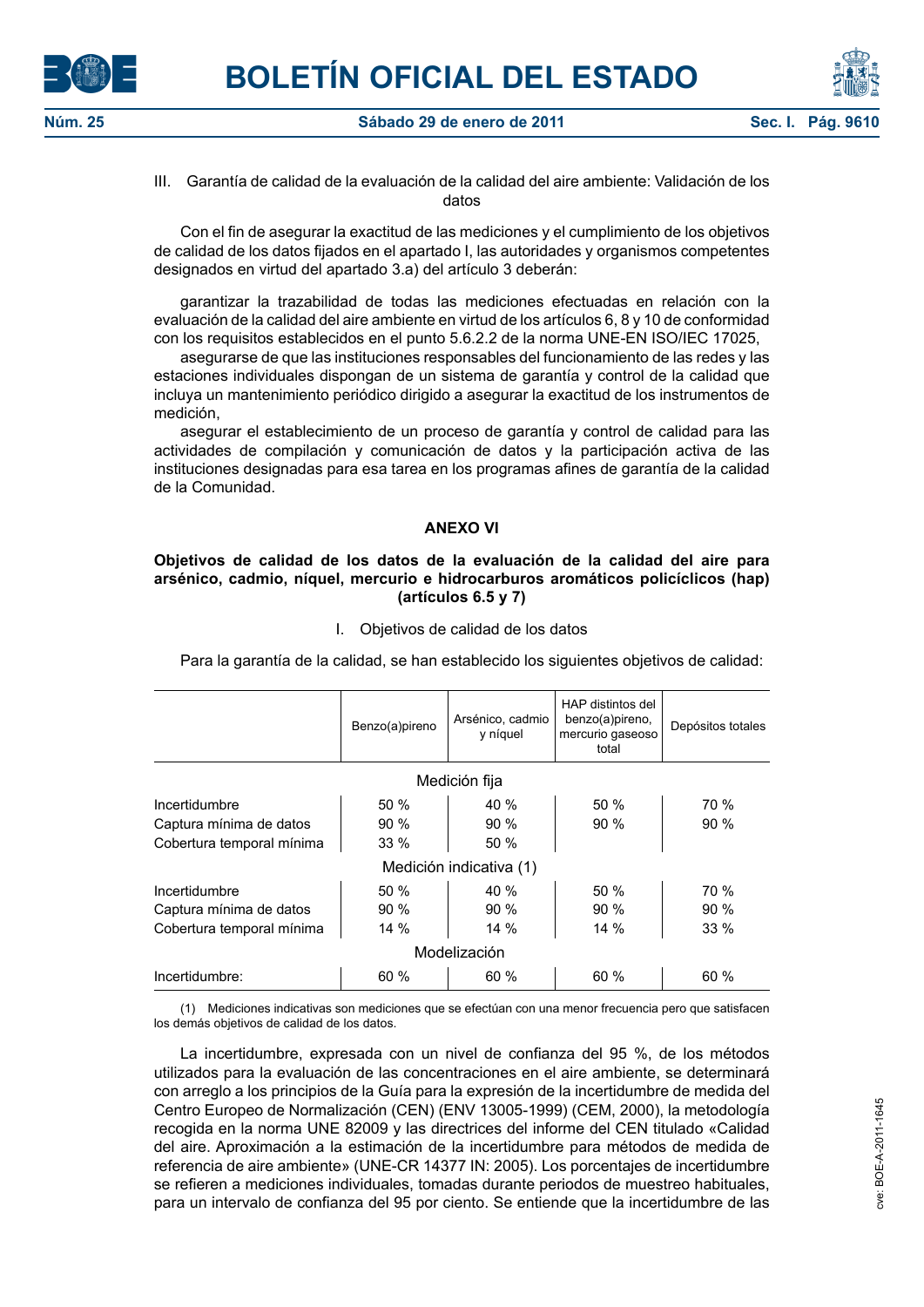III. Garantía de calidad de la evaluación de la calidad del aire ambiente: Validación de los datos

Con el fin de asegurar la exactitud de las mediciones y el cumplimiento de los objetivos de calidad de los datos fijados en el apartado I, las autoridades y organismos competentes designados en virtud del apartado 3.a) del artículo 3 deberán:

garantizar la trazabilidad de todas las mediciones efectuadas en relación con la evaluación de la calidad del aire ambiente en virtud de los artículos 6, 8 y 10 de conformidad con los requisitos establecidos en el punto 5.6.2.2 de la norma UNE-EN ISO/IEC 17025,

asegurarse de que las instituciones responsables del funcionamiento de las redes y las estaciones individuales dispongan de un sistema de garantía y control de la calidad que incluya un mantenimiento periódico dirigido a asegurar la exactitud de los instrumentos de medición,

asegurar el establecimiento de un proceso de garantía y control de calidad para las actividades de compilación y comunicación de datos y la participación activa de las instituciones designadas para esa tarea en los programas afines de garantía de la calidad de la Comunidad.

## ANEXO VI

### Objetivos de calidad de los datos de la evaluación de la calidad del aire para arsénico, cadmio, níquel, mercurio e hidrocarburos aromáticos policíclicos (hap) (artículos 6.5 y 7)

I. Objetivos de calidad de los datos

Para la garantía de la calidad, se han establecido los siguientes objetivos de calidad:

| | Benzo(a)pireno | Arsénico, cadmio y níquel | HAP distintos del benzo(a)pireno, mercurio gaseoso total | Depósitos totales |
|---|---|---|---|---|
| **Medición fija** | | | | |
| Incertidumbre | 50 % | 40 % | 50 % | 70 % |
| Captura mínima de datos | 90 % | 90 % | 90 % | 90 % |
| Cobertura temporal mínima | 33 % | 50 % | | |
| **Medición indicativa (1)** | | | | |
| Incertidumbre | 50 % | 40 % | 50 % | 70 % |
| Captura mínima de datos | 90 % | 90 % | 90 % | 90 % |
| Cobertura temporal mínima | 14 % | 14 % | 14 % | 33 % |
| **Modelización** | | | | |
| Incertidumbre: | 60 % | 60 % | 60 % | 60 % |

(1) Mediciones indicativas son mediciones que se efectúan con una menor frecuencia pero que satisfacen los demás objetivos de calidad de los datos.

La incertidumbre, expresada con un nivel de confianza del 95 %, de los métodos utilizados para la evaluación de las concentraciones en el aire ambiente, se determinará con arreglo a los principios de la Guía para la expresión de la incertidumbre de medida del Centro Europeo de Normalización (CEN) (ENV 13005-1999) (CEM, 2000), la metodología recogida en la norma UNE 82009 y las directrices del informe del CEN titulado «Calidad del aire. Aproximación a la estimación de la incertidumbre para métodos de medida de referencia de aire ambiente» (UNE-CR 14377 IN: 2005). Los porcentajes de incertidumbre se refieren a mediciones individuales, tomadas durante periodos de muestreo habituales, para un intervalo de confianza del 95 por ciento. Se entiende que la incertidumbre de las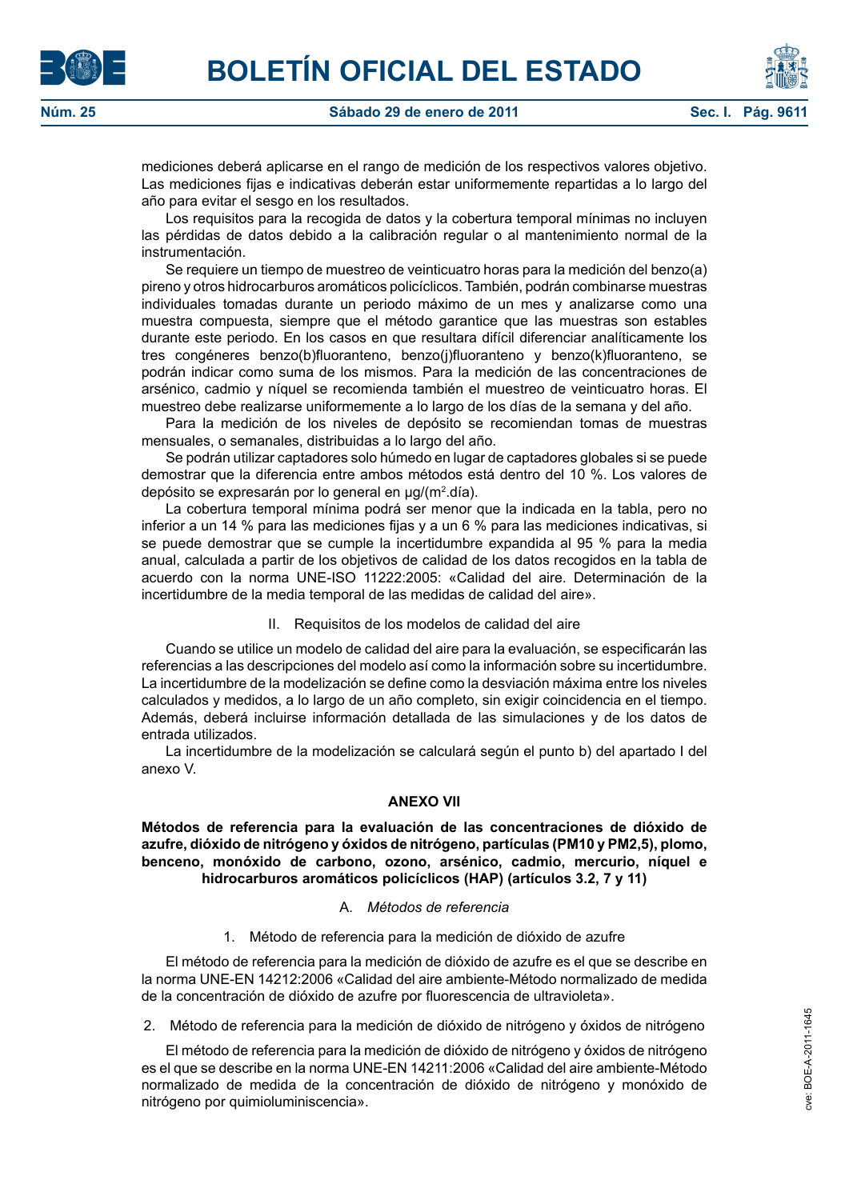mediciones deberá aplicarse en el rango de medición de los respectivos valores objetivo. Las mediciones fijas e indicativas deberán estar uniformemente repartidas a lo largo del año para evitar el sesgo en los resultados.

Los requisitos para la recogida de datos y la cobertura temporal mínimas no incluyen las pérdidas de datos debido a la calibración regular o al mantenimiento normal de la instrumentación.

Se requiere un tiempo de muestreo de veinticuatro horas para la medición del benzo(a)pireno y otros hidrocarburos aromáticos policíclicos. También, podrán combinarse muestras individuales tomadas durante un periodo máximo de un mes y analizarse como una muestra compuesta, siempre que el método garantice que las muestras son estables durante este periodo. En los casos en que resultara difícil diferenciar analíticamente los tres congéneres benzo(b)fluoranteno, benzo(j)fluoranteno y benzo(k)fluoranteno, se podrán indicar como suma de los mismos. Para la medición de las concentraciones de arsénico, cadmio y níquel se recomienda también el muestreo de veinticuatro horas. El muestreo debe realizarse uniformemente a lo largo de los días de la semana y del año.

Para la medición de los niveles de depósito se recomiendan tomas de muestras mensuales, o semanales, distribuidas a lo largo del año.

Se podrán utilizar captadores solo húmedo en lugar de captadores globales si se puede demostrar que la diferencia entre ambos métodos está dentro del 10 %. Los valores de depósito se expresarán por lo general en µg/(m$^2$.día).

La cobertura temporal mínima podrá ser menor que la indicada en la tabla, pero no inferior a un 14 % para las mediciones fijas y a un 6 % para las mediciones indicativas, si se puede demostrar que se cumple la incertidumbre expandida al 95 % para la media anual, calculada a partir de los objetivos de calidad de los datos recogidos en la tabla de acuerdo con la norma UNE-ISO 11222:2005: «Calidad del aire. Determinación de la incertidumbre de la media temporal de las medidas de calidad del aire».

II. Requisitos de los modelos de calidad del aire

Cuando se utilice un modelo de calidad del aire para la evaluación, se especificarán las referencias a las descripciones del modelo así como la información sobre su incertidumbre. La incertidumbre de la modelización se define como la desviación máxima entre los niveles calculados y medidos, a lo largo de un año completo, sin exigir coincidencia en el tiempo. Además, deberá incluirse información detallada de las simulaciones y de los datos de entrada utilizados.

La incertidumbre de la modelización se calculará según el punto b) del apartado I del anexo V.

## ANEXO VII

**Métodos de referencia para la evaluación de las concentraciones de dióxido de azufre, dióxido de nitrógeno y óxidos de nitrógeno, partículas (PM10 y PM2,5), plomo, benceno, monóxido de carbono, ozono, arsénico, cadmio, mercurio, níquel e hidrocarburos aromáticos policíclicos (HAP) (artículos 3.2, 7 y 11)**

A. *Métodos de referencia*

1. Método de referencia para la medición de dióxido de azufre

El método de referencia para la medición de dióxido de azufre es el que se describe en la norma UNE-EN 14212:2006 «Calidad del aire ambiente-Método normalizado de medida de la concentración de dióxido de azufre por fluorescencia de ultravioleta».

2. Método de referencia para la medición de dióxido de nitrógeno y óxidos de nitrógeno

El método de referencia para la medición de dióxido de nitrógeno y óxidos de nitrógeno es el que se describe en la norma UNE-EN 14211:2006 «Calidad del aire ambiente-Método normalizado de medida de la concentración de dióxido de nitrógeno y monóxido de nitrógeno por quimioluminiscencia».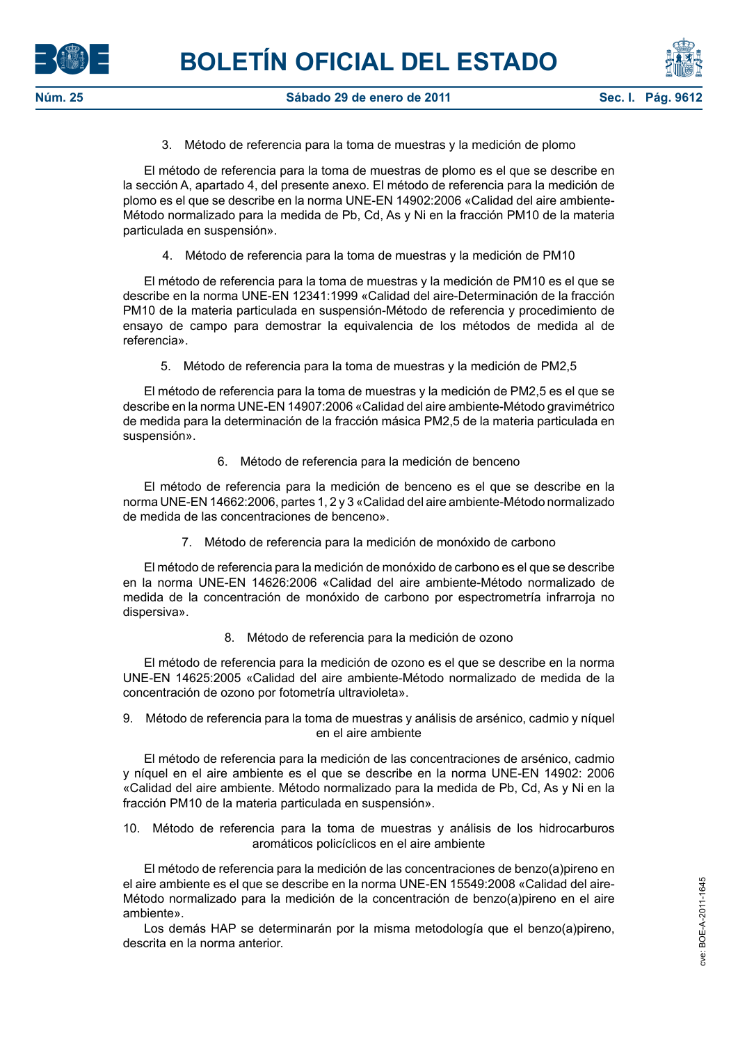### 3. Método de referencia para la toma de muestras y la medición de plomo

El método de referencia para la toma de muestras de plomo es el que se describe en la sección A, apartado 4, del presente anexo. El método de referencia para la medición de plomo es el que se describe en la norma UNE-EN 14902:2006 «Calidad del aire ambiente-Método normalizado para la medida de Pb, Cd, As y Ni en la fracción PM10 de la materia particulada en suspensión».

### 4. Método de referencia para la toma de muestras y la medición de PM10

El método de referencia para la toma de muestras y la medición de PM10 es el que se describe en la norma UNE-EN 12341:1999 «Calidad del aire-Determinación de la fracción PM10 de la materia particulada en suspensión-Método de referencia y procedimiento de ensayo de campo para demostrar la equivalencia de los métodos de medida al de referencia».

### 5. Método de referencia para la toma de muestras y la medición de PM2,5

El método de referencia para la toma de muestras y la medición de PM2,5 es el que se describe en la norma UNE-EN 14907:2006 «Calidad del aire ambiente-Método gravimétrico de medida para la determinación de la fracción másica PM2,5 de la materia particulada en suspensión».

### 6. Método de referencia para la medición de benceno

El método de referencia para la medición de benceno es el que se describe en la norma UNE-EN 14662:2006, partes 1, 2 y 3 «Calidad del aire ambiente-Método normalizado de medida de las concentraciones de benceno».

### 7. Método de referencia para la medición de monóxido de carbono

El método de referencia para la medición de monóxido de carbono es el que se describe en la norma UNE-EN 14626:2006 «Calidad del aire ambiente-Método normalizado de medida de la concentración de monóxido de carbono por espectrometría infrarroja no dispersiva».

### 8. Método de referencia para la medición de ozono

El método de referencia para la medición de ozono es el que se describe en la norma UNE-EN 14625:2005 «Calidad del aire ambiente-Método normalizado de medida de la concentración de ozono por fotometría ultravioleta».

### 9. Método de referencia para la toma de muestras y análisis de arsénico, cadmio y níquel en el aire ambiente

El método de referencia para la medición de las concentraciones de arsénico, cadmio y níquel en el aire ambiente es el que se describe en la norma UNE-EN 14902: 2006 «Calidad del aire ambiente. Método normalizado para la medida de Pb, Cd, As y Ni en la fracción PM10 de la materia particulada en suspensión».

### 10. Método de referencia para la toma de muestras y análisis de los hidrocarburos aromáticos policíclicos en el aire ambiente

El método de referencia para la medición de las concentraciones de benzo(a)pireno en el aire ambiente es el que se describe en la norma UNE-EN 15549:2008 «Calidad del aire-Método normalizado para la medición de la concentración de benzo(a)pireno en el aire ambiente».

Los demás HAP se determinarán por la misma metodología que el benzo(a)pireno, descrita en la norma anterior.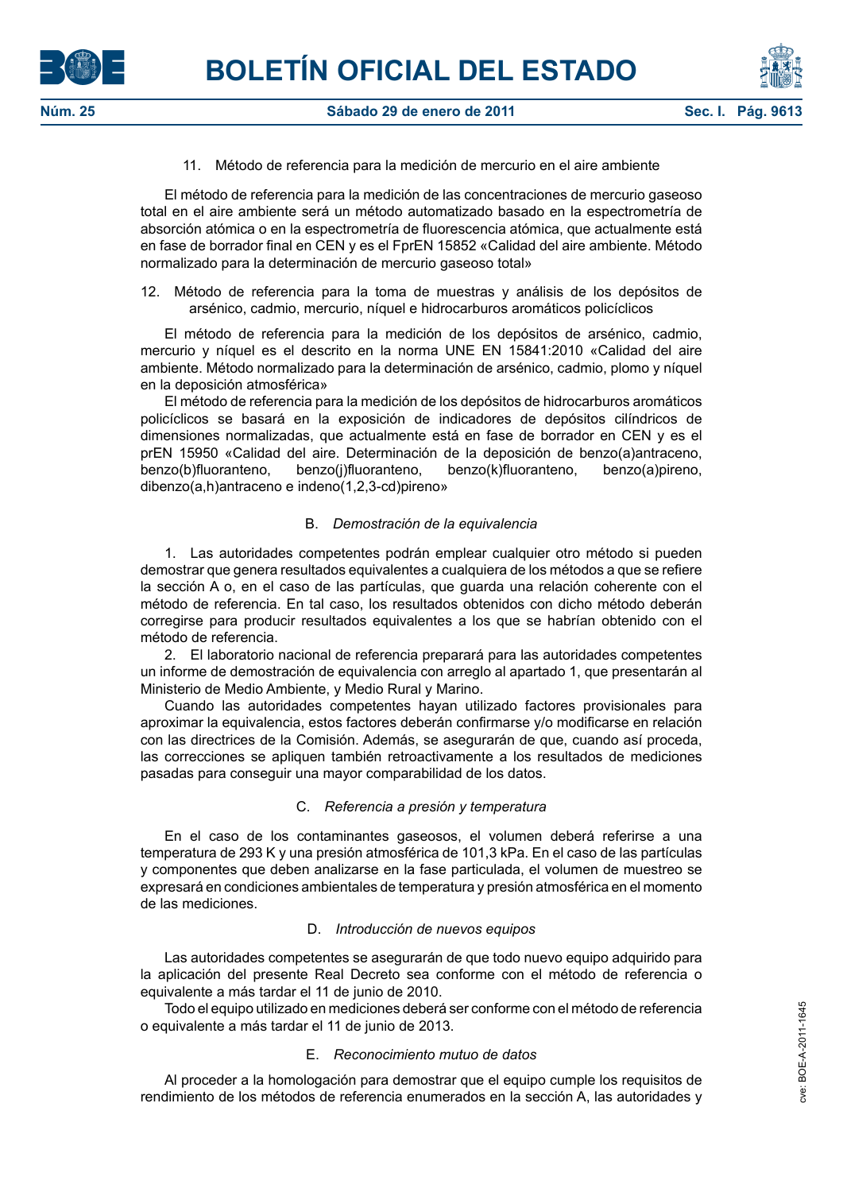11. Método de referencia para la medición de mercurio en el aire ambiente

El método de referencia para la medición de las concentraciones de mercurio gaseoso total en el aire ambiente será un método automatizado basado en la espectrometría de absorción atómica o en la espectrometría de fluorescencia atómica, que actualmente está en fase de borrador final en CEN y es el FprEN 15852 «Calidad del aire ambiente. Método normalizado para la determinación de mercurio gaseoso total»

12. Método de referencia para la toma de muestras y análisis de los depósitos de arsénico, cadmio, mercurio, níquel e hidrocarburos aromáticos policíclicos

El método de referencia para la medición de los depósitos de arsénico, cadmio, mercurio y níquel es el descrito en la norma UNE EN 15841:2010 «Calidad del aire ambiente. Método normalizado para la determinación de arsénico, cadmio, plomo y níquel en la deposición atmosférica»

El método de referencia para la medición de los depósitos de hidrocarburos aromáticos policíclicos se basará en la exposición de indicadores de depósitos cilíndricos de dimensiones normalizadas, que actualmente está en fase de borrador en CEN y es el prEN 15950 «Calidad del aire. Determinación de la deposición de benzo(a)antraceno, benzo(b)fluoranteno, benzo(j)fluoranteno, benzo(k)fluoranteno, benzo(a)pireno, dibenzo(a,h)antraceno e indeno(1,2,3-cd)pireno»

B. *Demostración de la equivalencia*

1. Las autoridades competentes podrán emplear cualquier otro método si pueden demostrar que genera resultados equivalentes a cualquiera de los métodos a que se refiere la sección A o, en el caso de las partículas, que guarda una relación coherente con el método de referencia. En tal caso, los resultados obtenidos con dicho método deberán corregirse para producir resultados equivalentes a los que se habrían obtenido con el método de referencia.

2. El laboratorio nacional de referencia preparará para las autoridades competentes un informe de demostración de equivalencia con arreglo al apartado 1, que presentarán al Ministerio de Medio Ambiente, y Medio Rural y Marino.

Cuando las autoridades competentes hayan utilizado factores provisionales para aproximar la equivalencia, estos factores deberán confirmarse y/o modificarse en relación con las directrices de la Comisión. Además, se asegurarán de que, cuando así proceda, las correcciones se apliquen también retroactivamente a los resultados de mediciones pasadas para conseguir una mayor comparabilidad de los datos.

C. *Referencia a presión y temperatura*

En el caso de los contaminantes gaseosos, el volumen deberá referirse a una temperatura de 293 K y una presión atmosférica de 101,3 kPa. En el caso de las partículas y componentes que deben analizarse en la fase particulada, el volumen de muestreo se expresará en condiciones ambientales de temperatura y presión atmosférica en el momento de las mediciones.

D. *Introducción de nuevos equipos*

Las autoridades competentes se asegurarán de que todo nuevo equipo adquirido para la aplicación del presente Real Decreto sea conforme con el método de referencia o equivalente a más tardar el 11 de junio de 2010.

Todo el equipo utilizado en mediciones deberá ser conforme con el método de referencia o equivalente a más tardar el 11 de junio de 2013.

E. *Reconocimiento mutuo de datos*

Al proceder a la homologación para demostrar que el equipo cumple los requisitos de rendimiento de los métodos de referencia enumerados en la sección A, las autoridades y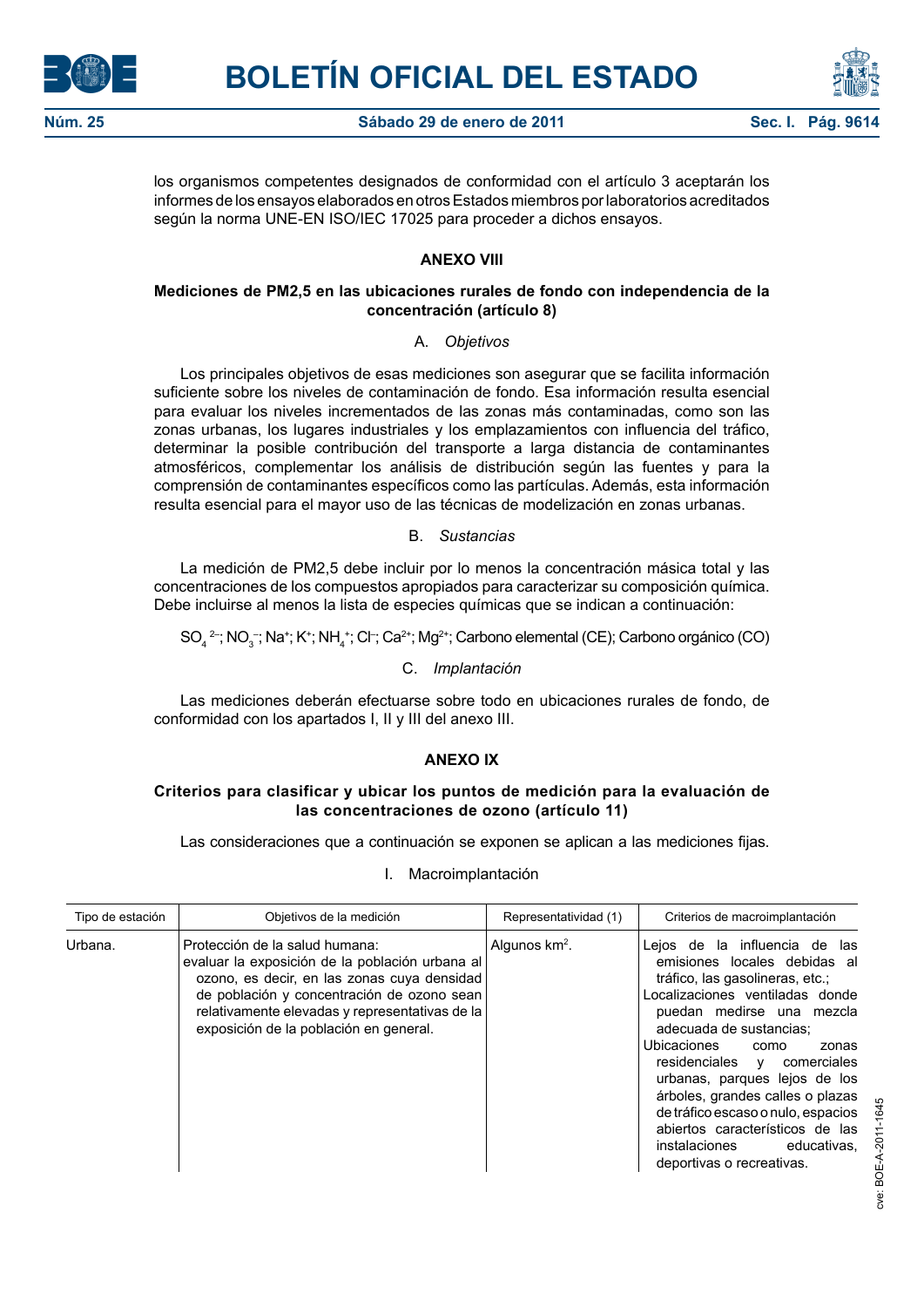los organismos competentes designados de conformidad con el artículo 3 aceptarán los informes de los ensayos elaborados en otros Estados miembros por laboratorios acreditados según la norma UNE-EN ISO/IEC 17025 para proceder a dichos ensayos.

## ANEXO VIII

### Mediciones de PM2,5 en las ubicaciones rurales de fondo con independencia de la concentración (artículo 8)

A. *Objetivos*

Los principales objetivos de esas mediciones son asegurar que se facilita información suficiente sobre los niveles de contaminación de fondo. Esa información resulta esencial para evaluar los niveles incrementados de las zonas más contaminadas, como son las zonas urbanas, los lugares industriales y los emplazamientos con influencia del tráfico, determinar la posible contribución del transporte a larga distancia de contaminantes atmosféricos, complementar los análisis de distribución según las fuentes y para la comprensión de contaminantes específicos como las partículas. Además, esta información resulta esencial para el mayor uso de las técnicas de modelización en zonas urbanas.

B. *Sustancias*

La medición de PM2,5 debe incluir por lo menos la concentración másica total y las concentraciones de los compuestos apropiados para caracterizar su composición química. Debe incluirse al menos la lista de especies químicas que se indican a continuación:

$SO_4^{2-}$; $NO_3^-$; $Na^+$; $K^+$; $NH_4^+$; $Cl^-$; $Ca^{2+}$; $Mg^{2+}$; Carbono elemental (CE); Carbono orgánico (CO)

C. *Implantación*

Las mediciones deberán efectuarse sobre todo en ubicaciones rurales de fondo, de conformidad con los apartados I, II y III del anexo III.

## ANEXO IX

### Criterios para clasificar y ubicar los puntos de medición para la evaluación de las concentraciones de ozono (artículo 11)

Las consideraciones que a continuación se exponen se aplican a las mediciones fijas.

I. Macroimplantación

| Tipo de estación | Objetivos de la medición | Representatividad (1) | Criterios de macroimplantación |
|---|---|---|---|
| Urbana. | Protección de la salud humana: evaluar la exposición de la población urbana al ozono, es decir, en las zonas cuya densidad de población y concentración de ozono sean relativamente elevadas y representativas de la exposición de la población en general. | Algunos km$^2$. | Lejos de la influencia de las emisiones locales debidas al tráfico, las gasolineras, etc.; Localizaciones ventiladas donde puedan medirse una mezcla adecuada de sustancias; Ubicaciones como zonas residenciales y comerciales urbanas, parques lejos de los árboles, grandes calles o plazas de tráfico escaso o nulo, espacios abiertos característicos de las instalaciones educativas, deportivas o recreativas. |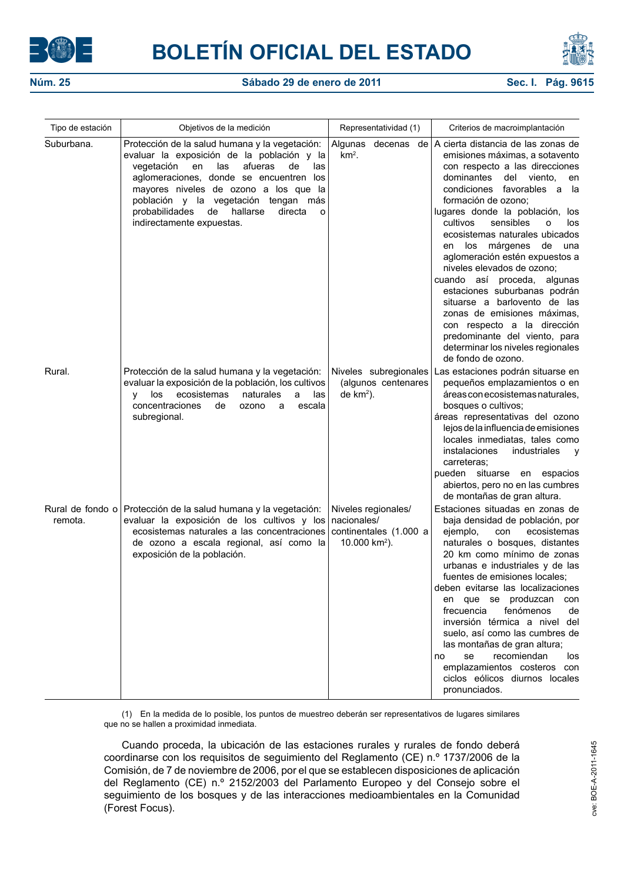| Tipo de estación | Objetivos de la medición | Representatividad (1) | Criterios de macroimplantación |
|---|---|---|---|
| Suburbana. | Protección de la salud humana y la vegetación: evaluar la exposición de la población y la vegetación en las afueras de las aglomeraciones, donde se encuentren los mayores niveles de ozono a los que la población y la vegetación tengan más probabilidades de hallarse directa o indirectamente expuestas. | Algunas decenas de $km^2$. | A cierta distancia de las zonas de emisiones máximas, a sotavento con respecto a las direcciones dominantes del viento, en condiciones favorables a la formación de ozono; lugares donde la población, los cultivos sensibles o los ecosistemas naturales ubicados en los márgenes de una aglomeración estén expuestos a niveles elevados de ozono; cuando así proceda, algunas estaciones suburbanas podrán situarse a barlovento de las zonas de emisiones máximas, con respecto a la dirección predominante del viento, para determinar los niveles regionales de fondo de ozono. |
| Rural. | Protección de la salud humana y la vegetación: evaluar la exposición de la población, los cultivos y los ecosistemas naturales a las concentraciones de ozono a escala subregional. | Niveles subregionales (algunos centenares de $km^2$). | Las estaciones podrán situarse en pequeños emplazamientos o en áreas con ecosistemas naturales, bosques o cultivos; áreas representativas del ozono lejos de la influencia de emisiones locales inmediatas, tales como instalaciones industriales y carreteras; pueden situarse en espacios abiertos, pero no en las cumbres de montañas de gran altura. |
| Rural de fondo o remota. | Protección de la salud humana y la vegetación: evaluar la exposición de los cultivos y los ecosistemas naturales a las concentraciones de ozono a escala regional, así como la exposición de la población. | Niveles regionales/ nacionales/ continentales (1.000 a 10.000 $km^2$). | Estaciones situadas en zonas de baja densidad de población, por ejemplo, con ecosistemas naturales o bosques, distantes 20 km como mínimo de zonas urbanas e industriales y de las fuentes de emisiones locales; deben evitarse las localizaciones en que se produzcan con frecuencia fenómenos de inversión térmica a nivel del suelo, así como las cumbres de las montañas de gran altura; no se recomiendan los emplazamientos costeros con ciclos eólicos diurnos locales pronunciados. |

(1) En la medida de lo posible, los puntos de muestreo deberán ser representativos de lugares similares que no se hallen a proximidad inmediata.

Cuando proceda, la ubicación de las estaciones rurales y rurales de fondo deberá coordinarse con los requisitos de seguimiento del Reglamento (CE) n.º 1737/2006 de la Comisión, de 7 de noviembre de 2006, por el que se establecen disposiciones de aplicación del Reglamento (CE) n.º 2152/2003 del Parlamento Europeo y del Consejo sobre el seguimiento de los bosques y de las interacciones medioambientales en la Comunidad (Forest Focus).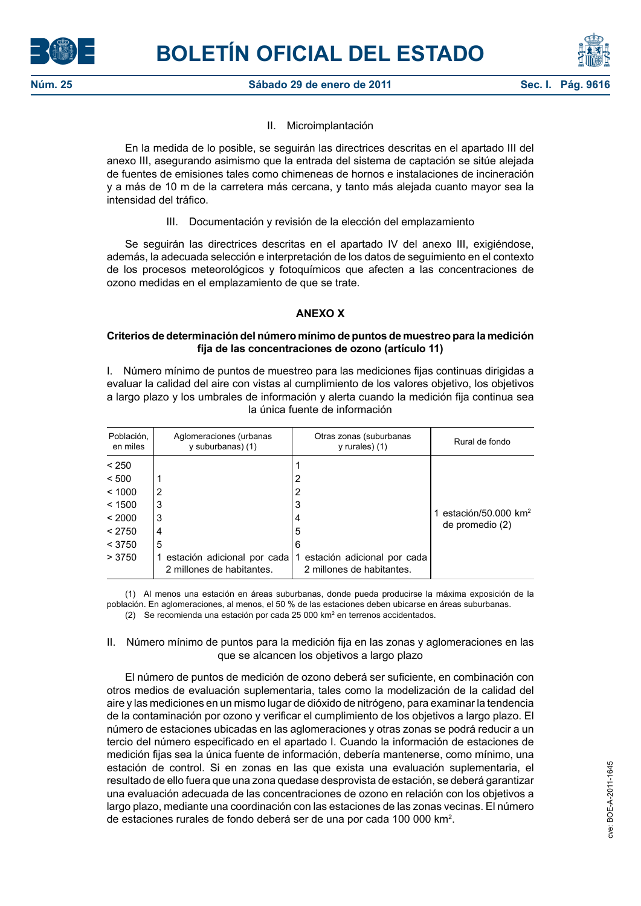II. Microimplantación

En la medida de lo posible, se seguirán las directrices descritas en el apartado III del anexo III, asegurando asimismo que la entrada del sistema de captación se sitúe alejada de fuentes de emisiones tales como chimeneas de hornos e instalaciones de incineración y a más de 10 m de la carretera más cercana, y tanto más alejada cuanto mayor sea la intensidad del tráfico.

III. Documentación y revisión de la elección del emplazamiento

Se seguirán las directrices descritas en el apartado IV del anexo III, exigiéndose, además, la adecuada selección e interpretación de los datos de seguimiento en el contexto de los procesos meteorológicos y fotoquímicos que afecten a las concentraciones de ozono medidas en el emplazamiento de que se trate.

## ANEXO X

### Criterios de determinación del número mínimo de puntos de muestreo para la medición fija de las concentraciones de ozono (artículo 11)

I. Número mínimo de puntos de muestreo para las mediciones fijas continuas dirigidas a evaluar la calidad del aire con vistas al cumplimiento de los valores objetivo, los objetivos a largo plazo y los umbrales de información y alerta cuando la medición fija continua sea la única fuente de información

| Población, en miles | Aglomeraciones (urbanas y suburbanas) (1) | Otras zonas (suburbanas y rurales) (1) | Rural de fondo |
|---|---|---|---|
| < 250 | | 1 | 1 estación/50.000 km² de promedio (2) |
| < 500 | 1 | 2 | |
| < 1000 | 2 | 2 | |
| < 1500 | 3 | 3 | |
| < 2000 | 3 | 4 | |
| < 2750 | 4 | 5 | |
| < 3750 | 5 | 6 | |
| > 3750 | 1 estación adicional por cada 2 millones de habitantes. | 1 estación adicional por cada 2 millones de habitantes. | |

(1) Al menos una estación en áreas suburbanas, donde pueda producirse la máxima exposición de la población. En aglomeraciones, al menos, el 50 % de las estaciones deben ubicarse en áreas suburbanas.

(2) Se recomienda una estación por cada 25 000 km² en terrenos accidentados.

II. Número mínimo de puntos para la medición fija en las zonas y aglomeraciones en las que se alcancen los objetivos a largo plazo

El número de puntos de medición de ozono deberá ser suficiente, en combinación con otros medios de evaluación suplementaria, tales como la modelización de la calidad del aire y las mediciones en un mismo lugar de dióxido de nitrógeno, para examinar la tendencia de la contaminación por ozono y verificar el cumplimiento de los objetivos a largo plazo. El número de estaciones ubicadas en las aglomeraciones y otras zonas se podrá reducir a un tercio del número especificado en el apartado I. Cuando la información de estaciones de medición fijas sea la única fuente de información, debería mantenerse, como mínimo, una estación de control. Si en zonas en las que exista una evaluación suplementaria, el resultado de ello fuera que una zona quedase desprovista de estación, se deberá garantizar una evaluación adecuada de las concentraciones de ozono en relación con los objetivos a largo plazo, mediante una coordinación con las estaciones de las zonas vecinas. El número de estaciones rurales de fondo deberá ser de una por cada 100 000 km².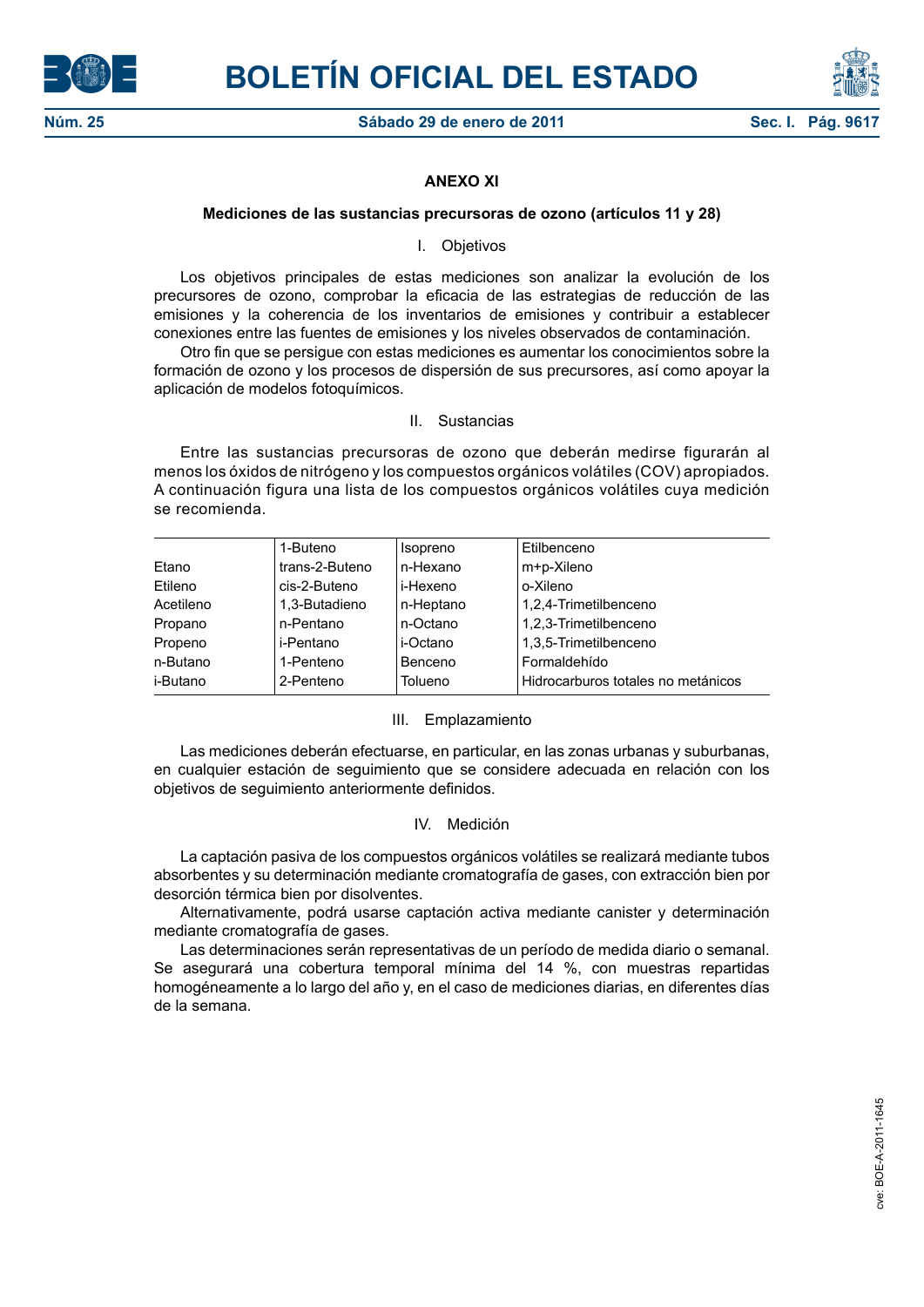## ANEXO XI

### Mediciones de las sustancias precursoras de ozono (artículos 11 y 28)

I. Objetivos

Los objetivos principales de estas mediciones son analizar la evolución de los precursores de ozono, comprobar la eficacia de las estrategias de reducción de las emisiones y la coherencia de los inventarios de emisiones y contribuir a establecer conexiones entre las fuentes de emisiones y los niveles observados de contaminación.

Otro fin que se persigue con estas mediciones es aumentar los conocimientos sobre la formación de ozono y los procesos de dispersión de sus precursores, así como apoyar la aplicación de modelos fotoquímicos.

II. Sustancias

Entre las sustancias precursoras de ozono que deberán medirse figurarán al menos los óxidos de nitrógeno y los compuestos orgánicos volátiles (COV) apropiados. A continuación figura una lista de los compuestos orgánicos volátiles cuya medición se recomienda.

| | | | |
|---|---|---|---|
| | 1-Buteno | Isopreno | Etilbenceno |
| Etano | trans-2-Buteno | n-Hexano | m+p-Xileno |
| Etileno | cis-2-Buteno | i-Hexeno | o-Xileno |
| Acetileno | 1,3-Butadieno | n-Heptano | 1,2,4-Trimetilbenceno |
| Propano | n-Pentano | n-Octano | 1,2,3-Trimetilbenceno |
| Propeno | i-Pentano | i-Octano | 1,3,5-Trimetilbenceno |
| n-Butano | 1-Penteno | Benceno | Formaldehído |
| i-Butano | 2-Penteno | Tolueno | Hidrocarburos totales no metánicos |

III. Emplazamiento

Las mediciones deberán efectuarse, en particular, en las zonas urbanas y suburbanas, en cualquier estación de seguimiento que se considere adecuada en relación con los objetivos de seguimiento anteriormente definidos.

IV. Medición

La captación pasiva de los compuestos orgánicos volátiles se realizará mediante tubos absorbentes y su determinación mediante cromatografía de gases, con extracción bien por desorción térmica bien por disolventes.

Alternativamente, podrá usarse captación activa mediante canister y determinación mediante cromatografía de gases.

Las determinaciones serán representativas de un período de medida diario o semanal. Se asegurará una cobertura temporal mínima del 14 %, con muestras repartidas homogéneamente a lo largo del año y, en el caso de mediciones diarias, en diferentes días de la semana.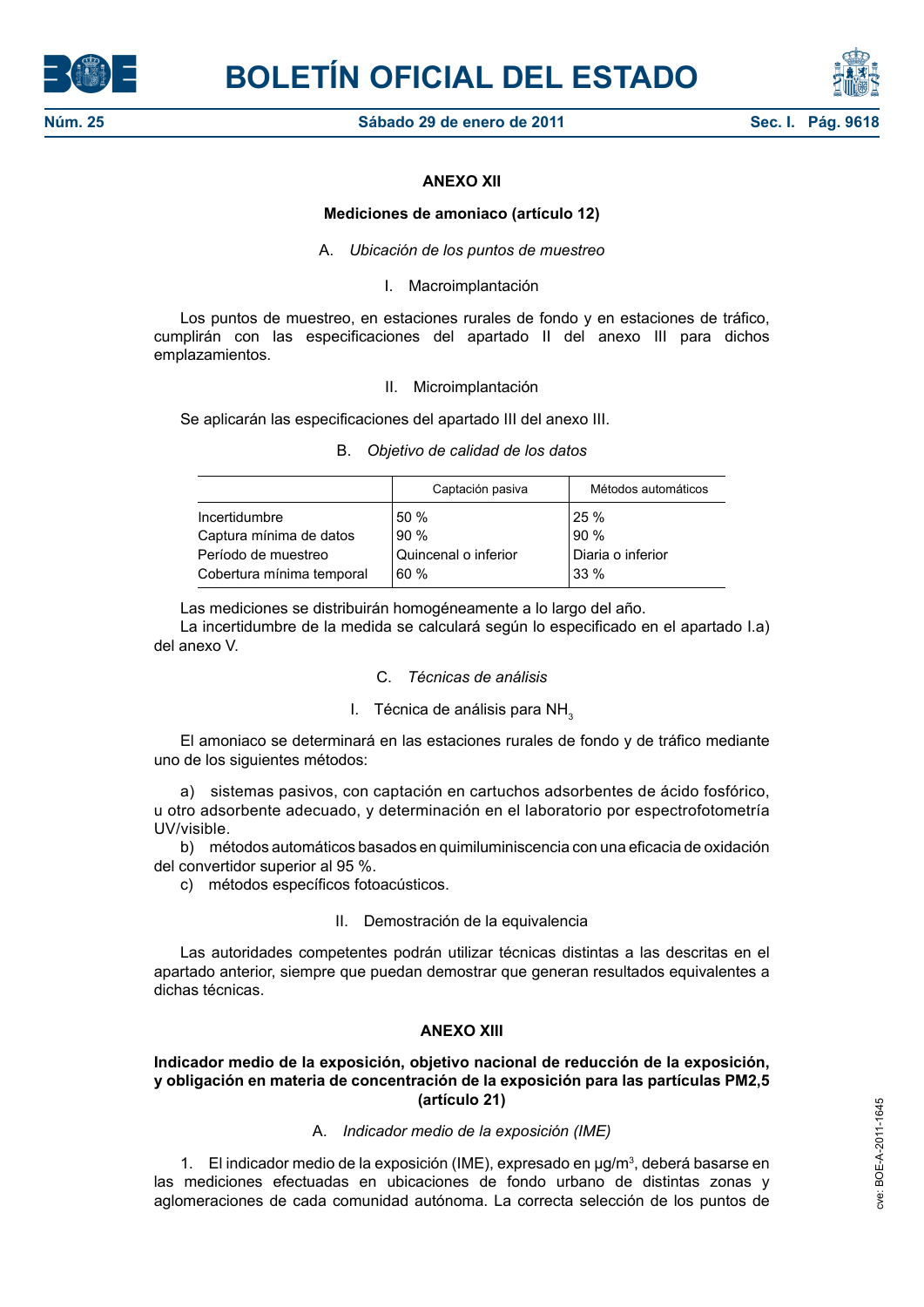## ANEXO XII

### Mediciones de amoniaco (artículo 12)

A. *Ubicación de los puntos de muestreo*

I. Macroimplantación

Los puntos de muestreo, en estaciones rurales de fondo y en estaciones de tráfico, cumplirán con las especificaciones del apartado II del anexo III para dichos emplazamientos.

II. Microimplantación

Se aplicarán las especificaciones del apartado III del anexo III.

B. *Objetivo de calidad de los datos*

| | Captación pasiva | Métodos automáticos |
|---|---|---|
| Incertidumbre | 50 % | 25 % |
| Captura mínima de datos | 90 % | 90 % |
| Período de muestreo | Quincenal o inferior | Diaria o inferior |
| Cobertura mínima temporal | 60 % | 33 % |

Las mediciones se distribuirán homogéneamente a lo largo del año.

La incertidumbre de la medida se calculará según lo especificado en el apartado I.a) del anexo V.

C. *Técnicas de análisis*

I. Técnica de análisis para $NH_3$

El amoniaco se determinará en las estaciones rurales de fondo y de tráfico mediante uno de los siguientes métodos:

a) sistemas pasivos, con captación en cartuchos adsorbentes de ácido fosfórico, u otro adsorbente adecuado, y determinación en el laboratorio por espectrofotometría UV/visible.

b) métodos automáticos basados en quimiluminiscencia con una eficacia de oxidación del convertidor superior al 95 %.

c) métodos específicos fotoacústicos.

II. Demostración de la equivalencia

Las autoridades competentes podrán utilizar técnicas distintas a las descritas en el apartado anterior, siempre que puedan demostrar que generan resultados equivalentes a dichas técnicas.

## ANEXO XIII

### Indicador medio de la exposición, objetivo nacional de reducción de la exposición, y obligación en materia de concentración de la exposición para las partículas PM2,5 (artículo 21)

A. *Indicador medio de la exposición (IME)*

1. El indicador medio de la exposición (IME), expresado en µg/m$^3$, deberá basarse en las mediciones efectuadas en ubicaciones de fondo urbano de distintas zonas y aglomeraciones de cada comunidad autónoma. La correcta selección de los puntos de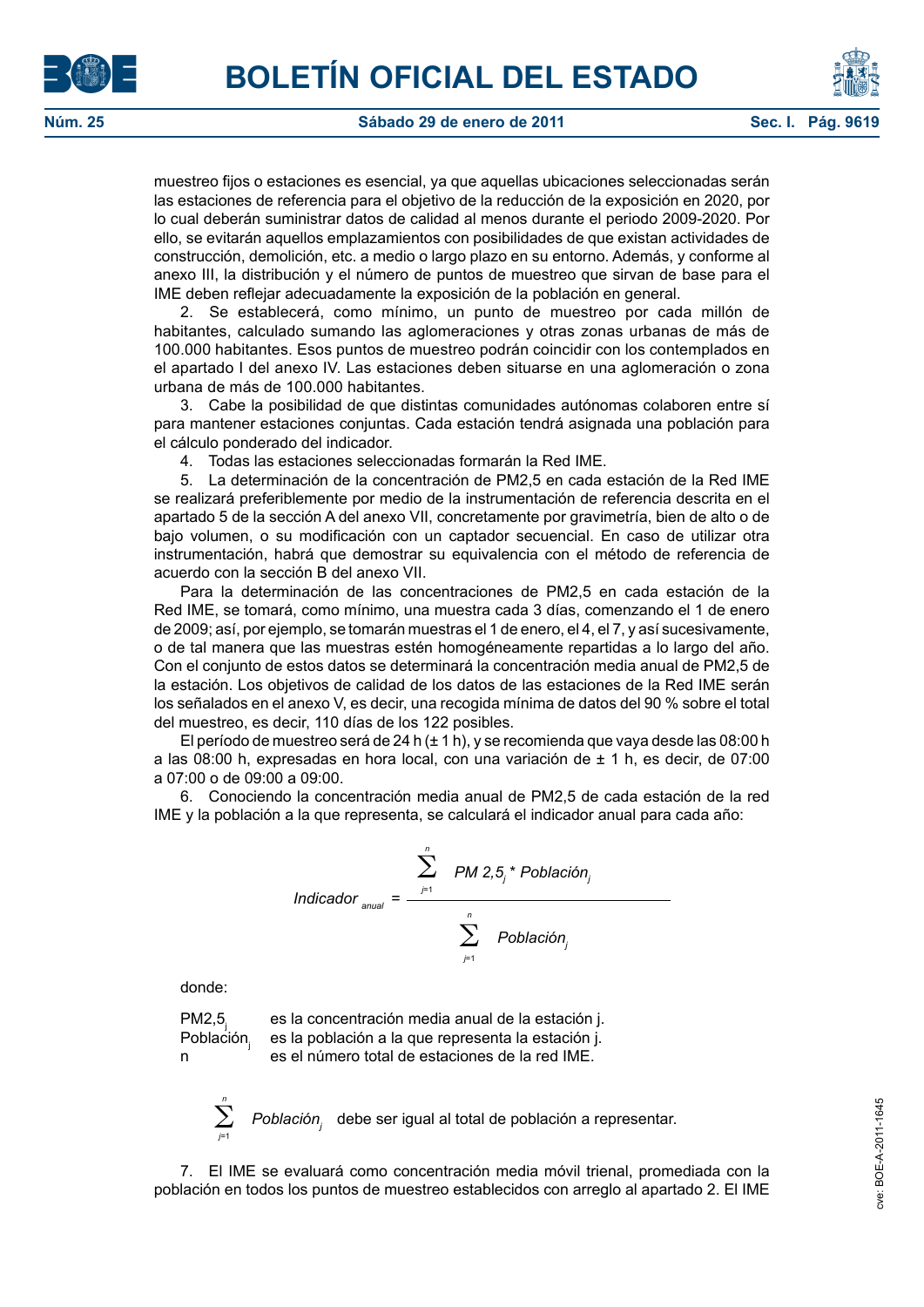muestreo fijos o estaciones es esencial, ya que aquellas ubicaciones seleccionadas serán las estaciones de referencia para el objetivo de la reducción de la exposición en 2020, por lo cual deberán suministrar datos de calidad al menos durante el periodo 2009-2020. Por ello, se evitarán aquellos emplazamientos con posibilidades de que existan actividades de construcción, demolición, etc. a medio o largo plazo en su entorno. Además, y conforme al anexo III, la distribución y el número de puntos de muestreo que sirvan de base para el IME deben reflejar adecuadamente la exposición de la población en general.

2. Se establecerá, como mínimo, un punto de muestreo por cada millón de habitantes, calculado sumando las aglomeraciones y otras zonas urbanas de más de 100.000 habitantes. Esos puntos de muestreo podrán coincidir con los contemplados en el apartado I del anexo IV. Las estaciones deben situarse en una aglomeración o zona urbana de más de 100.000 habitantes.

3. Cabe la posibilidad de que distintas comunidades autónomas colaboren entre sí para mantener estaciones conjuntas. Cada estación tendrá asignada una población para el cálculo ponderado del indicador.

4. Todas las estaciones seleccionadas formarán la Red IME.

5. La determinación de la concentración de PM2,5 en cada estación de la Red IME se realizará preferiblemente por medio de la instrumentación de referencia descrita en el apartado 5 de la sección A del anexo VII, concretamente por gravimetría, bien de alto o de bajo volumen, o su modificación con un captador secuencial. En caso de utilizar otra instrumentación, habrá que demostrar su equivalencia con el método de referencia de acuerdo con la sección B del anexo VII.

Para la determinación de las concentraciones de PM2,5 en cada estación de la Red IME, se tomará, como mínimo, una muestra cada 3 días, comenzando el 1 de enero de 2009; así, por ejemplo, se tomarán muestras el 1 de enero, el 4, el 7, y así sucesivamente, o de tal manera que las muestras estén homogéneamente repartidas a lo largo del año. Con el conjunto de estos datos se determinará la concentración media anual de PM2,5 de la estación. Los objetivos de calidad de los datos de las estaciones de la Red IME serán los señalados en el anexo V, es decir, una recogida mínima de datos del 90 % sobre el total del muestreo, es decir, 110 días de los 122 posibles.

El período de muestreo será de 24 h (± 1 h), y se recomienda que vaya desde las 08:00 h a las 08:00 h, expresadas en hora local, con una variación de ± 1 h, es decir, de 07:00 a 07:00 o de 09:00 a 09:00.

6. Conociendo la concentración media anual de PM2,5 de cada estación de la red IME y la población a la que representa, se calculará el indicador anual para cada año:

$$Indicador_{anual} = \frac{\sum_{j=1}^{n} PM\,2{,}5_j * Población_j}{\sum_{j=1}^{n} Población_j}$$

donde:

$PM2{,}5_j$ es la concentración media anual de la estación j.
$Población_j$ es la población a la que representa la estación j.
n es el número total de estaciones de la red IME.

$\sum_{j=1}^{n} Población_j$ debe ser igual al total de población a representar.

7. El IME se evaluará como concentración media móvil trienal, promediada con la población en todos los puntos de muestreo establecidos con arreglo al apartado 2. El IME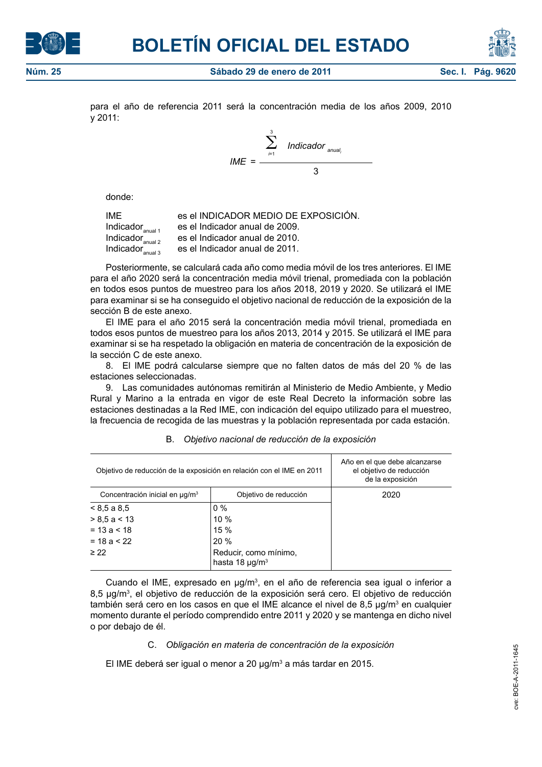para el año de referencia 2011 será la concentración media de los años 2009, 2010 y 2011:

$$IME = \frac{\sum_{i=1}^{3} Indicador_{anual_i}}{3}$$

donde:

| | |
|---|---|
| IME | es el INDICADOR MEDIO DE EXPOSICIÓN. |
| $Indicador_{anual\ 1}$ | es el Indicador anual de 2009. |
| $Indicador_{anual\ 2}$ | es el Indicador anual de 2010. |
| $Indicador_{anual\ 3}$ | es el Indicador anual de 2011. |

Posteriormente, se calculará cada año como media móvil de los tres anteriores. El IME para el año 2020 será la concentración media móvil trienal, promediada con la población en todos esos puntos de muestreo para los años 2018, 2019 y 2020. Se utilizará el IME para examinar si se ha conseguido el objetivo nacional de reducción de la exposición de la sección B de este anexo.

El IME para el año 2015 será la concentración media móvil trienal, promediada en todos esos puntos de muestreo para los años 2013, 2014 y 2015. Se utilizará el IME para examinar si se ha respetado la obligación en materia de concentración de la exposición de la sección C de este anexo.

8. El IME podrá calcularse siempre que no falten datos de más del 20 % de las estaciones seleccionadas.

9. Las comunidades autónomas remitirán al Ministerio de Medio Ambiente, y Medio Rural y Marino a la entrada en vigor de este Real Decreto la información sobre las estaciones destinadas a la Red IME, con indicación del equipo utilizado para el muestreo, la frecuencia de recogida de las muestras y la población representada por cada estación.

B. *Objetivo nacional de reducción de la exposición*

| Objetivo de reducción de la exposición en relación con el IME en 2011 | | Año en el que debe alcanzarse el objetivo de reducción de la exposición |
|---|---|---|
| Concentración inicial en µg/m³ | Objetivo de reducción | 2020 |
| < 8,5 a 8,5 | 0 % | |
| > 8,5 a < 13 | 10 % | |
| = 13 a < 18 | 15 % | |
| = 18 a < 22 | 20 % | |
| ≥ 22 | Reducir, como mínimo, hasta 18 µg/m³ | |

Cuando el IME, expresado en µg/m³, en el año de referencia sea igual o inferior a 8,5 µg/m³, el objetivo de reducción de la exposición será cero. El objetivo de reducción también será cero en los casos en que el IME alcance el nivel de 8,5 µg/m³ en cualquier momento durante el período comprendido entre 2011 y 2020 y se mantenga en dicho nivel o por debajo de él.

C. *Obligación en materia de concentración de la exposición*

El IME deberá ser igual o menor a 20 µg/m³ a más tardar en 2015.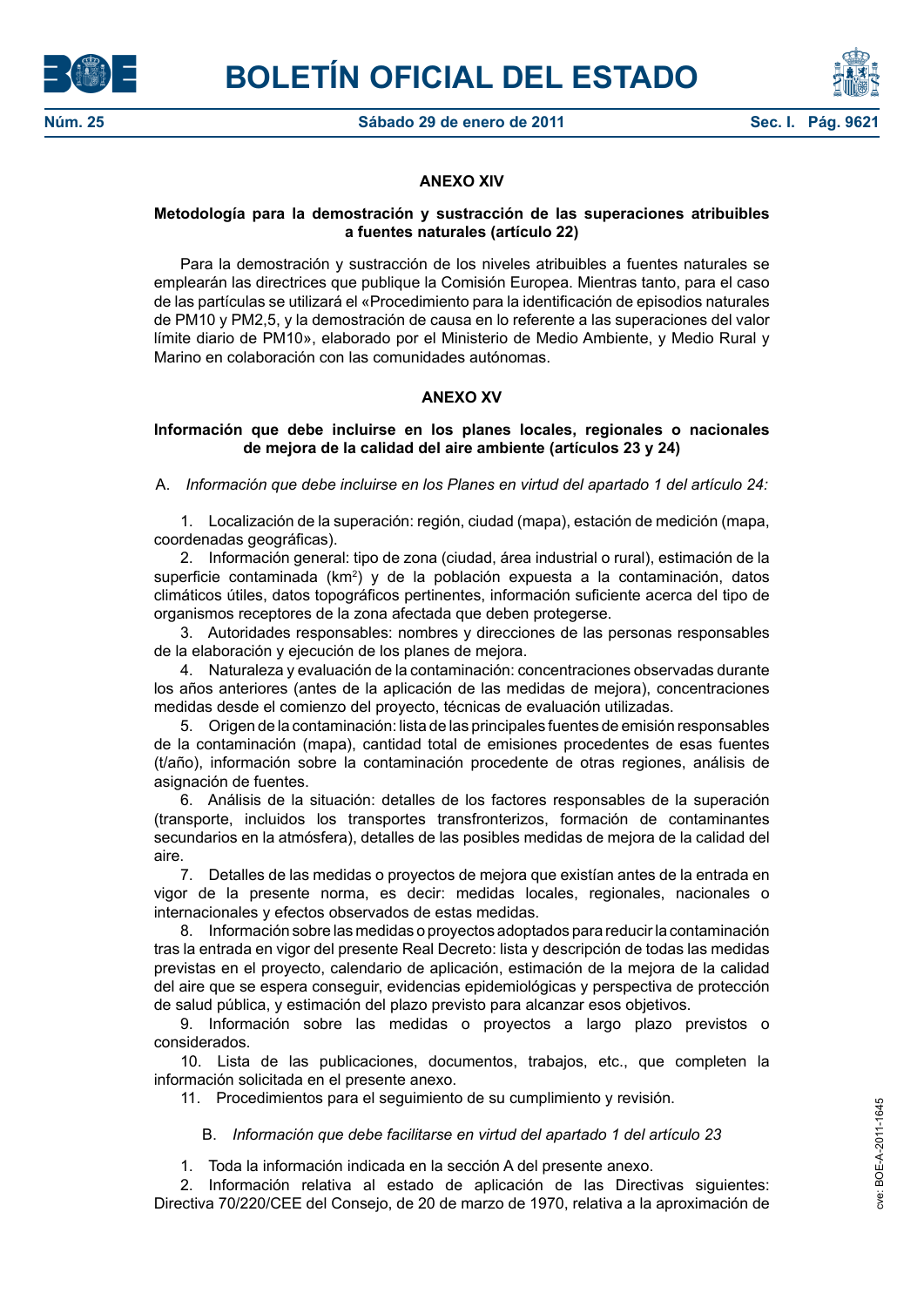## ANEXO XIV

### Metodología para la demostración y sustracción de las superaciones atribuibles a fuentes naturales (artículo 22)

Para la demostración y sustracción de los niveles atribuibles a fuentes naturales se emplearán las directrices que publique la Comisión Europea. Mientras tanto, para el caso de las partículas se utilizará el «Procedimiento para la identificación de episodios naturales de PM10 y PM2,5, y la demostración de causa en lo referente a las superaciones del valor límite diario de PM10», elaborado por el Ministerio de Medio Ambiente, y Medio Rural y Marino en colaboración con las comunidades autónomas.

## ANEXO XV

### Información que debe incluirse en los planes locales, regionales o nacionales de mejora de la calidad del aire ambiente (artículos 23 y 24)

A. *Información que debe incluirse en los Planes en virtud del apartado 1 del artículo 24:*

1. Localización de la superación: región, ciudad (mapa), estación de medición (mapa, coordenadas geográficas).
2. Información general: tipo de zona (ciudad, área industrial o rural), estimación de la superficie contaminada ($km^2$) y de la población expuesta a la contaminación, datos climáticos útiles, datos topográficos pertinentes, información suficiente acerca del tipo de organismos receptores de la zona afectada que deben protegerse.
3. Autoridades responsables: nombres y direcciones de las personas responsables de la elaboración y ejecución de los planes de mejora.
4. Naturaleza y evaluación de la contaminación: concentraciones observadas durante los años anteriores (antes de la aplicación de las medidas de mejora), concentraciones medidas desde el comienzo del proyecto, técnicas de evaluación utilizadas.
5. Origen de la contaminación: lista de las principales fuentes de emisión responsables de la contaminación (mapa), cantidad total de emisiones procedentes de esas fuentes (t/año), información sobre la contaminación procedente de otras regiones, análisis de asignación de fuentes.
6. Análisis de la situación: detalles de los factores responsables de la superación (transporte, incluidos los transportes transfronterizos, formación de contaminantes secundarios en la atmósfera), detalles de las posibles medidas de mejora de la calidad del aire.
7. Detalles de las medidas o proyectos de mejora que existían antes de la entrada en vigor de la presente norma, es decir: medidas locales, regionales, nacionales o internacionales y efectos observados de estas medidas.
8. Información sobre las medidas o proyectos adoptados para reducir la contaminación tras la entrada en vigor del presente Real Decreto: lista y descripción de todas las medidas previstas en el proyecto, calendario de aplicación, estimación de la mejora de la calidad del aire que se espera conseguir, evidencias epidemiológicas y perspectiva de protección de salud pública, y estimación del plazo previsto para alcanzar esos objetivos.
9. Información sobre las medidas o proyectos a largo plazo previstos o considerados.
10. Lista de las publicaciones, documentos, trabajos, etc., que completen la información solicitada en el presente anexo.
11. Procedimientos para el seguimiento de su cumplimiento y revisión.

B. *Información que debe facilitarse en virtud del apartado 1 del artículo 23*

1. Toda la información indicada en la sección A del presente anexo.
2. Información relativa al estado de aplicación de las Directivas siguientes: Directiva 70/220/CEE del Consejo, de 20 de marzo de 1970, relativa a la aproximación de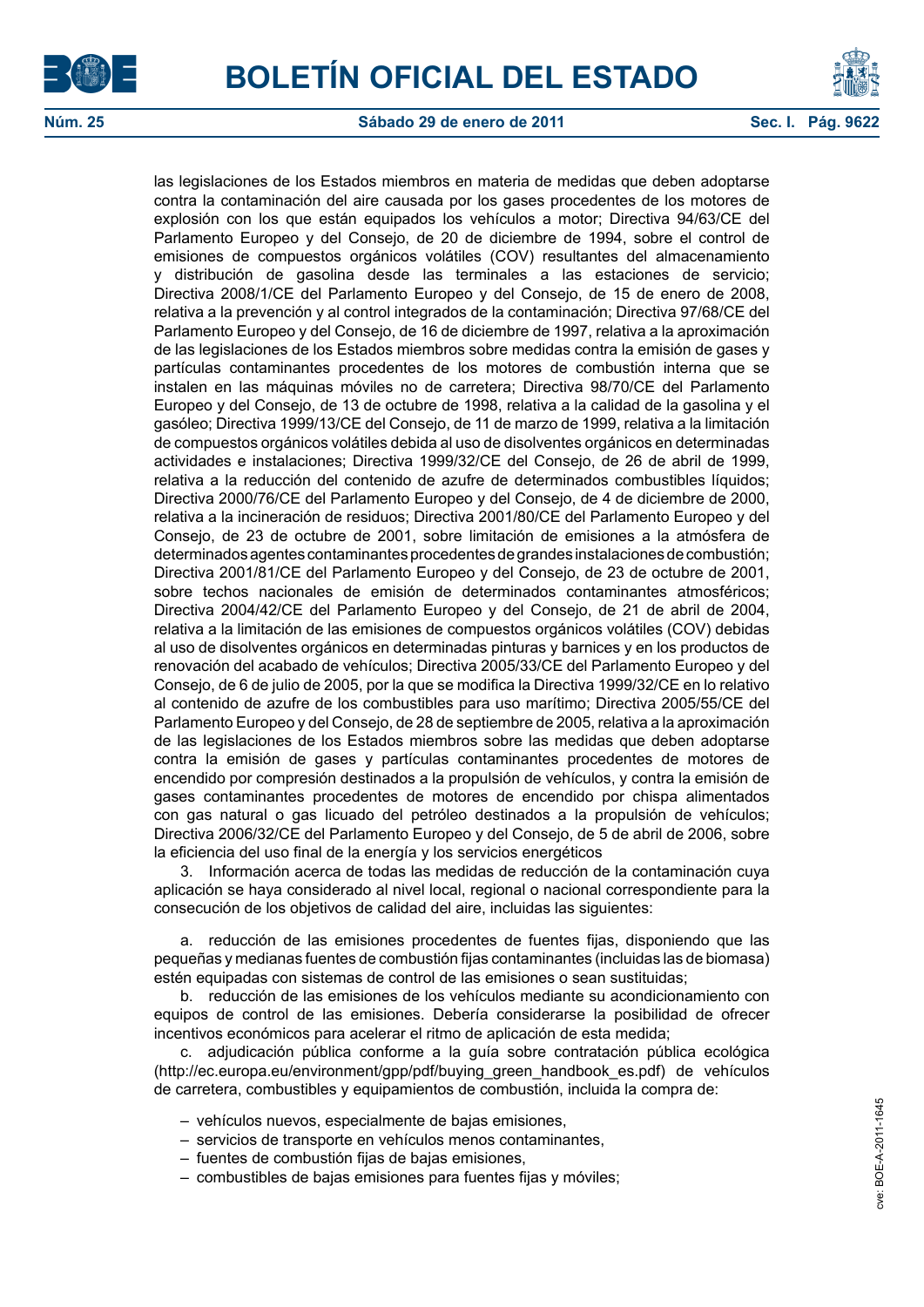las legislaciones de los Estados miembros en materia de medidas que deben adoptarse contra la contaminación del aire causada por los gases procedentes de los motores de explosión con los que están equipados los vehículos a motor; Directiva 94/63/CE del Parlamento Europeo y del Consejo, de 20 de diciembre de 1994, sobre el control de emisiones de compuestos orgánicos volátiles (COV) resultantes del almacenamiento y distribución de gasolina desde las terminales a las estaciones de servicio; Directiva 2008/1/CE del Parlamento Europeo y del Consejo, de 15 de enero de 2008, relativa a la prevención y al control integrados de la contaminación; Directiva 97/68/CE del Parlamento Europeo y del Consejo, de 16 de diciembre de 1997, relativa a la aproximación de las legislaciones de los Estados miembros sobre medidas contra la emisión de gases y partículas contaminantes procedentes de los motores de combustión interna que se instalen en las máquinas móviles no de carretera; Directiva 98/70/CE del Parlamento Europeo y del Consejo, de 13 de octubre de 1998, relativa a la calidad de la gasolina y el gasóleo; Directiva 1999/13/CE del Consejo, de 11 de marzo de 1999, relativa a la limitación de compuestos orgánicos volátiles debida al uso de disolventes orgánicos en determinadas actividades e instalaciones; Directiva 1999/32/CE del Consejo, de 26 de abril de 1999, relativa a la reducción del contenido de azufre de determinados combustibles líquidos; Directiva 2000/76/CE del Parlamento Europeo y del Consejo, de 4 de diciembre de 2000, relativa a la incineración de residuos; Directiva 2001/80/CE del Parlamento Europeo y del Consejo, de 23 de octubre de 2001, sobre limitación de emisiones a la atmósfera de determinados agentes contaminantes procedentes de grandes instalaciones de combustión; Directiva 2001/81/CE del Parlamento Europeo y del Consejo, de 23 de octubre de 2001, sobre techos nacionales de emisión de determinados contaminantes atmosféricos; Directiva 2004/42/CE del Parlamento Europeo y del Consejo, de 21 de abril de 2004, relativa a la limitación de las emisiones de compuestos orgánicos volátiles (COV) debidas al uso de disolventes orgánicos en determinadas pinturas y barnices y en los productos de renovación del acabado de vehículos; Directiva 2005/33/CE del Parlamento Europeo y del Consejo, de 6 de julio de 2005, por la que se modifica la Directiva 1999/32/CE en lo relativo al contenido de azufre de los combustibles para uso marítimo; Directiva 2005/55/CE del Parlamento Europeo y del Consejo, de 28 de septiembre de 2005, relativa a la aproximación de las legislaciones de los Estados miembros sobre las medidas que deben adoptarse contra la emisión de gases y partículas contaminantes procedentes de motores de encendido por compresión destinados a la propulsión de vehículos, y contra la emisión de gases contaminantes procedentes de motores de encendido por chispa alimentados con gas natural o gas licuado del petróleo destinados a la propulsión de vehículos; Directiva 2006/32/CE del Parlamento Europeo y del Consejo, de 5 de abril de 2006, sobre la eficiencia del uso final de la energía y los servicios energéticos

3. Información acerca de todas las medidas de reducción de la contaminación cuya aplicación se haya considerado al nivel local, regional o nacional correspondiente para la consecución de los objetivos de calidad del aire, incluidas las siguientes:

a. reducción de las emisiones procedentes de fuentes fijas, disponiendo que las pequeñas y medianas fuentes de combustión fijas contaminantes (incluidas las de biomasa) estén equipadas con sistemas de control de las emisiones o sean sustituidas;

b. reducción de las emisiones de los vehículos mediante su acondicionamiento con equipos de control de las emisiones. Debería considerarse la posibilidad de ofrecer incentivos económicos para acelerar el ritmo de aplicación de esta medida;

c. adjudicación pública conforme a la guía sobre contratación pública ecológica (http://ec.europa.eu/environment/gpp/pdf/buying_green_handbook_es.pdf) de vehículos de carretera, combustibles y equipamientos de combustión, incluida la compra de:

– vehículos nuevos, especialmente de bajas emisiones,
– servicios de transporte en vehículos menos contaminantes,
– fuentes de combustión fijas de bajas emisiones,
– combustibles de bajas emisiones para fuentes fijas y móviles;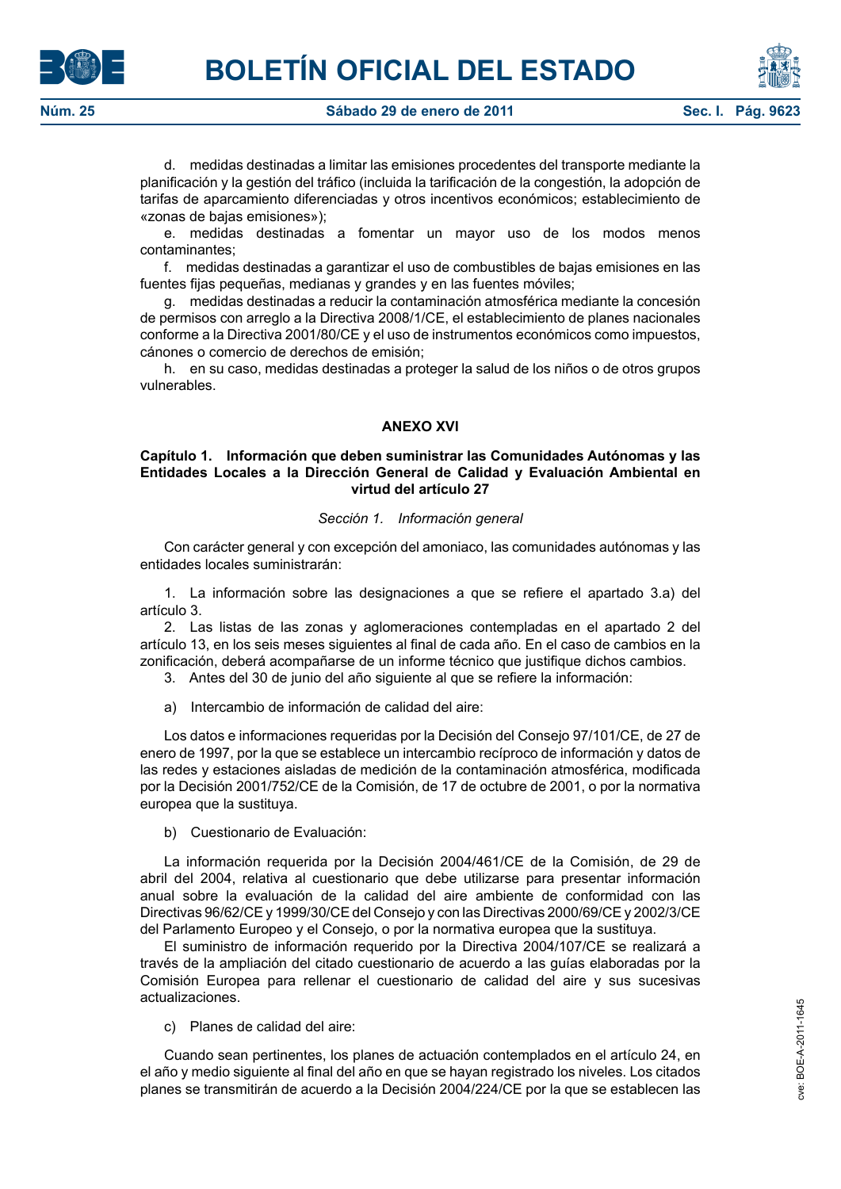d. medidas destinadas a limitar las emisiones procedentes del transporte mediante la planificación y la gestión del tráfico (incluida la tarificación de la congestión, la adopción de tarifas de aparcamiento diferenciadas y otros incentivos económicos; establecimiento de «zonas de bajas emisiones»);

e. medidas destinadas a fomentar un mayor uso de los modos menos contaminantes;

f. medidas destinadas a garantizar el uso de combustibles de bajas emisiones en las fuentes fijas pequeñas, medianas y grandes y en las fuentes móviles;

g. medidas destinadas a reducir la contaminación atmosférica mediante la concesión de permisos con arreglo a la Directiva 2008/1/CE, el establecimiento de planes nacionales conforme a la Directiva 2001/80/CE y el uso de instrumentos económicos como impuestos, cánones o comercio de derechos de emisión;

h. en su caso, medidas destinadas a proteger la salud de los niños o de otros grupos vulnerables.

## ANEXO XVI

### Capítulo 1. Información que deben suministrar las Comunidades Autónomas y las Entidades Locales a la Dirección General de Calidad y Evaluación Ambiental en virtud del artículo 27

*Sección 1. Información general*

Con carácter general y con excepción del amoniaco, las comunidades autónomas y las entidades locales suministrarán:

1. La información sobre las designaciones a que se refiere el apartado 3.a) del artículo 3.
2. Las listas de las zonas y aglomeraciones contempladas en el apartado 2 del artículo 13, en los seis meses siguientes al final de cada año. En el caso de cambios en la zonificación, deberá acompañarse de un informe técnico que justifique dichos cambios.
3. Antes del 30 de junio del año siguiente al que se refiere la información:

a) Intercambio de información de calidad del aire:

Los datos e informaciones requeridas por la Decisión del Consejo 97/101/CE, de 27 de enero de 1997, por la que se establece un intercambio recíproco de información y datos de las redes y estaciones aisladas de medición de la contaminación atmosférica, modificada por la Decisión 2001/752/CE de la Comisión, de 17 de octubre de 2001, o por la normativa europea que la sustituya.

b) Cuestionario de Evaluación:

La información requerida por la Decisión 2004/461/CE de la Comisión, de 29 de abril del 2004, relativa al cuestionario que debe utilizarse para presentar información anual sobre la evaluación de la calidad del aire ambiente de conformidad con las Directivas 96/62/CE y 1999/30/CE del Consejo y con las Directivas 2000/69/CE y 2002/3/CE del Parlamento Europeo y el Consejo, o por la normativa europea que la sustituya.

El suministro de información requerido por la Directiva 2004/107/CE se realizará a través de la ampliación del citado cuestionario de acuerdo a las guías elaboradas por la Comisión Europea para rellenar el cuestionario de calidad del aire y sus sucesivas actualizaciones.

c) Planes de calidad del aire:

Cuando sean pertinentes, los planes de actuación contemplados en el artículo 24, en el año y medio siguiente al final del año en que se hayan registrado los niveles. Los citados planes se transmitirán de acuerdo a la Decisión 2004/224/CE por la que se establecen las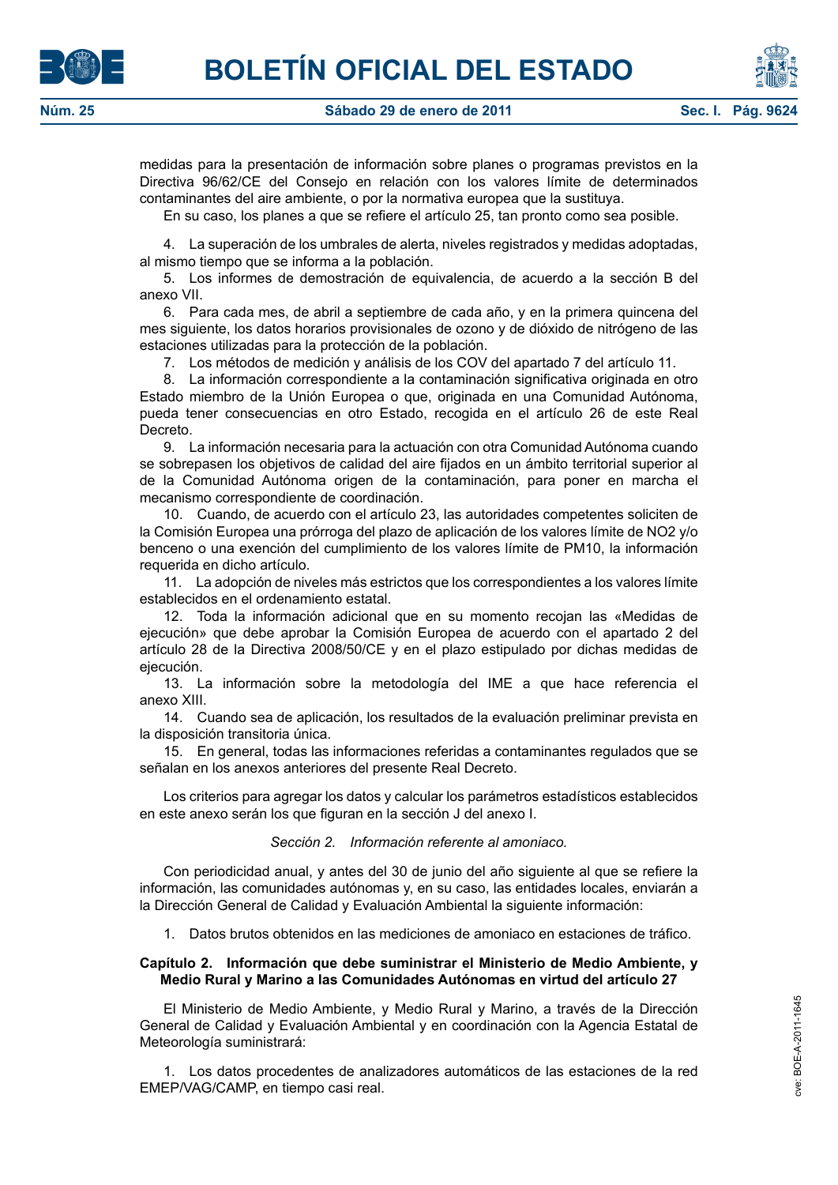medidas para la presentación de información sobre planes o programas previstos en la Directiva 96/62/CE del Consejo en relación con los valores límite de determinados contaminantes del aire ambiente, o por la normativa europea que la sustituya.

En su caso, los planes a que se refiere el artículo 25, tan pronto como sea posible.

4. La superación de los umbrales de alerta, niveles registrados y medidas adoptadas, al mismo tiempo que se informa a la población.

5. Los informes de demostración de equivalencia, de acuerdo a la sección B del anexo VII.

6. Para cada mes, de abril a septiembre de cada año, y en la primera quincena del mes siguiente, los datos horarios provisionales de ozono y de dióxido de nitrógeno de las estaciones utilizadas para la protección de la población.

7. Los métodos de medición y análisis de los COV del apartado 7 del artículo 11.

8. La información correspondiente a la contaminación significativa originada en otro Estado miembro de la Unión Europea o que, originada en una Comunidad Autónoma, pueda tener consecuencias en otro Estado, recogida en el artículo 26 de este Real Decreto.

9. La información necesaria para la actuación con otra Comunidad Autónoma cuando se sobrepasen los objetivos de calidad del aire fijados en un ámbito territorial superior al de la Comunidad Autónoma origen de la contaminación, para poner en marcha el mecanismo correspondiente de coordinación.

10. Cuando, de acuerdo con el artículo 23, las autoridades competentes soliciten de la Comisión Europea una prórroga del plazo de aplicación de los valores límite de NO2 y/o benceno o una exención del cumplimiento de los valores límite de PM10, la información requerida en dicho artículo.

11. La adopción de niveles más estrictos que los correspondientes a los valores límite establecidos en el ordenamiento estatal.

12. Toda la información adicional que en su momento recojan las «Medidas de ejecución» que debe aprobar la Comisión Europea de acuerdo con el apartado 2 del artículo 28 de la Directiva 2008/50/CE y en el plazo estipulado por dichas medidas de ejecución.

13. La información sobre la metodología del IME a que hace referencia el anexo XIII.

14. Cuando sea de aplicación, los resultados de la evaluación preliminar prevista en la disposición transitoria única.

15. En general, todas las informaciones referidas a contaminantes regulados que se señalan en los anexos anteriores del presente Real Decreto.

Los criterios para agregar los datos y calcular los parámetros estadísticos establecidos en este anexo serán los que figuran en la sección J del anexo I.

*Sección 2. Información referente al amoniaco.*

Con periodicidad anual, y antes del 30 de junio del año siguiente al que se refiere la información, las comunidades autónomas y, en su caso, las entidades locales, enviarán a la Dirección General de Calidad y Evaluación Ambiental la siguiente información:

1. Datos brutos obtenidos en las mediciones de amoniaco en estaciones de tráfico.

**Capítulo 2. Información que debe suministrar el Ministerio de Medio Ambiente, y Medio Rural y Marino a las Comunidades Autónomas en virtud del artículo 27**

El Ministerio de Medio Ambiente, y Medio Rural y Marino, a través de la Dirección General de Calidad y Evaluación Ambiental y en coordinación con la Agencia Estatal de Meteorología suministrará:

1. Los datos procedentes de analizadores automáticos de las estaciones de la red EMEP/VAG/CAMP, en tiempo casi real.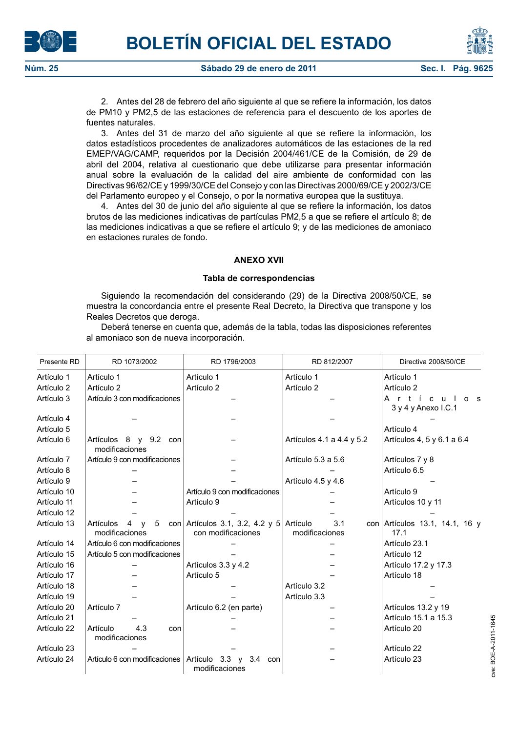2. Antes del 28 de febrero del año siguiente al que se refiere la información, los datos de PM10 y PM2,5 de las estaciones de referencia para el descuento de los aportes de fuentes naturales.

3. Antes del 31 de marzo del año siguiente al que se refiere la información, los datos estadísticos procedentes de analizadores automáticos de las estaciones de la red EMEP/VAG/CAMP, requeridos por la Decisión 2004/461/CE de la Comisión, de 29 de abril del 2004, relativa al cuestionario que debe utilizarse para presentar información anual sobre la evaluación de la calidad del aire ambiente de conformidad con las Directivas 96/62/CE y 1999/30/CE del Consejo y con las Directivas 2000/69/CE y 2002/3/CE del Parlamento europeo y el Consejo, o por la normativa europea que la sustituya.

4. Antes del 30 de junio del año siguiente al que se refiere la información, los datos brutos de las mediciones indicativas de partículas PM2,5 a que se refiere el artículo 8; de las mediciones indicativas a que se refiere el artículo 9; y de las mediciones de amoniaco en estaciones rurales de fondo.

## ANEXO XVII

### Tabla de correspondencias

Siguiendo la recomendación del considerando (29) de la Directiva 2008/50/CE, se muestra la concordancia entre el presente Real Decreto, la Directiva que transpone y los Reales Decretos que deroga.

Deberá tenerse en cuenta que, además de la tabla, todas las disposiciones referentes al amoniaco son de nueva incorporación.

| Presente RD | RD 1073/2002 | RD 1796/2003 | RD 812/2007 | Directiva 2008/50/CE |
|---|---|---|---|---|
| Artículo 1 | Artículo 1 | Artículo 1 | Artículo 1 | Artículo 1 |
| Artículo 2 | Artículo 2 | Artículo 2 | Artículo 2 | Artículo 2 |
| Artículo 3 | Artículo 3 con modificaciones | – | – | Artículos 3 y 4 y Anexo I.C.1 |
| Artículo 4 | – | – | – | – |
| Artículo 5 | | | | Artículo 4 |
| Artículo 6 | Artículos 8 y 9.2 con modificaciones | – | Artículos 4.1 a 4.4 y 5.2 | Artículos 4, 5 y 6.1 a 6.4 |
| Artículo 7 | Artículo 9 con modificaciones | – | Artículo 5.3 a 5.6 | Artículos 7 y 8 |
| Artículo 8 | – | – | – | Artículo 6.5 |
| Artículo 9 | – | – | Artículo 4.5 y 4.6 | – |
| Artículo 10 | – | Artículo 9 con modificaciones | – | Artículo 9 |
| Artículo 11 | – | Artículo 9 | – | Artículos 10 y 11 |
| Artículo 12 | – | – | – | – |
| Artículo 13 | Artículos 4 y 5 con modificaciones | Artículos 3.1, 3.2, 4.2 y 5 con modificaciones | Artículo 3.1 con modificaciones | Artículos 13.1, 14.1, 16 y 17.1 |
| Artículo 14 | Artículo 6 con modificaciones | – | – | Artículo 23.1 |
| Artículo 15 | Artículo 5 con modificaciones | – | – | Artículo 12 |
| Artículo 16 | – | Artículos 3.3 y 4.2 | – | Artículo 17.2 y 17.3 |
| Artículo 17 | – | Artículo 5 | – | Artículo 18 |
| Artículo 18 | – | – | Artículo 3.2 | – |
| Artículo 19 | – | – | Artículo 3.3 | – |
| Artículo 20 | Artículo 7 | Artículo 6.2 (en parte) | – | Artículos 13.2 y 19 |
| Artículo 21 | – | – | – | Artículo 15.1 a 15.3 |
| Artículo 22 | Artículo 4.3 con modificaciones | – | – | Artículo 20 |
| Artículo 23 | – | – | – | Artículo 22 |
| Artículo 24 | Artículo 6 con modificaciones | Artículo 3.3 y 3.4 con modificaciones | – | Artículo 23 |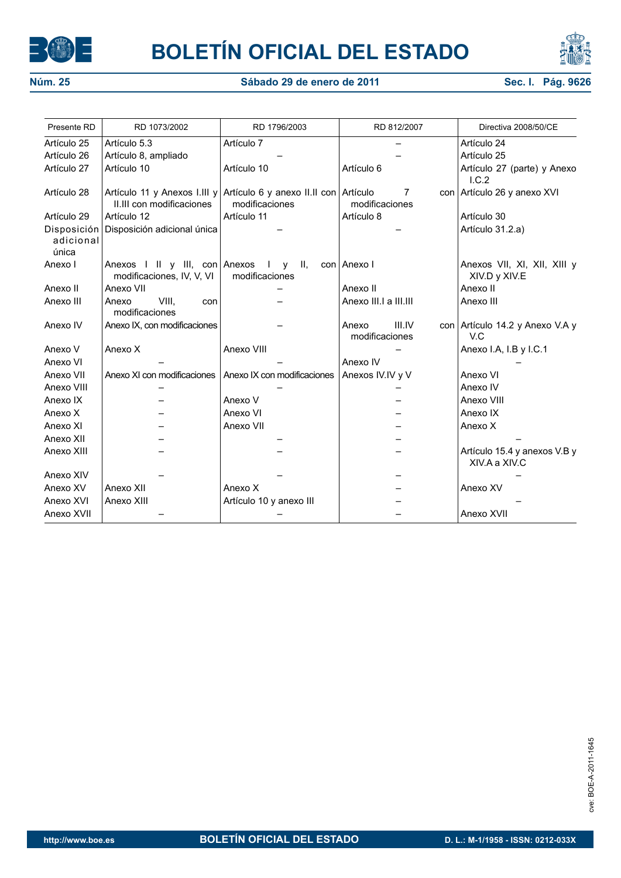| Presente RD | RD 1073/2002 | RD 1796/2003 | RD 812/2007 | Directiva 2008/50/CE |
|---|---|---|---|---|
| Artículo 25 | Artículo 5.3 | Artículo 7 | – | Artículo 24 |
| Artículo 26 | Artículo 8, ampliado | – | – | Artículo 25 |
| Artículo 27 | Artículo 10 | Artículo 10 | Artículo 6 | Artículo 27 (parte) y Anexo I.C.2 |
| Artículo 28 | Artículo 11 y Anexos I.III y II.III con modificaciones | Artículo 6 y anexo II.II con modificaciones | Artículo 7 con modificaciones | Artículo 26 y anexo XVI |
| Artículo 29 | Artículo 12 | Artículo 11 | Artículo 8 | Artículo 30 |
| Disposición adicional única | Disposición adicional única | – | – | Artículo 31.2.a) |
| Anexo I | Anexos I II y III, con modificaciones, IV, V, VI | Anexos I y II, con modificaciones | Anexo I | Anexos VII, XI, XII, XIII y XIV.D y XIV.E |
| Anexo II | Anexo VII | – | Anexo II | Anexo II |
| Anexo III | Anexo VIII, con modificaciones | – | Anexo III.I a III.III | Anexo III |
| Anexo IV | Anexo IX, con modificaciones | – | Anexo III.IV con modificaciones | Artículo 14.2 y Anexo V.A y V.C |
| Anexo V | Anexo X | Anexo VIII | – | Anexo I.A, I.B y I.C.1 |
| Anexo VI | – | – | Anexo IV | – |
| Anexo VII | Anexo XI con modificaciones | Anexo IX con modificaciones | Anexos IV.IV y V | Anexo VI |
| Anexo VIII | – | – | – | Anexo IV |
| Anexo IX | – | Anexo V | – | Anexo VIII |
| Anexo X | – | Anexo VI | – | Anexo IX |
| Anexo XI | – | Anexo VII | – | Anexo X |
| Anexo XII | – | – | – | – |
| Anexo XIII | – | – | – | Artículo 15.4 y anexos V.B y XIV.A a XIV.C |
| Anexo XIV | – | – | – | – |
| Anexo XV | Anexo XII | Anexo X | – | Anexo XV |
| Anexo XVI | Anexo XIII | Artículo 10 y anexo III | – | – |
| Anexo XVII | – | – | – | Anexo XVII |